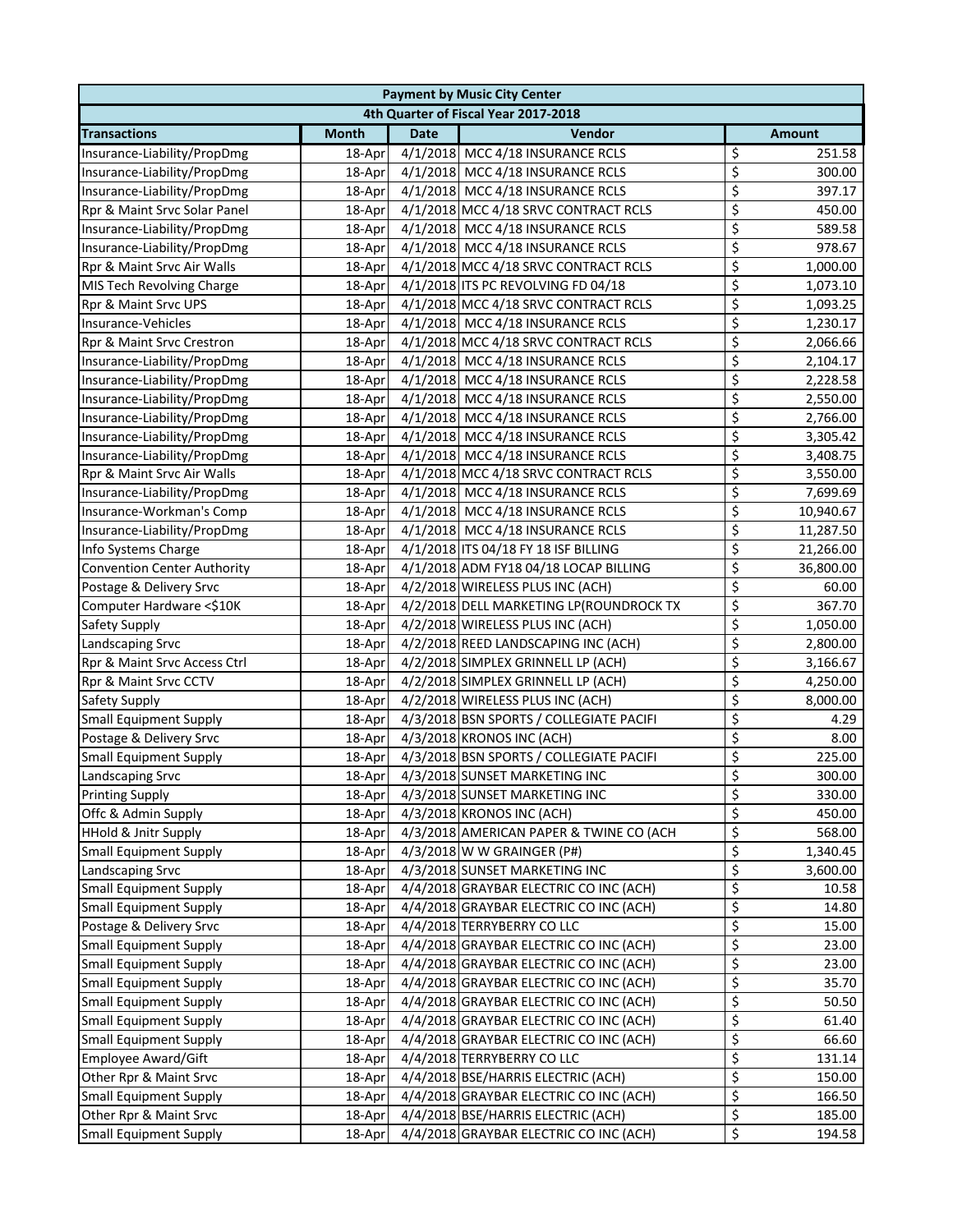| Payment by Music City Center | | | | |
|---|---|---|---|---|
| 4th Quarter of Fiscal Year 2017-2018 | | | | |
| **Transactions** | **Month** | **Date** | **Vendor** | **Amount** |
| Insurance-Liability/PropDmg | 18-Apr | 4/1/2018 | MCC 4/18 INSURANCE RCLS | $ 251.58 |
| Insurance-Liability/PropDmg | 18-Apr | 4/1/2018 | MCC 4/18 INSURANCE RCLS | $ 300.00 |
| Insurance-Liability/PropDmg | 18-Apr | 4/1/2018 | MCC 4/18 INSURANCE RCLS | $ 397.17 |
| Rpr & Maint Srvc Solar Panel | 18-Apr | 4/1/2018 | MCC 4/18 SRVC CONTRACT RCLS | $ 450.00 |
| Insurance-Liability/PropDmg | 18-Apr | 4/1/2018 | MCC 4/18 INSURANCE RCLS | $ 589.58 |
| Insurance-Liability/PropDmg | 18-Apr | 4/1/2018 | MCC 4/18 INSURANCE RCLS | $ 978.67 |
| Rpr & Maint Srvc Air Walls | 18-Apr | 4/1/2018 | MCC 4/18 SRVC CONTRACT RCLS | $ 1,000.00 |
| MIS Tech Revolving Charge | 18-Apr | 4/1/2018 | ITS PC REVOLVING FD 04/18 | $ 1,073.10 |
| Rpr & Maint Srvc UPS | 18-Apr | 4/1/2018 | MCC 4/18 SRVC CONTRACT RCLS | $ 1,093.25 |
| Insurance-Vehicles | 18-Apr | 4/1/2018 | MCC 4/18 INSURANCE RCLS | $ 1,230.17 |
| Rpr & Maint Srvc Crestron | 18-Apr | 4/1/2018 | MCC 4/18 SRVC CONTRACT RCLS | $ 2,066.66 |
| Insurance-Liability/PropDmg | 18-Apr | 4/1/2018 | MCC 4/18 INSURANCE RCLS | $ 2,104.17 |
| Insurance-Liability/PropDmg | 18-Apr | 4/1/2018 | MCC 4/18 INSURANCE RCLS | $ 2,228.58 |
| Insurance-Liability/PropDmg | 18-Apr | 4/1/2018 | MCC 4/18 INSURANCE RCLS | $ 2,550.00 |
| Insurance-Liability/PropDmg | 18-Apr | 4/1/2018 | MCC 4/18 INSURANCE RCLS | $ 2,766.00 |
| Insurance-Liability/PropDmg | 18-Apr | 4/1/2018 | MCC 4/18 INSURANCE RCLS | $ 3,305.42 |
| Insurance-Liability/PropDmg | 18-Apr | 4/1/2018 | MCC 4/18 INSURANCE RCLS | $ 3,408.75 |
| Rpr & Maint Srvc Air Walls | 18-Apr | 4/1/2018 | MCC 4/18 SRVC CONTRACT RCLS | $ 3,550.00 |
| Insurance-Liability/PropDmg | 18-Apr | 4/1/2018 | MCC 4/18 INSURANCE RCLS | $ 7,699.69 |
| Insurance-Workman's Comp | 18-Apr | 4/1/2018 | MCC 4/18 INSURANCE RCLS | $ 10,940.67 |
| Insurance-Liability/PropDmg | 18-Apr | 4/1/2018 | MCC 4/18 INSURANCE RCLS | $ 11,287.50 |
| Info Systems Charge | 18-Apr | 4/1/2018 | ITS 04/18 FY 18 ISF BILLING | $ 21,266.00 |
| Convention Center Authority | 18-Apr | 4/1/2018 | ADM FY18 04/18 LOCAP BILLING | $ 36,800.00 |
| Postage & Delivery Srvc | 18-Apr | 4/2/2018 | WIRELESS PLUS INC (ACH) | $ 60.00 |
| Computer Hardware <$10K | 18-Apr | 4/2/2018 | DELL MARKETING LP(ROUNDROCK TX | $ 367.70 |
| Safety Supply | 18-Apr | 4/2/2018 | WIRELESS PLUS INC (ACH) | $ 1,050.00 |
| Landscaping Srvc | 18-Apr | 4/2/2018 | REED LANDSCAPING INC (ACH) | $ 2,800.00 |
| Rpr & Maint Srvc Access Ctrl | 18-Apr | 4/2/2018 | SIMPLEX GRINNELL LP (ACH) | $ 3,166.67 |
| Rpr & Maint Srvc CCTV | 18-Apr | 4/2/2018 | SIMPLEX GRINNELL LP (ACH) | $ 4,250.00 |
| Safety Supply | 18-Apr | 4/2/2018 | WIRELESS PLUS INC (ACH) | $ 8,000.00 |
| Small Equipment Supply | 18-Apr | 4/3/2018 | BSN SPORTS / COLLEGIATE PACIFI | $ 4.29 |
| Postage & Delivery Srvc | 18-Apr | 4/3/2018 | KRONOS INC (ACH) | $ 8.00 |
| Small Equipment Supply | 18-Apr | 4/3/2018 | BSN SPORTS / COLLEGIATE PACIFI | $ 225.00 |
| Landscaping Srvc | 18-Apr | 4/3/2018 | SUNSET MARKETING INC | $ 300.00 |
| Printing Supply | 18-Apr | 4/3/2018 | SUNSET MARKETING INC | $ 330.00 |
| Offc & Admin Supply | 18-Apr | 4/3/2018 | KRONOS INC (ACH) | $ 450.00 |
| HHold & Jnitr Supply | 18-Apr | 4/3/2018 | AMERICAN PAPER & TWINE CO (ACH | $ 568.00 |
| Small Equipment Supply | 18-Apr | 4/3/2018 | W W GRAINGER (P#) | $ 1,340.45 |
| Landscaping Srvc | 18-Apr | 4/3/2018 | SUNSET MARKETING INC | $ 3,600.00 |
| Small Equipment Supply | 18-Apr | 4/4/2018 | GRAYBAR ELECTRIC CO INC (ACH) | $ 10.58 |
| Small Equipment Supply | 18-Apr | 4/4/2018 | GRAYBAR ELECTRIC CO INC (ACH) | $ 14.80 |
| Postage & Delivery Srvc | 18-Apr | 4/4/2018 | TERRYBERRY CO LLC | $ 15.00 |
| Small Equipment Supply | 18-Apr | 4/4/2018 | GRAYBAR ELECTRIC CO INC (ACH) | $ 23.00 |
| Small Equipment Supply | 18-Apr | 4/4/2018 | GRAYBAR ELECTRIC CO INC (ACH) | $ 23.00 |
| Small Equipment Supply | 18-Apr | 4/4/2018 | GRAYBAR ELECTRIC CO INC (ACH) | $ 35.70 |
| Small Equipment Supply | 18-Apr | 4/4/2018 | GRAYBAR ELECTRIC CO INC (ACH) | $ 50.50 |
| Small Equipment Supply | 18-Apr | 4/4/2018 | GRAYBAR ELECTRIC CO INC (ACH) | $ 61.40 |
| Small Equipment Supply | 18-Apr | 4/4/2018 | GRAYBAR ELECTRIC CO INC (ACH) | $ 66.60 |
| Employee Award/Gift | 18-Apr | 4/4/2018 | TERRYBERRY CO LLC | $ 131.14 |
| Other Rpr & Maint Srvc | 18-Apr | 4/4/2018 | BSE/HARRIS ELECTRIC (ACH) | $ 150.00 |
| Small Equipment Supply | 18-Apr | 4/4/2018 | GRAYBAR ELECTRIC CO INC (ACH) | $ 166.50 |
| Other Rpr & Maint Srvc | 18-Apr | 4/4/2018 | BSE/HARRIS ELECTRIC (ACH) | $ 185.00 |
| Small Equipment Supply | 18-Apr | 4/4/2018 | GRAYBAR ELECTRIC CO INC (ACH) | $ 194.58 |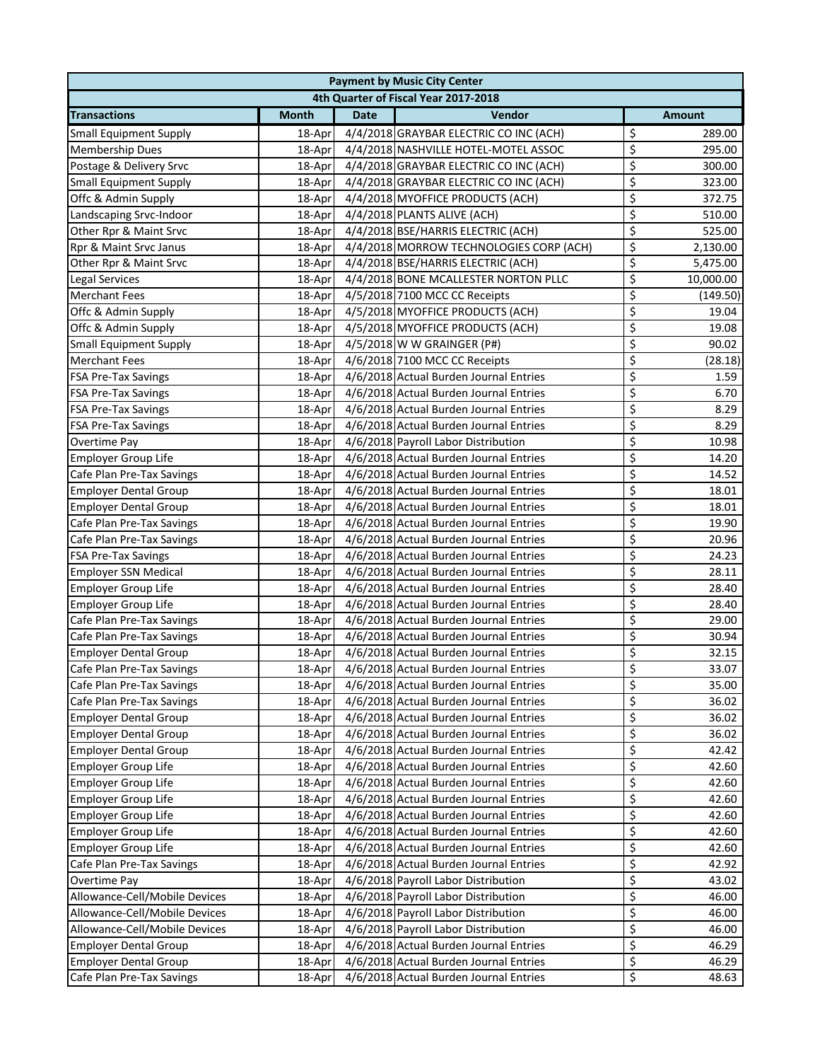| Payment by Music City Center | | | | |
|---|---|---|---|---|
| 4th Quarter of Fiscal Year 2017-2018 | | | | |
| **Transactions** | **Month** | **Date** | **Vendor** | **Amount** |
| Small Equipment Supply | 18-Apr | 4/4/2018 | GRAYBAR ELECTRIC CO INC (ACH) | $ 289.00 |
| Membership Dues | 18-Apr | 4/4/2018 | NASHVILLE HOTEL-MOTEL ASSOC | $ 295.00 |
| Postage & Delivery Srvc | 18-Apr | 4/4/2018 | GRAYBAR ELECTRIC CO INC (ACH) | $ 300.00 |
| Small Equipment Supply | 18-Apr | 4/4/2018 | GRAYBAR ELECTRIC CO INC (ACH) | $ 323.00 |
| Offc & Admin Supply | 18-Apr | 4/4/2018 | MYOFFICE PRODUCTS (ACH) | $ 372.75 |
| Landscaping Srvc-Indoor | 18-Apr | 4/4/2018 | PLANTS ALIVE (ACH) | $ 510.00 |
| Other Rpr & Maint Srvc | 18-Apr | 4/4/2018 | BSE/HARRIS ELECTRIC (ACH) | $ 525.00 |
| Rpr & Maint Srvc Janus | 18-Apr | 4/4/2018 | MORROW TECHNOLOGIES CORP (ACH) | $ 2,130.00 |
| Other Rpr & Maint Srvc | 18-Apr | 4/4/2018 | BSE/HARRIS ELECTRIC (ACH) | $ 5,475.00 |
| Legal Services | 18-Apr | 4/4/2018 | BONE MCALLESTER NORTON PLLC | $ 10,000.00 |
| Merchant Fees | 18-Apr | 4/5/2018 | 7100 MCC CC Receipts | $ (149.50) |
| Offc & Admin Supply | 18-Apr | 4/5/2018 | MYOFFICE PRODUCTS (ACH) | $ 19.04 |
| Offc & Admin Supply | 18-Apr | 4/5/2018 | MYOFFICE PRODUCTS (ACH) | $ 19.08 |
| Small Equipment Supply | 18-Apr | 4/5/2018 | W W GRAINGER (P#) | $ 90.02 |
| Merchant Fees | 18-Apr | 4/6/2018 | 7100 MCC CC Receipts | $ (28.18) |
| FSA Pre-Tax Savings | 18-Apr | 4/6/2018 | Actual Burden Journal Entries | $ 1.59 |
| FSA Pre-Tax Savings | 18-Apr | 4/6/2018 | Actual Burden Journal Entries | $ 6.70 |
| FSA Pre-Tax Savings | 18-Apr | 4/6/2018 | Actual Burden Journal Entries | $ 8.29 |
| FSA Pre-Tax Savings | 18-Apr | 4/6/2018 | Actual Burden Journal Entries | $ 8.29 |
| Overtime Pay | 18-Apr | 4/6/2018 | Payroll Labor Distribution | $ 10.98 |
| Employer Group Life | 18-Apr | 4/6/2018 | Actual Burden Journal Entries | $ 14.20 |
| Cafe Plan Pre-Tax Savings | 18-Apr | 4/6/2018 | Actual Burden Journal Entries | $ 14.52 |
| Employer Dental Group | 18-Apr | 4/6/2018 | Actual Burden Journal Entries | $ 18.01 |
| Employer Dental Group | 18-Apr | 4/6/2018 | Actual Burden Journal Entries | $ 18.01 |
| Cafe Plan Pre-Tax Savings | 18-Apr | 4/6/2018 | Actual Burden Journal Entries | $ 19.90 |
| Cafe Plan Pre-Tax Savings | 18-Apr | 4/6/2018 | Actual Burden Journal Entries | $ 20.96 |
| FSA Pre-Tax Savings | 18-Apr | 4/6/2018 | Actual Burden Journal Entries | $ 24.23 |
| Employer SSN Medical | 18-Apr | 4/6/2018 | Actual Burden Journal Entries | $ 28.11 |
| Employer Group Life | 18-Apr | 4/6/2018 | Actual Burden Journal Entries | $ 28.40 |
| Employer Group Life | 18-Apr | 4/6/2018 | Actual Burden Journal Entries | $ 28.40 |
| Cafe Plan Pre-Tax Savings | 18-Apr | 4/6/2018 | Actual Burden Journal Entries | $ 29.00 |
| Cafe Plan Pre-Tax Savings | 18-Apr | 4/6/2018 | Actual Burden Journal Entries | $ 30.94 |
| Employer Dental Group | 18-Apr | 4/6/2018 | Actual Burden Journal Entries | $ 32.15 |
| Cafe Plan Pre-Tax Savings | 18-Apr | 4/6/2018 | Actual Burden Journal Entries | $ 33.07 |
| Cafe Plan Pre-Tax Savings | 18-Apr | 4/6/2018 | Actual Burden Journal Entries | $ 35.00 |
| Cafe Plan Pre-Tax Savings | 18-Apr | 4/6/2018 | Actual Burden Journal Entries | $ 36.02 |
| Employer Dental Group | 18-Apr | 4/6/2018 | Actual Burden Journal Entries | $ 36.02 |
| Employer Dental Group | 18-Apr | 4/6/2018 | Actual Burden Journal Entries | $ 36.02 |
| Employer Dental Group | 18-Apr | 4/6/2018 | Actual Burden Journal Entries | $ 42.42 |
| Employer Group Life | 18-Apr | 4/6/2018 | Actual Burden Journal Entries | $ 42.60 |
| Employer Group Life | 18-Apr | 4/6/2018 | Actual Burden Journal Entries | $ 42.60 |
| Employer Group Life | 18-Apr | 4/6/2018 | Actual Burden Journal Entries | $ 42.60 |
| Employer Group Life | 18-Apr | 4/6/2018 | Actual Burden Journal Entries | $ 42.60 |
| Employer Group Life | 18-Apr | 4/6/2018 | Actual Burden Journal Entries | $ 42.60 |
| Employer Group Life | 18-Apr | 4/6/2018 | Actual Burden Journal Entries | $ 42.60 |
| Cafe Plan Pre-Tax Savings | 18-Apr | 4/6/2018 | Actual Burden Journal Entries | $ 42.92 |
| Overtime Pay | 18-Apr | 4/6/2018 | Payroll Labor Distribution | $ 43.02 |
| Allowance-Cell/Mobile Devices | 18-Apr | 4/6/2018 | Payroll Labor Distribution | $ 46.00 |
| Allowance-Cell/Mobile Devices | 18-Apr | 4/6/2018 | Payroll Labor Distribution | $ 46.00 |
| Allowance-Cell/Mobile Devices | 18-Apr | 4/6/2018 | Payroll Labor Distribution | $ 46.00 |
| Employer Dental Group | 18-Apr | 4/6/2018 | Actual Burden Journal Entries | $ 46.29 |
| Employer Dental Group | 18-Apr | 4/6/2018 | Actual Burden Journal Entries | $ 46.29 |
| Cafe Plan Pre-Tax Savings | 18-Apr | 4/6/2018 | Actual Burden Journal Entries | $ 48.63 |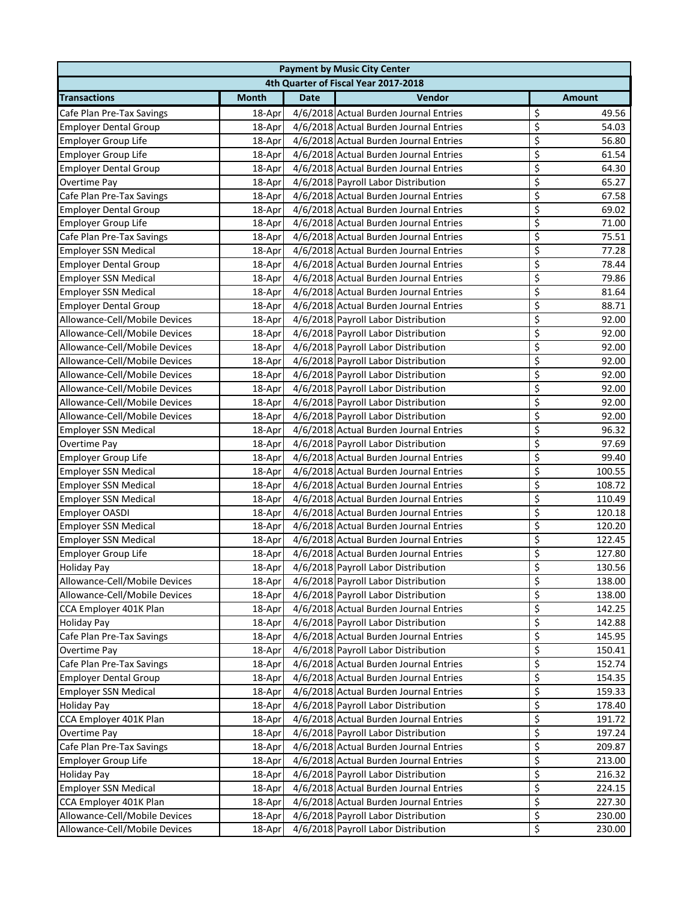| Payment by Music City Center | | | | |
|---|---|---|---|---|
| 4th Quarter of Fiscal Year 2017-2018 | | | | |
| **Transactions** | **Month** | **Date** | **Vendor** | **Amount** |
| Cafe Plan Pre-Tax Savings | 18-Apr | 4/6/2018 | Actual Burden Journal Entries | $ 49.56 |
| Employer Dental Group | 18-Apr | 4/6/2018 | Actual Burden Journal Entries | $ 54.03 |
| Employer Group Life | 18-Apr | 4/6/2018 | Actual Burden Journal Entries | $ 56.80 |
| Employer Group Life | 18-Apr | 4/6/2018 | Actual Burden Journal Entries | $ 61.54 |
| Employer Dental Group | 18-Apr | 4/6/2018 | Actual Burden Journal Entries | $ 64.30 |
| Overtime Pay | 18-Apr | 4/6/2018 | Payroll Labor Distribution | $ 65.27 |
| Cafe Plan Pre-Tax Savings | 18-Apr | 4/6/2018 | Actual Burden Journal Entries | $ 67.58 |
| Employer Dental Group | 18-Apr | 4/6/2018 | Actual Burden Journal Entries | $ 69.02 |
| Employer Group Life | 18-Apr | 4/6/2018 | Actual Burden Journal Entries | $ 71.00 |
| Cafe Plan Pre-Tax Savings | 18-Apr | 4/6/2018 | Actual Burden Journal Entries | $ 75.51 |
| Employer SSN Medical | 18-Apr | 4/6/2018 | Actual Burden Journal Entries | $ 77.28 |
| Employer Dental Group | 18-Apr | 4/6/2018 | Actual Burden Journal Entries | $ 78.44 |
| Employer SSN Medical | 18-Apr | 4/6/2018 | Actual Burden Journal Entries | $ 79.86 |
| Employer SSN Medical | 18-Apr | 4/6/2018 | Actual Burden Journal Entries | $ 81.64 |
| Employer Dental Group | 18-Apr | 4/6/2018 | Actual Burden Journal Entries | $ 88.71 |
| Allowance-Cell/Mobile Devices | 18-Apr | 4/6/2018 | Payroll Labor Distribution | $ 92.00 |
| Allowance-Cell/Mobile Devices | 18-Apr | 4/6/2018 | Payroll Labor Distribution | $ 92.00 |
| Allowance-Cell/Mobile Devices | 18-Apr | 4/6/2018 | Payroll Labor Distribution | $ 92.00 |
| Allowance-Cell/Mobile Devices | 18-Apr | 4/6/2018 | Payroll Labor Distribution | $ 92.00 |
| Allowance-Cell/Mobile Devices | 18-Apr | 4/6/2018 | Payroll Labor Distribution | $ 92.00 |
| Allowance-Cell/Mobile Devices | 18-Apr | 4/6/2018 | Payroll Labor Distribution | $ 92.00 |
| Allowance-Cell/Mobile Devices | 18-Apr | 4/6/2018 | Payroll Labor Distribution | $ 92.00 |
| Allowance-Cell/Mobile Devices | 18-Apr | 4/6/2018 | Payroll Labor Distribution | $ 92.00 |
| Employer SSN Medical | 18-Apr | 4/6/2018 | Actual Burden Journal Entries | $ 96.32 |
| Overtime Pay | 18-Apr | 4/6/2018 | Payroll Labor Distribution | $ 97.69 |
| Employer Group Life | 18-Apr | 4/6/2018 | Actual Burden Journal Entries | $ 99.40 |
| Employer SSN Medical | 18-Apr | 4/6/2018 | Actual Burden Journal Entries | $ 100.55 |
| Employer SSN Medical | 18-Apr | 4/6/2018 | Actual Burden Journal Entries | $ 108.72 |
| Employer SSN Medical | 18-Apr | 4/6/2018 | Actual Burden Journal Entries | $ 110.49 |
| Employer OASDI | 18-Apr | 4/6/2018 | Actual Burden Journal Entries | $ 120.18 |
| Employer SSN Medical | 18-Apr | 4/6/2018 | Actual Burden Journal Entries | $ 120.20 |
| Employer SSN Medical | 18-Apr | 4/6/2018 | Actual Burden Journal Entries | $ 122.45 |
| Employer Group Life | 18-Apr | 4/6/2018 | Actual Burden Journal Entries | $ 127.80 |
| Holiday Pay | 18-Apr | 4/6/2018 | Payroll Labor Distribution | $ 130.56 |
| Allowance-Cell/Mobile Devices | 18-Apr | 4/6/2018 | Payroll Labor Distribution | $ 138.00 |
| Allowance-Cell/Mobile Devices | 18-Apr | 4/6/2018 | Payroll Labor Distribution | $ 138.00 |
| CCA Employer 401K Plan | 18-Apr | 4/6/2018 | Actual Burden Journal Entries | $ 142.25 |
| Holiday Pay | 18-Apr | 4/6/2018 | Payroll Labor Distribution | $ 142.88 |
| Cafe Plan Pre-Tax Savings | 18-Apr | 4/6/2018 | Actual Burden Journal Entries | $ 145.95 |
| Overtime Pay | 18-Apr | 4/6/2018 | Payroll Labor Distribution | $ 150.41 |
| Cafe Plan Pre-Tax Savings | 18-Apr | 4/6/2018 | Actual Burden Journal Entries | $ 152.74 |
| Employer Dental Group | 18-Apr | 4/6/2018 | Actual Burden Journal Entries | $ 154.35 |
| Employer SSN Medical | 18-Apr | 4/6/2018 | Actual Burden Journal Entries | $ 159.33 |
| Holiday Pay | 18-Apr | 4/6/2018 | Payroll Labor Distribution | $ 178.40 |
| CCA Employer 401K Plan | 18-Apr | 4/6/2018 | Actual Burden Journal Entries | $ 191.72 |
| Overtime Pay | 18-Apr | 4/6/2018 | Payroll Labor Distribution | $ 197.24 |
| Cafe Plan Pre-Tax Savings | 18-Apr | 4/6/2018 | Actual Burden Journal Entries | $ 209.87 |
| Employer Group Life | 18-Apr | 4/6/2018 | Actual Burden Journal Entries | $ 213.00 |
| Holiday Pay | 18-Apr | 4/6/2018 | Payroll Labor Distribution | $ 216.32 |
| Employer SSN Medical | 18-Apr | 4/6/2018 | Actual Burden Journal Entries | $ 224.15 |
| CCA Employer 401K Plan | 18-Apr | 4/6/2018 | Actual Burden Journal Entries | $ 227.30 |
| Allowance-Cell/Mobile Devices | 18-Apr | 4/6/2018 | Payroll Labor Distribution | $ 230.00 |
| Allowance-Cell/Mobile Devices | 18-Apr | 4/6/2018 | Payroll Labor Distribution | $ 230.00 |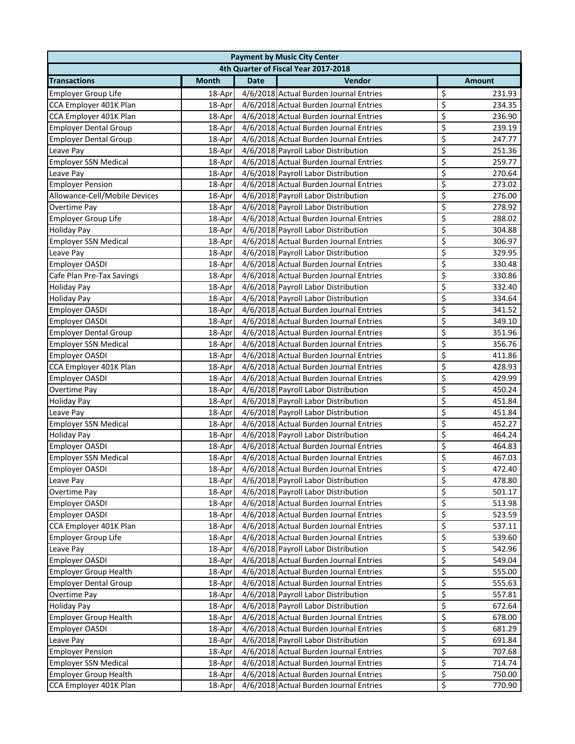| Payment by Music City Center | | | | |
|---|---|---|---|---|
| 4th Quarter of Fiscal Year 2017-2018 | | | | |
| **Transactions** | **Month** | **Date** | **Vendor** | **Amount** |
| Employer Group Life | 18-Apr | 4/6/2018 | Actual Burden Journal Entries | $ 231.93 |
| CCA Employer 401K Plan | 18-Apr | 4/6/2018 | Actual Burden Journal Entries | $ 234.35 |
| CCA Employer 401K Plan | 18-Apr | 4/6/2018 | Actual Burden Journal Entries | $ 236.90 |
| Employer Dental Group | 18-Apr | 4/6/2018 | Actual Burden Journal Entries | $ 239.19 |
| Employer Dental Group | 18-Apr | 4/6/2018 | Actual Burden Journal Entries | $ 247.77 |
| Leave Pay | 18-Apr | 4/6/2018 | Payroll Labor Distribution | $ 251.36 |
| Employer SSN Medical | 18-Apr | 4/6/2018 | Actual Burden Journal Entries | $ 259.77 |
| Leave Pay | 18-Apr | 4/6/2018 | Payroll Labor Distribution | $ 270.64 |
| Employer Pension | 18-Apr | 4/6/2018 | Actual Burden Journal Entries | $ 273.02 |
| Allowance-Cell/Mobile Devices | 18-Apr | 4/6/2018 | Payroll Labor Distribution | $ 276.00 |
| Overtime Pay | 18-Apr | 4/6/2018 | Payroll Labor Distribution | $ 278.92 |
| Employer Group Life | 18-Apr | 4/6/2018 | Actual Burden Journal Entries | $ 288.02 |
| Holiday Pay | 18-Apr | 4/6/2018 | Payroll Labor Distribution | $ 304.88 |
| Employer SSN Medical | 18-Apr | 4/6/2018 | Actual Burden Journal Entries | $ 306.97 |
| Leave Pay | 18-Apr | 4/6/2018 | Payroll Labor Distribution | $ 329.95 |
| Employer OASDI | 18-Apr | 4/6/2018 | Actual Burden Journal Entries | $ 330.48 |
| Cafe Plan Pre-Tax Savings | 18-Apr | 4/6/2018 | Actual Burden Journal Entries | $ 330.86 |
| Holiday Pay | 18-Apr | 4/6/2018 | Payroll Labor Distribution | $ 332.40 |
| Holiday Pay | 18-Apr | 4/6/2018 | Payroll Labor Distribution | $ 334.64 |
| Employer OASDI | 18-Apr | 4/6/2018 | Actual Burden Journal Entries | $ 341.52 |
| Employer OASDI | 18-Apr | 4/6/2018 | Actual Burden Journal Entries | $ 349.10 |
| Employer Dental Group | 18-Apr | 4/6/2018 | Actual Burden Journal Entries | $ 351.96 |
| Employer SSN Medical | 18-Apr | 4/6/2018 | Actual Burden Journal Entries | $ 356.76 |
| Employer OASDI | 18-Apr | 4/6/2018 | Actual Burden Journal Entries | $ 411.86 |
| CCA Employer 401K Plan | 18-Apr | 4/6/2018 | Actual Burden Journal Entries | $ 428.93 |
| Employer OASDI | 18-Apr | 4/6/2018 | Actual Burden Journal Entries | $ 429.99 |
| Overtime Pay | 18-Apr | 4/6/2018 | Payroll Labor Distribution | $ 450.24 |
| Holiday Pay | 18-Apr | 4/6/2018 | Payroll Labor Distribution | $ 451.84 |
| Leave Pay | 18-Apr | 4/6/2018 | Payroll Labor Distribution | $ 451.84 |
| Employer SSN Medical | 18-Apr | 4/6/2018 | Actual Burden Journal Entries | $ 452.27 |
| Holiday Pay | 18-Apr | 4/6/2018 | Payroll Labor Distribution | $ 464.24 |
| Employer OASDI | 18-Apr | 4/6/2018 | Actual Burden Journal Entries | $ 464.83 |
| Employer SSN Medical | 18-Apr | 4/6/2018 | Actual Burden Journal Entries | $ 467.03 |
| Employer OASDI | 18-Apr | 4/6/2018 | Actual Burden Journal Entries | $ 472.40 |
| Leave Pay | 18-Apr | 4/6/2018 | Payroll Labor Distribution | $ 478.80 |
| Overtime Pay | 18-Apr | 4/6/2018 | Payroll Labor Distribution | $ 501.17 |
| Employer OASDI | 18-Apr | 4/6/2018 | Actual Burden Journal Entries | $ 513.98 |
| Employer OASDI | 18-Apr | 4/6/2018 | Actual Burden Journal Entries | $ 523.59 |
| CCA Employer 401K Plan | 18-Apr | 4/6/2018 | Actual Burden Journal Entries | $ 537.11 |
| Employer Group Life | 18-Apr | 4/6/2018 | Actual Burden Journal Entries | $ 539.60 |
| Leave Pay | 18-Apr | 4/6/2018 | Payroll Labor Distribution | $ 542.96 |
| Employer OASDI | 18-Apr | 4/6/2018 | Actual Burden Journal Entries | $ 549.04 |
| Employer Group Health | 18-Apr | 4/6/2018 | Actual Burden Journal Entries | $ 555.00 |
| Employer Dental Group | 18-Apr | 4/6/2018 | Actual Burden Journal Entries | $ 555.63 |
| Overtime Pay | 18-Apr | 4/6/2018 | Payroll Labor Distribution | $ 557.81 |
| Holiday Pay | 18-Apr | 4/6/2018 | Payroll Labor Distribution | $ 672.64 |
| Employer Group Health | 18-Apr | 4/6/2018 | Actual Burden Journal Entries | $ 678.00 |
| Employer OASDI | 18-Apr | 4/6/2018 | Actual Burden Journal Entries | $ 681.29 |
| Leave Pay | 18-Apr | 4/6/2018 | Payroll Labor Distribution | $ 691.84 |
| Employer Pension | 18-Apr | 4/6/2018 | Actual Burden Journal Entries | $ 707.68 |
| Employer SSN Medical | 18-Apr | 4/6/2018 | Actual Burden Journal Entries | $ 714.74 |
| Employer Group Health | 18-Apr | 4/6/2018 | Actual Burden Journal Entries | $ 750.00 |
| CCA Employer 401K Plan | 18-Apr | 4/6/2018 | Actual Burden Journal Entries | $ 770.90 |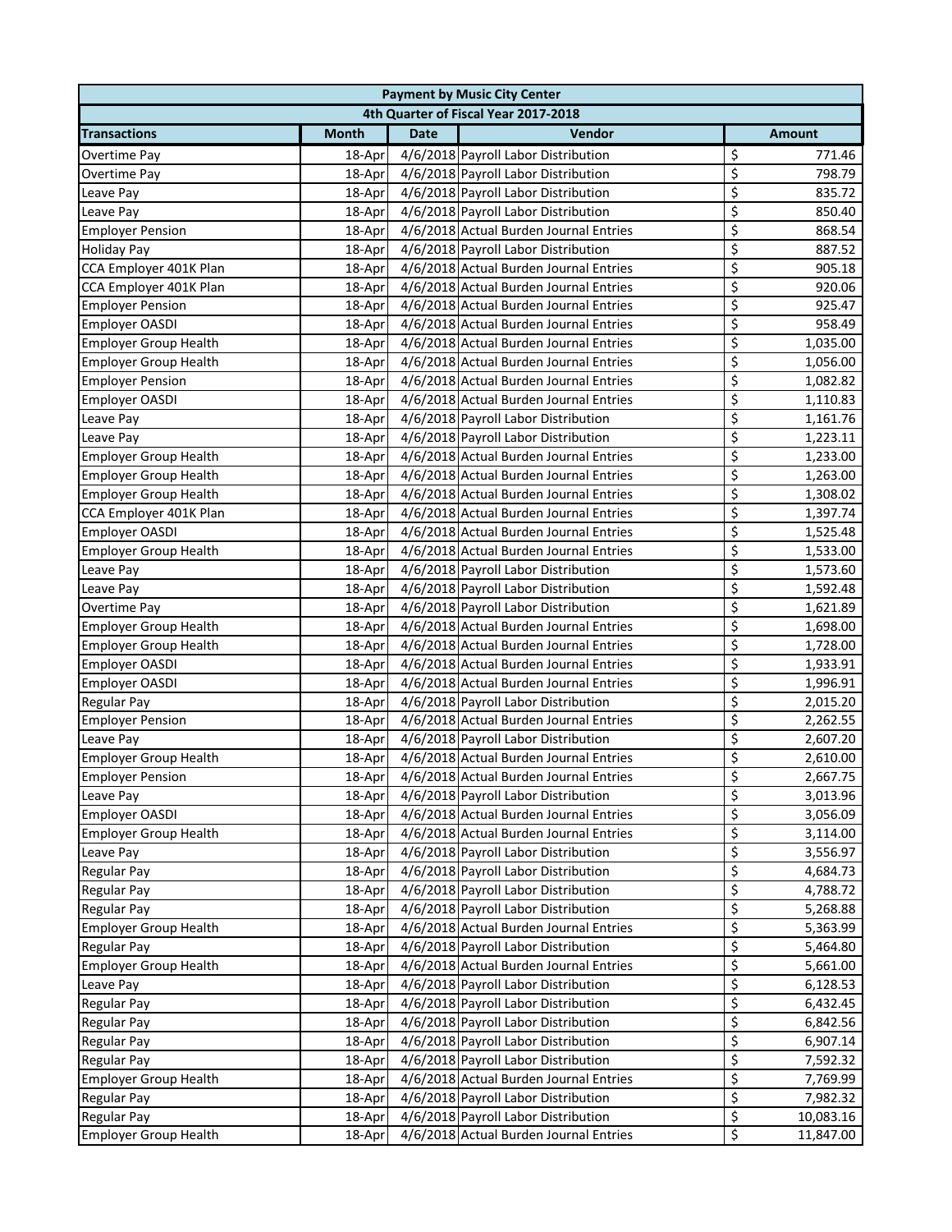| Payment by Music City Center | | | | |
|---|---|---|---|---|
| 4th Quarter of Fiscal Year 2017-2018 | | | | |
| **Transactions** | **Month** | **Date** | **Vendor** | **Amount** |
| Overtime Pay | 18-Apr | 4/6/2018 | Payroll Labor Distribution | $ 771.46 |
| Overtime Pay | 18-Apr | 4/6/2018 | Payroll Labor Distribution | $ 798.79 |
| Leave Pay | 18-Apr | 4/6/2018 | Payroll Labor Distribution | $ 835.72 |
| Leave Pay | 18-Apr | 4/6/2018 | Payroll Labor Distribution | $ 850.40 |
| Employer Pension | 18-Apr | 4/6/2018 | Actual Burden Journal Entries | $ 868.54 |
| Holiday Pay | 18-Apr | 4/6/2018 | Payroll Labor Distribution | $ 887.52 |
| CCA Employer 401K Plan | 18-Apr | 4/6/2018 | Actual Burden Journal Entries | $ 905.18 |
| CCA Employer 401K Plan | 18-Apr | 4/6/2018 | Actual Burden Journal Entries | $ 920.06 |
| Employer Pension | 18-Apr | 4/6/2018 | Actual Burden Journal Entries | $ 925.47 |
| Employer OASDI | 18-Apr | 4/6/2018 | Actual Burden Journal Entries | $ 958.49 |
| Employer Group Health | 18-Apr | 4/6/2018 | Actual Burden Journal Entries | $ 1,035.00 |
| Employer Group Health | 18-Apr | 4/6/2018 | Actual Burden Journal Entries | $ 1,056.00 |
| Employer Pension | 18-Apr | 4/6/2018 | Actual Burden Journal Entries | $ 1,082.82 |
| Employer OASDI | 18-Apr | 4/6/2018 | Actual Burden Journal Entries | $ 1,110.83 |
| Leave Pay | 18-Apr | 4/6/2018 | Payroll Labor Distribution | $ 1,161.76 |
| Leave Pay | 18-Apr | 4/6/2018 | Payroll Labor Distribution | $ 1,223.11 |
| Employer Group Health | 18-Apr | 4/6/2018 | Actual Burden Journal Entries | $ 1,233.00 |
| Employer Group Health | 18-Apr | 4/6/2018 | Actual Burden Journal Entries | $ 1,263.00 |
| Employer Group Health | 18-Apr | 4/6/2018 | Actual Burden Journal Entries | $ 1,308.02 |
| CCA Employer 401K Plan | 18-Apr | 4/6/2018 | Actual Burden Journal Entries | $ 1,397.74 |
| Employer OASDI | 18-Apr | 4/6/2018 | Actual Burden Journal Entries | $ 1,525.48 |
| Employer Group Health | 18-Apr | 4/6/2018 | Actual Burden Journal Entries | $ 1,533.00 |
| Leave Pay | 18-Apr | 4/6/2018 | Payroll Labor Distribution | $ 1,573.60 |
| Leave Pay | 18-Apr | 4/6/2018 | Payroll Labor Distribution | $ 1,592.48 |
| Overtime Pay | 18-Apr | 4/6/2018 | Payroll Labor Distribution | $ 1,621.89 |
| Employer Group Health | 18-Apr | 4/6/2018 | Actual Burden Journal Entries | $ 1,698.00 |
| Employer Group Health | 18-Apr | 4/6/2018 | Actual Burden Journal Entries | $ 1,728.00 |
| Employer OASDI | 18-Apr | 4/6/2018 | Actual Burden Journal Entries | $ 1,933.91 |
| Employer OASDI | 18-Apr | 4/6/2018 | Actual Burden Journal Entries | $ 1,996.91 |
| Regular Pay | 18-Apr | 4/6/2018 | Payroll Labor Distribution | $ 2,015.20 |
| Employer Pension | 18-Apr | 4/6/2018 | Actual Burden Journal Entries | $ 2,262.55 |
| Leave Pay | 18-Apr | 4/6/2018 | Payroll Labor Distribution | $ 2,607.20 |
| Employer Group Health | 18-Apr | 4/6/2018 | Actual Burden Journal Entries | $ 2,610.00 |
| Employer Pension | 18-Apr | 4/6/2018 | Actual Burden Journal Entries | $ 2,667.75 |
| Leave Pay | 18-Apr | 4/6/2018 | Payroll Labor Distribution | $ 3,013.96 |
| Employer OASDI | 18-Apr | 4/6/2018 | Actual Burden Journal Entries | $ 3,056.09 |
| Employer Group Health | 18-Apr | 4/6/2018 | Actual Burden Journal Entries | $ 3,114.00 |
| Leave Pay | 18-Apr | 4/6/2018 | Payroll Labor Distribution | $ 3,556.97 |
| Regular Pay | 18-Apr | 4/6/2018 | Payroll Labor Distribution | $ 4,684.73 |
| Regular Pay | 18-Apr | 4/6/2018 | Payroll Labor Distribution | $ 4,788.72 |
| Regular Pay | 18-Apr | 4/6/2018 | Payroll Labor Distribution | $ 5,268.88 |
| Employer Group Health | 18-Apr | 4/6/2018 | Actual Burden Journal Entries | $ 5,363.99 |
| Regular Pay | 18-Apr | 4/6/2018 | Payroll Labor Distribution | $ 5,464.80 |
| Employer Group Health | 18-Apr | 4/6/2018 | Actual Burden Journal Entries | $ 5,661.00 |
| Leave Pay | 18-Apr | 4/6/2018 | Payroll Labor Distribution | $ 6,128.53 |
| Regular Pay | 18-Apr | 4/6/2018 | Payroll Labor Distribution | $ 6,432.45 |
| Regular Pay | 18-Apr | 4/6/2018 | Payroll Labor Distribution | $ 6,842.56 |
| Regular Pay | 18-Apr | 4/6/2018 | Payroll Labor Distribution | $ 6,907.14 |
| Regular Pay | 18-Apr | 4/6/2018 | Payroll Labor Distribution | $ 7,592.32 |
| Employer Group Health | 18-Apr | 4/6/2018 | Actual Burden Journal Entries | $ 7,769.99 |
| Regular Pay | 18-Apr | 4/6/2018 | Payroll Labor Distribution | $ 7,982.32 |
| Regular Pay | 18-Apr | 4/6/2018 | Payroll Labor Distribution | $ 10,083.16 |
| Employer Group Health | 18-Apr | 4/6/2018 | Actual Burden Journal Entries | $ 11,847.00 |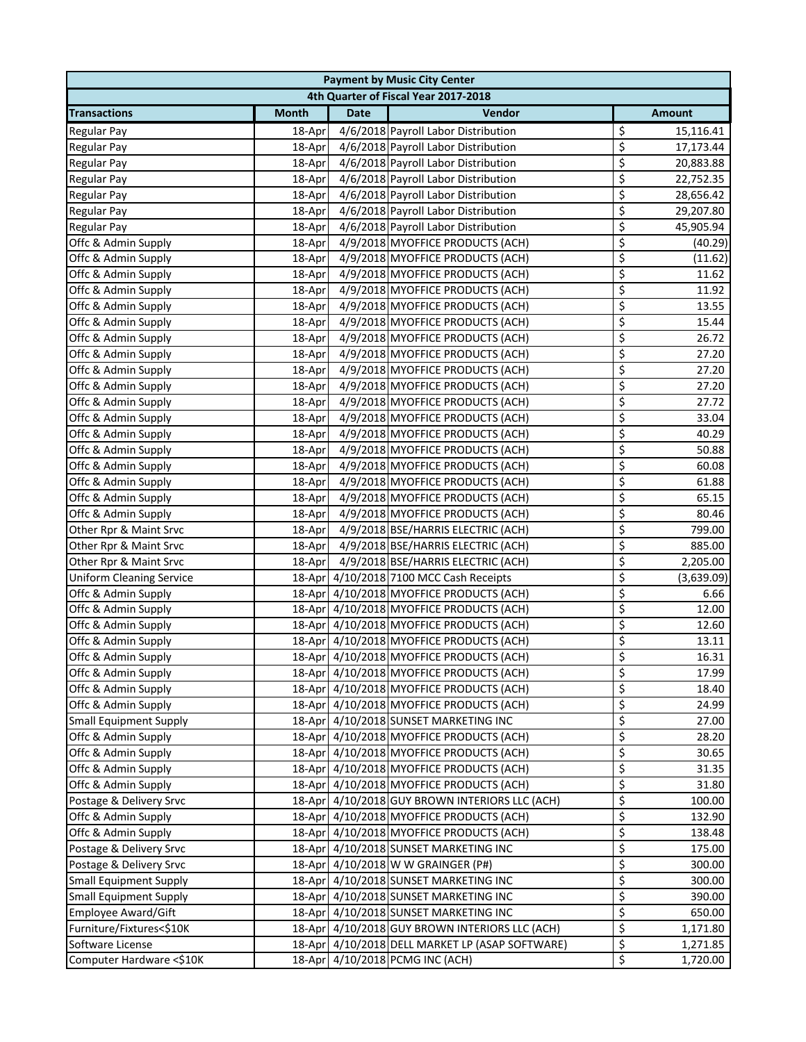| Payment by Music City Center | | | | |
|---|---|---|---|---|
| 4th Quarter of Fiscal Year 2017-2018 | | | | |
| Transactions | Month | Date | Vendor | Amount |
| Regular Pay | 18-Apr | 4/6/2018 | Payroll Labor Distribution | $ 15,116.41 |
| Regular Pay | 18-Apr | 4/6/2018 | Payroll Labor Distribution | $ 17,173.44 |
| Regular Pay | 18-Apr | 4/6/2018 | Payroll Labor Distribution | $ 20,883.88 |
| Regular Pay | 18-Apr | 4/6/2018 | Payroll Labor Distribution | $ 22,752.35 |
| Regular Pay | 18-Apr | 4/6/2018 | Payroll Labor Distribution | $ 28,656.42 |
| Regular Pay | 18-Apr | 4/6/2018 | Payroll Labor Distribution | $ 29,207.80 |
| Regular Pay | 18-Apr | 4/6/2018 | Payroll Labor Distribution | $ 45,905.94 |
| Offc & Admin Supply | 18-Apr | 4/9/2018 | MYOFFICE PRODUCTS (ACH) | $ (40.29) |
| Offc & Admin Supply | 18-Apr | 4/9/2018 | MYOFFICE PRODUCTS (ACH) | $ (11.62) |
| Offc & Admin Supply | 18-Apr | 4/9/2018 | MYOFFICE PRODUCTS (ACH) | $ 11.62 |
| Offc & Admin Supply | 18-Apr | 4/9/2018 | MYOFFICE PRODUCTS (ACH) | $ 11.92 |
| Offc & Admin Supply | 18-Apr | 4/9/2018 | MYOFFICE PRODUCTS (ACH) | $ 13.55 |
| Offc & Admin Supply | 18-Apr | 4/9/2018 | MYOFFICE PRODUCTS (ACH) | $ 15.44 |
| Offc & Admin Supply | 18-Apr | 4/9/2018 | MYOFFICE PRODUCTS (ACH) | $ 26.72 |
| Offc & Admin Supply | 18-Apr | 4/9/2018 | MYOFFICE PRODUCTS (ACH) | $ 27.20 |
| Offc & Admin Supply | 18-Apr | 4/9/2018 | MYOFFICE PRODUCTS (ACH) | $ 27.20 |
| Offc & Admin Supply | 18-Apr | 4/9/2018 | MYOFFICE PRODUCTS (ACH) | $ 27.20 |
| Offc & Admin Supply | 18-Apr | 4/9/2018 | MYOFFICE PRODUCTS (ACH) | $ 27.72 |
| Offc & Admin Supply | 18-Apr | 4/9/2018 | MYOFFICE PRODUCTS (ACH) | $ 33.04 |
| Offc & Admin Supply | 18-Apr | 4/9/2018 | MYOFFICE PRODUCTS (ACH) | $ 40.29 |
| Offc & Admin Supply | 18-Apr | 4/9/2018 | MYOFFICE PRODUCTS (ACH) | $ 50.88 |
| Offc & Admin Supply | 18-Apr | 4/9/2018 | MYOFFICE PRODUCTS (ACH) | $ 60.08 |
| Offc & Admin Supply | 18-Apr | 4/9/2018 | MYOFFICE PRODUCTS (ACH) | $ 61.88 |
| Offc & Admin Supply | 18-Apr | 4/9/2018 | MYOFFICE PRODUCTS (ACH) | $ 65.15 |
| Offc & Admin Supply | 18-Apr | 4/9/2018 | MYOFFICE PRODUCTS (ACH) | $ 80.46 |
| Other Rpr & Maint Srvc | 18-Apr | 4/9/2018 | BSE/HARRIS ELECTRIC (ACH) | $ 799.00 |
| Other Rpr & Maint Srvc | 18-Apr | 4/9/2018 | BSE/HARRIS ELECTRIC (ACH) | $ 885.00 |
| Other Rpr & Maint Srvc | 18-Apr | 4/9/2018 | BSE/HARRIS ELECTRIC (ACH) | $ 2,205.00 |
| Uniform Cleaning Service | 18-Apr | 4/10/2018 | 7100 MCC Cash Receipts | $ (3,639.09) |
| Offc & Admin Supply | 18-Apr | 4/10/2018 | MYOFFICE PRODUCTS (ACH) | $ 6.66 |
| Offc & Admin Supply | 18-Apr | 4/10/2018 | MYOFFICE PRODUCTS (ACH) | $ 12.00 |
| Offc & Admin Supply | 18-Apr | 4/10/2018 | MYOFFICE PRODUCTS (ACH) | $ 12.60 |
| Offc & Admin Supply | 18-Apr | 4/10/2018 | MYOFFICE PRODUCTS (ACH) | $ 13.11 |
| Offc & Admin Supply | 18-Apr | 4/10/2018 | MYOFFICE PRODUCTS (ACH) | $ 16.31 |
| Offc & Admin Supply | 18-Apr | 4/10/2018 | MYOFFICE PRODUCTS (ACH) | $ 17.99 |
| Offc & Admin Supply | 18-Apr | 4/10/2018 | MYOFFICE PRODUCTS (ACH) | $ 18.40 |
| Offc & Admin Supply | 18-Apr | 4/10/2018 | MYOFFICE PRODUCTS (ACH) | $ 24.99 |
| Small Equipment Supply | 18-Apr | 4/10/2018 | SUNSET MARKETING INC | $ 27.00 |
| Offc & Admin Supply | 18-Apr | 4/10/2018 | MYOFFICE PRODUCTS (ACH) | $ 28.20 |
| Offc & Admin Supply | 18-Apr | 4/10/2018 | MYOFFICE PRODUCTS (ACH) | $ 30.65 |
| Offc & Admin Supply | 18-Apr | 4/10/2018 | MYOFFICE PRODUCTS (ACH) | $ 31.35 |
| Offc & Admin Supply | 18-Apr | 4/10/2018 | MYOFFICE PRODUCTS (ACH) | $ 31.80 |
| Postage & Delivery Srvc | 18-Apr | 4/10/2018 | GUY BROWN INTERIORS LLC (ACH) | $ 100.00 |
| Offc & Admin Supply | 18-Apr | 4/10/2018 | MYOFFICE PRODUCTS (ACH) | $ 132.90 |
| Offc & Admin Supply | 18-Apr | 4/10/2018 | MYOFFICE PRODUCTS (ACH) | $ 138.48 |
| Postage & Delivery Srvc | 18-Apr | 4/10/2018 | SUNSET MARKETING INC | $ 175.00 |
| Postage & Delivery Srvc | 18-Apr | 4/10/2018 | W W GRAINGER (P#) | $ 300.00 |
| Small Equipment Supply | 18-Apr | 4/10/2018 | SUNSET MARKETING INC | $ 300.00 |
| Small Equipment Supply | 18-Apr | 4/10/2018 | SUNSET MARKETING INC | $ 390.00 |
| Employee Award/Gift | 18-Apr | 4/10/2018 | SUNSET MARKETING INC | $ 650.00 |
| Furniture/Fixtures<$10K | 18-Apr | 4/10/2018 | GUY BROWN INTERIORS LLC (ACH) | $ 1,171.80 |
| Software License | 18-Apr | 4/10/2018 | DELL MARKET LP (ASAP SOFTWARE) | $ 1,271.85 |
| Computer Hardware <$10K | 18-Apr | 4/10/2018 | PCMG INC (ACH) | $ 1,720.00 |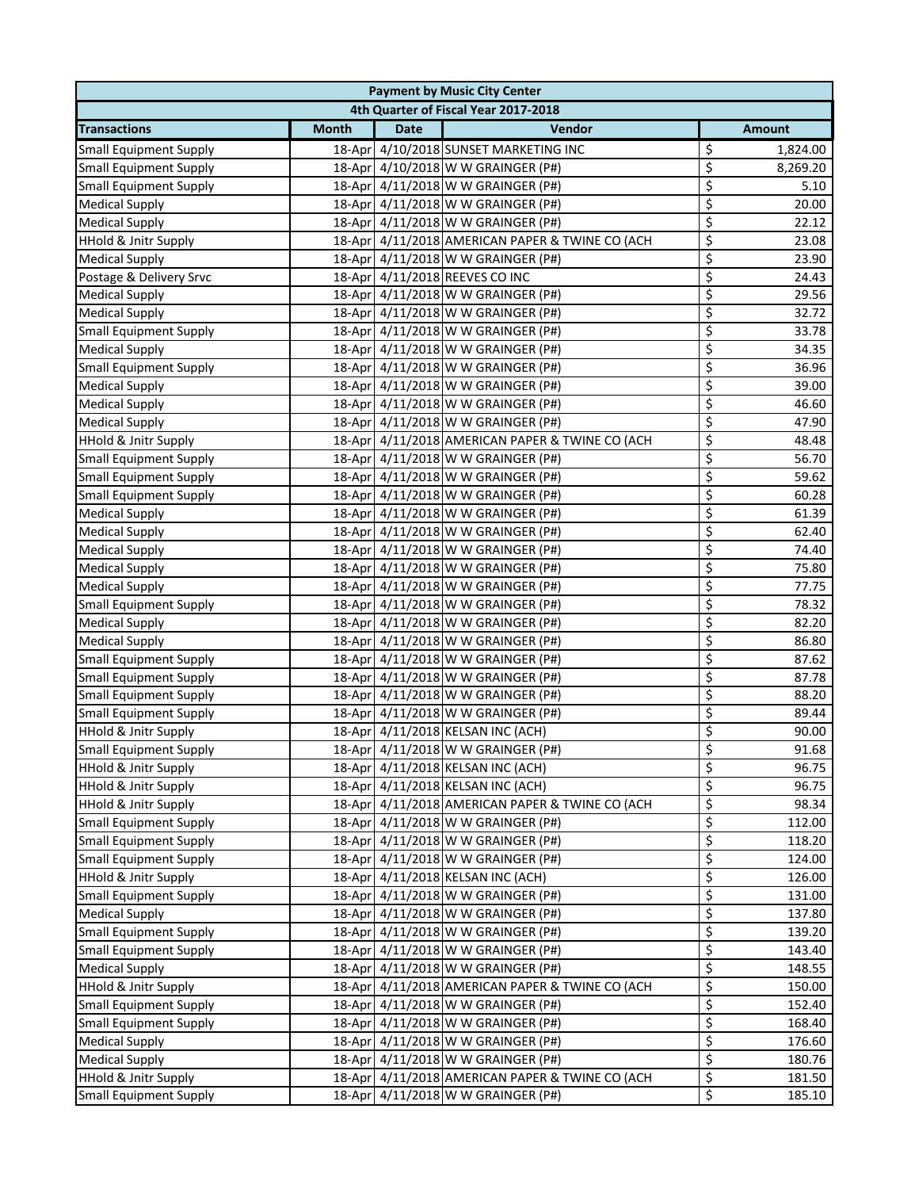| Payment by Music City Center | | | | |
|---|---|---|---|---|
| 4th Quarter of Fiscal Year 2017-2018 | | | | |
| **Transactions** | **Month** | **Date** | **Vendor** | **Amount** |
| Small Equipment Supply | 18-Apr | 4/10/2018 | SUNSET MARKETING INC | $ 1,824.00 |
| Small Equipment Supply | 18-Apr | 4/10/2018 | W W GRAINGER (P#) | $ 8,269.20 |
| Small Equipment Supply | 18-Apr | 4/11/2018 | W W GRAINGER (P#) | $ 5.10 |
| Medical Supply | 18-Apr | 4/11/2018 | W W GRAINGER (P#) | $ 20.00 |
| Medical Supply | 18-Apr | 4/11/2018 | W W GRAINGER (P#) | $ 22.12 |
| HHold & Jnitr Supply | 18-Apr | 4/11/2018 | AMERICAN PAPER & TWINE CO (ACH | $ 23.08 |
| Medical Supply | 18-Apr | 4/11/2018 | W W GRAINGER (P#) | $ 23.90 |
| Postage & Delivery Srvc | 18-Apr | 4/11/2018 | REEVES CO INC | $ 24.43 |
| Medical Supply | 18-Apr | 4/11/2018 | W W GRAINGER (P#) | $ 29.56 |
| Medical Supply | 18-Apr | 4/11/2018 | W W GRAINGER (P#) | $ 32.72 |
| Small Equipment Supply | 18-Apr | 4/11/2018 | W W GRAINGER (P#) | $ 33.78 |
| Medical Supply | 18-Apr | 4/11/2018 | W W GRAINGER (P#) | $ 34.35 |
| Small Equipment Supply | 18-Apr | 4/11/2018 | W W GRAINGER (P#) | $ 36.96 |
| Medical Supply | 18-Apr | 4/11/2018 | W W GRAINGER (P#) | $ 39.00 |
| Medical Supply | 18-Apr | 4/11/2018 | W W GRAINGER (P#) | $ 46.60 |
| Medical Supply | 18-Apr | 4/11/2018 | W W GRAINGER (P#) | $ 47.90 |
| HHold & Jnitr Supply | 18-Apr | 4/11/2018 | AMERICAN PAPER & TWINE CO (ACH | $ 48.48 |
| Small Equipment Supply | 18-Apr | 4/11/2018 | W W GRAINGER (P#) | $ 56.70 |
| Small Equipment Supply | 18-Apr | 4/11/2018 | W W GRAINGER (P#) | $ 59.62 |
| Small Equipment Supply | 18-Apr | 4/11/2018 | W W GRAINGER (P#) | $ 60.28 |
| Medical Supply | 18-Apr | 4/11/2018 | W W GRAINGER (P#) | $ 61.39 |
| Medical Supply | 18-Apr | 4/11/2018 | W W GRAINGER (P#) | $ 62.40 |
| Medical Supply | 18-Apr | 4/11/2018 | W W GRAINGER (P#) | $ 74.40 |
| Medical Supply | 18-Apr | 4/11/2018 | W W GRAINGER (P#) | $ 75.80 |
| Medical Supply | 18-Apr | 4/11/2018 | W W GRAINGER (P#) | $ 77.75 |
| Small Equipment Supply | 18-Apr | 4/11/2018 | W W GRAINGER (P#) | $ 78.32 |
| Medical Supply | 18-Apr | 4/11/2018 | W W GRAINGER (P#) | $ 82.20 |
| Medical Supply | 18-Apr | 4/11/2018 | W W GRAINGER (P#) | $ 86.80 |
| Small Equipment Supply | 18-Apr | 4/11/2018 | W W GRAINGER (P#) | $ 87.62 |
| Small Equipment Supply | 18-Apr | 4/11/2018 | W W GRAINGER (P#) | $ 87.78 |
| Small Equipment Supply | 18-Apr | 4/11/2018 | W W GRAINGER (P#) | $ 88.20 |
| Small Equipment Supply | 18-Apr | 4/11/2018 | W W GRAINGER (P#) | $ 89.44 |
| HHold & Jnitr Supply | 18-Apr | 4/11/2018 | KELSAN INC (ACH) | $ 90.00 |
| Small Equipment Supply | 18-Apr | 4/11/2018 | W W GRAINGER (P#) | $ 91.68 |
| HHold & Jnitr Supply | 18-Apr | 4/11/2018 | KELSAN INC (ACH) | $ 96.75 |
| HHold & Jnitr Supply | 18-Apr | 4/11/2018 | KELSAN INC (ACH) | $ 96.75 |
| HHold & Jnitr Supply | 18-Apr | 4/11/2018 | AMERICAN PAPER & TWINE CO (ACH | $ 98.34 |
| Small Equipment Supply | 18-Apr | 4/11/2018 | W W GRAINGER (P#) | $ 112.00 |
| Small Equipment Supply | 18-Apr | 4/11/2018 | W W GRAINGER (P#) | $ 118.20 |
| Small Equipment Supply | 18-Apr | 4/11/2018 | W W GRAINGER (P#) | $ 124.00 |
| HHold & Jnitr Supply | 18-Apr | 4/11/2018 | KELSAN INC (ACH) | $ 126.00 |
| Small Equipment Supply | 18-Apr | 4/11/2018 | W W GRAINGER (P#) | $ 131.00 |
| Medical Supply | 18-Apr | 4/11/2018 | W W GRAINGER (P#) | $ 137.80 |
| Small Equipment Supply | 18-Apr | 4/11/2018 | W W GRAINGER (P#) | $ 139.20 |
| Small Equipment Supply | 18-Apr | 4/11/2018 | W W GRAINGER (P#) | $ 143.40 |
| Medical Supply | 18-Apr | 4/11/2018 | W W GRAINGER (P#) | $ 148.55 |
| HHold & Jnitr Supply | 18-Apr | 4/11/2018 | AMERICAN PAPER & TWINE CO (ACH | $ 150.00 |
| Small Equipment Supply | 18-Apr | 4/11/2018 | W W GRAINGER (P#) | $ 152.40 |
| Small Equipment Supply | 18-Apr | 4/11/2018 | W W GRAINGER (P#) | $ 168.40 |
| Medical Supply | 18-Apr | 4/11/2018 | W W GRAINGER (P#) | $ 176.60 |
| Medical Supply | 18-Apr | 4/11/2018 | W W GRAINGER (P#) | $ 180.76 |
| HHold & Jnitr Supply | 18-Apr | 4/11/2018 | AMERICAN PAPER & TWINE CO (ACH | $ 181.50 |
| Small Equipment Supply | 18-Apr | 4/11/2018 | W W GRAINGER (P#) | $ 185.10 |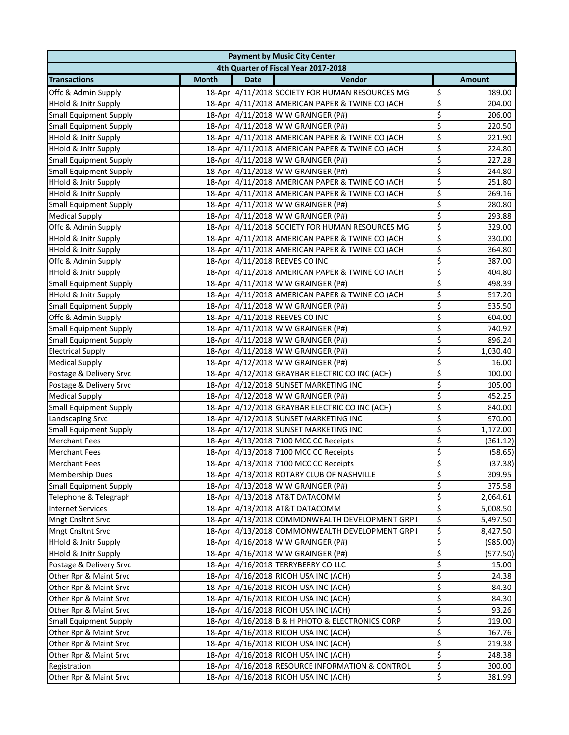| Payment by Music City Center | | | | |
|---|---|---|---|---|
| 4th Quarter of Fiscal Year 2017-2018 | | | | |
| **Transactions** | **Month** | **Date** | **Vendor** | **Amount** |
| Offc & Admin Supply | 18-Apr | 4/11/2018 | SOCIETY FOR HUMAN RESOURCES MG | $ 189.00 |
| HHold & Jnitr Supply | 18-Apr | 4/11/2018 | AMERICAN PAPER & TWINE CO (ACH | $ 204.00 |
| Small Equipment Supply | 18-Apr | 4/11/2018 | W W GRAINGER (P#) | $ 206.00 |
| Small Equipment Supply | 18-Apr | 4/11/2018 | W W GRAINGER (P#) | $ 220.50 |
| HHold & Jnitr Supply | 18-Apr | 4/11/2018 | AMERICAN PAPER & TWINE CO (ACH | $ 221.90 |
| HHold & Jnitr Supply | 18-Apr | 4/11/2018 | AMERICAN PAPER & TWINE CO (ACH | $ 224.80 |
| Small Equipment Supply | 18-Apr | 4/11/2018 | W W GRAINGER (P#) | $ 227.28 |
| Small Equipment Supply | 18-Apr | 4/11/2018 | W W GRAINGER (P#) | $ 244.80 |
| HHold & Jnitr Supply | 18-Apr | 4/11/2018 | AMERICAN PAPER & TWINE CO (ACH | $ 251.80 |
| HHold & Jnitr Supply | 18-Apr | 4/11/2018 | AMERICAN PAPER & TWINE CO (ACH | $ 269.16 |
| Small Equipment Supply | 18-Apr | 4/11/2018 | W W GRAINGER (P#) | $ 280.80 |
| Medical Supply | 18-Apr | 4/11/2018 | W W GRAINGER (P#) | $ 293.88 |
| Offc & Admin Supply | 18-Apr | 4/11/2018 | SOCIETY FOR HUMAN RESOURCES MG | $ 329.00 |
| HHold & Jnitr Supply | 18-Apr | 4/11/2018 | AMERICAN PAPER & TWINE CO (ACH | $ 330.00 |
| HHold & Jnitr Supply | 18-Apr | 4/11/2018 | AMERICAN PAPER & TWINE CO (ACH | $ 364.80 |
| Offc & Admin Supply | 18-Apr | 4/11/2018 | REEVES CO INC | $ 387.00 |
| HHold & Jnitr Supply | 18-Apr | 4/11/2018 | AMERICAN PAPER & TWINE CO (ACH | $ 404.80 |
| Small Equipment Supply | 18-Apr | 4/11/2018 | W W GRAINGER (P#) | $ 498.39 |
| HHold & Jnitr Supply | 18-Apr | 4/11/2018 | AMERICAN PAPER & TWINE CO (ACH | $ 517.20 |
| Small Equipment Supply | 18-Apr | 4/11/2018 | W W GRAINGER (P#) | $ 535.50 |
| Offc & Admin Supply | 18-Apr | 4/11/2018 | REEVES CO INC | $ 604.00 |
| Small Equipment Supply | 18-Apr | 4/11/2018 | W W GRAINGER (P#) | $ 740.92 |
| Small Equipment Supply | 18-Apr | 4/11/2018 | W W GRAINGER (P#) | $ 896.24 |
| Electrical Supply | 18-Apr | 4/11/2018 | W W GRAINGER (P#) | $ 1,030.40 |
| Medical Supply | 18-Apr | 4/12/2018 | W W GRAINGER (P#) | $ 16.00 |
| Postage & Delivery Srvc | 18-Apr | 4/12/2018 | GRAYBAR ELECTRIC CO INC (ACH) | $ 100.00 |
| Postage & Delivery Srvc | 18-Apr | 4/12/2018 | SUNSET MARKETING INC | $ 105.00 |
| Medical Supply | 18-Apr | 4/12/2018 | W W GRAINGER (P#) | $ 452.25 |
| Small Equipment Supply | 18-Apr | 4/12/2018 | GRAYBAR ELECTRIC CO INC (ACH) | $ 840.00 |
| Landscaping Srvc | 18-Apr | 4/12/2018 | SUNSET MARKETING INC | $ 970.00 |
| Small Equipment Supply | 18-Apr | 4/12/2018 | SUNSET MARKETING INC | $ 1,172.00 |
| Merchant Fees | 18-Apr | 4/13/2018 | 7100 MCC CC Receipts | $ (361.12) |
| Merchant Fees | 18-Apr | 4/13/2018 | 7100 MCC CC Receipts | $ (58.65) |
| Merchant Fees | 18-Apr | 4/13/2018 | 7100 MCC CC Receipts | $ (37.38) |
| Membership Dues | 18-Apr | 4/13/2018 | ROTARY CLUB OF NASHVILLE | $ 309.95 |
| Small Equipment Supply | 18-Apr | 4/13/2018 | W W GRAINGER (P#) | $ 375.58 |
| Telephone & Telegraph | 18-Apr | 4/13/2018 | AT&T DATACOMM | $ 2,064.61 |
| Internet Services | 18-Apr | 4/13/2018 | AT&T DATACOMM | $ 5,008.50 |
| Mngt Cnsltnt Srvc | 18-Apr | 4/13/2018 | COMMONWEALTH DEVELOPMENT GRP I | $ 5,497.50 |
| Mngt Cnsltnt Srvc | 18-Apr | 4/13/2018 | COMMONWEALTH DEVELOPMENT GRP I | $ 8,427.50 |
| HHold & Jnitr Supply | 18-Apr | 4/16/2018 | W W GRAINGER (P#) | $ (985.00) |
| HHold & Jnitr Supply | 18-Apr | 4/16/2018 | W W GRAINGER (P#) | $ (977.50) |
| Postage & Delivery Srvc | 18-Apr | 4/16/2018 | TERRYBERRY CO LLC | $ 15.00 |
| Other Rpr & Maint Srvc | 18-Apr | 4/16/2018 | RICOH USA INC (ACH) | $ 24.38 |
| Other Rpr & Maint Srvc | 18-Apr | 4/16/2018 | RICOH USA INC (ACH) | $ 84.30 |
| Other Rpr & Maint Srvc | 18-Apr | 4/16/2018 | RICOH USA INC (ACH) | $ 84.30 |
| Other Rpr & Maint Srvc | 18-Apr | 4/16/2018 | RICOH USA INC (ACH) | $ 93.26 |
| Small Equipment Supply | 18-Apr | 4/16/2018 | B & H PHOTO & ELECTRONICS CORP | $ 119.00 |
| Other Rpr & Maint Srvc | 18-Apr | 4/16/2018 | RICOH USA INC (ACH) | $ 167.76 |
| Other Rpr & Maint Srvc | 18-Apr | 4/16/2018 | RICOH USA INC (ACH) | $ 219.38 |
| Other Rpr & Maint Srvc | 18-Apr | 4/16/2018 | RICOH USA INC (ACH) | $ 248.38 |
| Registration | 18-Apr | 4/16/2018 | RESOURCE INFORMATION & CONTROL | $ 300.00 |
| Other Rpr & Maint Srvc | 18-Apr | 4/16/2018 | RICOH USA INC (ACH) | $ 381.99 |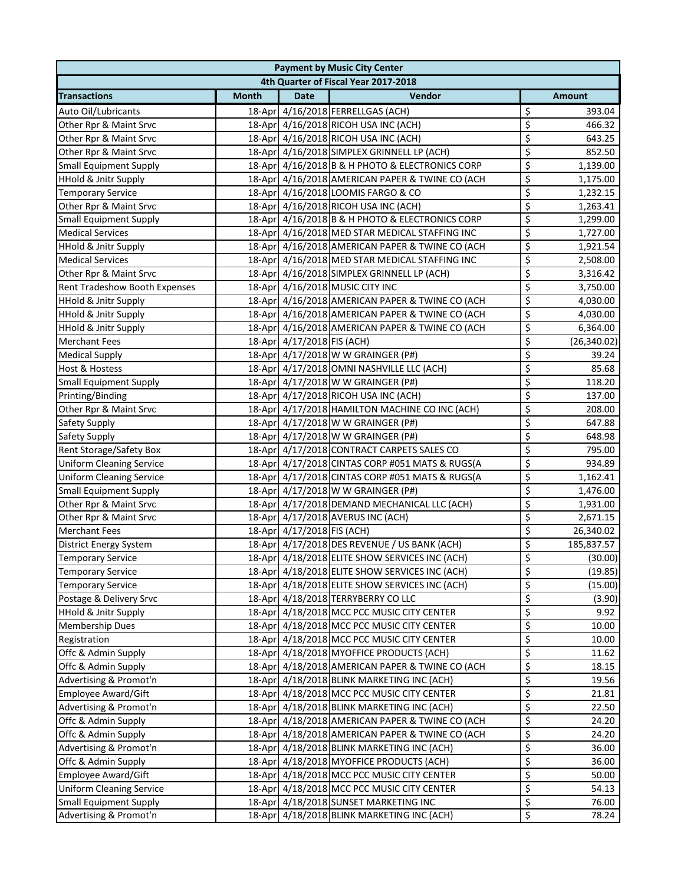| Payment by Music City Center | | | | |
|---|---|---|---|---|
| 4th Quarter of Fiscal Year 2017-2018 | | | | |
| **Transactions** | **Month** | **Date** | **Vendor** | **Amount** |
| Auto Oil/Lubricants | 18-Apr | 4/16/2018 | FERRELLGAS (ACH) | $ 393.04 |
| Other Rpr & Maint Srvc | 18-Apr | 4/16/2018 | RICOH USA INC (ACH) | $ 466.32 |
| Other Rpr & Maint Srvc | 18-Apr | 4/16/2018 | RICOH USA INC (ACH) | $ 643.25 |
| Other Rpr & Maint Srvc | 18-Apr | 4/16/2018 | SIMPLEX GRINNELL LP (ACH) | $ 852.50 |
| Small Equipment Supply | 18-Apr | 4/16/2018 | B & H PHOTO & ELECTRONICS CORP | $ 1,139.00 |
| HHold & Jnitr Supply | 18-Apr | 4/16/2018 | AMERICAN PAPER & TWINE CO (ACH | $ 1,175.00 |
| Temporary Service | 18-Apr | 4/16/2018 | LOOMIS FARGO & CO | $ 1,232.15 |
| Other Rpr & Maint Srvc | 18-Apr | 4/16/2018 | RICOH USA INC (ACH) | $ 1,263.41 |
| Small Equipment Supply | 18-Apr | 4/16/2018 | B & H PHOTO & ELECTRONICS CORP | $ 1,299.00 |
| Medical Services | 18-Apr | 4/16/2018 | MED STAR MEDICAL STAFFING INC | $ 1,727.00 |
| HHold & Jnitr Supply | 18-Apr | 4/16/2018 | AMERICAN PAPER & TWINE CO (ACH | $ 1,921.54 |
| Medical Services | 18-Apr | 4/16/2018 | MED STAR MEDICAL STAFFING INC | $ 2,508.00 |
| Other Rpr & Maint Srvc | 18-Apr | 4/16/2018 | SIMPLEX GRINNELL LP (ACH) | $ 3,316.42 |
| Rent Tradeshow Booth Expenses | 18-Apr | 4/16/2018 | MUSIC CITY INC | $ 3,750.00 |
| HHold & Jnitr Supply | 18-Apr | 4/16/2018 | AMERICAN PAPER & TWINE CO (ACH | $ 4,030.00 |
| HHold & Jnitr Supply | 18-Apr | 4/16/2018 | AMERICAN PAPER & TWINE CO (ACH | $ 4,030.00 |
| HHold & Jnitr Supply | 18-Apr | 4/16/2018 | AMERICAN PAPER & TWINE CO (ACH | $ 6,364.00 |
| Merchant Fees | 18-Apr | 4/17/2018 | FIS (ACH) | $ (26,340.02) |
| Medical Supply | 18-Apr | 4/17/2018 | W W GRAINGER (P#) | $ 39.24 |
| Host & Hostess | 18-Apr | 4/17/2018 | OMNI NASHVILLE LLC (ACH) | $ 85.68 |
| Small Equipment Supply | 18-Apr | 4/17/2018 | W W GRAINGER (P#) | $ 118.20 |
| Printing/Binding | 18-Apr | 4/17/2018 | RICOH USA INC (ACH) | $ 137.00 |
| Other Rpr & Maint Srvc | 18-Apr | 4/17/2018 | HAMILTON MACHINE CO INC (ACH) | $ 208.00 |
| Safety Supply | 18-Apr | 4/17/2018 | W W GRAINGER (P#) | $ 647.88 |
| Safety Supply | 18-Apr | 4/17/2018 | W W GRAINGER (P#) | $ 648.98 |
| Rent Storage/Safety Box | 18-Apr | 4/17/2018 | CONTRACT CARPETS SALES CO | $ 795.00 |
| Uniform Cleaning Service | 18-Apr | 4/17/2018 | CINTAS CORP #051 MATS & RUGS(A | $ 934.89 |
| Uniform Cleaning Service | 18-Apr | 4/17/2018 | CINTAS CORP #051 MATS & RUGS(A | $ 1,162.41 |
| Small Equipment Supply | 18-Apr | 4/17/2018 | W W GRAINGER (P#) | $ 1,476.00 |
| Other Rpr & Maint Srvc | 18-Apr | 4/17/2018 | DEMAND MECHANICAL LLC (ACH) | $ 1,931.00 |
| Other Rpr & Maint Srvc | 18-Apr | 4/17/2018 | AVERUS INC (ACH) | $ 2,671.15 |
| Merchant Fees | 18-Apr | 4/17/2018 | FIS (ACH) | $ 26,340.02 |
| District Energy System | 18-Apr | 4/17/2018 | DES REVENUE / US BANK (ACH) | $ 185,837.57 |
| Temporary Service | 18-Apr | 4/18/2018 | ELITE SHOW SERVICES INC (ACH) | $ (30.00) |
| Temporary Service | 18-Apr | 4/18/2018 | ELITE SHOW SERVICES INC (ACH) | $ (19.85) |
| Temporary Service | 18-Apr | 4/18/2018 | ELITE SHOW SERVICES INC (ACH) | $ (15.00) |
| Postage & Delivery Srvc | 18-Apr | 4/18/2018 | TERRYBERRY CO LLC | $ (3.90) |
| HHold & Jnitr Supply | 18-Apr | 4/18/2018 | MCC PCC MUSIC CITY CENTER | $ 9.92 |
| Membership Dues | 18-Apr | 4/18/2018 | MCC PCC MUSIC CITY CENTER | $ 10.00 |
| Registration | 18-Apr | 4/18/2018 | MCC PCC MUSIC CITY CENTER | $ 10.00 |
| Offc & Admin Supply | 18-Apr | 4/18/2018 | MYOFFICE PRODUCTS (ACH) | $ 11.62 |
| Offc & Admin Supply | 18-Apr | 4/18/2018 | AMERICAN PAPER & TWINE CO (ACH | $ 18.15 |
| Advertising & Promot'n | 18-Apr | 4/18/2018 | BLINK MARKETING INC (ACH) | $ 19.56 |
| Employee Award/Gift | 18-Apr | 4/18/2018 | MCC PCC MUSIC CITY CENTER | $ 21.81 |
| Advertising & Promot'n | 18-Apr | 4/18/2018 | BLINK MARKETING INC (ACH) | $ 22.50 |
| Offc & Admin Supply | 18-Apr | 4/18/2018 | AMERICAN PAPER & TWINE CO (ACH | $ 24.20 |
| Offc & Admin Supply | 18-Apr | 4/18/2018 | AMERICAN PAPER & TWINE CO (ACH | $ 24.20 |
| Advertising & Promot'n | 18-Apr | 4/18/2018 | BLINK MARKETING INC (ACH) | $ 36.00 |
| Offc & Admin Supply | 18-Apr | 4/18/2018 | MYOFFICE PRODUCTS (ACH) | $ 36.00 |
| Employee Award/Gift | 18-Apr | 4/18/2018 | MCC PCC MUSIC CITY CENTER | $ 50.00 |
| Uniform Cleaning Service | 18-Apr | 4/18/2018 | MCC PCC MUSIC CITY CENTER | $ 54.13 |
| Small Equipment Supply | 18-Apr | 4/18/2018 | SUNSET MARKETING INC | $ 76.00 |
| Advertising & Promot'n | 18-Apr | 4/18/2018 | BLINK MARKETING INC (ACH) | $ 78.24 |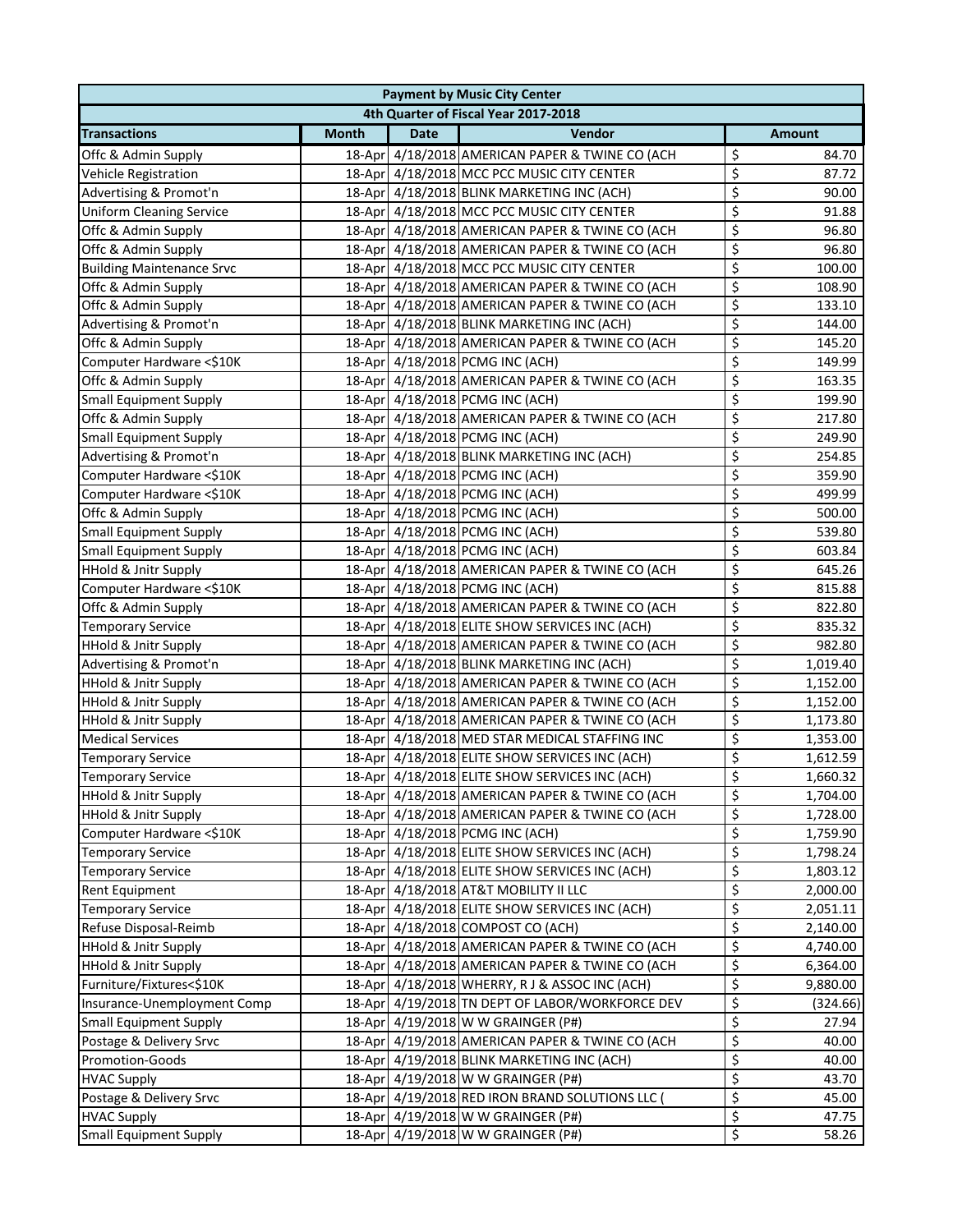| Payment by Music City Center | | | | |
|---|---|---|---|---|
| 4th Quarter of Fiscal Year 2017-2018 | | | | |
| **Transactions** | **Month** | **Date** | **Vendor** | **Amount** |
| Offc & Admin Supply | 18-Apr | 4/18/2018 | AMERICAN PAPER & TWINE CO (ACH | $ 84.70 |
| Vehicle Registration | 18-Apr | 4/18/2018 | MCC PCC MUSIC CITY CENTER | $ 87.72 |
| Advertising & Promot'n | 18-Apr | 4/18/2018 | BLINK MARKETING INC (ACH) | $ 90.00 |
| Uniform Cleaning Service | 18-Apr | 4/18/2018 | MCC PCC MUSIC CITY CENTER | $ 91.88 |
| Offc & Admin Supply | 18-Apr | 4/18/2018 | AMERICAN PAPER & TWINE CO (ACH | $ 96.80 |
| Offc & Admin Supply | 18-Apr | 4/18/2018 | AMERICAN PAPER & TWINE CO (ACH | $ 96.80 |
| Building Maintenance Srvc | 18-Apr | 4/18/2018 | MCC PCC MUSIC CITY CENTER | $ 100.00 |
| Offc & Admin Supply | 18-Apr | 4/18/2018 | AMERICAN PAPER & TWINE CO (ACH | $ 108.90 |
| Offc & Admin Supply | 18-Apr | 4/18/2018 | AMERICAN PAPER & TWINE CO (ACH | $ 133.10 |
| Advertising & Promot'n | 18-Apr | 4/18/2018 | BLINK MARKETING INC (ACH) | $ 144.00 |
| Offc & Admin Supply | 18-Apr | 4/18/2018 | AMERICAN PAPER & TWINE CO (ACH | $ 145.20 |
| Computer Hardware <$10K | 18-Apr | 4/18/2018 | PCMG INC (ACH) | $ 149.99 |
| Offc & Admin Supply | 18-Apr | 4/18/2018 | AMERICAN PAPER & TWINE CO (ACH | $ 163.35 |
| Small Equipment Supply | 18-Apr | 4/18/2018 | PCMG INC (ACH) | $ 199.90 |
| Offc & Admin Supply | 18-Apr | 4/18/2018 | AMERICAN PAPER & TWINE CO (ACH | $ 217.80 |
| Small Equipment Supply | 18-Apr | 4/18/2018 | PCMG INC (ACH) | $ 249.90 |
| Advertising & Promot'n | 18-Apr | 4/18/2018 | BLINK MARKETING INC (ACH) | $ 254.85 |
| Computer Hardware <$10K | 18-Apr | 4/18/2018 | PCMG INC (ACH) | $ 359.90 |
| Computer Hardware <$10K | 18-Apr | 4/18/2018 | PCMG INC (ACH) | $ 499.99 |
| Offc & Admin Supply | 18-Apr | 4/18/2018 | PCMG INC (ACH) | $ 500.00 |
| Small Equipment Supply | 18-Apr | 4/18/2018 | PCMG INC (ACH) | $ 539.80 |
| Small Equipment Supply | 18-Apr | 4/18/2018 | PCMG INC (ACH) | $ 603.84 |
| HHold & Jnitr Supply | 18-Apr | 4/18/2018 | AMERICAN PAPER & TWINE CO (ACH | $ 645.26 |
| Computer Hardware <$10K | 18-Apr | 4/18/2018 | PCMG INC (ACH) | $ 815.88 |
| Offc & Admin Supply | 18-Apr | 4/18/2018 | AMERICAN PAPER & TWINE CO (ACH | $ 822.80 |
| Temporary Service | 18-Apr | 4/18/2018 | ELITE SHOW SERVICES INC (ACH) | $ 835.32 |
| HHold & Jnitr Supply | 18-Apr | 4/18/2018 | AMERICAN PAPER & TWINE CO (ACH | $ 982.80 |
| Advertising & Promot'n | 18-Apr | 4/18/2018 | BLINK MARKETING INC (ACH) | $ 1,019.40 |
| HHold & Jnitr Supply | 18-Apr | 4/18/2018 | AMERICAN PAPER & TWINE CO (ACH | $ 1,152.00 |
| HHold & Jnitr Supply | 18-Apr | 4/18/2018 | AMERICAN PAPER & TWINE CO (ACH | $ 1,152.00 |
| HHold & Jnitr Supply | 18-Apr | 4/18/2018 | AMERICAN PAPER & TWINE CO (ACH | $ 1,173.80 |
| Medical Services | 18-Apr | 4/18/2018 | MED STAR MEDICAL STAFFING INC | $ 1,353.00 |
| Temporary Service | 18-Apr | 4/18/2018 | ELITE SHOW SERVICES INC (ACH) | $ 1,612.59 |
| Temporary Service | 18-Apr | 4/18/2018 | ELITE SHOW SERVICES INC (ACH) | $ 1,660.32 |
| HHold & Jnitr Supply | 18-Apr | 4/18/2018 | AMERICAN PAPER & TWINE CO (ACH | $ 1,704.00 |
| HHold & Jnitr Supply | 18-Apr | 4/18/2018 | AMERICAN PAPER & TWINE CO (ACH | $ 1,728.00 |
| Computer Hardware <$10K | 18-Apr | 4/18/2018 | PCMG INC (ACH) | $ 1,759.90 |
| Temporary Service | 18-Apr | 4/18/2018 | ELITE SHOW SERVICES INC (ACH) | $ 1,798.24 |
| Temporary Service | 18-Apr | 4/18/2018 | ELITE SHOW SERVICES INC (ACH) | $ 1,803.12 |
| Rent Equipment | 18-Apr | 4/18/2018 | AT&T MOBILITY II LLC | $ 2,000.00 |
| Temporary Service | 18-Apr | 4/18/2018 | ELITE SHOW SERVICES INC (ACH) | $ 2,051.11 |
| Refuse Disposal-Reimb | 18-Apr | 4/18/2018 | COMPOST CO (ACH) | $ 2,140.00 |
| HHold & Jnitr Supply | 18-Apr | 4/18/2018 | AMERICAN PAPER & TWINE CO (ACH | $ 4,740.00 |
| HHold & Jnitr Supply | 18-Apr | 4/18/2018 | AMERICAN PAPER & TWINE CO (ACH | $ 6,364.00 |
| Furniture/Fixtures<$10K | 18-Apr | 4/18/2018 | WHERRY, R J & ASSOC INC (ACH) | $ 9,880.00 |
| Insurance-Unemployment Comp | 18-Apr | 4/19/2018 | TN DEPT OF LABOR/WORKFORCE DEV | $ (324.66) |
| Small Equipment Supply | 18-Apr | 4/19/2018 | W W GRAINGER (P#) | $ 27.94 |
| Postage & Delivery Srvc | 18-Apr | 4/19/2018 | AMERICAN PAPER & TWINE CO (ACH | $ 40.00 |
| Promotion-Goods | 18-Apr | 4/19/2018 | BLINK MARKETING INC (ACH) | $ 40.00 |
| HVAC Supply | 18-Apr | 4/19/2018 | W W GRAINGER (P#) | $ 43.70 |
| Postage & Delivery Srvc | 18-Apr | 4/19/2018 | RED IRON BRAND SOLUTIONS LLC ( | $ 45.00 |
| HVAC Supply | 18-Apr | 4/19/2018 | W W GRAINGER (P#) | $ 47.75 |
| Small Equipment Supply | 18-Apr | 4/19/2018 | W W GRAINGER (P#) | $ 58.26 |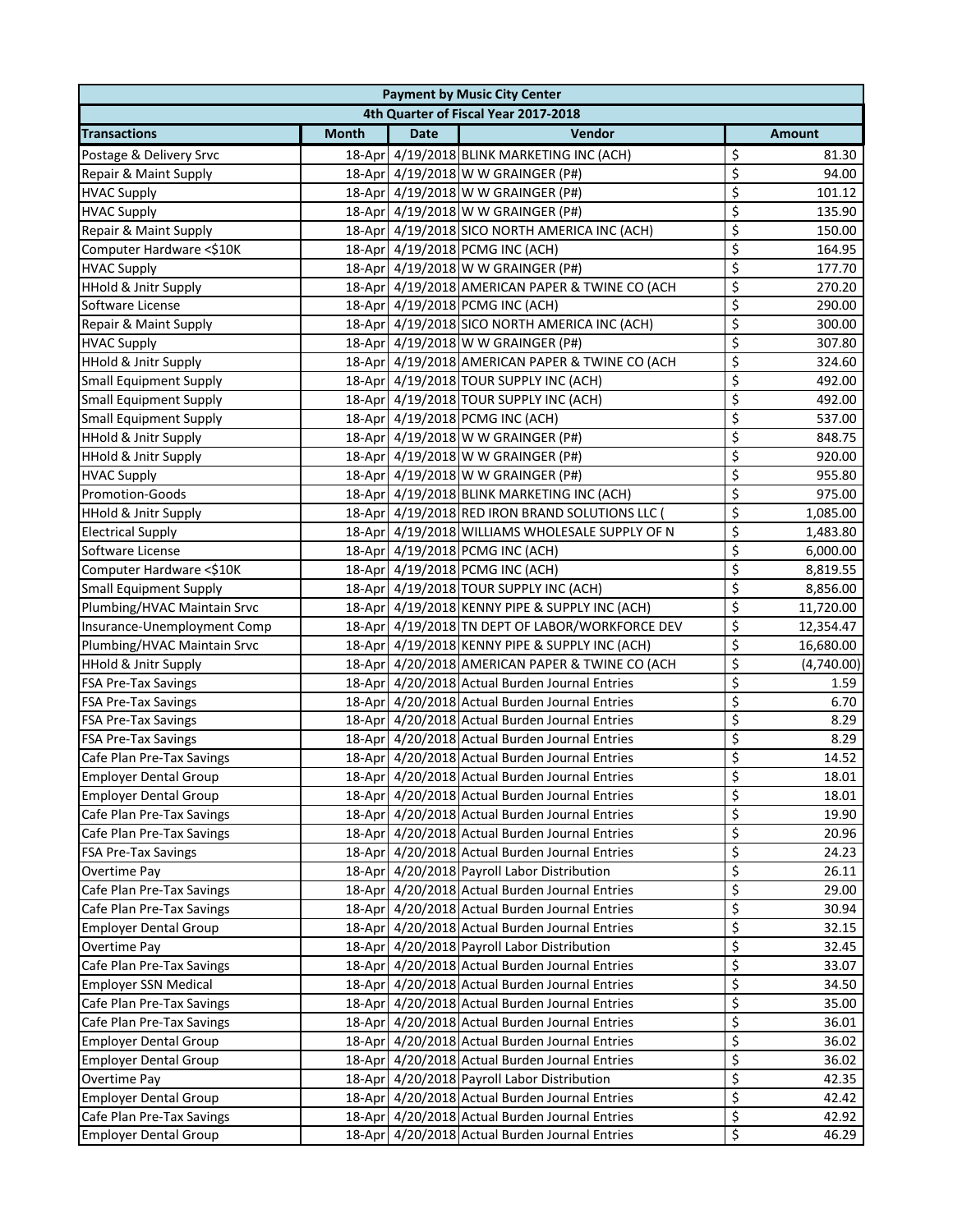| Payment by Music City Center | | | | |
|---|---|---|---|---|
| 4th Quarter of Fiscal Year 2017-2018 | | | | |
| **Transactions** | **Month** | **Date** | **Vendor** | **Amount** |
| Postage & Delivery Srvc | 18-Apr | 4/19/2018 | BLINK MARKETING INC (ACH) | $ 81.30 |
| Repair & Maint Supply | 18-Apr | 4/19/2018 | W W GRAINGER (P#) | $ 94.00 |
| HVAC Supply | 18-Apr | 4/19/2018 | W W GRAINGER (P#) | $ 101.12 |
| HVAC Supply | 18-Apr | 4/19/2018 | W W GRAINGER (P#) | $ 135.90 |
| Repair & Maint Supply | 18-Apr | 4/19/2018 | SICO NORTH AMERICA INC (ACH) | $ 150.00 |
| Computer Hardware <$10K | 18-Apr | 4/19/2018 | PCMG INC (ACH) | $ 164.95 |
| HVAC Supply | 18-Apr | 4/19/2018 | W W GRAINGER (P#) | $ 177.70 |
| HHold & Jnitr Supply | 18-Apr | 4/19/2018 | AMERICAN PAPER & TWINE CO (ACH | $ 270.20 |
| Software License | 18-Apr | 4/19/2018 | PCMG INC (ACH) | $ 290.00 |
| Repair & Maint Supply | 18-Apr | 4/19/2018 | SICO NORTH AMERICA INC (ACH) | $ 300.00 |
| HVAC Supply | 18-Apr | 4/19/2018 | W W GRAINGER (P#) | $ 307.80 |
| HHold & Jnitr Supply | 18-Apr | 4/19/2018 | AMERICAN PAPER & TWINE CO (ACH | $ 324.60 |
| Small Equipment Supply | 18-Apr | 4/19/2018 | TOUR SUPPLY INC (ACH) | $ 492.00 |
| Small Equipment Supply | 18-Apr | 4/19/2018 | TOUR SUPPLY INC (ACH) | $ 492.00 |
| Small Equipment Supply | 18-Apr | 4/19/2018 | PCMG INC (ACH) | $ 537.00 |
| HHold & Jnitr Supply | 18-Apr | 4/19/2018 | W W GRAINGER (P#) | $ 848.75 |
| HHold & Jnitr Supply | 18-Apr | 4/19/2018 | W W GRAINGER (P#) | $ 920.00 |
| HVAC Supply | 18-Apr | 4/19/2018 | W W GRAINGER (P#) | $ 955.80 |
| Promotion-Goods | 18-Apr | 4/19/2018 | BLINK MARKETING INC (ACH) | $ 975.00 |
| HHold & Jnitr Supply | 18-Apr | 4/19/2018 | RED IRON BRAND SOLUTIONS LLC ( | $ 1,085.00 |
| Electrical Supply | 18-Apr | 4/19/2018 | WILLIAMS WHOLESALE SUPPLY OF N | $ 1,483.80 |
| Software License | 18-Apr | 4/19/2018 | PCMG INC (ACH) | $ 6,000.00 |
| Computer Hardware <$10K | 18-Apr | 4/19/2018 | PCMG INC (ACH) | $ 8,819.55 |
| Small Equipment Supply | 18-Apr | 4/19/2018 | TOUR SUPPLY INC (ACH) | $ 8,856.00 |
| Plumbing/HVAC Maintain Srvc | 18-Apr | 4/19/2018 | KENNY PIPE & SUPPLY INC (ACH) | $ 11,720.00 |
| Insurance-Unemployment Comp | 18-Apr | 4/19/2018 | TN DEPT OF LABOR/WORKFORCE DEV | $ 12,354.47 |
| Plumbing/HVAC Maintain Srvc | 18-Apr | 4/19/2018 | KENNY PIPE & SUPPLY INC (ACH) | $ 16,680.00 |
| HHold & Jnitr Supply | 18-Apr | 4/20/2018 | AMERICAN PAPER & TWINE CO (ACH | $ (4,740.00) |
| FSA Pre-Tax Savings | 18-Apr | 4/20/2018 | Actual Burden Journal Entries | $ 1.59 |
| FSA Pre-Tax Savings | 18-Apr | 4/20/2018 | Actual Burden Journal Entries | $ 6.70 |
| FSA Pre-Tax Savings | 18-Apr | 4/20/2018 | Actual Burden Journal Entries | $ 8.29 |
| FSA Pre-Tax Savings | 18-Apr | 4/20/2018 | Actual Burden Journal Entries | $ 8.29 |
| Cafe Plan Pre-Tax Savings | 18-Apr | 4/20/2018 | Actual Burden Journal Entries | $ 14.52 |
| Employer Dental Group | 18-Apr | 4/20/2018 | Actual Burden Journal Entries | $ 18.01 |
| Employer Dental Group | 18-Apr | 4/20/2018 | Actual Burden Journal Entries | $ 18.01 |
| Cafe Plan Pre-Tax Savings | 18-Apr | 4/20/2018 | Actual Burden Journal Entries | $ 19.90 |
| Cafe Plan Pre-Tax Savings | 18-Apr | 4/20/2018 | Actual Burden Journal Entries | $ 20.96 |
| FSA Pre-Tax Savings | 18-Apr | 4/20/2018 | Actual Burden Journal Entries | $ 24.23 |
| Overtime Pay | 18-Apr | 4/20/2018 | Payroll Labor Distribution | $ 26.11 |
| Cafe Plan Pre-Tax Savings | 18-Apr | 4/20/2018 | Actual Burden Journal Entries | $ 29.00 |
| Cafe Plan Pre-Tax Savings | 18-Apr | 4/20/2018 | Actual Burden Journal Entries | $ 30.94 |
| Employer Dental Group | 18-Apr | 4/20/2018 | Actual Burden Journal Entries | $ 32.15 |
| Overtime Pay | 18-Apr | 4/20/2018 | Payroll Labor Distribution | $ 32.45 |
| Cafe Plan Pre-Tax Savings | 18-Apr | 4/20/2018 | Actual Burden Journal Entries | $ 33.07 |
| Employer SSN Medical | 18-Apr | 4/20/2018 | Actual Burden Journal Entries | $ 34.50 |
| Cafe Plan Pre-Tax Savings | 18-Apr | 4/20/2018 | Actual Burden Journal Entries | $ 35.00 |
| Cafe Plan Pre-Tax Savings | 18-Apr | 4/20/2018 | Actual Burden Journal Entries | $ 36.01 |
| Employer Dental Group | 18-Apr | 4/20/2018 | Actual Burden Journal Entries | $ 36.02 |
| Employer Dental Group | 18-Apr | 4/20/2018 | Actual Burden Journal Entries | $ 36.02 |
| Overtime Pay | 18-Apr | 4/20/2018 | Payroll Labor Distribution | $ 42.35 |
| Employer Dental Group | 18-Apr | 4/20/2018 | Actual Burden Journal Entries | $ 42.42 |
| Cafe Plan Pre-Tax Savings | 18-Apr | 4/20/2018 | Actual Burden Journal Entries | $ 42.92 |
| Employer Dental Group | 18-Apr | 4/20/2018 | Actual Burden Journal Entries | $ 46.29 |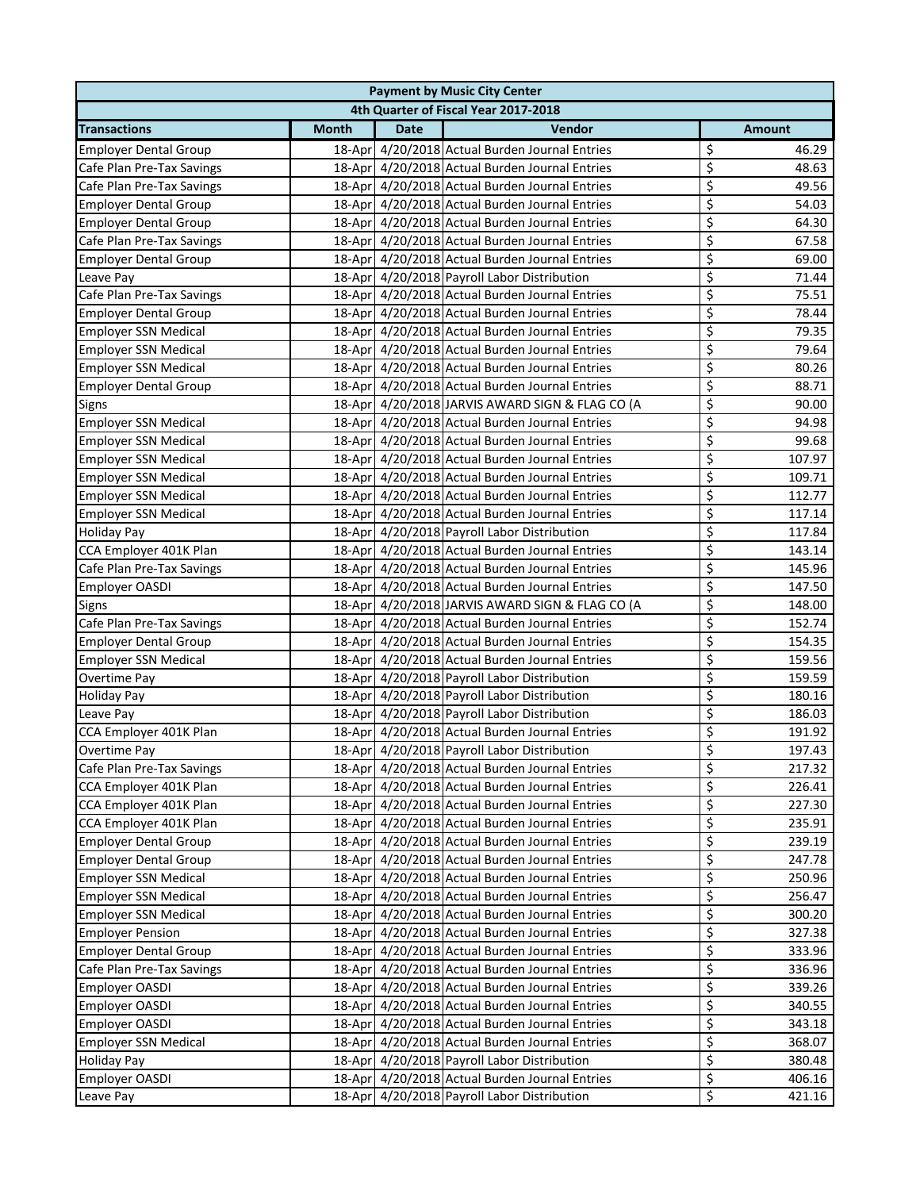| Payment by Music City Center | | | | |
|---|---|---|---|---|
| 4th Quarter of Fiscal Year 2017-2018 | | | | |
| **Transactions** | **Month** | **Date** | **Vendor** | **Amount** |
| Employer Dental Group | 18-Apr | 4/20/2018 | Actual Burden Journal Entries | $ 46.29 |
| Cafe Plan Pre-Tax Savings | 18-Apr | 4/20/2018 | Actual Burden Journal Entries | $ 48.63 |
| Cafe Plan Pre-Tax Savings | 18-Apr | 4/20/2018 | Actual Burden Journal Entries | $ 49.56 |
| Employer Dental Group | 18-Apr | 4/20/2018 | Actual Burden Journal Entries | $ 54.03 |
| Employer Dental Group | 18-Apr | 4/20/2018 | Actual Burden Journal Entries | $ 64.30 |
| Cafe Plan Pre-Tax Savings | 18-Apr | 4/20/2018 | Actual Burden Journal Entries | $ 67.58 |
| Employer Dental Group | 18-Apr | 4/20/2018 | Actual Burden Journal Entries | $ 69.00 |
| Leave Pay | 18-Apr | 4/20/2018 | Payroll Labor Distribution | $ 71.44 |
| Cafe Plan Pre-Tax Savings | 18-Apr | 4/20/2018 | Actual Burden Journal Entries | $ 75.51 |
| Employer Dental Group | 18-Apr | 4/20/2018 | Actual Burden Journal Entries | $ 78.44 |
| Employer SSN Medical | 18-Apr | 4/20/2018 | Actual Burden Journal Entries | $ 79.35 |
| Employer SSN Medical | 18-Apr | 4/20/2018 | Actual Burden Journal Entries | $ 79.64 |
| Employer SSN Medical | 18-Apr | 4/20/2018 | Actual Burden Journal Entries | $ 80.26 |
| Employer Dental Group | 18-Apr | 4/20/2018 | Actual Burden Journal Entries | $ 88.71 |
| Signs | 18-Apr | 4/20/2018 | JARVIS AWARD SIGN & FLAG CO (A | $ 90.00 |
| Employer SSN Medical | 18-Apr | 4/20/2018 | Actual Burden Journal Entries | $ 94.98 |
| Employer SSN Medical | 18-Apr | 4/20/2018 | Actual Burden Journal Entries | $ 99.68 |
| Employer SSN Medical | 18-Apr | 4/20/2018 | Actual Burden Journal Entries | $ 107.97 |
| Employer SSN Medical | 18-Apr | 4/20/2018 | Actual Burden Journal Entries | $ 109.71 |
| Employer SSN Medical | 18-Apr | 4/20/2018 | Actual Burden Journal Entries | $ 112.77 |
| Employer SSN Medical | 18-Apr | 4/20/2018 | Actual Burden Journal Entries | $ 117.14 |
| Holiday Pay | 18-Apr | 4/20/2018 | Payroll Labor Distribution | $ 117.84 |
| CCA Employer 401K Plan | 18-Apr | 4/20/2018 | Actual Burden Journal Entries | $ 143.14 |
| Cafe Plan Pre-Tax Savings | 18-Apr | 4/20/2018 | Actual Burden Journal Entries | $ 145.96 |
| Employer OASDI | 18-Apr | 4/20/2018 | Actual Burden Journal Entries | $ 147.50 |
| Signs | 18-Apr | 4/20/2018 | JARVIS AWARD SIGN & FLAG CO (A | $ 148.00 |
| Cafe Plan Pre-Tax Savings | 18-Apr | 4/20/2018 | Actual Burden Journal Entries | $ 152.74 |
| Employer Dental Group | 18-Apr | 4/20/2018 | Actual Burden Journal Entries | $ 154.35 |
| Employer SSN Medical | 18-Apr | 4/20/2018 | Actual Burden Journal Entries | $ 159.56 |
| Overtime Pay | 18-Apr | 4/20/2018 | Payroll Labor Distribution | $ 159.59 |
| Holiday Pay | 18-Apr | 4/20/2018 | Payroll Labor Distribution | $ 180.16 |
| Leave Pay | 18-Apr | 4/20/2018 | Payroll Labor Distribution | $ 186.03 |
| CCA Employer 401K Plan | 18-Apr | 4/20/2018 | Actual Burden Journal Entries | $ 191.92 |
| Overtime Pay | 18-Apr | 4/20/2018 | Payroll Labor Distribution | $ 197.43 |
| Cafe Plan Pre-Tax Savings | 18-Apr | 4/20/2018 | Actual Burden Journal Entries | $ 217.32 |
| CCA Employer 401K Plan | 18-Apr | 4/20/2018 | Actual Burden Journal Entries | $ 226.41 |
| CCA Employer 401K Plan | 18-Apr | 4/20/2018 | Actual Burden Journal Entries | $ 227.30 |
| CCA Employer 401K Plan | 18-Apr | 4/20/2018 | Actual Burden Journal Entries | $ 235.91 |
| Employer Dental Group | 18-Apr | 4/20/2018 | Actual Burden Journal Entries | $ 239.19 |
| Employer Dental Group | 18-Apr | 4/20/2018 | Actual Burden Journal Entries | $ 247.78 |
| Employer SSN Medical | 18-Apr | 4/20/2018 | Actual Burden Journal Entries | $ 250.96 |
| Employer SSN Medical | 18-Apr | 4/20/2018 | Actual Burden Journal Entries | $ 256.47 |
| Employer SSN Medical | 18-Apr | 4/20/2018 | Actual Burden Journal Entries | $ 300.20 |
| Employer Pension | 18-Apr | 4/20/2018 | Actual Burden Journal Entries | $ 327.38 |
| Employer Dental Group | 18-Apr | 4/20/2018 | Actual Burden Journal Entries | $ 333.96 |
| Cafe Plan Pre-Tax Savings | 18-Apr | 4/20/2018 | Actual Burden Journal Entries | $ 336.96 |
| Employer OASDI | 18-Apr | 4/20/2018 | Actual Burden Journal Entries | $ 339.26 |
| Employer OASDI | 18-Apr | 4/20/2018 | Actual Burden Journal Entries | $ 340.55 |
| Employer OASDI | 18-Apr | 4/20/2018 | Actual Burden Journal Entries | $ 343.18 |
| Employer SSN Medical | 18-Apr | 4/20/2018 | Actual Burden Journal Entries | $ 368.07 |
| Holiday Pay | 18-Apr | 4/20/2018 | Payroll Labor Distribution | $ 380.48 |
| Employer OASDI | 18-Apr | 4/20/2018 | Actual Burden Journal Entries | $ 406.16 |
| Leave Pay | 18-Apr | 4/20/2018 | Payroll Labor Distribution | $ 421.16 |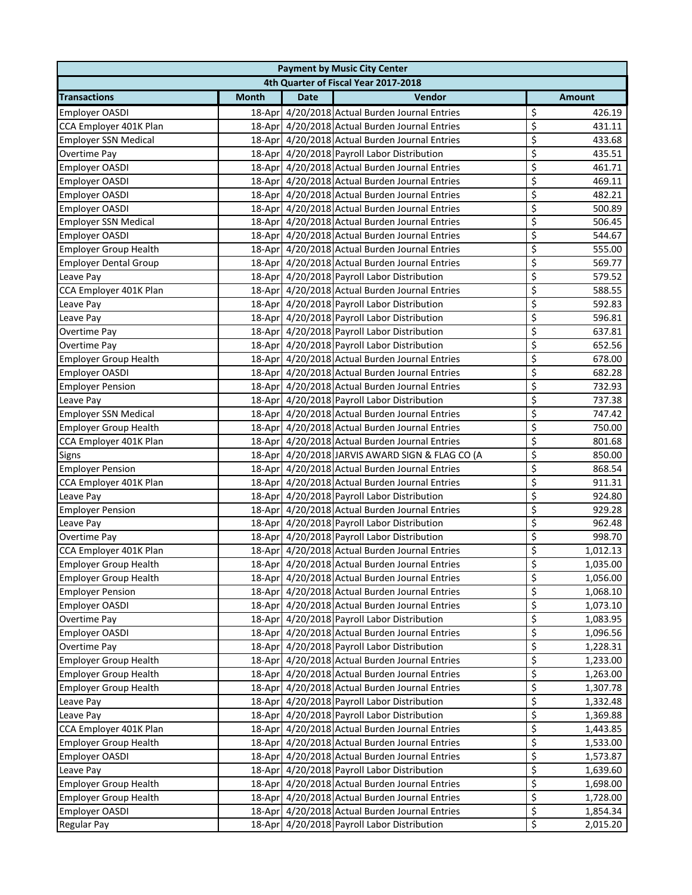| Payment by Music City Center | | | | |
|---|---|---|---|---|
| 4th Quarter of Fiscal Year 2017-2018 | | | | |
| **Transactions** | **Month** | **Date** | **Vendor** | **Amount** |
| Employer OASDI | 18-Apr | 4/20/2018 | Actual Burden Journal Entries | $ 426.19 |
| CCA Employer 401K Plan | 18-Apr | 4/20/2018 | Actual Burden Journal Entries | $ 431.11 |
| Employer SSN Medical | 18-Apr | 4/20/2018 | Actual Burden Journal Entries | $ 433.68 |
| Overtime Pay | 18-Apr | 4/20/2018 | Payroll Labor Distribution | $ 435.51 |
| Employer OASDI | 18-Apr | 4/20/2018 | Actual Burden Journal Entries | $ 461.71 |
| Employer OASDI | 18-Apr | 4/20/2018 | Actual Burden Journal Entries | $ 469.11 |
| Employer OASDI | 18-Apr | 4/20/2018 | Actual Burden Journal Entries | $ 482.21 |
| Employer OASDI | 18-Apr | 4/20/2018 | Actual Burden Journal Entries | $ 500.89 |
| Employer SSN Medical | 18-Apr | 4/20/2018 | Actual Burden Journal Entries | $ 506.45 |
| Employer OASDI | 18-Apr | 4/20/2018 | Actual Burden Journal Entries | $ 544.67 |
| Employer Group Health | 18-Apr | 4/20/2018 | Actual Burden Journal Entries | $ 555.00 |
| Employer Dental Group | 18-Apr | 4/20/2018 | Actual Burden Journal Entries | $ 569.77 |
| Leave Pay | 18-Apr | 4/20/2018 | Payroll Labor Distribution | $ 579.52 |
| CCA Employer 401K Plan | 18-Apr | 4/20/2018 | Actual Burden Journal Entries | $ 588.55 |
| Leave Pay | 18-Apr | 4/20/2018 | Payroll Labor Distribution | $ 592.83 |
| Leave Pay | 18-Apr | 4/20/2018 | Payroll Labor Distribution | $ 596.81 |
| Overtime Pay | 18-Apr | 4/20/2018 | Payroll Labor Distribution | $ 637.81 |
| Overtime Pay | 18-Apr | 4/20/2018 | Payroll Labor Distribution | $ 652.56 |
| Employer Group Health | 18-Apr | 4/20/2018 | Actual Burden Journal Entries | $ 678.00 |
| Employer OASDI | 18-Apr | 4/20/2018 | Actual Burden Journal Entries | $ 682.28 |
| Employer Pension | 18-Apr | 4/20/2018 | Actual Burden Journal Entries | $ 732.93 |
| Leave Pay | 18-Apr | 4/20/2018 | Payroll Labor Distribution | $ 737.38 |
| Employer SSN Medical | 18-Apr | 4/20/2018 | Actual Burden Journal Entries | $ 747.42 |
| Employer Group Health | 18-Apr | 4/20/2018 | Actual Burden Journal Entries | $ 750.00 |
| CCA Employer 401K Plan | 18-Apr | 4/20/2018 | Actual Burden Journal Entries | $ 801.68 |
| Signs | 18-Apr | 4/20/2018 | JARVIS AWARD SIGN & FLAG CO (A | $ 850.00 |
| Employer Pension | 18-Apr | 4/20/2018 | Actual Burden Journal Entries | $ 868.54 |
| CCA Employer 401K Plan | 18-Apr | 4/20/2018 | Actual Burden Journal Entries | $ 911.31 |
| Leave Pay | 18-Apr | 4/20/2018 | Payroll Labor Distribution | $ 924.80 |
| Employer Pension | 18-Apr | 4/20/2018 | Actual Burden Journal Entries | $ 929.28 |
| Leave Pay | 18-Apr | 4/20/2018 | Payroll Labor Distribution | $ 962.48 |
| Overtime Pay | 18-Apr | 4/20/2018 | Payroll Labor Distribution | $ 998.70 |
| CCA Employer 401K Plan | 18-Apr | 4/20/2018 | Actual Burden Journal Entries | $ 1,012.13 |
| Employer Group Health | 18-Apr | 4/20/2018 | Actual Burden Journal Entries | $ 1,035.00 |
| Employer Group Health | 18-Apr | 4/20/2018 | Actual Burden Journal Entries | $ 1,056.00 |
| Employer Pension | 18-Apr | 4/20/2018 | Actual Burden Journal Entries | $ 1,068.10 |
| Employer OASDI | 18-Apr | 4/20/2018 | Actual Burden Journal Entries | $ 1,073.10 |
| Overtime Pay | 18-Apr | 4/20/2018 | Payroll Labor Distribution | $ 1,083.95 |
| Employer OASDI | 18-Apr | 4/20/2018 | Actual Burden Journal Entries | $ 1,096.56 |
| Overtime Pay | 18-Apr | 4/20/2018 | Payroll Labor Distribution | $ 1,228.31 |
| Employer Group Health | 18-Apr | 4/20/2018 | Actual Burden Journal Entries | $ 1,233.00 |
| Employer Group Health | 18-Apr | 4/20/2018 | Actual Burden Journal Entries | $ 1,263.00 |
| Employer Group Health | 18-Apr | 4/20/2018 | Actual Burden Journal Entries | $ 1,307.78 |
| Leave Pay | 18-Apr | 4/20/2018 | Payroll Labor Distribution | $ 1,332.48 |
| Leave Pay | 18-Apr | 4/20/2018 | Payroll Labor Distribution | $ 1,369.88 |
| CCA Employer 401K Plan | 18-Apr | 4/20/2018 | Actual Burden Journal Entries | $ 1,443.85 |
| Employer Group Health | 18-Apr | 4/20/2018 | Actual Burden Journal Entries | $ 1,533.00 |
| Employer OASDI | 18-Apr | 4/20/2018 | Actual Burden Journal Entries | $ 1,573.87 |
| Leave Pay | 18-Apr | 4/20/2018 | Payroll Labor Distribution | $ 1,639.60 |
| Employer Group Health | 18-Apr | 4/20/2018 | Actual Burden Journal Entries | $ 1,698.00 |
| Employer Group Health | 18-Apr | 4/20/2018 | Actual Burden Journal Entries | $ 1,728.00 |
| Employer OASDI | 18-Apr | 4/20/2018 | Actual Burden Journal Entries | $ 1,854.34 |
| Regular Pay | 18-Apr | 4/20/2018 | Payroll Labor Distribution | $ 2,015.20 |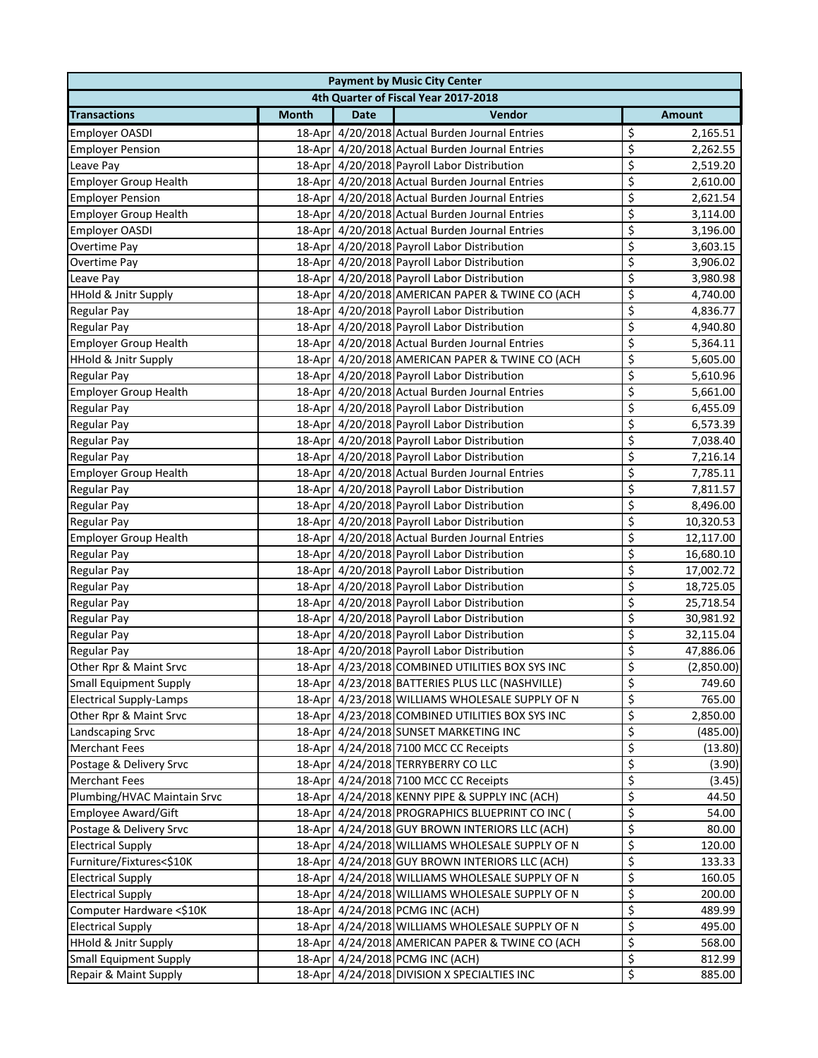| Payment by Music City Center | | | | |
|---|---|---|---|---|
| 4th Quarter of Fiscal Year 2017-2018 | | | | |
| **Transactions** | **Month** | **Date** | **Vendor** | **Amount** |
| Employer OASDI | 18-Apr | 4/20/2018 | Actual Burden Journal Entries | $ 2,165.51 |
| Employer Pension | 18-Apr | 4/20/2018 | Actual Burden Journal Entries | $ 2,262.55 |
| Leave Pay | 18-Apr | 4/20/2018 | Payroll Labor Distribution | $ 2,519.20 |
| Employer Group Health | 18-Apr | 4/20/2018 | Actual Burden Journal Entries | $ 2,610.00 |
| Employer Pension | 18-Apr | 4/20/2018 | Actual Burden Journal Entries | $ 2,621.54 |
| Employer Group Health | 18-Apr | 4/20/2018 | Actual Burden Journal Entries | $ 3,114.00 |
| Employer OASDI | 18-Apr | 4/20/2018 | Actual Burden Journal Entries | $ 3,196.00 |
| Overtime Pay | 18-Apr | 4/20/2018 | Payroll Labor Distribution | $ 3,603.15 |
| Overtime Pay | 18-Apr | 4/20/2018 | Payroll Labor Distribution | $ 3,906.02 |
| Leave Pay | 18-Apr | 4/20/2018 | Payroll Labor Distribution | $ 3,980.98 |
| HHold & Jnitr Supply | 18-Apr | 4/20/2018 | AMERICAN PAPER & TWINE CO (ACH | $ 4,740.00 |
| Regular Pay | 18-Apr | 4/20/2018 | Payroll Labor Distribution | $ 4,836.77 |
| Regular Pay | 18-Apr | 4/20/2018 | Payroll Labor Distribution | $ 4,940.80 |
| Employer Group Health | 18-Apr | 4/20/2018 | Actual Burden Journal Entries | $ 5,364.11 |
| HHold & Jnitr Supply | 18-Apr | 4/20/2018 | AMERICAN PAPER & TWINE CO (ACH | $ 5,605.00 |
| Regular Pay | 18-Apr | 4/20/2018 | Payroll Labor Distribution | $ 5,610.96 |
| Employer Group Health | 18-Apr | 4/20/2018 | Actual Burden Journal Entries | $ 5,661.00 |
| Regular Pay | 18-Apr | 4/20/2018 | Payroll Labor Distribution | $ 6,455.09 |
| Regular Pay | 18-Apr | 4/20/2018 | Payroll Labor Distribution | $ 6,573.39 |
| Regular Pay | 18-Apr | 4/20/2018 | Payroll Labor Distribution | $ 7,038.40 |
| Regular Pay | 18-Apr | 4/20/2018 | Payroll Labor Distribution | $ 7,216.14 |
| Employer Group Health | 18-Apr | 4/20/2018 | Actual Burden Journal Entries | $ 7,785.11 |
| Regular Pay | 18-Apr | 4/20/2018 | Payroll Labor Distribution | $ 7,811.57 |
| Regular Pay | 18-Apr | 4/20/2018 | Payroll Labor Distribution | $ 8,496.00 |
| Regular Pay | 18-Apr | 4/20/2018 | Payroll Labor Distribution | $ 10,320.53 |
| Employer Group Health | 18-Apr | 4/20/2018 | Actual Burden Journal Entries | $ 12,117.00 |
| Regular Pay | 18-Apr | 4/20/2018 | Payroll Labor Distribution | $ 16,680.10 |
| Regular Pay | 18-Apr | 4/20/2018 | Payroll Labor Distribution | $ 17,002.72 |
| Regular Pay | 18-Apr | 4/20/2018 | Payroll Labor Distribution | $ 18,725.05 |
| Regular Pay | 18-Apr | 4/20/2018 | Payroll Labor Distribution | $ 25,718.54 |
| Regular Pay | 18-Apr | 4/20/2018 | Payroll Labor Distribution | $ 30,981.92 |
| Regular Pay | 18-Apr | 4/20/2018 | Payroll Labor Distribution | $ 32,115.04 |
| Regular Pay | 18-Apr | 4/20/2018 | Payroll Labor Distribution | $ 47,886.06 |
| Other Rpr & Maint Srvc | 18-Apr | 4/23/2018 | COMBINED UTILITIES BOX SYS INC | $ (2,850.00) |
| Small Equipment Supply | 18-Apr | 4/23/2018 | BATTERIES PLUS LLC (NASHVILLE) | $ 749.60 |
| Electrical Supply-Lamps | 18-Apr | 4/23/2018 | WILLIAMS WHOLESALE SUPPLY OF N | $ 765.00 |
| Other Rpr & Maint Srvc | 18-Apr | 4/23/2018 | COMBINED UTILITIES BOX SYS INC | $ 2,850.00 |
| Landscaping Srvc | 18-Apr | 4/24/2018 | SUNSET MARKETING INC | $ (485.00) |
| Merchant Fees | 18-Apr | 4/24/2018 | 7100 MCC CC Receipts | $ (13.80) |
| Postage & Delivery Srvc | 18-Apr | 4/24/2018 | TERRYBERRY CO LLC | $ (3.90) |
| Merchant Fees | 18-Apr | 4/24/2018 | 7100 MCC CC Receipts | $ (3.45) |
| Plumbing/HVAC Maintain Srvc | 18-Apr | 4/24/2018 | KENNY PIPE & SUPPLY INC (ACH) | $ 44.50 |
| Employee Award/Gift | 18-Apr | 4/24/2018 | PROGRAPHICS BLUEPRINT CO INC ( | $ 54.00 |
| Postage & Delivery Srvc | 18-Apr | 4/24/2018 | GUY BROWN INTERIORS LLC (ACH) | $ 80.00 |
| Electrical Supply | 18-Apr | 4/24/2018 | WILLIAMS WHOLESALE SUPPLY OF N | $ 120.00 |
| Furniture/Fixtures<$10K | 18-Apr | 4/24/2018 | GUY BROWN INTERIORS LLC (ACH) | $ 133.33 |
| Electrical Supply | 18-Apr | 4/24/2018 | WILLIAMS WHOLESALE SUPPLY OF N | $ 160.05 |
| Electrical Supply | 18-Apr | 4/24/2018 | WILLIAMS WHOLESALE SUPPLY OF N | $ 200.00 |
| Computer Hardware <$10K | 18-Apr | 4/24/2018 | PCMG INC (ACH) | $ 489.99 |
| Electrical Supply | 18-Apr | 4/24/2018 | WILLIAMS WHOLESALE SUPPLY OF N | $ 495.00 |
| HHold & Jnitr Supply | 18-Apr | 4/24/2018 | AMERICAN PAPER & TWINE CO (ACH | $ 568.00 |
| Small Equipment Supply | 18-Apr | 4/24/2018 | PCMG INC (ACH) | $ 812.99 |
| Repair & Maint Supply | 18-Apr | 4/24/2018 | DIVISION X SPECIALTIES INC | $ 885.00 |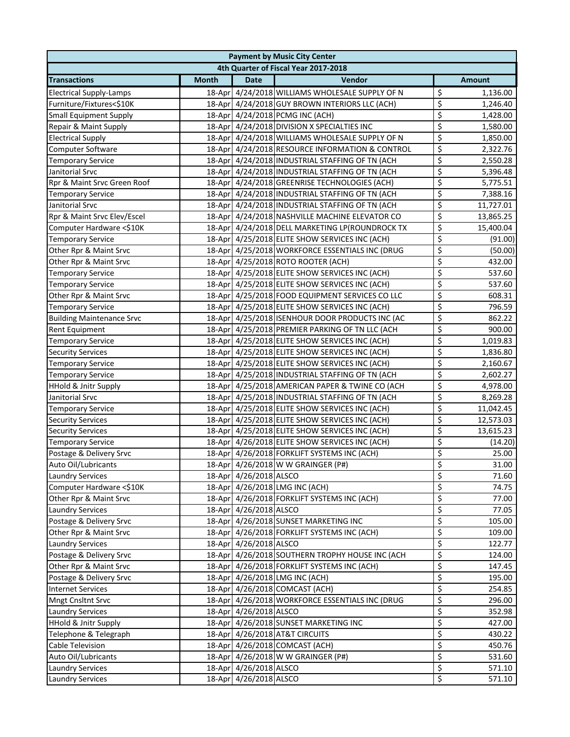| Payment by Music City Center | | | | |
|---|---|---|---|---|
| 4th Quarter of Fiscal Year 2017-2018 | | | | |
| **Transactions** | **Month** | **Date** | **Vendor** | **Amount** |
| Electrical Supply-Lamps | 18-Apr | 4/24/2018 | WILLIAMS WHOLESALE SUPPLY OF N | $ 1,136.00 |
| Furniture/Fixtures<$10K | 18-Apr | 4/24/2018 | GUY BROWN INTERIORS LLC (ACH) | $ 1,246.40 |
| Small Equipment Supply | 18-Apr | 4/24/2018 | PCMG INC (ACH) | $ 1,428.00 |
| Repair & Maint Supply | 18-Apr | 4/24/2018 | DIVISION X SPECIALTIES INC | $ 1,580.00 |
| Electrical Supply | 18-Apr | 4/24/2018 | WILLIAMS WHOLESALE SUPPLY OF N | $ 1,850.00 |
| Computer Software | 18-Apr | 4/24/2018 | RESOURCE INFORMATION & CONTROL | $ 2,322.76 |
| Temporary Service | 18-Apr | 4/24/2018 | INDUSTRIAL STAFFING OF TN (ACH | $ 2,550.28 |
| Janitorial Srvc | 18-Apr | 4/24/2018 | INDUSTRIAL STAFFING OF TN (ACH | $ 5,396.48 |
| Rpr & Maint Srvc Green Roof | 18-Apr | 4/24/2018 | GREENRISE TECHNOLOGIES (ACH) | $ 5,775.51 |
| Temporary Service | 18-Apr | 4/24/2018 | INDUSTRIAL STAFFING OF TN (ACH | $ 7,388.16 |
| Janitorial Srvc | 18-Apr | 4/24/2018 | INDUSTRIAL STAFFING OF TN (ACH | $ 11,727.01 |
| Rpr & Maint Srvc Elev/Escel | 18-Apr | 4/24/2018 | NASHVILLE MACHINE ELEVATOR CO | $ 13,865.25 |
| Computer Hardware <$10K | 18-Apr | 4/24/2018 | DELL MARKETING LP(ROUNDROCK TX | $ 15,400.04 |
| Temporary Service | 18-Apr | 4/25/2018 | ELITE SHOW SERVICES INC (ACH) | $ (91.00) |
| Other Rpr & Maint Srvc | 18-Apr | 4/25/2018 | WORKFORCE ESSENTIALS INC (DRUG | $ (50.00) |
| Other Rpr & Maint Srvc | 18-Apr | 4/25/2018 | ROTO ROOTER (ACH) | $ 432.00 |
| Temporary Service | 18-Apr | 4/25/2018 | ELITE SHOW SERVICES INC (ACH) | $ 537.60 |
| Temporary Service | 18-Apr | 4/25/2018 | ELITE SHOW SERVICES INC (ACH) | $ 537.60 |
| Other Rpr & Maint Srvc | 18-Apr | 4/25/2018 | FOOD EQUIPMENT SERVICES CO LLC | $ 608.31 |
| Temporary Service | 18-Apr | 4/25/2018 | ELITE SHOW SERVICES INC (ACH) | $ 796.59 |
| Building Maintenance Srvc | 18-Apr | 4/25/2018 | ISENHOUR DOOR PRODUCTS INC (AC | $ 862.22 |
| Rent Equipment | 18-Apr | 4/25/2018 | PREMIER PARKING OF TN LLC (ACH | $ 900.00 |
| Temporary Service | 18-Apr | 4/25/2018 | ELITE SHOW SERVICES INC (ACH) | $ 1,019.83 |
| Security Services | 18-Apr | 4/25/2018 | ELITE SHOW SERVICES INC (ACH) | $ 1,836.80 |
| Temporary Service | 18-Apr | 4/25/2018 | ELITE SHOW SERVICES INC (ACH) | $ 2,160.67 |
| Temporary Service | 18-Apr | 4/25/2018 | INDUSTRIAL STAFFING OF TN (ACH | $ 2,602.27 |
| HHold & Jnitr Supply | 18-Apr | 4/25/2018 | AMERICAN PAPER & TWINE CO (ACH | $ 4,978.00 |
| Janitorial Srvc | 18-Apr | 4/25/2018 | INDUSTRIAL STAFFING OF TN (ACH | $ 8,269.28 |
| Temporary Service | 18-Apr | 4/25/2018 | ELITE SHOW SERVICES INC (ACH) | $ 11,042.45 |
| Security Services | 18-Apr | 4/25/2018 | ELITE SHOW SERVICES INC (ACH) | $ 12,573.03 |
| Security Services | 18-Apr | 4/25/2018 | ELITE SHOW SERVICES INC (ACH) | $ 13,615.23 |
| Temporary Service | 18-Apr | 4/26/2018 | ELITE SHOW SERVICES INC (ACH) | $ (14.20) |
| Postage & Delivery Srvc | 18-Apr | 4/26/2018 | FORKLIFT SYSTEMS INC (ACH) | $ 25.00 |
| Auto Oil/Lubricants | 18-Apr | 4/26/2018 | W W GRAINGER (P#) | $ 31.00 |
| Laundry Services | 18-Apr | 4/26/2018 | ALSCO | $ 71.60 |
| Computer Hardware <$10K | 18-Apr | 4/26/2018 | LMG INC (ACH) | $ 74.75 |
| Other Rpr & Maint Srvc | 18-Apr | 4/26/2018 | FORKLIFT SYSTEMS INC (ACH) | $ 77.00 |
| Laundry Services | 18-Apr | 4/26/2018 | ALSCO | $ 77.05 |
| Postage & Delivery Srvc | 18-Apr | 4/26/2018 | SUNSET MARKETING INC | $ 105.00 |
| Other Rpr & Maint Srvc | 18-Apr | 4/26/2018 | FORKLIFT SYSTEMS INC (ACH) | $ 109.00 |
| Laundry Services | 18-Apr | 4/26/2018 | ALSCO | $ 122.77 |
| Postage & Delivery Srvc | 18-Apr | 4/26/2018 | SOUTHERN TROPHY HOUSE INC (ACH | $ 124.00 |
| Other Rpr & Maint Srvc | 18-Apr | 4/26/2018 | FORKLIFT SYSTEMS INC (ACH) | $ 147.45 |
| Postage & Delivery Srvc | 18-Apr | 4/26/2018 | LMG INC (ACH) | $ 195.00 |
| Internet Services | 18-Apr | 4/26/2018 | COMCAST (ACH) | $ 254.85 |
| Mngt Cnsltnt Srvc | 18-Apr | 4/26/2018 | WORKFORCE ESSENTIALS INC (DRUG | $ 296.00 |
| Laundry Services | 18-Apr | 4/26/2018 | ALSCO | $ 352.98 |
| HHold & Jnitr Supply | 18-Apr | 4/26/2018 | SUNSET MARKETING INC | $ 427.00 |
| Telephone & Telegraph | 18-Apr | 4/26/2018 | AT&T CIRCUITS | $ 430.22 |
| Cable Television | 18-Apr | 4/26/2018 | COMCAST (ACH) | $ 450.76 |
| Auto Oil/Lubricants | 18-Apr | 4/26/2018 | W W GRAINGER (P#) | $ 531.60 |
| Laundry Services | 18-Apr | 4/26/2018 | ALSCO | $ 571.10 |
| Laundry Services | 18-Apr | 4/26/2018 | ALSCO | $ 571.10 |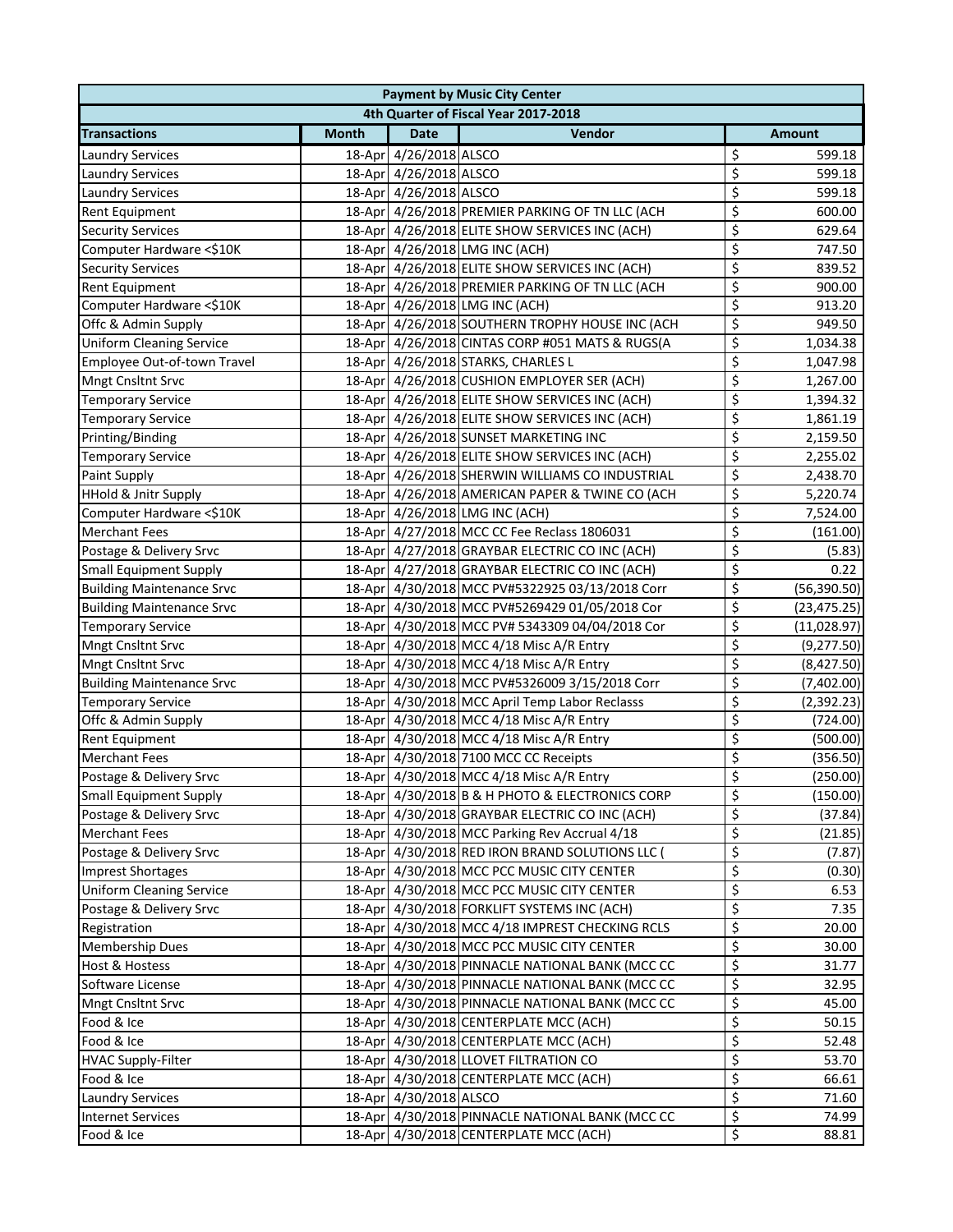| Payment by Music City Center | | | | |
|---|---|---|---|---|
| 4th Quarter of Fiscal Year 2017-2018 | | | | |
| **Transactions** | **Month** | **Date** | **Vendor** | **Amount** |
| Laundry Services | 18-Apr | 4/26/2018 | ALSCO | $ 599.18 |
| Laundry Services | 18-Apr | 4/26/2018 | ALSCO | $ 599.18 |
| Laundry Services | 18-Apr | 4/26/2018 | ALSCO | $ 599.18 |
| Rent Equipment | 18-Apr | 4/26/2018 | PREMIER PARKING OF TN LLC (ACH | $ 600.00 |
| Security Services | 18-Apr | 4/26/2018 | ELITE SHOW SERVICES INC (ACH) | $ 629.64 |
| Computer Hardware <$10K | 18-Apr | 4/26/2018 | LMG INC (ACH) | $ 747.50 |
| Security Services | 18-Apr | 4/26/2018 | ELITE SHOW SERVICES INC (ACH) | $ 839.52 |
| Rent Equipment | 18-Apr | 4/26/2018 | PREMIER PARKING OF TN LLC (ACH | $ 900.00 |
| Computer Hardware <$10K | 18-Apr | 4/26/2018 | LMG INC (ACH) | $ 913.20 |
| Offc & Admin Supply | 18-Apr | 4/26/2018 | SOUTHERN TROPHY HOUSE INC (ACH | $ 949.50 |
| Uniform Cleaning Service | 18-Apr | 4/26/2018 | CINTAS CORP #051 MATS & RUGS(A | $ 1,034.38 |
| Employee Out-of-town Travel | 18-Apr | 4/26/2018 | STARKS, CHARLES L | $ 1,047.98 |
| Mngt Cnsltnt Srvc | 18-Apr | 4/26/2018 | CUSHION EMPLOYER SER (ACH) | $ 1,267.00 |
| Temporary Service | 18-Apr | 4/26/2018 | ELITE SHOW SERVICES INC (ACH) | $ 1,394.32 |
| Temporary Service | 18-Apr | 4/26/2018 | ELITE SHOW SERVICES INC (ACH) | $ 1,861.19 |
| Printing/Binding | 18-Apr | 4/26/2018 | SUNSET MARKETING INC | $ 2,159.50 |
| Temporary Service | 18-Apr | 4/26/2018 | ELITE SHOW SERVICES INC (ACH) | $ 2,255.02 |
| Paint Supply | 18-Apr | 4/26/2018 | SHERWIN WILLIAMS CO INDUSTRIAL | $ 2,438.70 |
| HHold & Jnitr Supply | 18-Apr | 4/26/2018 | AMERICAN PAPER & TWINE CO (ACH | $ 5,220.74 |
| Computer Hardware <$10K | 18-Apr | 4/26/2018 | LMG INC (ACH) | $ 7,524.00 |
| Merchant Fees | 18-Apr | 4/27/2018 | MCC CC Fee Reclass 1806031 | $ (161.00) |
| Postage & Delivery Srvc | 18-Apr | 4/27/2018 | GRAYBAR ELECTRIC CO INC (ACH) | $ (5.83) |
| Small Equipment Supply | 18-Apr | 4/27/2018 | GRAYBAR ELECTRIC CO INC (ACH) | $ 0.22 |
| Building Maintenance Srvc | 18-Apr | 4/30/2018 | MCC PV#5322925 03/13/2018 Corr | $ (56,390.50) |
| Building Maintenance Srvc | 18-Apr | 4/30/2018 | MCC PV#5269429 01/05/2018 Cor | $ (23,475.25) |
| Temporary Service | 18-Apr | 4/30/2018 | MCC PV# 5343309 04/04/2018 Cor | $ (11,028.97) |
| Mngt Cnsltnt Srvc | 18-Apr | 4/30/2018 | MCC 4/18 Misc A/R Entry | $ (9,277.50) |
| Mngt Cnsltnt Srvc | 18-Apr | 4/30/2018 | MCC 4/18 Misc A/R Entry | $ (8,427.50) |
| Building Maintenance Srvc | 18-Apr | 4/30/2018 | MCC PV#5326009 3/15/2018 Corr | $ (7,402.00) |
| Temporary Service | 18-Apr | 4/30/2018 | MCC April Temp Labor Reclasss | $ (2,392.23) |
| Offc & Admin Supply | 18-Apr | 4/30/2018 | MCC 4/18 Misc A/R Entry | $ (724.00) |
| Rent Equipment | 18-Apr | 4/30/2018 | MCC 4/18 Misc A/R Entry | $ (500.00) |
| Merchant Fees | 18-Apr | 4/30/2018 | 7100 MCC CC Receipts | $ (356.50) |
| Postage & Delivery Srvc | 18-Apr | 4/30/2018 | MCC 4/18 Misc A/R Entry | $ (250.00) |
| Small Equipment Supply | 18-Apr | 4/30/2018 | B & H PHOTO & ELECTRONICS CORP | $ (150.00) |
| Postage & Delivery Srvc | 18-Apr | 4/30/2018 | GRAYBAR ELECTRIC CO INC (ACH) | $ (37.84) |
| Merchant Fees | 18-Apr | 4/30/2018 | MCC Parking Rev Accrual 4/18 | $ (21.85) |
| Postage & Delivery Srvc | 18-Apr | 4/30/2018 | RED IRON BRAND SOLUTIONS LLC ( | $ (7.87) |
| Imprest Shortages | 18-Apr | 4/30/2018 | MCC PCC MUSIC CITY CENTER | $ (0.30) |
| Uniform Cleaning Service | 18-Apr | 4/30/2018 | MCC PCC MUSIC CITY CENTER | $ 6.53 |
| Postage & Delivery Srvc | 18-Apr | 4/30/2018 | FORKLIFT SYSTEMS INC (ACH) | $ 7.35 |
| Registration | 18-Apr | 4/30/2018 | MCC 4/18 IMPREST CHECKING RCLS | $ 20.00 |
| Membership Dues | 18-Apr | 4/30/2018 | MCC PCC MUSIC CITY CENTER | $ 30.00 |
| Host & Hostess | 18-Apr | 4/30/2018 | PINNACLE NATIONAL BANK (MCC CC | $ 31.77 |
| Software License | 18-Apr | 4/30/2018 | PINNACLE NATIONAL BANK (MCC CC | $ 32.95 |
| Mngt Cnsltnt Srvc | 18-Apr | 4/30/2018 | PINNACLE NATIONAL BANK (MCC CC | $ 45.00 |
| Food & Ice | 18-Apr | 4/30/2018 | CENTERPLATE MCC (ACH) | $ 50.15 |
| Food & Ice | 18-Apr | 4/30/2018 | CENTERPLATE MCC (ACH) | $ 52.48 |
| HVAC Supply-Filter | 18-Apr | 4/30/2018 | LLOVET FILTRATION CO | $ 53.70 |
| Food & Ice | 18-Apr | 4/30/2018 | CENTERPLATE MCC (ACH) | $ 66.61 |
| Laundry Services | 18-Apr | 4/30/2018 | ALSCO | $ 71.60 |
| Internet Services | 18-Apr | 4/30/2018 | PINNACLE NATIONAL BANK (MCC CC | $ 74.99 |
| Food & Ice | 18-Apr | 4/30/2018 | CENTERPLATE MCC (ACH) | $ 88.81 |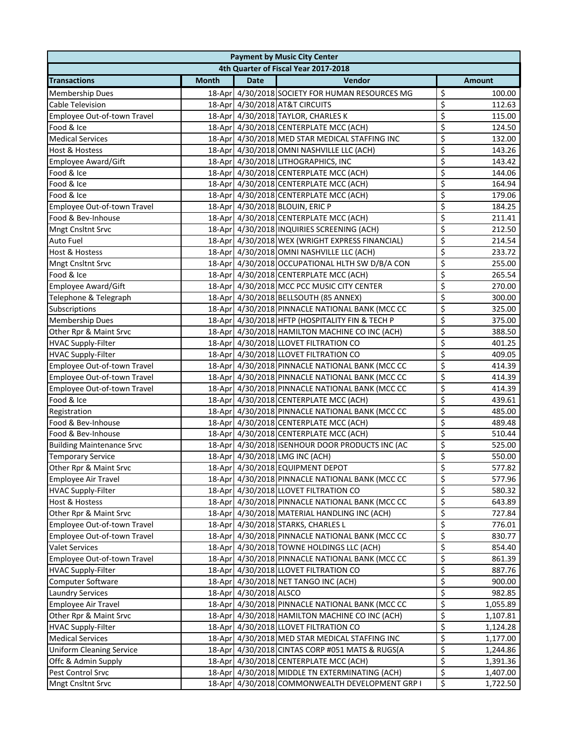| Payment by Music City Center | | | | |
|---|---|---|---|---|
| 4th Quarter of Fiscal Year 2017-2018 | | | | |
| **Transactions** | **Month** | **Date** | **Vendor** | **Amount** |
| Membership Dues | 18-Apr | 4/30/2018 | SOCIETY FOR HUMAN RESOURCES MG | $ 100.00 |
| Cable Television | 18-Apr | 4/30/2018 | AT&T CIRCUITS | $ 112.63 |
| Employee Out-of-town Travel | 18-Apr | 4/30/2018 | TAYLOR, CHARLES K | $ 115.00 |
| Food & Ice | 18-Apr | 4/30/2018 | CENTERPLATE MCC (ACH) | $ 124.50 |
| Medical Services | 18-Apr | 4/30/2018 | MED STAR MEDICAL STAFFING INC | $ 132.00 |
| Host & Hostess | 18-Apr | 4/30/2018 | OMNI NASHVILLE LLC (ACH) | $ 143.26 |
| Employee Award/Gift | 18-Apr | 4/30/2018 | LITHOGRAPHICS, INC | $ 143.42 |
| Food & Ice | 18-Apr | 4/30/2018 | CENTERPLATE MCC (ACH) | $ 144.06 |
| Food & Ice | 18-Apr | 4/30/2018 | CENTERPLATE MCC (ACH) | $ 164.94 |
| Food & Ice | 18-Apr | 4/30/2018 | CENTERPLATE MCC (ACH) | $ 179.06 |
| Employee Out-of-town Travel | 18-Apr | 4/30/2018 | BLOUIN, ERIC P | $ 184.25 |
| Food & Bev-Inhouse | 18-Apr | 4/30/2018 | CENTERPLATE MCC (ACH) | $ 211.41 |
| Mngt Cnsltnt Srvc | 18-Apr | 4/30/2018 | INQUIRIES SCREENING (ACH) | $ 212.50 |
| Auto Fuel | 18-Apr | 4/30/2018 | WEX (WRIGHT EXPRESS FINANCIAL) | $ 214.54 |
| Host & Hostess | 18-Apr | 4/30/2018 | OMNI NASHVILLE LLC (ACH) | $ 233.72 |
| Mngt Cnsltnt Srvc | 18-Apr | 4/30/2018 | OCCUPATIONAL HLTH SW D/B/A CON | $ 255.00 |
| Food & Ice | 18-Apr | 4/30/2018 | CENTERPLATE MCC (ACH) | $ 265.54 |
| Employee Award/Gift | 18-Apr | 4/30/2018 | MCC PCC MUSIC CITY CENTER | $ 270.00 |
| Telephone & Telegraph | 18-Apr | 4/30/2018 | BELLSOUTH (85 ANNEX) | $ 300.00 |
| Subscriptions | 18-Apr | 4/30/2018 | PINNACLE NATIONAL BANK (MCC CC | $ 325.00 |
| Membership Dues | 18-Apr | 4/30/2018 | HFTP (HOSPITALITY FIN & TECH P | $ 375.00 |
| Other Rpr & Maint Srvc | 18-Apr | 4/30/2018 | HAMILTON MACHINE CO INC (ACH) | $ 388.50 |
| HVAC Supply-Filter | 18-Apr | 4/30/2018 | LLOVET FILTRATION CO | $ 401.25 |
| HVAC Supply-Filter | 18-Apr | 4/30/2018 | LLOVET FILTRATION CO | $ 409.05 |
| Employee Out-of-town Travel | 18-Apr | 4/30/2018 | PINNACLE NATIONAL BANK (MCC CC | $ 414.39 |
| Employee Out-of-town Travel | 18-Apr | 4/30/2018 | PINNACLE NATIONAL BANK (MCC CC | $ 414.39 |
| Employee Out-of-town Travel | 18-Apr | 4/30/2018 | PINNACLE NATIONAL BANK (MCC CC | $ 414.39 |
| Food & Ice | 18-Apr | 4/30/2018 | CENTERPLATE MCC (ACH) | $ 439.61 |
| Registration | 18-Apr | 4/30/2018 | PINNACLE NATIONAL BANK (MCC CC | $ 485.00 |
| Food & Bev-Inhouse | 18-Apr | 4/30/2018 | CENTERPLATE MCC (ACH) | $ 489.48 |
| Food & Bev-Inhouse | 18-Apr | 4/30/2018 | CENTERPLATE MCC (ACH) | $ 510.44 |
| Building Maintenance Srvc | 18-Apr | 4/30/2018 | ISENHOUR DOOR PRODUCTS INC (AC | $ 525.00 |
| Temporary Service | 18-Apr | 4/30/2018 | LMG INC (ACH) | $ 550.00 |
| Other Rpr & Maint Srvc | 18-Apr | 4/30/2018 | EQUIPMENT DEPOT | $ 577.82 |
| Employee Air Travel | 18-Apr | 4/30/2018 | PINNACLE NATIONAL BANK (MCC CC | $ 577.96 |
| HVAC Supply-Filter | 18-Apr | 4/30/2018 | LLOVET FILTRATION CO | $ 580.32 |
| Host & Hostess | 18-Apr | 4/30/2018 | PINNACLE NATIONAL BANK (MCC CC | $ 643.89 |
| Other Rpr & Maint Srvc | 18-Apr | 4/30/2018 | MATERIAL HANDLING INC (ACH) | $ 727.84 |
| Employee Out-of-town Travel | 18-Apr | 4/30/2018 | STARKS, CHARLES L | $ 776.01 |
| Employee Out-of-town Travel | 18-Apr | 4/30/2018 | PINNACLE NATIONAL BANK (MCC CC | $ 830.77 |
| Valet Services | 18-Apr | 4/30/2018 | TOWNE HOLDINGS LLC (ACH) | $ 854.40 |
| Employee Out-of-town Travel | 18-Apr | 4/30/2018 | PINNACLE NATIONAL BANK (MCC CC | $ 861.39 |
| HVAC Supply-Filter | 18-Apr | 4/30/2018 | LLOVET FILTRATION CO | $ 887.76 |
| Computer Software | 18-Apr | 4/30/2018 | NET TANGO INC (ACH) | $ 900.00 |
| Laundry Services | 18-Apr | 4/30/2018 | ALSCO | $ 982.85 |
| Employee Air Travel | 18-Apr | 4/30/2018 | PINNACLE NATIONAL BANK (MCC CC | $ 1,055.89 |
| Other Rpr & Maint Srvc | 18-Apr | 4/30/2018 | HAMILTON MACHINE CO INC (ACH) | $ 1,107.81 |
| HVAC Supply-Filter | 18-Apr | 4/30/2018 | LLOVET FILTRATION CO | $ 1,124.28 |
| Medical Services | 18-Apr | 4/30/2018 | MED STAR MEDICAL STAFFING INC | $ 1,177.00 |
| Uniform Cleaning Service | 18-Apr | 4/30/2018 | CINTAS CORP #051 MATS & RUGS(A | $ 1,244.86 |
| Offc & Admin Supply | 18-Apr | 4/30/2018 | CENTERPLATE MCC (ACH) | $ 1,391.36 |
| Pest Control Srvc | 18-Apr | 4/30/2018 | MIDDLE TN EXTERMINATING (ACH) | $ 1,407.00 |
| Mngt Cnsltnt Srvc | 18-Apr | 4/30/2018 | COMMONWEALTH DEVELOPMENT GRP I | $ 1,722.50 |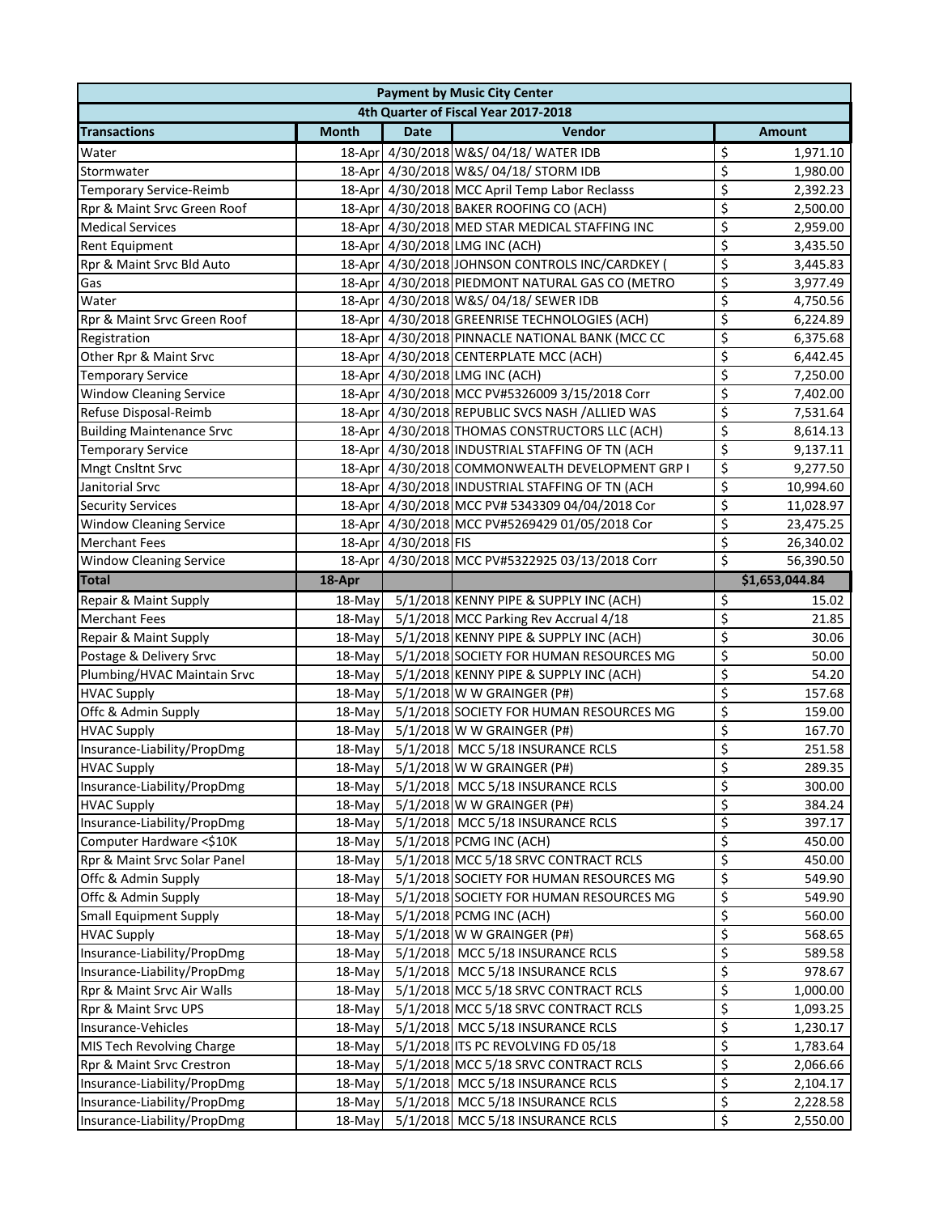| Payment by Music City Center | | | | |
|---|---|---|---|---|
| 4th Quarter of Fiscal Year 2017-2018 | | | | |
| **Transactions** | **Month** | **Date** | **Vendor** | **Amount** |
| Water | 18-Apr | 4/30/2018 | W&S/ 04/18/ WATER IDB | $ 1,971.10 |
| Stormwater | 18-Apr | 4/30/2018 | W&S/ 04/18/ STORM IDB | $ 1,980.00 |
| Temporary Service-Reimb | 18-Apr | 4/30/2018 | MCC April Temp Labor Reclasss | $ 2,392.23 |
| Rpr & Maint Srvc Green Roof | 18-Apr | 4/30/2018 | BAKER ROOFING CO (ACH) | $ 2,500.00 |
| Medical Services | 18-Apr | 4/30/2018 | MED STAR MEDICAL STAFFING INC | $ 2,959.00 |
| Rent Equipment | 18-Apr | 4/30/2018 | LMG INC (ACH) | $ 3,435.50 |
| Rpr & Maint Srvc Bld Auto | 18-Apr | 4/30/2018 | JOHNSON CONTROLS INC/CARDKEY ( | $ 3,445.83 |
| Gas | 18-Apr | 4/30/2018 | PIEDMONT NATURAL GAS CO (METRO | $ 3,977.49 |
| Water | 18-Apr | 4/30/2018 | W&S/ 04/18/ SEWER IDB | $ 4,750.56 |
| Rpr & Maint Srvc Green Roof | 18-Apr | 4/30/2018 | GREENRISE TECHNOLOGIES (ACH) | $ 6,224.89 |
| Registration | 18-Apr | 4/30/2018 | PINNACLE NATIONAL BANK (MCC CC | $ 6,375.68 |
| Other Rpr & Maint Srvc | 18-Apr | 4/30/2018 | CENTERPLATE MCC (ACH) | $ 6,442.45 |
| Temporary Service | 18-Apr | 4/30/2018 | LMG INC (ACH) | $ 7,250.00 |
| Window Cleaning Service | 18-Apr | 4/30/2018 | MCC PV#5326009 3/15/2018 Corr | $ 7,402.00 |
| Refuse Disposal-Reimb | 18-Apr | 4/30/2018 | REPUBLIC SVCS NASH /ALLIED WAS | $ 7,531.64 |
| Building Maintenance Srvc | 18-Apr | 4/30/2018 | THOMAS CONSTRUCTORS LLC (ACH) | $ 8,614.13 |
| Temporary Service | 18-Apr | 4/30/2018 | INDUSTRIAL STAFFING OF TN (ACH | $ 9,137.11 |
| Mngt Cnsltnt Srvc | 18-Apr | 4/30/2018 | COMMONWEALTH DEVELOPMENT GRP I | $ 9,277.50 |
| Janitorial Srvc | 18-Apr | 4/30/2018 | INDUSTRIAL STAFFING OF TN (ACH | $ 10,994.60 |
| Security Services | 18-Apr | 4/30/2018 | MCC PV# 5343309 04/04/2018 Cor | $ 11,028.97 |
| Window Cleaning Service | 18-Apr | 4/30/2018 | MCC PV#5269429 01/05/2018 Cor | $ 23,475.25 |
| Merchant Fees | 18-Apr | 4/30/2018 | FIS | $ 26,340.02 |
| Window Cleaning Service | 18-Apr | 4/30/2018 | MCC PV#5322925 03/13/2018 Corr | $ 56,390.50 |
| **Total** | **18-Apr** | | | **$1,653,044.84** |
| Repair & Maint Supply | 18-May | 5/1/2018 | KENNY PIPE & SUPPLY INC (ACH) | $ 15.02 |
| Merchant Fees | 18-May | 5/1/2018 | MCC Parking Rev Accrual 4/18 | $ 21.85 |
| Repair & Maint Supply | 18-May | 5/1/2018 | KENNY PIPE & SUPPLY INC (ACH) | $ 30.06 |
| Postage & Delivery Srvc | 18-May | 5/1/2018 | SOCIETY FOR HUMAN RESOURCES MG | $ 50.00 |
| Plumbing/HVAC Maintain Srvc | 18-May | 5/1/2018 | KENNY PIPE & SUPPLY INC (ACH) | $ 54.20 |
| HVAC Supply | 18-May | 5/1/2018 | W W GRAINGER (P#) | $ 157.68 |
| Offc & Admin Supply | 18-May | 5/1/2018 | SOCIETY FOR HUMAN RESOURCES MG | $ 159.00 |
| HVAC Supply | 18-May | 5/1/2018 | W W GRAINGER (P#) | $ 167.70 |
| Insurance-Liability/PropDmg | 18-May | 5/1/2018 | MCC 5/18 INSURANCE RCLS | $ 251.58 |
| HVAC Supply | 18-May | 5/1/2018 | W W GRAINGER (P#) | $ 289.35 |
| Insurance-Liability/PropDmg | 18-May | 5/1/2018 | MCC 5/18 INSURANCE RCLS | $ 300.00 |
| HVAC Supply | 18-May | 5/1/2018 | W W GRAINGER (P#) | $ 384.24 |
| Insurance-Liability/PropDmg | 18-May | 5/1/2018 | MCC 5/18 INSURANCE RCLS | $ 397.17 |
| Computer Hardware <$10K | 18-May | 5/1/2018 | PCMG INC (ACH) | $ 450.00 |
| Rpr & Maint Srvc Solar Panel | 18-May | 5/1/2018 | MCC 5/18 SRVC CONTRACT RCLS | $ 450.00 |
| Offc & Admin Supply | 18-May | 5/1/2018 | SOCIETY FOR HUMAN RESOURCES MG | $ 549.90 |
| Offc & Admin Supply | 18-May | 5/1/2018 | SOCIETY FOR HUMAN RESOURCES MG | $ 549.90 |
| Small Equipment Supply | 18-May | 5/1/2018 | PCMG INC (ACH) | $ 560.00 |
| HVAC Supply | 18-May | 5/1/2018 | W W GRAINGER (P#) | $ 568.65 |
| Insurance-Liability/PropDmg | 18-May | 5/1/2018 | MCC 5/18 INSURANCE RCLS | $ 589.58 |
| Insurance-Liability/PropDmg | 18-May | 5/1/2018 | MCC 5/18 INSURANCE RCLS | $ 978.67 |
| Rpr & Maint Srvc Air Walls | 18-May | 5/1/2018 | MCC 5/18 SRVC CONTRACT RCLS | $ 1,000.00 |
| Rpr & Maint Srvc UPS | 18-May | 5/1/2018 | MCC 5/18 SRVC CONTRACT RCLS | $ 1,093.25 |
| Insurance-Vehicles | 18-May | 5/1/2018 | MCC 5/18 INSURANCE RCLS | $ 1,230.17 |
| MIS Tech Revolving Charge | 18-May | 5/1/2018 | ITS PC REVOLVING FD 05/18 | $ 1,783.64 |
| Rpr & Maint Srvc Crestron | 18-May | 5/1/2018 | MCC 5/18 SRVC CONTRACT RCLS | $ 2,066.66 |
| Insurance-Liability/PropDmg | 18-May | 5/1/2018 | MCC 5/18 INSURANCE RCLS | $ 2,104.17 |
| Insurance-Liability/PropDmg | 18-May | 5/1/2018 | MCC 5/18 INSURANCE RCLS | $ 2,228.58 |
| Insurance-Liability/PropDmg | 18-May | 5/1/2018 | MCC 5/18 INSURANCE RCLS | $ 2,550.00 |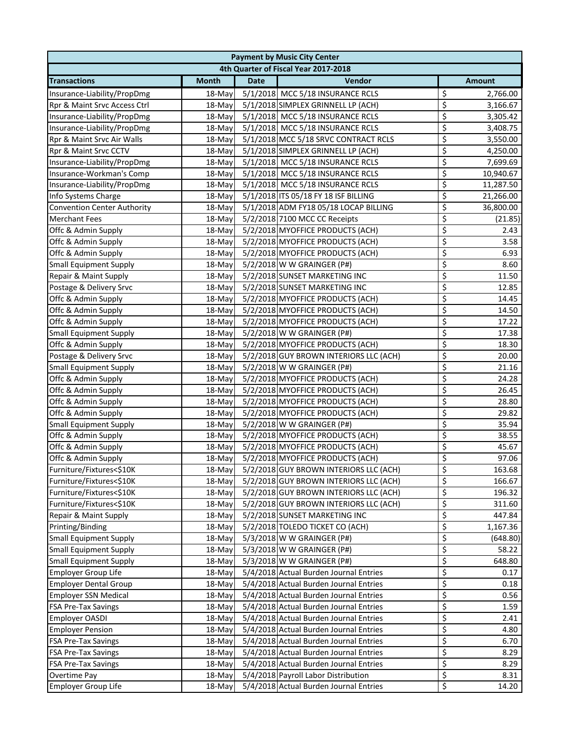| Payment by Music City Center | | | | |
|---|---|---|---|---|
| 4th Quarter of Fiscal Year 2017-2018 | | | | |
| **Transactions** | **Month** | **Date** | **Vendor** | **Amount** |
| Insurance-Liability/PropDmg | 18-May | 5/1/2018 | MCC 5/18 INSURANCE RCLS | $ 2,766.00 |
| Rpr & Maint Srvc Access Ctrl | 18-May | 5/1/2018 | SIMPLEX GRINNELL LP (ACH) | $ 3,166.67 |
| Insurance-Liability/PropDmg | 18-May | 5/1/2018 | MCC 5/18 INSURANCE RCLS | $ 3,305.42 |
| Insurance-Liability/PropDmg | 18-May | 5/1/2018 | MCC 5/18 INSURANCE RCLS | $ 3,408.75 |
| Rpr & Maint Srvc Air Walls | 18-May | 5/1/2018 | MCC 5/18 SRVC CONTRACT RCLS | $ 3,550.00 |
| Rpr & Maint Srvc CCTV | 18-May | 5/1/2018 | SIMPLEX GRINNELL LP (ACH) | $ 4,250.00 |
| Insurance-Liability/PropDmg | 18-May | 5/1/2018 | MCC 5/18 INSURANCE RCLS | $ 7,699.69 |
| Insurance-Workman's Comp | 18-May | 5/1/2018 | MCC 5/18 INSURANCE RCLS | $ 10,940.67 |
| Insurance-Liability/PropDmg | 18-May | 5/1/2018 | MCC 5/18 INSURANCE RCLS | $ 11,287.50 |
| Info Systems Charge | 18-May | 5/1/2018 | ITS 05/18 FY 18 ISF BILLING | $ 21,266.00 |
| Convention Center Authority | 18-May | 5/1/2018 | ADM FY18 05/18 LOCAP BILLING | $ 36,800.00 |
| Merchant Fees | 18-May | 5/2/2018 | 7100 MCC CC Receipts | $ (21.85) |
| Offc & Admin Supply | 18-May | 5/2/2018 | MYOFFICE PRODUCTS (ACH) | $ 2.43 |
| Offc & Admin Supply | 18-May | 5/2/2018 | MYOFFICE PRODUCTS (ACH) | $ 3.58 |
| Offc & Admin Supply | 18-May | 5/2/2018 | MYOFFICE PRODUCTS (ACH) | $ 6.93 |
| Small Equipment Supply | 18-May | 5/2/2018 | W W GRAINGER (P#) | $ 8.60 |
| Repair & Maint Supply | 18-May | 5/2/2018 | SUNSET MARKETING INC | $ 11.50 |
| Postage & Delivery Srvc | 18-May | 5/2/2018 | SUNSET MARKETING INC | $ 12.85 |
| Offc & Admin Supply | 18-May | 5/2/2018 | MYOFFICE PRODUCTS (ACH) | $ 14.45 |
| Offc & Admin Supply | 18-May | 5/2/2018 | MYOFFICE PRODUCTS (ACH) | $ 14.50 |
| Offc & Admin Supply | 18-May | 5/2/2018 | MYOFFICE PRODUCTS (ACH) | $ 17.22 |
| Small Equipment Supply | 18-May | 5/2/2018 | W W GRAINGER (P#) | $ 17.38 |
| Offc & Admin Supply | 18-May | 5/2/2018 | MYOFFICE PRODUCTS (ACH) | $ 18.30 |
| Postage & Delivery Srvc | 18-May | 5/2/2018 | GUY BROWN INTERIORS LLC (ACH) | $ 20.00 |
| Small Equipment Supply | 18-May | 5/2/2018 | W W GRAINGER (P#) | $ 21.16 |
| Offc & Admin Supply | 18-May | 5/2/2018 | MYOFFICE PRODUCTS (ACH) | $ 24.28 |
| Offc & Admin Supply | 18-May | 5/2/2018 | MYOFFICE PRODUCTS (ACH) | $ 26.45 |
| Offc & Admin Supply | 18-May | 5/2/2018 | MYOFFICE PRODUCTS (ACH) | $ 28.80 |
| Offc & Admin Supply | 18-May | 5/2/2018 | MYOFFICE PRODUCTS (ACH) | $ 29.82 |
| Small Equipment Supply | 18-May | 5/2/2018 | W W GRAINGER (P#) | $ 35.94 |
| Offc & Admin Supply | 18-May | 5/2/2018 | MYOFFICE PRODUCTS (ACH) | $ 38.55 |
| Offc & Admin Supply | 18-May | 5/2/2018 | MYOFFICE PRODUCTS (ACH) | $ 45.67 |
| Offc & Admin Supply | 18-May | 5/2/2018 | MYOFFICE PRODUCTS (ACH) | $ 97.06 |
| Furniture/Fixtures<$10K | 18-May | 5/2/2018 | GUY BROWN INTERIORS LLC (ACH) | $ 163.68 |
| Furniture/Fixtures<$10K | 18-May | 5/2/2018 | GUY BROWN INTERIORS LLC (ACH) | $ 166.67 |
| Furniture/Fixtures<$10K | 18-May | 5/2/2018 | GUY BROWN INTERIORS LLC (ACH) | $ 196.32 |
| Furniture/Fixtures<$10K | 18-May | 5/2/2018 | GUY BROWN INTERIORS LLC (ACH) | $ 311.60 |
| Repair & Maint Supply | 18-May | 5/2/2018 | SUNSET MARKETING INC | $ 447.84 |
| Printing/Binding | 18-May | 5/2/2018 | TOLEDO TICKET CO (ACH) | $ 1,167.36 |
| Small Equipment Supply | 18-May | 5/3/2018 | W W GRAINGER (P#) | $ (648.80) |
| Small Equipment Supply | 18-May | 5/3/2018 | W W GRAINGER (P#) | $ 58.22 |
| Small Equipment Supply | 18-May | 5/3/2018 | W W GRAINGER (P#) | $ 648.80 |
| Employer Group Life | 18-May | 5/4/2018 | Actual Burden Journal Entries | $ 0.17 |
| Employer Dental Group | 18-May | 5/4/2018 | Actual Burden Journal Entries | $ 0.18 |
| Employer SSN Medical | 18-May | 5/4/2018 | Actual Burden Journal Entries | $ 0.56 |
| FSA Pre-Tax Savings | 18-May | 5/4/2018 | Actual Burden Journal Entries | $ 1.59 |
| Employer OASDI | 18-May | 5/4/2018 | Actual Burden Journal Entries | $ 2.41 |
| Employer Pension | 18-May | 5/4/2018 | Actual Burden Journal Entries | $ 4.80 |
| FSA Pre-Tax Savings | 18-May | 5/4/2018 | Actual Burden Journal Entries | $ 6.70 |
| FSA Pre-Tax Savings | 18-May | 5/4/2018 | Actual Burden Journal Entries | $ 8.29 |
| FSA Pre-Tax Savings | 18-May | 5/4/2018 | Actual Burden Journal Entries | $ 8.29 |
| Overtime Pay | 18-May | 5/4/2018 | Payroll Labor Distribution | $ 8.31 |
| Employer Group Life | 18-May | 5/4/2018 | Actual Burden Journal Entries | $ 14.20 |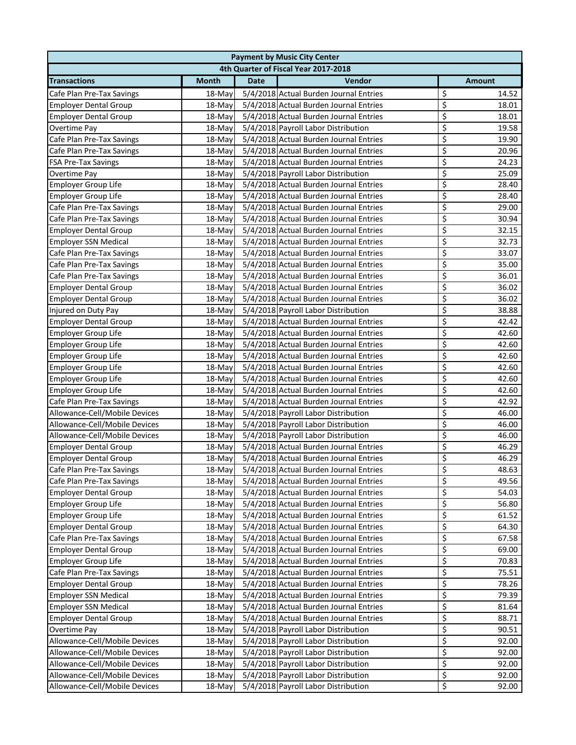| Payment by Music City Center | | | | |
|---|---|---|---|---|
| 4th Quarter of Fiscal Year 2017-2018 | | | | |
| **Transactions** | **Month** | **Date** | **Vendor** | **Amount** |
| Cafe Plan Pre-Tax Savings | 18-May | 5/4/2018 | Actual Burden Journal Entries | $ 14.52 |
| Employer Dental Group | 18-May | 5/4/2018 | Actual Burden Journal Entries | $ 18.01 |
| Employer Dental Group | 18-May | 5/4/2018 | Actual Burden Journal Entries | $ 18.01 |
| Overtime Pay | 18-May | 5/4/2018 | Payroll Labor Distribution | $ 19.58 |
| Cafe Plan Pre-Tax Savings | 18-May | 5/4/2018 | Actual Burden Journal Entries | $ 19.90 |
| Cafe Plan Pre-Tax Savings | 18-May | 5/4/2018 | Actual Burden Journal Entries | $ 20.96 |
| FSA Pre-Tax Savings | 18-May | 5/4/2018 | Actual Burden Journal Entries | $ 24.23 |
| Overtime Pay | 18-May | 5/4/2018 | Payroll Labor Distribution | $ 25.09 |
| Employer Group Life | 18-May | 5/4/2018 | Actual Burden Journal Entries | $ 28.40 |
| Employer Group Life | 18-May | 5/4/2018 | Actual Burden Journal Entries | $ 28.40 |
| Cafe Plan Pre-Tax Savings | 18-May | 5/4/2018 | Actual Burden Journal Entries | $ 29.00 |
| Cafe Plan Pre-Tax Savings | 18-May | 5/4/2018 | Actual Burden Journal Entries | $ 30.94 |
| Employer Dental Group | 18-May | 5/4/2018 | Actual Burden Journal Entries | $ 32.15 |
| Employer SSN Medical | 18-May | 5/4/2018 | Actual Burden Journal Entries | $ 32.73 |
| Cafe Plan Pre-Tax Savings | 18-May | 5/4/2018 | Actual Burden Journal Entries | $ 33.07 |
| Cafe Plan Pre-Tax Savings | 18-May | 5/4/2018 | Actual Burden Journal Entries | $ 35.00 |
| Cafe Plan Pre-Tax Savings | 18-May | 5/4/2018 | Actual Burden Journal Entries | $ 36.01 |
| Employer Dental Group | 18-May | 5/4/2018 | Actual Burden Journal Entries | $ 36.02 |
| Employer Dental Group | 18-May | 5/4/2018 | Actual Burden Journal Entries | $ 36.02 |
| Injured on Duty Pay | 18-May | 5/4/2018 | Payroll Labor Distribution | $ 38.88 |
| Employer Dental Group | 18-May | 5/4/2018 | Actual Burden Journal Entries | $ 42.42 |
| Employer Group Life | 18-May | 5/4/2018 | Actual Burden Journal Entries | $ 42.60 |
| Employer Group Life | 18-May | 5/4/2018 | Actual Burden Journal Entries | $ 42.60 |
| Employer Group Life | 18-May | 5/4/2018 | Actual Burden Journal Entries | $ 42.60 |
| Employer Group Life | 18-May | 5/4/2018 | Actual Burden Journal Entries | $ 42.60 |
| Employer Group Life | 18-May | 5/4/2018 | Actual Burden Journal Entries | $ 42.60 |
| Employer Group Life | 18-May | 5/4/2018 | Actual Burden Journal Entries | $ 42.60 |
| Cafe Plan Pre-Tax Savings | 18-May | 5/4/2018 | Actual Burden Journal Entries | $ 42.92 |
| Allowance-Cell/Mobile Devices | 18-May | 5/4/2018 | Payroll Labor Distribution | $ 46.00 |
| Allowance-Cell/Mobile Devices | 18-May | 5/4/2018 | Payroll Labor Distribution | $ 46.00 |
| Allowance-Cell/Mobile Devices | 18-May | 5/4/2018 | Payroll Labor Distribution | $ 46.00 |
| Employer Dental Group | 18-May | 5/4/2018 | Actual Burden Journal Entries | $ 46.29 |
| Employer Dental Group | 18-May | 5/4/2018 | Actual Burden Journal Entries | $ 46.29 |
| Cafe Plan Pre-Tax Savings | 18-May | 5/4/2018 | Actual Burden Journal Entries | $ 48.63 |
| Cafe Plan Pre-Tax Savings | 18-May | 5/4/2018 | Actual Burden Journal Entries | $ 49.56 |
| Employer Dental Group | 18-May | 5/4/2018 | Actual Burden Journal Entries | $ 54.03 |
| Employer Group Life | 18-May | 5/4/2018 | Actual Burden Journal Entries | $ 56.80 |
| Employer Group Life | 18-May | 5/4/2018 | Actual Burden Journal Entries | $ 61.52 |
| Employer Dental Group | 18-May | 5/4/2018 | Actual Burden Journal Entries | $ 64.30 |
| Cafe Plan Pre-Tax Savings | 18-May | 5/4/2018 | Actual Burden Journal Entries | $ 67.58 |
| Employer Dental Group | 18-May | 5/4/2018 | Actual Burden Journal Entries | $ 69.00 |
| Employer Group Life | 18-May | 5/4/2018 | Actual Burden Journal Entries | $ 70.83 |
| Cafe Plan Pre-Tax Savings | 18-May | 5/4/2018 | Actual Burden Journal Entries | $ 75.51 |
| Employer Dental Group | 18-May | 5/4/2018 | Actual Burden Journal Entries | $ 78.26 |
| Employer SSN Medical | 18-May | 5/4/2018 | Actual Burden Journal Entries | $ 79.39 |
| Employer SSN Medical | 18-May | 5/4/2018 | Actual Burden Journal Entries | $ 81.64 |
| Employer Dental Group | 18-May | 5/4/2018 | Actual Burden Journal Entries | $ 88.71 |
| Overtime Pay | 18-May | 5/4/2018 | Payroll Labor Distribution | $ 90.51 |
| Allowance-Cell/Mobile Devices | 18-May | 5/4/2018 | Payroll Labor Distribution | $ 92.00 |
| Allowance-Cell/Mobile Devices | 18-May | 5/4/2018 | Payroll Labor Distribution | $ 92.00 |
| Allowance-Cell/Mobile Devices | 18-May | 5/4/2018 | Payroll Labor Distribution | $ 92.00 |
| Allowance-Cell/Mobile Devices | 18-May | 5/4/2018 | Payroll Labor Distribution | $ 92.00 |
| Allowance-Cell/Mobile Devices | 18-May | 5/4/2018 | Payroll Labor Distribution | $ 92.00 |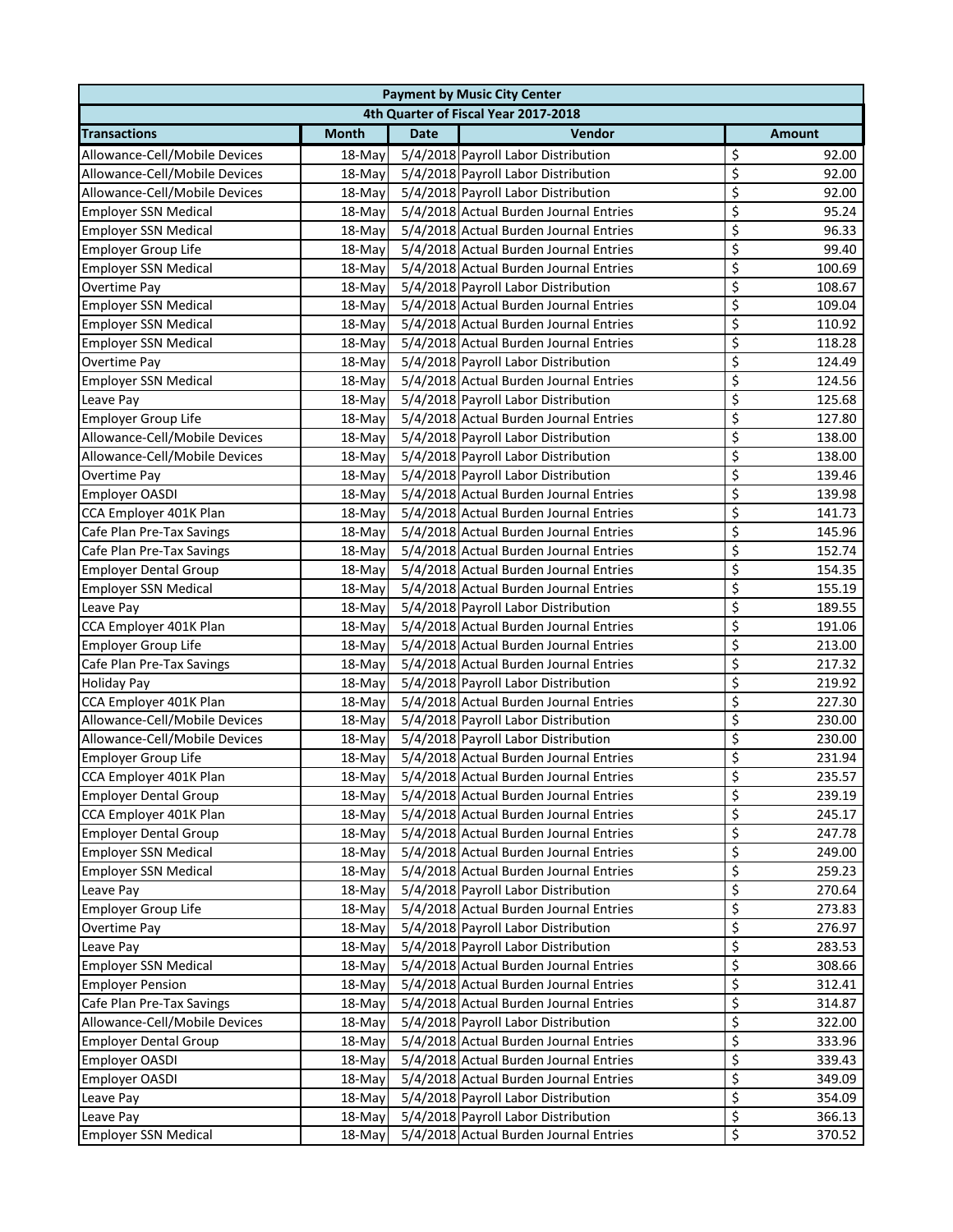| Payment by Music City Center | | | | |
|---|---|---|---|---|
| 4th Quarter of Fiscal Year 2017-2018 | | | | |
| Transactions | Month | Date | Vendor | Amount |
| Allowance-Cell/Mobile Devices | 18-May | 5/4/2018 | Payroll Labor Distribution | $ 92.00 |
| Allowance-Cell/Mobile Devices | 18-May | 5/4/2018 | Payroll Labor Distribution | $ 92.00 |
| Allowance-Cell/Mobile Devices | 18-May | 5/4/2018 | Payroll Labor Distribution | $ 92.00 |
| Employer SSN Medical | 18-May | 5/4/2018 | Actual Burden Journal Entries | $ 95.24 |
| Employer SSN Medical | 18-May | 5/4/2018 | Actual Burden Journal Entries | $ 96.33 |
| Employer Group Life | 18-May | 5/4/2018 | Actual Burden Journal Entries | $ 99.40 |
| Employer SSN Medical | 18-May | 5/4/2018 | Actual Burden Journal Entries | $ 100.69 |
| Overtime Pay | 18-May | 5/4/2018 | Payroll Labor Distribution | $ 108.67 |
| Employer SSN Medical | 18-May | 5/4/2018 | Actual Burden Journal Entries | $ 109.04 |
| Employer SSN Medical | 18-May | 5/4/2018 | Actual Burden Journal Entries | $ 110.92 |
| Employer SSN Medical | 18-May | 5/4/2018 | Actual Burden Journal Entries | $ 118.28 |
| Overtime Pay | 18-May | 5/4/2018 | Payroll Labor Distribution | $ 124.49 |
| Employer SSN Medical | 18-May | 5/4/2018 | Actual Burden Journal Entries | $ 124.56 |
| Leave Pay | 18-May | 5/4/2018 | Payroll Labor Distribution | $ 125.68 |
| Employer Group Life | 18-May | 5/4/2018 | Actual Burden Journal Entries | $ 127.80 |
| Allowance-Cell/Mobile Devices | 18-May | 5/4/2018 | Payroll Labor Distribution | $ 138.00 |
| Allowance-Cell/Mobile Devices | 18-May | 5/4/2018 | Payroll Labor Distribution | $ 138.00 |
| Overtime Pay | 18-May | 5/4/2018 | Payroll Labor Distribution | $ 139.46 |
| Employer OASDI | 18-May | 5/4/2018 | Actual Burden Journal Entries | $ 139.98 |
| CCA Employer 401K Plan | 18-May | 5/4/2018 | Actual Burden Journal Entries | $ 141.73 |
| Cafe Plan Pre-Tax Savings | 18-May | 5/4/2018 | Actual Burden Journal Entries | $ 145.96 |
| Cafe Plan Pre-Tax Savings | 18-May | 5/4/2018 | Actual Burden Journal Entries | $ 152.74 |
| Employer Dental Group | 18-May | 5/4/2018 | Actual Burden Journal Entries | $ 154.35 |
| Employer SSN Medical | 18-May | 5/4/2018 | Actual Burden Journal Entries | $ 155.19 |
| Leave Pay | 18-May | 5/4/2018 | Payroll Labor Distribution | $ 189.55 |
| CCA Employer 401K Plan | 18-May | 5/4/2018 | Actual Burden Journal Entries | $ 191.06 |
| Employer Group Life | 18-May | 5/4/2018 | Actual Burden Journal Entries | $ 213.00 |
| Cafe Plan Pre-Tax Savings | 18-May | 5/4/2018 | Actual Burden Journal Entries | $ 217.32 |
| Holiday Pay | 18-May | 5/4/2018 | Payroll Labor Distribution | $ 219.92 |
| CCA Employer 401K Plan | 18-May | 5/4/2018 | Actual Burden Journal Entries | $ 227.30 |
| Allowance-Cell/Mobile Devices | 18-May | 5/4/2018 | Payroll Labor Distribution | $ 230.00 |
| Allowance-Cell/Mobile Devices | 18-May | 5/4/2018 | Payroll Labor Distribution | $ 230.00 |
| Employer Group Life | 18-May | 5/4/2018 | Actual Burden Journal Entries | $ 231.94 |
| CCA Employer 401K Plan | 18-May | 5/4/2018 | Actual Burden Journal Entries | $ 235.57 |
| Employer Dental Group | 18-May | 5/4/2018 | Actual Burden Journal Entries | $ 239.19 |
| CCA Employer 401K Plan | 18-May | 5/4/2018 | Actual Burden Journal Entries | $ 245.17 |
| Employer Dental Group | 18-May | 5/4/2018 | Actual Burden Journal Entries | $ 247.78 |
| Employer SSN Medical | 18-May | 5/4/2018 | Actual Burden Journal Entries | $ 249.00 |
| Employer SSN Medical | 18-May | 5/4/2018 | Actual Burden Journal Entries | $ 259.23 |
| Leave Pay | 18-May | 5/4/2018 | Payroll Labor Distribution | $ 270.64 |
| Employer Group Life | 18-May | 5/4/2018 | Actual Burden Journal Entries | $ 273.83 |
| Overtime Pay | 18-May | 5/4/2018 | Payroll Labor Distribution | $ 276.97 |
| Leave Pay | 18-May | 5/4/2018 | Payroll Labor Distribution | $ 283.53 |
| Employer SSN Medical | 18-May | 5/4/2018 | Actual Burden Journal Entries | $ 308.66 |
| Employer Pension | 18-May | 5/4/2018 | Actual Burden Journal Entries | $ 312.41 |
| Cafe Plan Pre-Tax Savings | 18-May | 5/4/2018 | Actual Burden Journal Entries | $ 314.87 |
| Allowance-Cell/Mobile Devices | 18-May | 5/4/2018 | Payroll Labor Distribution | $ 322.00 |
| Employer Dental Group | 18-May | 5/4/2018 | Actual Burden Journal Entries | $ 333.96 |
| Employer OASDI | 18-May | 5/4/2018 | Actual Burden Journal Entries | $ 339.43 |
| Employer OASDI | 18-May | 5/4/2018 | Actual Burden Journal Entries | $ 349.09 |
| Leave Pay | 18-May | 5/4/2018 | Payroll Labor Distribution | $ 354.09 |
| Leave Pay | 18-May | 5/4/2018 | Payroll Labor Distribution | $ 366.13 |
| Employer SSN Medical | 18-May | 5/4/2018 | Actual Burden Journal Entries | $ 370.52 |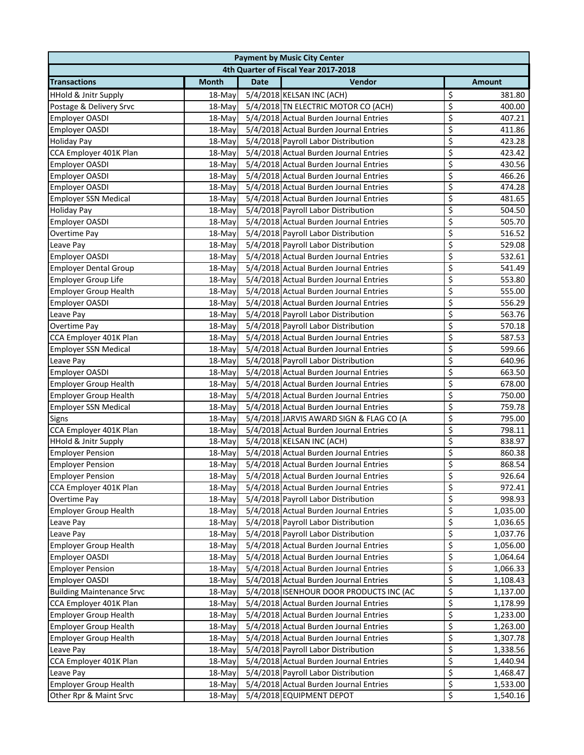| Payment by Music City Center | | | | |
|---|---|---|---|---|
| 4th Quarter of Fiscal Year 2017-2018 | | | | |
| **Transactions** | **Month** | **Date** | **Vendor** | **Amount** |
| HHold & Jnitr Supply | 18-May | 5/4/2018 | KELSAN INC (ACH) | $ 381.80 |
| Postage & Delivery Srvc | 18-May | 5/4/2018 | TN ELECTRIC MOTOR CO (ACH) | $ 400.00 |
| Employer OASDI | 18-May | 5/4/2018 | Actual Burden Journal Entries | $ 407.21 |
| Employer OASDI | 18-May | 5/4/2018 | Actual Burden Journal Entries | $ 411.86 |
| Holiday Pay | 18-May | 5/4/2018 | Payroll Labor Distribution | $ 423.28 |
| CCA Employer 401K Plan | 18-May | 5/4/2018 | Actual Burden Journal Entries | $ 423.42 |
| Employer OASDI | 18-May | 5/4/2018 | Actual Burden Journal Entries | $ 430.56 |
| Employer OASDI | 18-May | 5/4/2018 | Actual Burden Journal Entries | $ 466.26 |
| Employer OASDI | 18-May | 5/4/2018 | Actual Burden Journal Entries | $ 474.28 |
| Employer SSN Medical | 18-May | 5/4/2018 | Actual Burden Journal Entries | $ 481.65 |
| Holiday Pay | 18-May | 5/4/2018 | Payroll Labor Distribution | $ 504.50 |
| Employer OASDI | 18-May | 5/4/2018 | Actual Burden Journal Entries | $ 505.70 |
| Overtime Pay | 18-May | 5/4/2018 | Payroll Labor Distribution | $ 516.52 |
| Leave Pay | 18-May | 5/4/2018 | Payroll Labor Distribution | $ 529.08 |
| Employer OASDI | 18-May | 5/4/2018 | Actual Burden Journal Entries | $ 532.61 |
| Employer Dental Group | 18-May | 5/4/2018 | Actual Burden Journal Entries | $ 541.49 |
| Employer Group Life | 18-May | 5/4/2018 | Actual Burden Journal Entries | $ 553.80 |
| Employer Group Health | 18-May | 5/4/2018 | Actual Burden Journal Entries | $ 555.00 |
| Employer OASDI | 18-May | 5/4/2018 | Actual Burden Journal Entries | $ 556.29 |
| Leave Pay | 18-May | 5/4/2018 | Payroll Labor Distribution | $ 563.76 |
| Overtime Pay | 18-May | 5/4/2018 | Payroll Labor Distribution | $ 570.18 |
| CCA Employer 401K Plan | 18-May | 5/4/2018 | Actual Burden Journal Entries | $ 587.53 |
| Employer SSN Medical | 18-May | 5/4/2018 | Actual Burden Journal Entries | $ 599.66 |
| Leave Pay | 18-May | 5/4/2018 | Payroll Labor Distribution | $ 640.96 |
| Employer OASDI | 18-May | 5/4/2018 | Actual Burden Journal Entries | $ 663.50 |
| Employer Group Health | 18-May | 5/4/2018 | Actual Burden Journal Entries | $ 678.00 |
| Employer Group Health | 18-May | 5/4/2018 | Actual Burden Journal Entries | $ 750.00 |
| Employer SSN Medical | 18-May | 5/4/2018 | Actual Burden Journal Entries | $ 759.78 |
| Signs | 18-May | 5/4/2018 | JARVIS AWARD SIGN & FLAG CO (A | $ 795.00 |
| CCA Employer 401K Plan | 18-May | 5/4/2018 | Actual Burden Journal Entries | $ 798.11 |
| HHold & Jnitr Supply | 18-May | 5/4/2018 | KELSAN INC (ACH) | $ 838.97 |
| Employer Pension | 18-May | 5/4/2018 | Actual Burden Journal Entries | $ 860.38 |
| Employer Pension | 18-May | 5/4/2018 | Actual Burden Journal Entries | $ 868.54 |
| Employer Pension | 18-May | 5/4/2018 | Actual Burden Journal Entries | $ 926.64 |
| CCA Employer 401K Plan | 18-May | 5/4/2018 | Actual Burden Journal Entries | $ 972.41 |
| Overtime Pay | 18-May | 5/4/2018 | Payroll Labor Distribution | $ 998.93 |
| Employer Group Health | 18-May | 5/4/2018 | Actual Burden Journal Entries | $ 1,035.00 |
| Leave Pay | 18-May | 5/4/2018 | Payroll Labor Distribution | $ 1,036.65 |
| Leave Pay | 18-May | 5/4/2018 | Payroll Labor Distribution | $ 1,037.76 |
| Employer Group Health | 18-May | 5/4/2018 | Actual Burden Journal Entries | $ 1,056.00 |
| Employer OASDI | 18-May | 5/4/2018 | Actual Burden Journal Entries | $ 1,064.64 |
| Employer Pension | 18-May | 5/4/2018 | Actual Burden Journal Entries | $ 1,066.33 |
| Employer OASDI | 18-May | 5/4/2018 | Actual Burden Journal Entries | $ 1,108.43 |
| Building Maintenance Srvc | 18-May | 5/4/2018 | ISENHOUR DOOR PRODUCTS INC (AC | $ 1,137.00 |
| CCA Employer 401K Plan | 18-May | 5/4/2018 | Actual Burden Journal Entries | $ 1,178.99 |
| Employer Group Health | 18-May | 5/4/2018 | Actual Burden Journal Entries | $ 1,233.00 |
| Employer Group Health | 18-May | 5/4/2018 | Actual Burden Journal Entries | $ 1,263.00 |
| Employer Group Health | 18-May | 5/4/2018 | Actual Burden Journal Entries | $ 1,307.78 |
| Leave Pay | 18-May | 5/4/2018 | Payroll Labor Distribution | $ 1,338.56 |
| CCA Employer 401K Plan | 18-May | 5/4/2018 | Actual Burden Journal Entries | $ 1,440.94 |
| Leave Pay | 18-May | 5/4/2018 | Payroll Labor Distribution | $ 1,468.47 |
| Employer Group Health | 18-May | 5/4/2018 | Actual Burden Journal Entries | $ 1,533.00 |
| Other Rpr & Maint Srvc | 18-May | 5/4/2018 | EQUIPMENT DEPOT | $ 1,540.16 |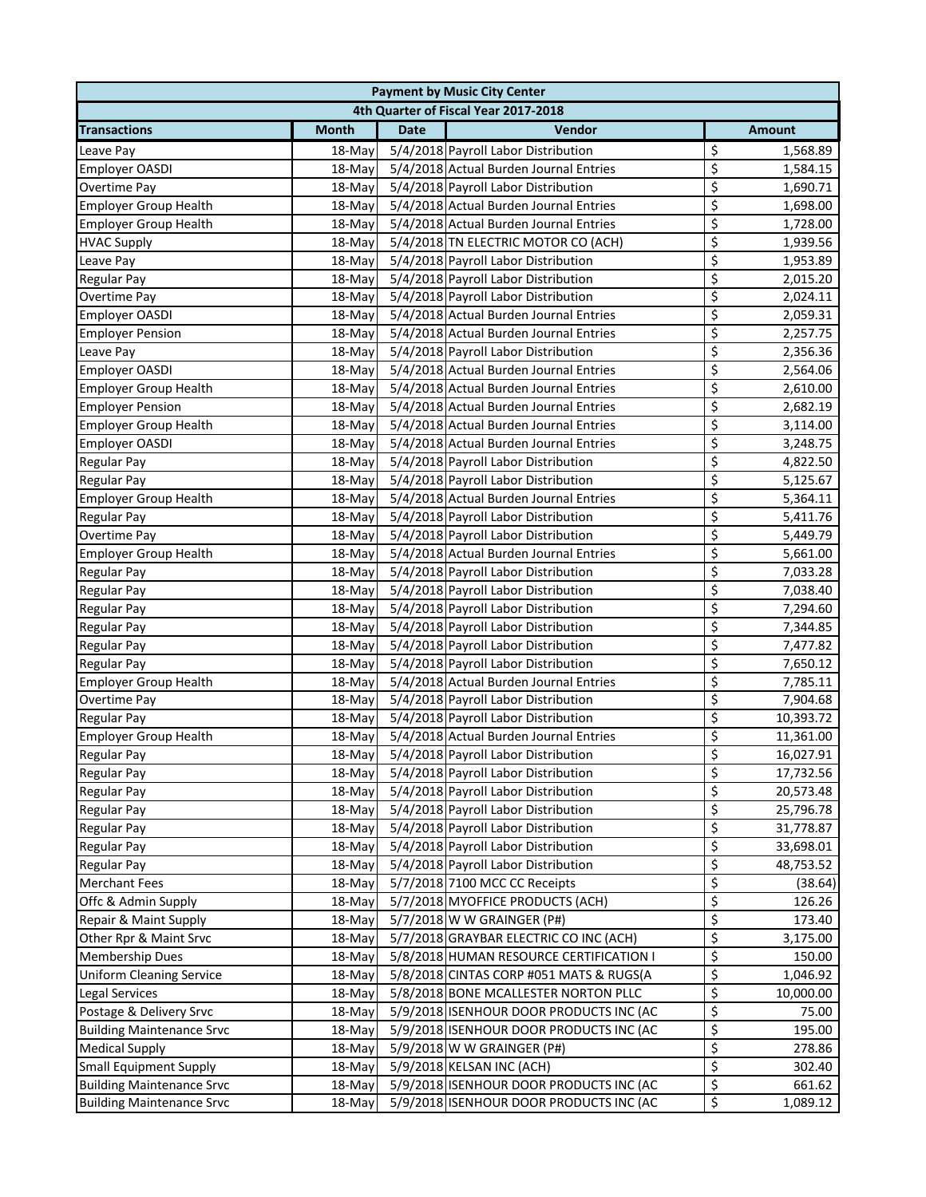| Payment by Music City Center | | | | |
|---|---|---|---|---|
| 4th Quarter of Fiscal Year 2017-2018 | | | | |
| Transactions | Month | Date | Vendor | Amount |
| Leave Pay | 18-May | 5/4/2018 | Payroll Labor Distribution | $ 1,568.89 |
| Employer OASDI | 18-May | 5/4/2018 | Actual Burden Journal Entries | $ 1,584.15 |
| Overtime Pay | 18-May | 5/4/2018 | Payroll Labor Distribution | $ 1,690.71 |
| Employer Group Health | 18-May | 5/4/2018 | Actual Burden Journal Entries | $ 1,698.00 |
| Employer Group Health | 18-May | 5/4/2018 | Actual Burden Journal Entries | $ 1,728.00 |
| HVAC Supply | 18-May | 5/4/2018 | TN ELECTRIC MOTOR CO (ACH) | $ 1,939.56 |
| Leave Pay | 18-May | 5/4/2018 | Payroll Labor Distribution | $ 1,953.89 |
| Regular Pay | 18-May | 5/4/2018 | Payroll Labor Distribution | $ 2,015.20 |
| Overtime Pay | 18-May | 5/4/2018 | Payroll Labor Distribution | $ 2,024.11 |
| Employer OASDI | 18-May | 5/4/2018 | Actual Burden Journal Entries | $ 2,059.31 |
| Employer Pension | 18-May | 5/4/2018 | Actual Burden Journal Entries | $ 2,257.75 |
| Leave Pay | 18-May | 5/4/2018 | Payroll Labor Distribution | $ 2,356.36 |
| Employer OASDI | 18-May | 5/4/2018 | Actual Burden Journal Entries | $ 2,564.06 |
| Employer Group Health | 18-May | 5/4/2018 | Actual Burden Journal Entries | $ 2,610.00 |
| Employer Pension | 18-May | 5/4/2018 | Actual Burden Journal Entries | $ 2,682.19 |
| Employer Group Health | 18-May | 5/4/2018 | Actual Burden Journal Entries | $ 3,114.00 |
| Employer OASDI | 18-May | 5/4/2018 | Actual Burden Journal Entries | $ 3,248.75 |
| Regular Pay | 18-May | 5/4/2018 | Payroll Labor Distribution | $ 4,822.50 |
| Regular Pay | 18-May | 5/4/2018 | Payroll Labor Distribution | $ 5,125.67 |
| Employer Group Health | 18-May | 5/4/2018 | Actual Burden Journal Entries | $ 5,364.11 |
| Regular Pay | 18-May | 5/4/2018 | Payroll Labor Distribution | $ 5,411.76 |
| Overtime Pay | 18-May | 5/4/2018 | Payroll Labor Distribution | $ 5,449.79 |
| Employer Group Health | 18-May | 5/4/2018 | Actual Burden Journal Entries | $ 5,661.00 |
| Regular Pay | 18-May | 5/4/2018 | Payroll Labor Distribution | $ 7,033.28 |
| Regular Pay | 18-May | 5/4/2018 | Payroll Labor Distribution | $ 7,038.40 |
| Regular Pay | 18-May | 5/4/2018 | Payroll Labor Distribution | $ 7,294.60 |
| Regular Pay | 18-May | 5/4/2018 | Payroll Labor Distribution | $ 7,344.85 |
| Regular Pay | 18-May | 5/4/2018 | Payroll Labor Distribution | $ 7,477.82 |
| Regular Pay | 18-May | 5/4/2018 | Payroll Labor Distribution | $ 7,650.12 |
| Employer Group Health | 18-May | 5/4/2018 | Actual Burden Journal Entries | $ 7,785.11 |
| Overtime Pay | 18-May | 5/4/2018 | Payroll Labor Distribution | $ 7,904.68 |
| Regular Pay | 18-May | 5/4/2018 | Payroll Labor Distribution | $ 10,393.72 |
| Employer Group Health | 18-May | 5/4/2018 | Actual Burden Journal Entries | $ 11,361.00 |
| Regular Pay | 18-May | 5/4/2018 | Payroll Labor Distribution | $ 16,027.91 |
| Regular Pay | 18-May | 5/4/2018 | Payroll Labor Distribution | $ 17,732.56 |
| Regular Pay | 18-May | 5/4/2018 | Payroll Labor Distribution | $ 20,573.48 |
| Regular Pay | 18-May | 5/4/2018 | Payroll Labor Distribution | $ 25,796.78 |
| Regular Pay | 18-May | 5/4/2018 | Payroll Labor Distribution | $ 31,778.87 |
| Regular Pay | 18-May | 5/4/2018 | Payroll Labor Distribution | $ 33,698.01 |
| Regular Pay | 18-May | 5/4/2018 | Payroll Labor Distribution | $ 48,753.52 |
| Merchant Fees | 18-May | 5/7/2018 | 7100 MCC CC Receipts | $ (38.64) |
| Offc & Admin Supply | 18-May | 5/7/2018 | MYOFFICE PRODUCTS (ACH) | $ 126.26 |
| Repair & Maint Supply | 18-May | 5/7/2018 | W W GRAINGER (P#) | $ 173.40 |
| Other Rpr & Maint Srvc | 18-May | 5/7/2018 | GRAYBAR ELECTRIC CO INC (ACH) | $ 3,175.00 |
| Membership Dues | 18-May | 5/8/2018 | HUMAN RESOURCE CERTIFICATION I | $ 150.00 |
| Uniform Cleaning Service | 18-May | 5/8/2018 | CINTAS CORP #051 MATS & RUGS(A | $ 1,046.92 |
| Legal Services | 18-May | 5/8/2018 | BONE MCALLESTER NORTON PLLC | $ 10,000.00 |
| Postage & Delivery Srvc | 18-May | 5/9/2018 | ISENHOUR DOOR PRODUCTS INC (AC | $ 75.00 |
| Building Maintenance Srvc | 18-May | 5/9/2018 | ISENHOUR DOOR PRODUCTS INC (AC | $ 195.00 |
| Medical Supply | 18-May | 5/9/2018 | W W GRAINGER (P#) | $ 278.86 |
| Small Equipment Supply | 18-May | 5/9/2018 | KELSAN INC (ACH) | $ 302.40 |
| Building Maintenance Srvc | 18-May | 5/9/2018 | ISENHOUR DOOR PRODUCTS INC (AC | $ 661.62 |
| Building Maintenance Srvc | 18-May | 5/9/2018 | ISENHOUR DOOR PRODUCTS INC (AC | $ 1,089.12 |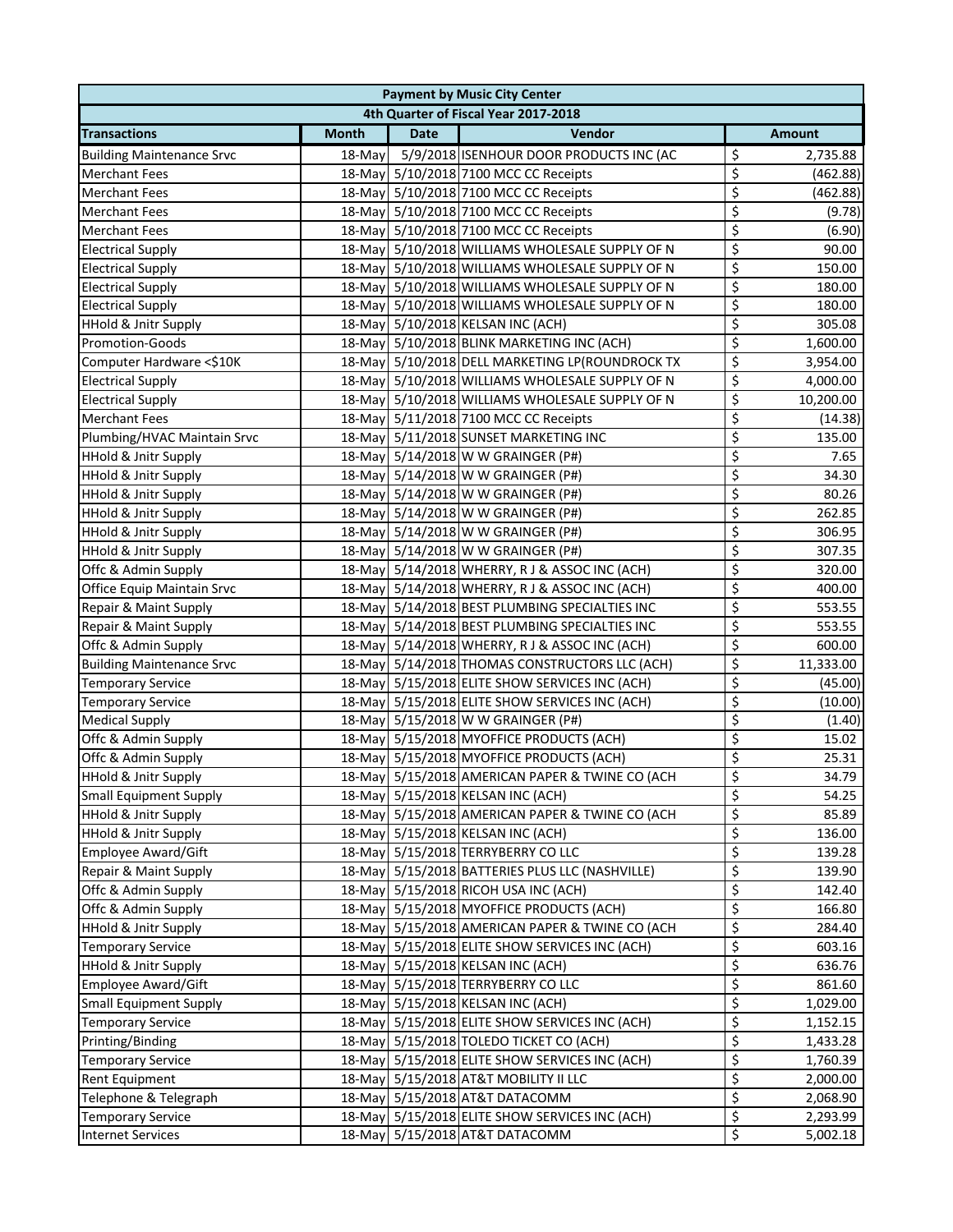| Payment by Music City Center | | | | |
|---|---|---|---|---|
| 4th Quarter of Fiscal Year 2017-2018 | | | | |
| **Transactions** | **Month** | **Date** | **Vendor** | **Amount** |
| Building Maintenance Srvc | 18-May | 5/9/2018 | ISENHOUR DOOR PRODUCTS INC (AC | $ 2,735.88 |
| Merchant Fees | 18-May | 5/10/2018 | 7100 MCC CC Receipts | $ (462.88) |
| Merchant Fees | 18-May | 5/10/2018 | 7100 MCC CC Receipts | $ (462.88) |
| Merchant Fees | 18-May | 5/10/2018 | 7100 MCC CC Receipts | $ (9.78) |
| Merchant Fees | 18-May | 5/10/2018 | 7100 MCC CC Receipts | $ (6.90) |
| Electrical Supply | 18-May | 5/10/2018 | WILLIAMS WHOLESALE SUPPLY OF N | $ 90.00 |
| Electrical Supply | 18-May | 5/10/2018 | WILLIAMS WHOLESALE SUPPLY OF N | $ 150.00 |
| Electrical Supply | 18-May | 5/10/2018 | WILLIAMS WHOLESALE SUPPLY OF N | $ 180.00 |
| Electrical Supply | 18-May | 5/10/2018 | WILLIAMS WHOLESALE SUPPLY OF N | $ 180.00 |
| HHold & Jnitr Supply | 18-May | 5/10/2018 | KELSAN INC (ACH) | $ 305.08 |
| Promotion-Goods | 18-May | 5/10/2018 | BLINK MARKETING INC (ACH) | $ 1,600.00 |
| Computer Hardware <$10K | 18-May | 5/10/2018 | DELL MARKETING LP(ROUNDROCK TX | $ 3,954.00 |
| Electrical Supply | 18-May | 5/10/2018 | WILLIAMS WHOLESALE SUPPLY OF N | $ 4,000.00 |
| Electrical Supply | 18-May | 5/10/2018 | WILLIAMS WHOLESALE SUPPLY OF N | $ 10,200.00 |
| Merchant Fees | 18-May | 5/11/2018 | 7100 MCC CC Receipts | $ (14.38) |
| Plumbing/HVAC Maintain Srvc | 18-May | 5/11/2018 | SUNSET MARKETING INC | $ 135.00 |
| HHold & Jnitr Supply | 18-May | 5/14/2018 | W W GRAINGER (P#) | $ 7.65 |
| HHold & Jnitr Supply | 18-May | 5/14/2018 | W W GRAINGER (P#) | $ 34.30 |
| HHold & Jnitr Supply | 18-May | 5/14/2018 | W W GRAINGER (P#) | $ 80.26 |
| HHold & Jnitr Supply | 18-May | 5/14/2018 | W W GRAINGER (P#) | $ 262.85 |
| HHold & Jnitr Supply | 18-May | 5/14/2018 | W W GRAINGER (P#) | $ 306.95 |
| HHold & Jnitr Supply | 18-May | 5/14/2018 | W W GRAINGER (P#) | $ 307.35 |
| Offc & Admin Supply | 18-May | 5/14/2018 | WHERRY, R J & ASSOC INC (ACH) | $ 320.00 |
| Office Equip Maintain Srvc | 18-May | 5/14/2018 | WHERRY, R J & ASSOC INC (ACH) | $ 400.00 |
| Repair & Maint Supply | 18-May | 5/14/2018 | BEST PLUMBING SPECIALTIES INC | $ 553.55 |
| Repair & Maint Supply | 18-May | 5/14/2018 | BEST PLUMBING SPECIALTIES INC | $ 553.55 |
| Offc & Admin Supply | 18-May | 5/14/2018 | WHERRY, R J & ASSOC INC (ACH) | $ 600.00 |
| Building Maintenance Srvc | 18-May | 5/14/2018 | THOMAS CONSTRUCTORS LLC (ACH) | $ 11,333.00 |
| Temporary Service | 18-May | 5/15/2018 | ELITE SHOW SERVICES INC (ACH) | $ (45.00) |
| Temporary Service | 18-May | 5/15/2018 | ELITE SHOW SERVICES INC (ACH) | $ (10.00) |
| Medical Supply | 18-May | 5/15/2018 | W W GRAINGER (P#) | $ (1.40) |
| Offc & Admin Supply | 18-May | 5/15/2018 | MYOFFICE PRODUCTS (ACH) | $ 15.02 |
| Offc & Admin Supply | 18-May | 5/15/2018 | MYOFFICE PRODUCTS (ACH) | $ 25.31 |
| HHold & Jnitr Supply | 18-May | 5/15/2018 | AMERICAN PAPER & TWINE CO (ACH | $ 34.79 |
| Small Equipment Supply | 18-May | 5/15/2018 | KELSAN INC (ACH) | $ 54.25 |
| HHold & Jnitr Supply | 18-May | 5/15/2018 | AMERICAN PAPER & TWINE CO (ACH | $ 85.89 |
| HHold & Jnitr Supply | 18-May | 5/15/2018 | KELSAN INC (ACH) | $ 136.00 |
| Employee Award/Gift | 18-May | 5/15/2018 | TERRYBERRY CO LLC | $ 139.28 |
| Repair & Maint Supply | 18-May | 5/15/2018 | BATTERIES PLUS LLC (NASHVILLE) | $ 139.90 |
| Offc & Admin Supply | 18-May | 5/15/2018 | RICOH USA INC (ACH) | $ 142.40 |
| Offc & Admin Supply | 18-May | 5/15/2018 | MYOFFICE PRODUCTS (ACH) | $ 166.80 |
| HHold & Jnitr Supply | 18-May | 5/15/2018 | AMERICAN PAPER & TWINE CO (ACH | $ 284.40 |
| Temporary Service | 18-May | 5/15/2018 | ELITE SHOW SERVICES INC (ACH) | $ 603.16 |
| HHold & Jnitr Supply | 18-May | 5/15/2018 | KELSAN INC (ACH) | $ 636.76 |
| Employee Award/Gift | 18-May | 5/15/2018 | TERRYBERRY CO LLC | $ 861.60 |
| Small Equipment Supply | 18-May | 5/15/2018 | KELSAN INC (ACH) | $ 1,029.00 |
| Temporary Service | 18-May | 5/15/2018 | ELITE SHOW SERVICES INC (ACH) | $ 1,152.15 |
| Printing/Binding | 18-May | 5/15/2018 | TOLEDO TICKET CO (ACH) | $ 1,433.28 |
| Temporary Service | 18-May | 5/15/2018 | ELITE SHOW SERVICES INC (ACH) | $ 1,760.39 |
| Rent Equipment | 18-May | 5/15/2018 | AT&T MOBILITY II LLC | $ 2,000.00 |
| Telephone & Telegraph | 18-May | 5/15/2018 | AT&T DATACOMM | $ 2,068.90 |
| Temporary Service | 18-May | 5/15/2018 | ELITE SHOW SERVICES INC (ACH) | $ 2,293.99 |
| Internet Services | 18-May | 5/15/2018 | AT&T DATACOMM | $ 5,002.18 |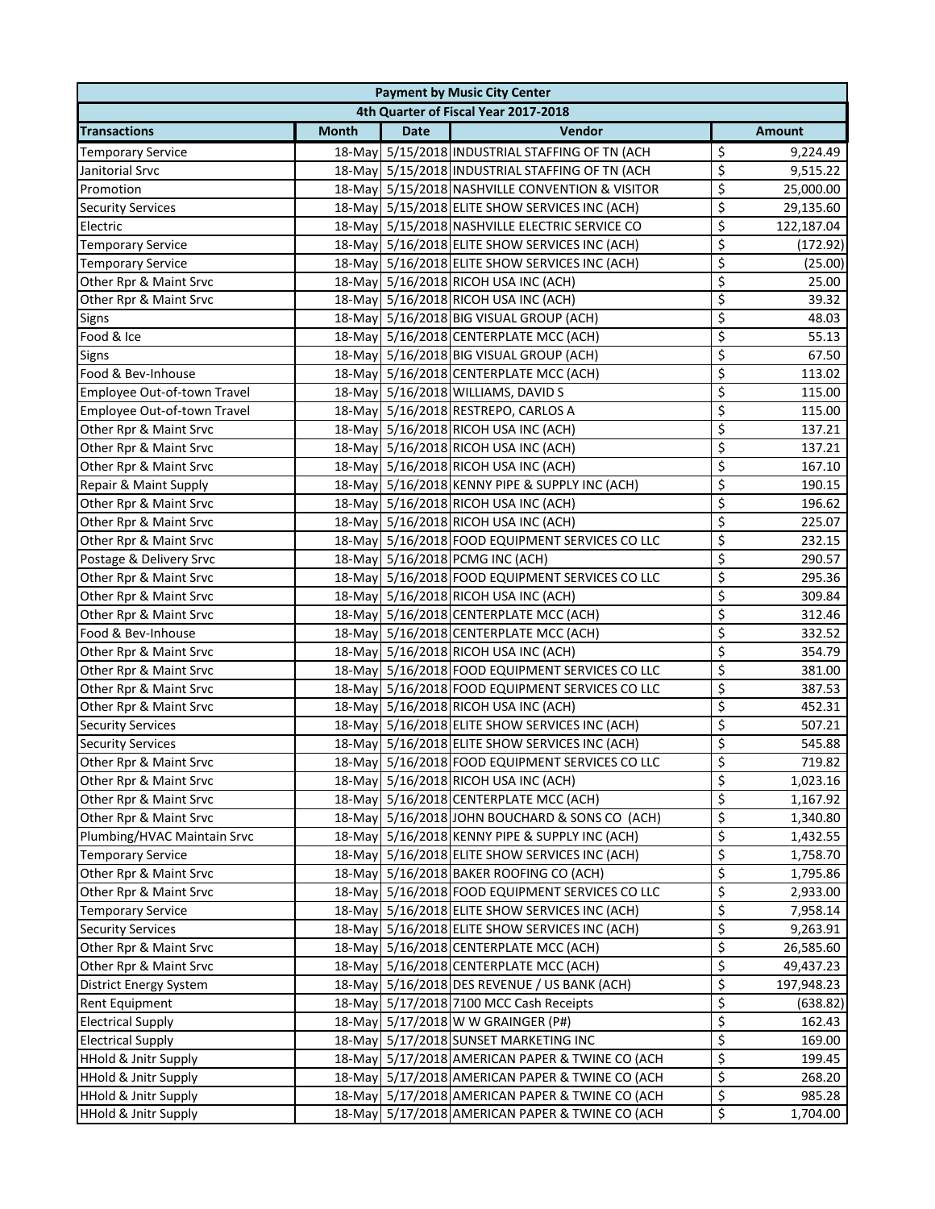| Payment by Music City Center | | | | |
|---|---|---|---|---|
| 4th Quarter of Fiscal Year 2017-2018 | | | | |
| **Transactions** | **Month** | **Date** | **Vendor** | **Amount** |
| Temporary Service | 18-May | 5/15/2018 | INDUSTRIAL STAFFING OF TN (ACH | $ 9,224.49 |
| Janitorial Srvc | 18-May | 5/15/2018 | INDUSTRIAL STAFFING OF TN (ACH | $ 9,515.22 |
| Promotion | 18-May | 5/15/2018 | NASHVILLE CONVENTION & VISITOR | $ 25,000.00 |
| Security Services | 18-May | 5/15/2018 | ELITE SHOW SERVICES INC (ACH) | $ 29,135.60 |
| Electric | 18-May | 5/15/2018 | NASHVILLE ELECTRIC SERVICE CO | $ 122,187.04 |
| Temporary Service | 18-May | 5/16/2018 | ELITE SHOW SERVICES INC (ACH) | $ (172.92) |
| Temporary Service | 18-May | 5/16/2018 | ELITE SHOW SERVICES INC (ACH) | $ (25.00) |
| Other Rpr & Maint Srvc | 18-May | 5/16/2018 | RICOH USA INC (ACH) | $ 25.00 |
| Other Rpr & Maint Srvc | 18-May | 5/16/2018 | RICOH USA INC (ACH) | $ 39.32 |
| Signs | 18-May | 5/16/2018 | BIG VISUAL GROUP (ACH) | $ 48.03 |
| Food & Ice | 18-May | 5/16/2018 | CENTERPLATE MCC (ACH) | $ 55.13 |
| Signs | 18-May | 5/16/2018 | BIG VISUAL GROUP (ACH) | $ 67.50 |
| Food & Bev-Inhouse | 18-May | 5/16/2018 | CENTERPLATE MCC (ACH) | $ 113.02 |
| Employee Out-of-town Travel | 18-May | 5/16/2018 | WILLIAMS, DAVID S | $ 115.00 |
| Employee Out-of-town Travel | 18-May | 5/16/2018 | RESTREPO, CARLOS A | $ 115.00 |
| Other Rpr & Maint Srvc | 18-May | 5/16/2018 | RICOH USA INC (ACH) | $ 137.21 |
| Other Rpr & Maint Srvc | 18-May | 5/16/2018 | RICOH USA INC (ACH) | $ 137.21 |
| Other Rpr & Maint Srvc | 18-May | 5/16/2018 | RICOH USA INC (ACH) | $ 167.10 |
| Repair & Maint Supply | 18-May | 5/16/2018 | KENNY PIPE & SUPPLY INC (ACH) | $ 190.15 |
| Other Rpr & Maint Srvc | 18-May | 5/16/2018 | RICOH USA INC (ACH) | $ 196.62 |
| Other Rpr & Maint Srvc | 18-May | 5/16/2018 | RICOH USA INC (ACH) | $ 225.07 |
| Other Rpr & Maint Srvc | 18-May | 5/16/2018 | FOOD EQUIPMENT SERVICES CO LLC | $ 232.15 |
| Postage & Delivery Srvc | 18-May | 5/16/2018 | PCMG INC (ACH) | $ 290.57 |
| Other Rpr & Maint Srvc | 18-May | 5/16/2018 | FOOD EQUIPMENT SERVICES CO LLC | $ 295.36 |
| Other Rpr & Maint Srvc | 18-May | 5/16/2018 | RICOH USA INC (ACH) | $ 309.84 |
| Other Rpr & Maint Srvc | 18-May | 5/16/2018 | CENTERPLATE MCC (ACH) | $ 312.46 |
| Food & Bev-Inhouse | 18-May | 5/16/2018 | CENTERPLATE MCC (ACH) | $ 332.52 |
| Other Rpr & Maint Srvc | 18-May | 5/16/2018 | RICOH USA INC (ACH) | $ 354.79 |
| Other Rpr & Maint Srvc | 18-May | 5/16/2018 | FOOD EQUIPMENT SERVICES CO LLC | $ 381.00 |
| Other Rpr & Maint Srvc | 18-May | 5/16/2018 | FOOD EQUIPMENT SERVICES CO LLC | $ 387.53 |
| Other Rpr & Maint Srvc | 18-May | 5/16/2018 | RICOH USA INC (ACH) | $ 452.31 |
| Security Services | 18-May | 5/16/2018 | ELITE SHOW SERVICES INC (ACH) | $ 507.21 |
| Security Services | 18-May | 5/16/2018 | ELITE SHOW SERVICES INC (ACH) | $ 545.88 |
| Other Rpr & Maint Srvc | 18-May | 5/16/2018 | FOOD EQUIPMENT SERVICES CO LLC | $ 719.82 |
| Other Rpr & Maint Srvc | 18-May | 5/16/2018 | RICOH USA INC (ACH) | $ 1,023.16 |
| Other Rpr & Maint Srvc | 18-May | 5/16/2018 | CENTERPLATE MCC (ACH) | $ 1,167.92 |
| Other Rpr & Maint Srvc | 18-May | 5/16/2018 | JOHN BOUCHARD & SONS CO (ACH) | $ 1,340.80 |
| Plumbing/HVAC Maintain Srvc | 18-May | 5/16/2018 | KENNY PIPE & SUPPLY INC (ACH) | $ 1,432.55 |
| Temporary Service | 18-May | 5/16/2018 | ELITE SHOW SERVICES INC (ACH) | $ 1,758.70 |
| Other Rpr & Maint Srvc | 18-May | 5/16/2018 | BAKER ROOFING CO (ACH) | $ 1,795.86 |
| Other Rpr & Maint Srvc | 18-May | 5/16/2018 | FOOD EQUIPMENT SERVICES CO LLC | $ 2,933.00 |
| Temporary Service | 18-May | 5/16/2018 | ELITE SHOW SERVICES INC (ACH) | $ 7,958.14 |
| Security Services | 18-May | 5/16/2018 | ELITE SHOW SERVICES INC (ACH) | $ 9,263.91 |
| Other Rpr & Maint Srvc | 18-May | 5/16/2018 | CENTERPLATE MCC (ACH) | $ 26,585.60 |
| Other Rpr & Maint Srvc | 18-May | 5/16/2018 | CENTERPLATE MCC (ACH) | $ 49,437.23 |
| District Energy System | 18-May | 5/16/2018 | DES REVENUE / US BANK (ACH) | $ 197,948.23 |
| Rent Equipment | 18-May | 5/17/2018 | 7100 MCC Cash Receipts | $ (638.82) |
| Electrical Supply | 18-May | 5/17/2018 | W W GRAINGER (P#) | $ 162.43 |
| Electrical Supply | 18-May | 5/17/2018 | SUNSET MARKETING INC | $ 169.00 |
| HHold & Jnitr Supply | 18-May | 5/17/2018 | AMERICAN PAPER & TWINE CO (ACH | $ 199.45 |
| HHold & Jnitr Supply | 18-May | 5/17/2018 | AMERICAN PAPER & TWINE CO (ACH | $ 268.20 |
| HHold & Jnitr Supply | 18-May | 5/17/2018 | AMERICAN PAPER & TWINE CO (ACH | $ 985.28 |
| HHold & Jnitr Supply | 18-May | 5/17/2018 | AMERICAN PAPER & TWINE CO (ACH | $ 1,704.00 |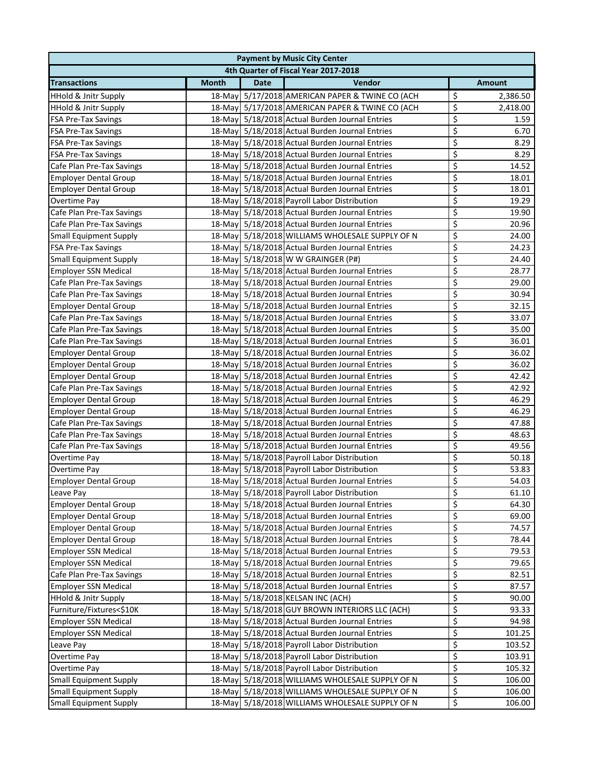| Payment by Music City Center | | | | |
|---|---|---|---|---|
| 4th Quarter of Fiscal Year 2017-2018 | | | | |
| **Transactions** | **Month** | **Date** | **Vendor** | **Amount** |
| HHold & Jnitr Supply | 18-May | 5/17/2018 | AMERICAN PAPER & TWINE CO (ACH | $ 2,386.50 |
| HHold & Jnitr Supply | 18-May | 5/17/2018 | AMERICAN PAPER & TWINE CO (ACH | $ 2,418.00 |
| FSA Pre-Tax Savings | 18-May | 5/18/2018 | Actual Burden Journal Entries | $ 1.59 |
| FSA Pre-Tax Savings | 18-May | 5/18/2018 | Actual Burden Journal Entries | $ 6.70 |
| FSA Pre-Tax Savings | 18-May | 5/18/2018 | Actual Burden Journal Entries | $ 8.29 |
| FSA Pre-Tax Savings | 18-May | 5/18/2018 | Actual Burden Journal Entries | $ 8.29 |
| Cafe Plan Pre-Tax Savings | 18-May | 5/18/2018 | Actual Burden Journal Entries | $ 14.52 |
| Employer Dental Group | 18-May | 5/18/2018 | Actual Burden Journal Entries | $ 18.01 |
| Employer Dental Group | 18-May | 5/18/2018 | Actual Burden Journal Entries | $ 18.01 |
| Overtime Pay | 18-May | 5/18/2018 | Payroll Labor Distribution | $ 19.29 |
| Cafe Plan Pre-Tax Savings | 18-May | 5/18/2018 | Actual Burden Journal Entries | $ 19.90 |
| Cafe Plan Pre-Tax Savings | 18-May | 5/18/2018 | Actual Burden Journal Entries | $ 20.96 |
| Small Equipment Supply | 18-May | 5/18/2018 | WILLIAMS WHOLESALE SUPPLY OF N | $ 24.00 |
| FSA Pre-Tax Savings | 18-May | 5/18/2018 | Actual Burden Journal Entries | $ 24.23 |
| Small Equipment Supply | 18-May | 5/18/2018 | W W GRAINGER (P#) | $ 24.40 |
| Employer SSN Medical | 18-May | 5/18/2018 | Actual Burden Journal Entries | $ 28.77 |
| Cafe Plan Pre-Tax Savings | 18-May | 5/18/2018 | Actual Burden Journal Entries | $ 29.00 |
| Cafe Plan Pre-Tax Savings | 18-May | 5/18/2018 | Actual Burden Journal Entries | $ 30.94 |
| Employer Dental Group | 18-May | 5/18/2018 | Actual Burden Journal Entries | $ 32.15 |
| Cafe Plan Pre-Tax Savings | 18-May | 5/18/2018 | Actual Burden Journal Entries | $ 33.07 |
| Cafe Plan Pre-Tax Savings | 18-May | 5/18/2018 | Actual Burden Journal Entries | $ 35.00 |
| Cafe Plan Pre-Tax Savings | 18-May | 5/18/2018 | Actual Burden Journal Entries | $ 36.01 |
| Employer Dental Group | 18-May | 5/18/2018 | Actual Burden Journal Entries | $ 36.02 |
| Employer Dental Group | 18-May | 5/18/2018 | Actual Burden Journal Entries | $ 36.02 |
| Employer Dental Group | 18-May | 5/18/2018 | Actual Burden Journal Entries | $ 42.42 |
| Cafe Plan Pre-Tax Savings | 18-May | 5/18/2018 | Actual Burden Journal Entries | $ 42.92 |
| Employer Dental Group | 18-May | 5/18/2018 | Actual Burden Journal Entries | $ 46.29 |
| Employer Dental Group | 18-May | 5/18/2018 | Actual Burden Journal Entries | $ 46.29 |
| Cafe Plan Pre-Tax Savings | 18-May | 5/18/2018 | Actual Burden Journal Entries | $ 47.88 |
| Cafe Plan Pre-Tax Savings | 18-May | 5/18/2018 | Actual Burden Journal Entries | $ 48.63 |
| Cafe Plan Pre-Tax Savings | 18-May | 5/18/2018 | Actual Burden Journal Entries | $ 49.56 |
| Overtime Pay | 18-May | 5/18/2018 | Payroll Labor Distribution | $ 50.18 |
| Overtime Pay | 18-May | 5/18/2018 | Payroll Labor Distribution | $ 53.83 |
| Employer Dental Group | 18-May | 5/18/2018 | Actual Burden Journal Entries | $ 54.03 |
| Leave Pay | 18-May | 5/18/2018 | Payroll Labor Distribution | $ 61.10 |
| Employer Dental Group | 18-May | 5/18/2018 | Actual Burden Journal Entries | $ 64.30 |
| Employer Dental Group | 18-May | 5/18/2018 | Actual Burden Journal Entries | $ 69.00 |
| Employer Dental Group | 18-May | 5/18/2018 | Actual Burden Journal Entries | $ 74.57 |
| Employer Dental Group | 18-May | 5/18/2018 | Actual Burden Journal Entries | $ 78.44 |
| Employer SSN Medical | 18-May | 5/18/2018 | Actual Burden Journal Entries | $ 79.53 |
| Employer SSN Medical | 18-May | 5/18/2018 | Actual Burden Journal Entries | $ 79.65 |
| Cafe Plan Pre-Tax Savings | 18-May | 5/18/2018 | Actual Burden Journal Entries | $ 82.51 |
| Employer SSN Medical | 18-May | 5/18/2018 | Actual Burden Journal Entries | $ 87.57 |
| HHold & Jnitr Supply | 18-May | 5/18/2018 | KELSAN INC (ACH) | $ 90.00 |
| Furniture/Fixtures<$10K | 18-May | 5/18/2018 | GUY BROWN INTERIORS LLC (ACH) | $ 93.33 |
| Employer SSN Medical | 18-May | 5/18/2018 | Actual Burden Journal Entries | $ 94.98 |
| Employer SSN Medical | 18-May | 5/18/2018 | Actual Burden Journal Entries | $ 101.25 |
| Leave Pay | 18-May | 5/18/2018 | Payroll Labor Distribution | $ 103.52 |
| Overtime Pay | 18-May | 5/18/2018 | Payroll Labor Distribution | $ 103.91 |
| Overtime Pay | 18-May | 5/18/2018 | Payroll Labor Distribution | $ 105.32 |
| Small Equipment Supply | 18-May | 5/18/2018 | WILLIAMS WHOLESALE SUPPLY OF N | $ 106.00 |
| Small Equipment Supply | 18-May | 5/18/2018 | WILLIAMS WHOLESALE SUPPLY OF N | $ 106.00 |
| Small Equipment Supply | 18-May | 5/18/2018 | WILLIAMS WHOLESALE SUPPLY OF N | $ 106.00 |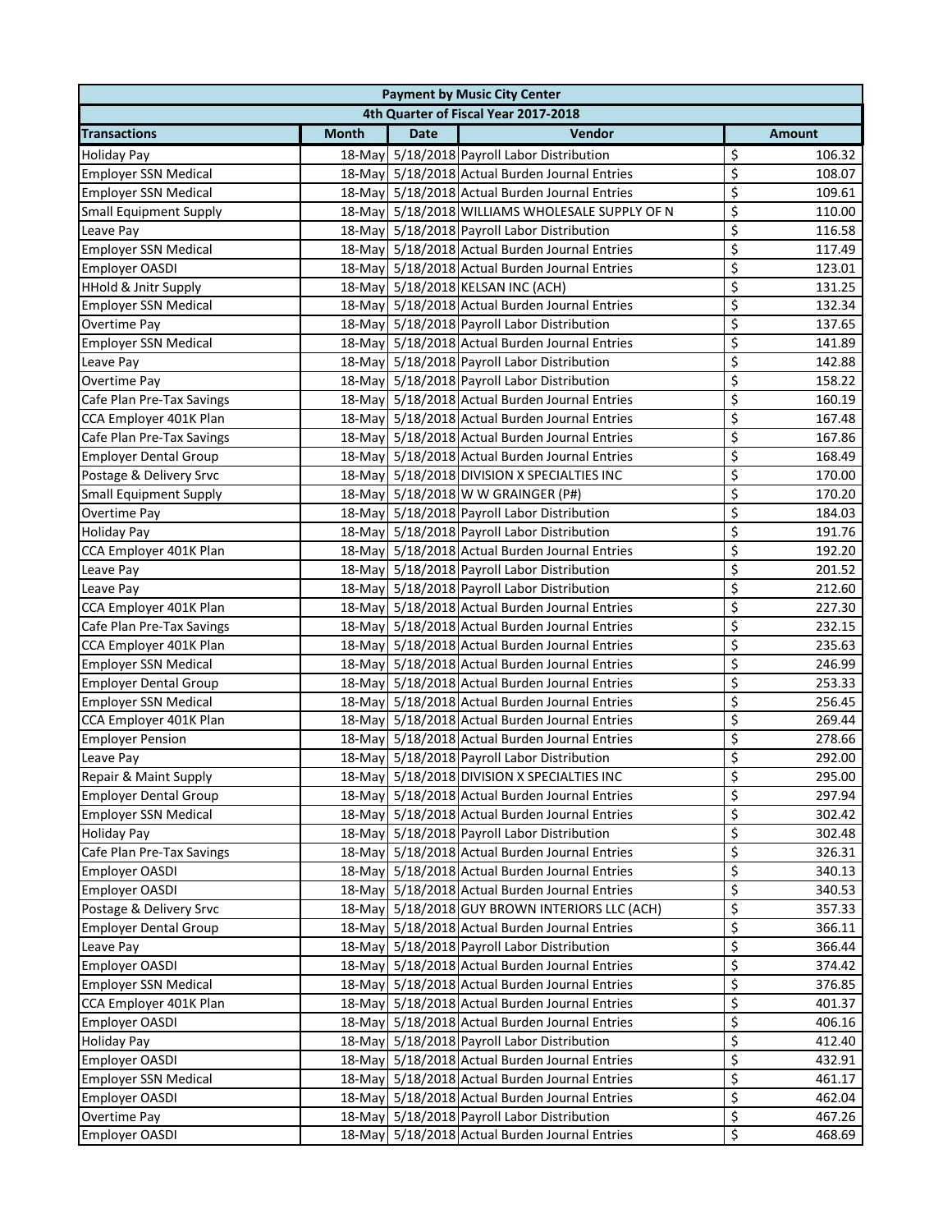| Payment by Music City Center | | | | |
|---|---|---|---|---|
| 4th Quarter of Fiscal Year 2017-2018 | | | | |
| **Transactions** | **Month** | **Date** | **Vendor** | **Amount** |
| Holiday Pay | 18-May | 5/18/2018 | Payroll Labor Distribution | $ 106.32 |
| Employer SSN Medical | 18-May | 5/18/2018 | Actual Burden Journal Entries | $ 108.07 |
| Employer SSN Medical | 18-May | 5/18/2018 | Actual Burden Journal Entries | $ 109.61 |
| Small Equipment Supply | 18-May | 5/18/2018 | WILLIAMS WHOLESALE SUPPLY OF N | $ 110.00 |
| Leave Pay | 18-May | 5/18/2018 | Payroll Labor Distribution | $ 116.58 |
| Employer SSN Medical | 18-May | 5/18/2018 | Actual Burden Journal Entries | $ 117.49 |
| Employer OASDI | 18-May | 5/18/2018 | Actual Burden Journal Entries | $ 123.01 |
| HHold & Jnitr Supply | 18-May | 5/18/2018 | KELSAN INC (ACH) | $ 131.25 |
| Employer SSN Medical | 18-May | 5/18/2018 | Actual Burden Journal Entries | $ 132.34 |
| Overtime Pay | 18-May | 5/18/2018 | Payroll Labor Distribution | $ 137.65 |
| Employer SSN Medical | 18-May | 5/18/2018 | Actual Burden Journal Entries | $ 141.89 |
| Leave Pay | 18-May | 5/18/2018 | Payroll Labor Distribution | $ 142.88 |
| Overtime Pay | 18-May | 5/18/2018 | Payroll Labor Distribution | $ 158.22 |
| Cafe Plan Pre-Tax Savings | 18-May | 5/18/2018 | Actual Burden Journal Entries | $ 160.19 |
| CCA Employer 401K Plan | 18-May | 5/18/2018 | Actual Burden Journal Entries | $ 167.48 |
| Cafe Plan Pre-Tax Savings | 18-May | 5/18/2018 | Actual Burden Journal Entries | $ 167.86 |
| Employer Dental Group | 18-May | 5/18/2018 | Actual Burden Journal Entries | $ 168.49 |
| Postage & Delivery Srvc | 18-May | 5/18/2018 | DIVISION X SPECIALTIES INC | $ 170.00 |
| Small Equipment Supply | 18-May | 5/18/2018 | W W GRAINGER (P#) | $ 170.20 |
| Overtime Pay | 18-May | 5/18/2018 | Payroll Labor Distribution | $ 184.03 |
| Holiday Pay | 18-May | 5/18/2018 | Payroll Labor Distribution | $ 191.76 |
| CCA Employer 401K Plan | 18-May | 5/18/2018 | Actual Burden Journal Entries | $ 192.20 |
| Leave Pay | 18-May | 5/18/2018 | Payroll Labor Distribution | $ 201.52 |
| Leave Pay | 18-May | 5/18/2018 | Payroll Labor Distribution | $ 212.60 |
| CCA Employer 401K Plan | 18-May | 5/18/2018 | Actual Burden Journal Entries | $ 227.30 |
| Cafe Plan Pre-Tax Savings | 18-May | 5/18/2018 | Actual Burden Journal Entries | $ 232.15 |
| CCA Employer 401K Plan | 18-May | 5/18/2018 | Actual Burden Journal Entries | $ 235.63 |
| Employer SSN Medical | 18-May | 5/18/2018 | Actual Burden Journal Entries | $ 246.99 |
| Employer Dental Group | 18-May | 5/18/2018 | Actual Burden Journal Entries | $ 253.33 |
| Employer SSN Medical | 18-May | 5/18/2018 | Actual Burden Journal Entries | $ 256.45 |
| CCA Employer 401K Plan | 18-May | 5/18/2018 | Actual Burden Journal Entries | $ 269.44 |
| Employer Pension | 18-May | 5/18/2018 | Actual Burden Journal Entries | $ 278.66 |
| Leave Pay | 18-May | 5/18/2018 | Payroll Labor Distribution | $ 292.00 |
| Repair & Maint Supply | 18-May | 5/18/2018 | DIVISION X SPECIALTIES INC | $ 295.00 |
| Employer Dental Group | 18-May | 5/18/2018 | Actual Burden Journal Entries | $ 297.94 |
| Employer SSN Medical | 18-May | 5/18/2018 | Actual Burden Journal Entries | $ 302.42 |
| Holiday Pay | 18-May | 5/18/2018 | Payroll Labor Distribution | $ 302.48 |
| Cafe Plan Pre-Tax Savings | 18-May | 5/18/2018 | Actual Burden Journal Entries | $ 326.31 |
| Employer OASDI | 18-May | 5/18/2018 | Actual Burden Journal Entries | $ 340.13 |
| Employer OASDI | 18-May | 5/18/2018 | Actual Burden Journal Entries | $ 340.53 |
| Postage & Delivery Srvc | 18-May | 5/18/2018 | GUY BROWN INTERIORS LLC (ACH) | $ 357.33 |
| Employer Dental Group | 18-May | 5/18/2018 | Actual Burden Journal Entries | $ 366.11 |
| Leave Pay | 18-May | 5/18/2018 | Payroll Labor Distribution | $ 366.44 |
| Employer OASDI | 18-May | 5/18/2018 | Actual Burden Journal Entries | $ 374.42 |
| Employer SSN Medical | 18-May | 5/18/2018 | Actual Burden Journal Entries | $ 376.85 |
| CCA Employer 401K Plan | 18-May | 5/18/2018 | Actual Burden Journal Entries | $ 401.37 |
| Employer OASDI | 18-May | 5/18/2018 | Actual Burden Journal Entries | $ 406.16 |
| Holiday Pay | 18-May | 5/18/2018 | Payroll Labor Distribution | $ 412.40 |
| Employer OASDI | 18-May | 5/18/2018 | Actual Burden Journal Entries | $ 432.91 |
| Employer SSN Medical | 18-May | 5/18/2018 | Actual Burden Journal Entries | $ 461.17 |
| Employer OASDI | 18-May | 5/18/2018 | Actual Burden Journal Entries | $ 462.04 |
| Overtime Pay | 18-May | 5/18/2018 | Payroll Labor Distribution | $ 467.26 |
| Employer OASDI | 18-May | 5/18/2018 | Actual Burden Journal Entries | $ 468.69 |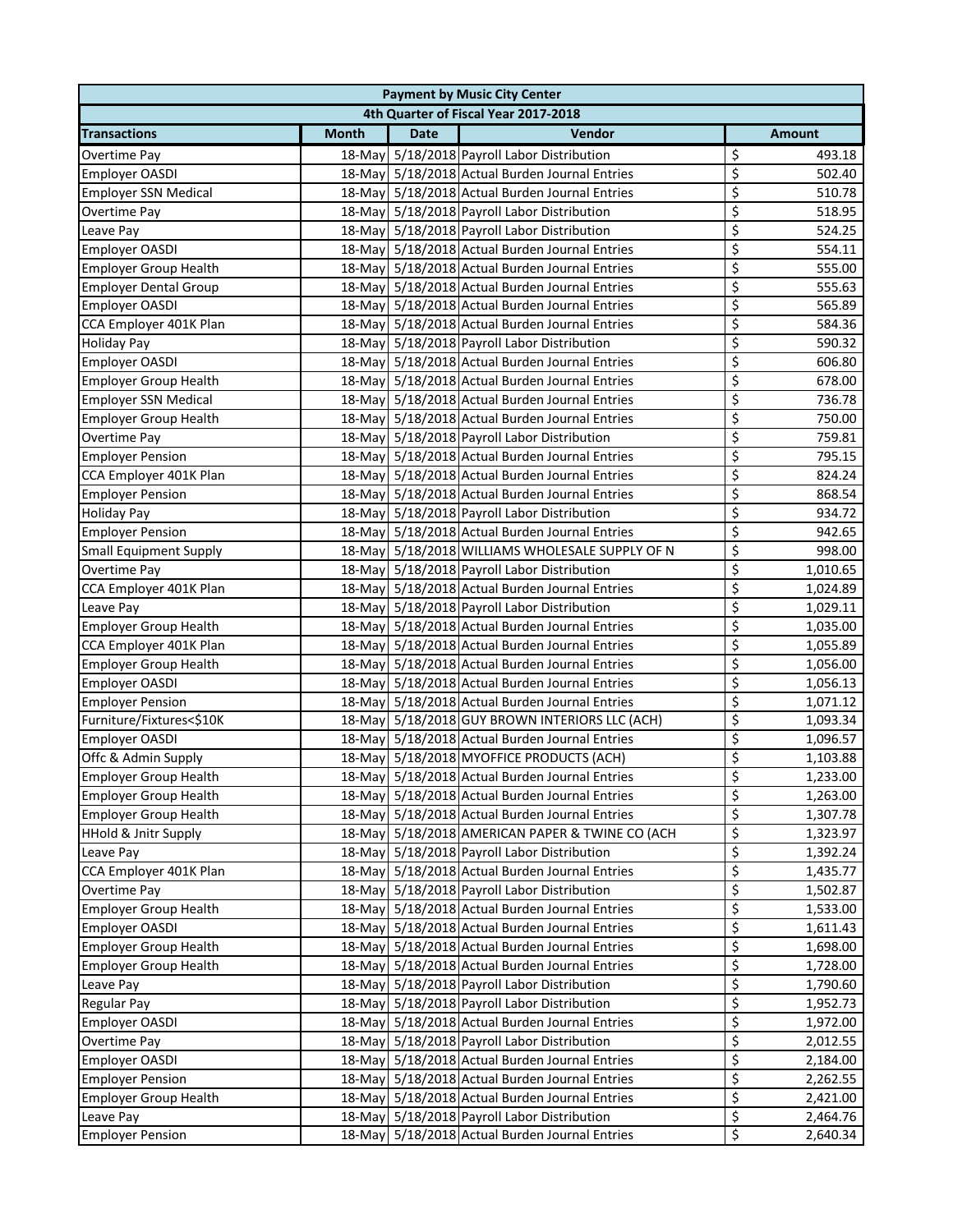| Payment by Music City Center | | | | |
|---|---|---|---|---|
| 4th Quarter of Fiscal Year 2017-2018 | | | | |
| **Transactions** | **Month** | **Date** | **Vendor** | **Amount** |
| Overtime Pay | 18-May | 5/18/2018 | Payroll Labor Distribution | $ 493.18 |
| Employer OASDI | 18-May | 5/18/2018 | Actual Burden Journal Entries | $ 502.40 |
| Employer SSN Medical | 18-May | 5/18/2018 | Actual Burden Journal Entries | $ 510.78 |
| Overtime Pay | 18-May | 5/18/2018 | Payroll Labor Distribution | $ 518.95 |
| Leave Pay | 18-May | 5/18/2018 | Payroll Labor Distribution | $ 524.25 |
| Employer OASDI | 18-May | 5/18/2018 | Actual Burden Journal Entries | $ 554.11 |
| Employer Group Health | 18-May | 5/18/2018 | Actual Burden Journal Entries | $ 555.00 |
| Employer Dental Group | 18-May | 5/18/2018 | Actual Burden Journal Entries | $ 555.63 |
| Employer OASDI | 18-May | 5/18/2018 | Actual Burden Journal Entries | $ 565.89 |
| CCA Employer 401K Plan | 18-May | 5/18/2018 | Actual Burden Journal Entries | $ 584.36 |
| Holiday Pay | 18-May | 5/18/2018 | Payroll Labor Distribution | $ 590.32 |
| Employer OASDI | 18-May | 5/18/2018 | Actual Burden Journal Entries | $ 606.80 |
| Employer Group Health | 18-May | 5/18/2018 | Actual Burden Journal Entries | $ 678.00 |
| Employer SSN Medical | 18-May | 5/18/2018 | Actual Burden Journal Entries | $ 736.78 |
| Employer Group Health | 18-May | 5/18/2018 | Actual Burden Journal Entries | $ 750.00 |
| Overtime Pay | 18-May | 5/18/2018 | Payroll Labor Distribution | $ 759.81 |
| Employer Pension | 18-May | 5/18/2018 | Actual Burden Journal Entries | $ 795.15 |
| CCA Employer 401K Plan | 18-May | 5/18/2018 | Actual Burden Journal Entries | $ 824.24 |
| Employer Pension | 18-May | 5/18/2018 | Actual Burden Journal Entries | $ 868.54 |
| Holiday Pay | 18-May | 5/18/2018 | Payroll Labor Distribution | $ 934.72 |
| Employer Pension | 18-May | 5/18/2018 | Actual Burden Journal Entries | $ 942.65 |
| Small Equipment Supply | 18-May | 5/18/2018 | WILLIAMS WHOLESALE SUPPLY OF N | $ 998.00 |
| Overtime Pay | 18-May | 5/18/2018 | Payroll Labor Distribution | $ 1,010.65 |
| CCA Employer 401K Plan | 18-May | 5/18/2018 | Actual Burden Journal Entries | $ 1,024.89 |
| Leave Pay | 18-May | 5/18/2018 | Payroll Labor Distribution | $ 1,029.11 |
| Employer Group Health | 18-May | 5/18/2018 | Actual Burden Journal Entries | $ 1,035.00 |
| CCA Employer 401K Plan | 18-May | 5/18/2018 | Actual Burden Journal Entries | $ 1,055.89 |
| Employer Group Health | 18-May | 5/18/2018 | Actual Burden Journal Entries | $ 1,056.00 |
| Employer OASDI | 18-May | 5/18/2018 | Actual Burden Journal Entries | $ 1,056.13 |
| Employer Pension | 18-May | 5/18/2018 | Actual Burden Journal Entries | $ 1,071.12 |
| Furniture/Fixtures<$10K | 18-May | 5/18/2018 | GUY BROWN INTERIORS LLC (ACH) | $ 1,093.34 |
| Employer OASDI | 18-May | 5/18/2018 | Actual Burden Journal Entries | $ 1,096.57 |
| Offc & Admin Supply | 18-May | 5/18/2018 | MYOFFICE PRODUCTS (ACH) | $ 1,103.88 |
| Employer Group Health | 18-May | 5/18/2018 | Actual Burden Journal Entries | $ 1,233.00 |
| Employer Group Health | 18-May | 5/18/2018 | Actual Burden Journal Entries | $ 1,263.00 |
| Employer Group Health | 18-May | 5/18/2018 | Actual Burden Journal Entries | $ 1,307.78 |
| HHold & Jnitr Supply | 18-May | 5/18/2018 | AMERICAN PAPER & TWINE CO (ACH | $ 1,323.97 |
| Leave Pay | 18-May | 5/18/2018 | Payroll Labor Distribution | $ 1,392.24 |
| CCA Employer 401K Plan | 18-May | 5/18/2018 | Actual Burden Journal Entries | $ 1,435.77 |
| Overtime Pay | 18-May | 5/18/2018 | Payroll Labor Distribution | $ 1,502.87 |
| Employer Group Health | 18-May | 5/18/2018 | Actual Burden Journal Entries | $ 1,533.00 |
| Employer OASDI | 18-May | 5/18/2018 | Actual Burden Journal Entries | $ 1,611.43 |
| Employer Group Health | 18-May | 5/18/2018 | Actual Burden Journal Entries | $ 1,698.00 |
| Employer Group Health | 18-May | 5/18/2018 | Actual Burden Journal Entries | $ 1,728.00 |
| Leave Pay | 18-May | 5/18/2018 | Payroll Labor Distribution | $ 1,790.60 |
| Regular Pay | 18-May | 5/18/2018 | Payroll Labor Distribution | $ 1,952.73 |
| Employer OASDI | 18-May | 5/18/2018 | Actual Burden Journal Entries | $ 1,972.00 |
| Overtime Pay | 18-May | 5/18/2018 | Payroll Labor Distribution | $ 2,012.55 |
| Employer OASDI | 18-May | 5/18/2018 | Actual Burden Journal Entries | $ 2,184.00 |
| Employer Pension | 18-May | 5/18/2018 | Actual Burden Journal Entries | $ 2,262.55 |
| Employer Group Health | 18-May | 5/18/2018 | Actual Burden Journal Entries | $ 2,421.00 |
| Leave Pay | 18-May | 5/18/2018 | Payroll Labor Distribution | $ 2,464.76 |
| Employer Pension | 18-May | 5/18/2018 | Actual Burden Journal Entries | $ 2,640.34 |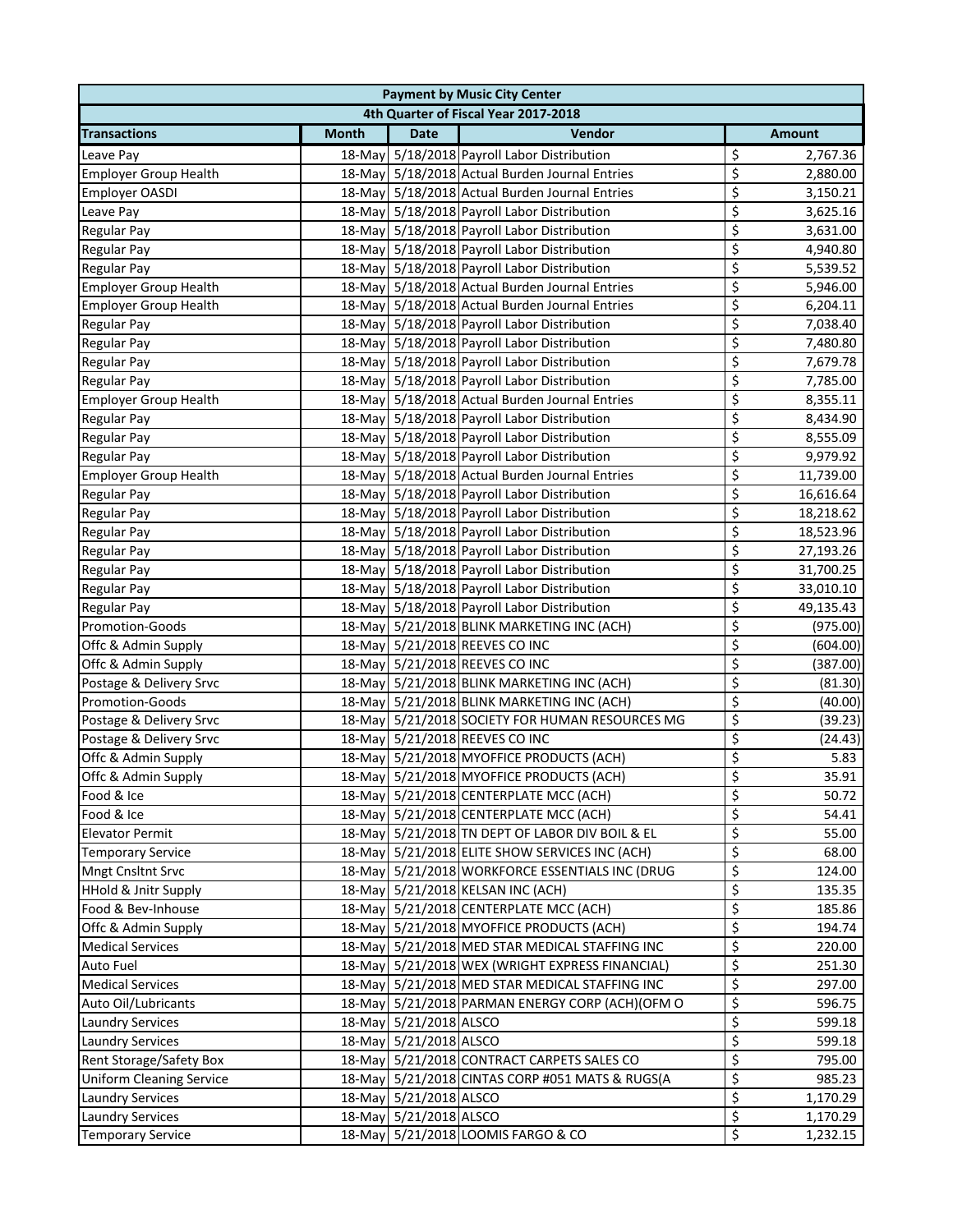| Payment by Music City Center | | | | |
|---|---|---|---|---|
| 4th Quarter of Fiscal Year 2017-2018 | | | | |
| **Transactions** | **Month** | **Date** | **Vendor** | **Amount** |
| Leave Pay | 18-May | 5/18/2018 | Payroll Labor Distribution | $ 2,767.36 |
| Employer Group Health | 18-May | 5/18/2018 | Actual Burden Journal Entries | $ 2,880.00 |
| Employer OASDI | 18-May | 5/18/2018 | Actual Burden Journal Entries | $ 3,150.21 |
| Leave Pay | 18-May | 5/18/2018 | Payroll Labor Distribution | $ 3,625.16 |
| Regular Pay | 18-May | 5/18/2018 | Payroll Labor Distribution | $ 3,631.00 |
| Regular Pay | 18-May | 5/18/2018 | Payroll Labor Distribution | $ 4,940.80 |
| Regular Pay | 18-May | 5/18/2018 | Payroll Labor Distribution | $ 5,539.52 |
| Employer Group Health | 18-May | 5/18/2018 | Actual Burden Journal Entries | $ 5,946.00 |
| Employer Group Health | 18-May | 5/18/2018 | Actual Burden Journal Entries | $ 6,204.11 |
| Regular Pay | 18-May | 5/18/2018 | Payroll Labor Distribution | $ 7,038.40 |
| Regular Pay | 18-May | 5/18/2018 | Payroll Labor Distribution | $ 7,480.80 |
| Regular Pay | 18-May | 5/18/2018 | Payroll Labor Distribution | $ 7,679.78 |
| Regular Pay | 18-May | 5/18/2018 | Payroll Labor Distribution | $ 7,785.00 |
| Employer Group Health | 18-May | 5/18/2018 | Actual Burden Journal Entries | $ 8,355.11 |
| Regular Pay | 18-May | 5/18/2018 | Payroll Labor Distribution | $ 8,434.90 |
| Regular Pay | 18-May | 5/18/2018 | Payroll Labor Distribution | $ 8,555.09 |
| Regular Pay | 18-May | 5/18/2018 | Payroll Labor Distribution | $ 9,979.92 |
| Employer Group Health | 18-May | 5/18/2018 | Actual Burden Journal Entries | $ 11,739.00 |
| Regular Pay | 18-May | 5/18/2018 | Payroll Labor Distribution | $ 16,616.64 |
| Regular Pay | 18-May | 5/18/2018 | Payroll Labor Distribution | $ 18,218.62 |
| Regular Pay | 18-May | 5/18/2018 | Payroll Labor Distribution | $ 18,523.96 |
| Regular Pay | 18-May | 5/18/2018 | Payroll Labor Distribution | $ 27,193.26 |
| Regular Pay | 18-May | 5/18/2018 | Payroll Labor Distribution | $ 31,700.25 |
| Regular Pay | 18-May | 5/18/2018 | Payroll Labor Distribution | $ 33,010.10 |
| Regular Pay | 18-May | 5/18/2018 | Payroll Labor Distribution | $ 49,135.43 |
| Promotion-Goods | 18-May | 5/21/2018 | BLINK MARKETING INC (ACH) | $ (975.00) |
| Offc & Admin Supply | 18-May | 5/21/2018 | REEVES CO INC | $ (604.00) |
| Offc & Admin Supply | 18-May | 5/21/2018 | REEVES CO INC | $ (387.00) |
| Postage & Delivery Srvc | 18-May | 5/21/2018 | BLINK MARKETING INC (ACH) | $ (81.30) |
| Promotion-Goods | 18-May | 5/21/2018 | BLINK MARKETING INC (ACH) | $ (40.00) |
| Postage & Delivery Srvc | 18-May | 5/21/2018 | SOCIETY FOR HUMAN RESOURCES MG | $ (39.23) |
| Postage & Delivery Srvc | 18-May | 5/21/2018 | REEVES CO INC | $ (24.43) |
| Offc & Admin Supply | 18-May | 5/21/2018 | MYOFFICE PRODUCTS (ACH) | $ 5.83 |
| Offc & Admin Supply | 18-May | 5/21/2018 | MYOFFICE PRODUCTS (ACH) | $ 35.91 |
| Food & Ice | 18-May | 5/21/2018 | CENTERPLATE MCC (ACH) | $ 50.72 |
| Food & Ice | 18-May | 5/21/2018 | CENTERPLATE MCC (ACH) | $ 54.41 |
| Elevator Permit | 18-May | 5/21/2018 | TN DEPT OF LABOR DIV BOIL & EL | $ 55.00 |
| Temporary Service | 18-May | 5/21/2018 | ELITE SHOW SERVICES INC (ACH) | $ 68.00 |
| Mngt Cnsltnt Srvc | 18-May | 5/21/2018 | WORKFORCE ESSENTIALS INC (DRUG | $ 124.00 |
| HHold & Jnitr Supply | 18-May | 5/21/2018 | KELSAN INC (ACH) | $ 135.35 |
| Food & Bev-Inhouse | 18-May | 5/21/2018 | CENTERPLATE MCC (ACH) | $ 185.86 |
| Offc & Admin Supply | 18-May | 5/21/2018 | MYOFFICE PRODUCTS (ACH) | $ 194.74 |
| Medical Services | 18-May | 5/21/2018 | MED STAR MEDICAL STAFFING INC | $ 220.00 |
| Auto Fuel | 18-May | 5/21/2018 | WEX (WRIGHT EXPRESS FINANCIAL) | $ 251.30 |
| Medical Services | 18-May | 5/21/2018 | MED STAR MEDICAL STAFFING INC | $ 297.00 |
| Auto Oil/Lubricants | 18-May | 5/21/2018 | PARMAN ENERGY CORP (ACH)(OFM O | $ 596.75 |
| Laundry Services | 18-May | 5/21/2018 | ALSCO | $ 599.18 |
| Laundry Services | 18-May | 5/21/2018 | ALSCO | $ 599.18 |
| Rent Storage/Safety Box | 18-May | 5/21/2018 | CONTRACT CARPETS SALES CO | $ 795.00 |
| Uniform Cleaning Service | 18-May | 5/21/2018 | CINTAS CORP #051 MATS & RUGS(A | $ 985.23 |
| Laundry Services | 18-May | 5/21/2018 | ALSCO | $ 1,170.29 |
| Laundry Services | 18-May | 5/21/2018 | ALSCO | $ 1,170.29 |
| Temporary Service | 18-May | 5/21/2018 | LOOMIS FARGO & CO | $ 1,232.15 |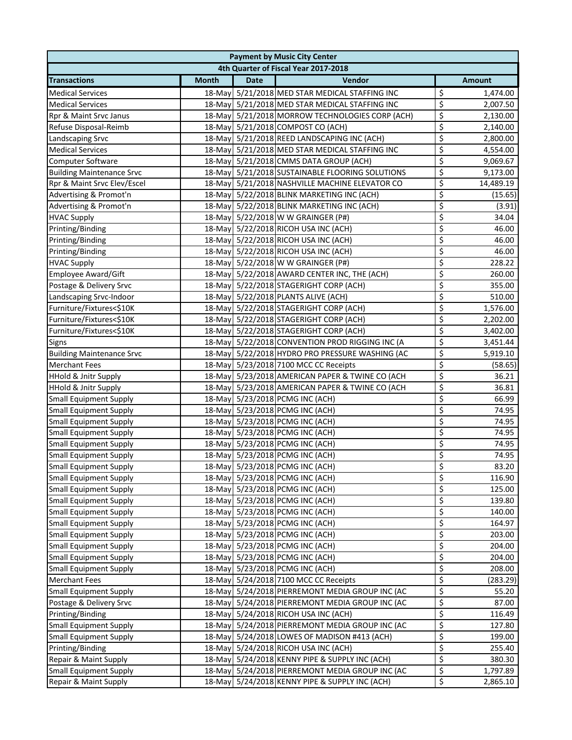| Payment by Music City Center | | | | |
|---|---|---|---|---|
| 4th Quarter of Fiscal Year 2017-2018 | | | | |
| **Transactions** | **Month** | **Date** | **Vendor** | **Amount** |
| Medical Services | 18-May | 5/21/2018 | MED STAR MEDICAL STAFFING INC | $ 1,474.00 |
| Medical Services | 18-May | 5/21/2018 | MED STAR MEDICAL STAFFING INC | $ 2,007.50 |
| Rpr & Maint Srvc Janus | 18-May | 5/21/2018 | MORROW TECHNOLOGIES CORP (ACH) | $ 2,130.00 |
| Refuse Disposal-Reimb | 18-May | 5/21/2018 | COMPOST CO (ACH) | $ 2,140.00 |
| Landscaping Srvc | 18-May | 5/21/2018 | REED LANDSCAPING INC (ACH) | $ 2,800.00 |
| Medical Services | 18-May | 5/21/2018 | MED STAR MEDICAL STAFFING INC | $ 4,554.00 |
| Computer Software | 18-May | 5/21/2018 | CMMS DATA GROUP (ACH) | $ 9,069.67 |
| Building Maintenance Srvc | 18-May | 5/21/2018 | SUSTAINABLE FLOORING SOLUTIONS | $ 9,173.00 |
| Rpr & Maint Srvc Elev/Escel | 18-May | 5/21/2018 | NASHVILLE MACHINE ELEVATOR CO | $ 14,489.19 |
| Advertising & Promot'n | 18-May | 5/22/2018 | BLINK MARKETING INC (ACH) | $ (15.65) |
| Advertising & Promot'n | 18-May | 5/22/2018 | BLINK MARKETING INC (ACH) | $ (3.91) |
| HVAC Supply | 18-May | 5/22/2018 | W W GRAINGER (P#) | $ 34.04 |
| Printing/Binding | 18-May | 5/22/2018 | RICOH USA INC (ACH) | $ 46.00 |
| Printing/Binding | 18-May | 5/22/2018 | RICOH USA INC (ACH) | $ 46.00 |
| Printing/Binding | 18-May | 5/22/2018 | RICOH USA INC (ACH) | $ 46.00 |
| HVAC Supply | 18-May | 5/22/2018 | W W GRAINGER (P#) | $ 228.22 |
| Employee Award/Gift | 18-May | 5/22/2018 | AWARD CENTER INC, THE (ACH) | $ 260.00 |
| Postage & Delivery Srvc | 18-May | 5/22/2018 | STAGERIGHT CORP (ACH) | $ 355.00 |
| Landscaping Srvc-Indoor | 18-May | 5/22/2018 | PLANTS ALIVE (ACH) | $ 510.00 |
| Furniture/Fixtures<$10K | 18-May | 5/22/2018 | STAGERIGHT CORP (ACH) | $ 1,576.00 |
| Furniture/Fixtures<$10K | 18-May | 5/22/2018 | STAGERIGHT CORP (ACH) | $ 2,202.00 |
| Furniture/Fixtures<$10K | 18-May | 5/22/2018 | STAGERIGHT CORP (ACH) | $ 3,402.00 |
| Signs | 18-May | 5/22/2018 | CONVENTION PROD RIGGING INC (A | $ 3,451.44 |
| Building Maintenance Srvc | 18-May | 5/22/2018 | HYDRO PRO PRESSURE WASHING (AC | $ 5,919.10 |
| Merchant Fees | 18-May | 5/23/2018 | 7100 MCC CC Receipts | $ (58.65) |
| HHold & Jnitr Supply | 18-May | 5/23/2018 | AMERICAN PAPER & TWINE CO (ACH | $ 36.21 |
| HHold & Jnitr Supply | 18-May | 5/23/2018 | AMERICAN PAPER & TWINE CO (ACH | $ 36.81 |
| Small Equipment Supply | 18-May | 5/23/2018 | PCMG INC (ACH) | $ 66.99 |
| Small Equipment Supply | 18-May | 5/23/2018 | PCMG INC (ACH) | $ 74.95 |
| Small Equipment Supply | 18-May | 5/23/2018 | PCMG INC (ACH) | $ 74.95 |
| Small Equipment Supply | 18-May | 5/23/2018 | PCMG INC (ACH) | $ 74.95 |
| Small Equipment Supply | 18-May | 5/23/2018 | PCMG INC (ACH) | $ 74.95 |
| Small Equipment Supply | 18-May | 5/23/2018 | PCMG INC (ACH) | $ 74.95 |
| Small Equipment Supply | 18-May | 5/23/2018 | PCMG INC (ACH) | $ 83.20 |
| Small Equipment Supply | 18-May | 5/23/2018 | PCMG INC (ACH) | $ 116.90 |
| Small Equipment Supply | 18-May | 5/23/2018 | PCMG INC (ACH) | $ 125.00 |
| Small Equipment Supply | 18-May | 5/23/2018 | PCMG INC (ACH) | $ 139.80 |
| Small Equipment Supply | 18-May | 5/23/2018 | PCMG INC (ACH) | $ 140.00 |
| Small Equipment Supply | 18-May | 5/23/2018 | PCMG INC (ACH) | $ 164.97 |
| Small Equipment Supply | 18-May | 5/23/2018 | PCMG INC (ACH) | $ 203.00 |
| Small Equipment Supply | 18-May | 5/23/2018 | PCMG INC (ACH) | $ 204.00 |
| Small Equipment Supply | 18-May | 5/23/2018 | PCMG INC (ACH) | $ 204.00 |
| Small Equipment Supply | 18-May | 5/23/2018 | PCMG INC (ACH) | $ 208.00 |
| Merchant Fees | 18-May | 5/24/2018 | 7100 MCC CC Receipts | $ (283.29) |
| Small Equipment Supply | 18-May | 5/24/2018 | PIERREMONT MEDIA GROUP INC (AC | $ 55.20 |
| Postage & Delivery Srvc | 18-May | 5/24/2018 | PIERREMONT MEDIA GROUP INC (AC | $ 87.00 |
| Printing/Binding | 18-May | 5/24/2018 | RICOH USA INC (ACH) | $ 116.49 |
| Small Equipment Supply | 18-May | 5/24/2018 | PIERREMONT MEDIA GROUP INC (AC | $ 127.80 |
| Small Equipment Supply | 18-May | 5/24/2018 | LOWES OF MADISON #413 (ACH) | $ 199.00 |
| Printing/Binding | 18-May | 5/24/2018 | RICOH USA INC (ACH) | $ 255.40 |
| Repair & Maint Supply | 18-May | 5/24/2018 | KENNY PIPE & SUPPLY INC (ACH) | $ 380.30 |
| Small Equipment Supply | 18-May | 5/24/2018 | PIERREMONT MEDIA GROUP INC (AC | $ 1,797.89 |
| Repair & Maint Supply | 18-May | 5/24/2018 | KENNY PIPE & SUPPLY INC (ACH) | $ 2,865.10 |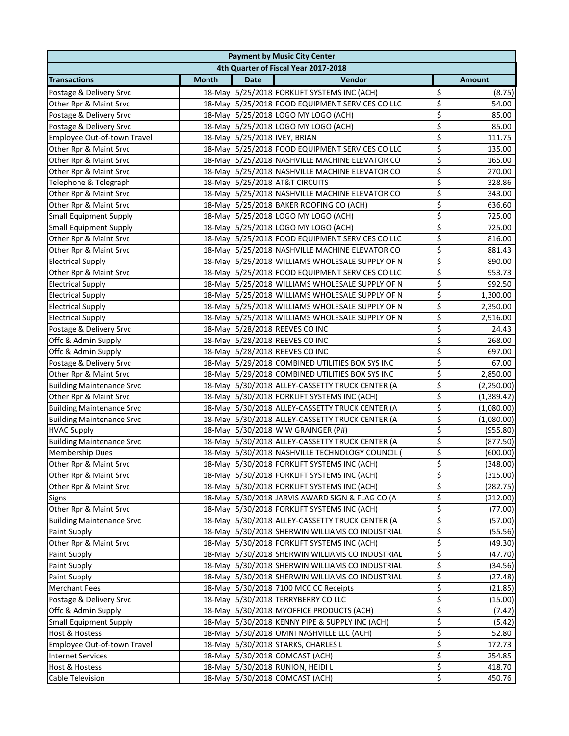| Payment by Music City Center | | | | |
|---|---|---|---|---|
| 4th Quarter of Fiscal Year 2017-2018 | | | | |
| **Transactions** | **Month** | **Date** | **Vendor** | **Amount** |
| Postage & Delivery Srvc | 18-May | 5/25/2018 | FORKLIFT SYSTEMS INC (ACH) | $ (8.75) |
| Other Rpr & Maint Srvc | 18-May | 5/25/2018 | FOOD EQUIPMENT SERVICES CO LLC | $ 54.00 |
| Postage & Delivery Srvc | 18-May | 5/25/2018 | LOGO MY LOGO (ACH) | $ 85.00 |
| Postage & Delivery Srvc | 18-May | 5/25/2018 | LOGO MY LOGO (ACH) | $ 85.00 |
| Employee Out-of-town Travel | 18-May | 5/25/2018 | IVEY, BRIAN | $ 111.75 |
| Other Rpr & Maint Srvc | 18-May | 5/25/2018 | FOOD EQUIPMENT SERVICES CO LLC | $ 135.00 |
| Other Rpr & Maint Srvc | 18-May | 5/25/2018 | NASHVILLE MACHINE ELEVATOR CO | $ 165.00 |
| Other Rpr & Maint Srvc | 18-May | 5/25/2018 | NASHVILLE MACHINE ELEVATOR CO | $ 270.00 |
| Telephone & Telegraph | 18-May | 5/25/2018 | AT&T CIRCUITS | $ 328.86 |
| Other Rpr & Maint Srvc | 18-May | 5/25/2018 | NASHVILLE MACHINE ELEVATOR CO | $ 343.00 |
| Other Rpr & Maint Srvc | 18-May | 5/25/2018 | BAKER ROOFING CO (ACH) | $ 636.60 |
| Small Equipment Supply | 18-May | 5/25/2018 | LOGO MY LOGO (ACH) | $ 725.00 |
| Small Equipment Supply | 18-May | 5/25/2018 | LOGO MY LOGO (ACH) | $ 725.00 |
| Other Rpr & Maint Srvc | 18-May | 5/25/2018 | FOOD EQUIPMENT SERVICES CO LLC | $ 816.00 |
| Other Rpr & Maint Srvc | 18-May | 5/25/2018 | NASHVILLE MACHINE ELEVATOR CO | $ 881.43 |
| Electrical Supply | 18-May | 5/25/2018 | WILLIAMS WHOLESALE SUPPLY OF N | $ 890.00 |
| Other Rpr & Maint Srvc | 18-May | 5/25/2018 | FOOD EQUIPMENT SERVICES CO LLC | $ 953.73 |
| Electrical Supply | 18-May | 5/25/2018 | WILLIAMS WHOLESALE SUPPLY OF N | $ 992.50 |
| Electrical Supply | 18-May | 5/25/2018 | WILLIAMS WHOLESALE SUPPLY OF N | $ 1,300.00 |
| Electrical Supply | 18-May | 5/25/2018 | WILLIAMS WHOLESALE SUPPLY OF N | $ 2,350.00 |
| Electrical Supply | 18-May | 5/25/2018 | WILLIAMS WHOLESALE SUPPLY OF N | $ 2,916.00 |
| Postage & Delivery Srvc | 18-May | 5/28/2018 | REEVES CO INC | $ 24.43 |
| Offc & Admin Supply | 18-May | 5/28/2018 | REEVES CO INC | $ 268.00 |
| Offc & Admin Supply | 18-May | 5/28/2018 | REEVES CO INC | $ 697.00 |
| Postage & Delivery Srvc | 18-May | 5/29/2018 | COMBINED UTILITIES BOX SYS INC | $ 67.00 |
| Other Rpr & Maint Srvc | 18-May | 5/29/2018 | COMBINED UTILITIES BOX SYS INC | $ 2,850.00 |
| Building Maintenance Srvc | 18-May | 5/30/2018 | ALLEY-CASSETTY TRUCK CENTER (A | $ (2,250.00) |
| Other Rpr & Maint Srvc | 18-May | 5/30/2018 | FORKLIFT SYSTEMS INC (ACH) | $ (1,389.42) |
| Building Maintenance Srvc | 18-May | 5/30/2018 | ALLEY-CASSETTY TRUCK CENTER (A | $ (1,080.00) |
| Building Maintenance Srvc | 18-May | 5/30/2018 | ALLEY-CASSETTY TRUCK CENTER (A | $ (1,080.00) |
| HVAC Supply | 18-May | 5/30/2018 | W W GRAINGER (P#) | $ (955.80) |
| Building Maintenance Srvc | 18-May | 5/30/2018 | ALLEY-CASSETTY TRUCK CENTER (A | $ (877.50) |
| Membership Dues | 18-May | 5/30/2018 | NASHVILLE TECHNOLOGY COUNCIL ( | $ (600.00) |
| Other Rpr & Maint Srvc | 18-May | 5/30/2018 | FORKLIFT SYSTEMS INC (ACH) | $ (348.00) |
| Other Rpr & Maint Srvc | 18-May | 5/30/2018 | FORKLIFT SYSTEMS INC (ACH) | $ (315.00) |
| Other Rpr & Maint Srvc | 18-May | 5/30/2018 | FORKLIFT SYSTEMS INC (ACH) | $ (282.75) |
| Signs | 18-May | 5/30/2018 | JARVIS AWARD SIGN & FLAG CO (A | $ (212.00) |
| Other Rpr & Maint Srvc | 18-May | 5/30/2018 | FORKLIFT SYSTEMS INC (ACH) | $ (77.00) |
| Building Maintenance Srvc | 18-May | 5/30/2018 | ALLEY-CASSETTY TRUCK CENTER (A | $ (57.00) |
| Paint Supply | 18-May | 5/30/2018 | SHERWIN WILLIAMS CO INDUSTRIAL | $ (55.56) |
| Other Rpr & Maint Srvc | 18-May | 5/30/2018 | FORKLIFT SYSTEMS INC (ACH) | $ (49.30) |
| Paint Supply | 18-May | 5/30/2018 | SHERWIN WILLIAMS CO INDUSTRIAL | $ (47.70) |
| Paint Supply | 18-May | 5/30/2018 | SHERWIN WILLIAMS CO INDUSTRIAL | $ (34.56) |
| Paint Supply | 18-May | 5/30/2018 | SHERWIN WILLIAMS CO INDUSTRIAL | $ (27.48) |
| Merchant Fees | 18-May | 5/30/2018 | 7100 MCC CC Receipts | $ (21.85) |
| Postage & Delivery Srvc | 18-May | 5/30/2018 | TERRYBERRY CO LLC | $ (15.00) |
| Offc & Admin Supply | 18-May | 5/30/2018 | MYOFFICE PRODUCTS (ACH) | $ (7.42) |
| Small Equipment Supply | 18-May | 5/30/2018 | KENNY PIPE & SUPPLY INC (ACH) | $ (5.42) |
| Host & Hostess | 18-May | 5/30/2018 | OMNI NASHVILLE LLC (ACH) | $ 52.80 |
| Employee Out-of-town Travel | 18-May | 5/30/2018 | STARKS, CHARLES L | $ 172.73 |
| Internet Services | 18-May | 5/30/2018 | COMCAST (ACH) | $ 254.85 |
| Host & Hostess | 18-May | 5/30/2018 | RUNION, HEIDI L | $ 418.70 |
| Cable Television | 18-May | 5/30/2018 | COMCAST (ACH) | $ 450.76 |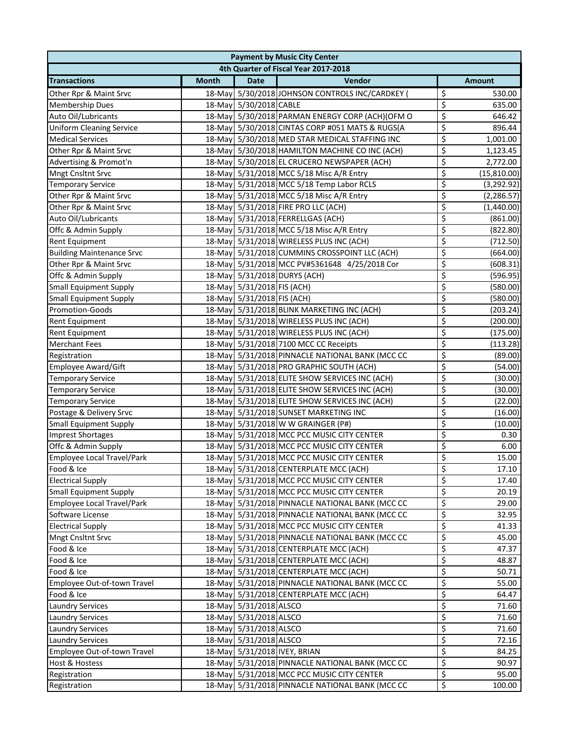| Payment by Music City Center | | | | |
|---|---|---|---|---|
| 4th Quarter of Fiscal Year 2017-2018 | | | | |
| **Transactions** | **Month** | **Date** | **Vendor** | **Amount** |
| Other Rpr & Maint Srvc | 18-May | 5/30/2018 | JOHNSON CONTROLS INC/CARDKEY ( | $ 530.00 |
| Membership Dues | 18-May | 5/30/2018 | CABLE | $ 635.00 |
| Auto Oil/Lubricants | 18-May | 5/30/2018 | PARMAN ENERGY CORP (ACH)(OFM O | $ 646.42 |
| Uniform Cleaning Service | 18-May | 5/30/2018 | CINTAS CORP #051 MATS & RUGS(A | $ 896.44 |
| Medical Services | 18-May | 5/30/2018 | MED STAR MEDICAL STAFFING INC | $ 1,001.00 |
| Other Rpr & Maint Srvc | 18-May | 5/30/2018 | HAMILTON MACHINE CO INC (ACH) | $ 1,123.45 |
| Advertising & Promot'n | 18-May | 5/30/2018 | EL CRUCERO NEWSPAPER (ACH) | $ 2,772.00 |
| Mngt Cnsltnt Srvc | 18-May | 5/31/2018 | MCC 5/18 Misc A/R Entry | $ (15,810.00) |
| Temporary Service | 18-May | 5/31/2018 | MCC 5/18 Temp Labor RCLS | $ (3,292.92) |
| Other Rpr & Maint Srvc | 18-May | 5/31/2018 | MCC 5/18 Misc A/R Entry | $ (2,286.57) |
| Other Rpr & Maint Srvc | 18-May | 5/31/2018 | FIRE PRO LLC (ACH) | $ (1,440.00) |
| Auto Oil/Lubricants | 18-May | 5/31/2018 | FERRELLGAS (ACH) | $ (861.00) |
| Offc & Admin Supply | 18-May | 5/31/2018 | MCC 5/18 Misc A/R Entry | $ (822.80) |
| Rent Equipment | 18-May | 5/31/2018 | WIRELESS PLUS INC (ACH) | $ (712.50) |
| Building Maintenance Srvc | 18-May | 5/31/2018 | CUMMINS CROSSPOINT LLC (ACH) | $ (664.00) |
| Other Rpr & Maint Srvc | 18-May | 5/31/2018 | MCC PV#5361648 4/25/2018 Cor | $ (608.31) |
| Offc & Admin Supply | 18-May | 5/31/2018 | DURYS (ACH) | $ (596.95) |
| Small Equipment Supply | 18-May | 5/31/2018 | FIS (ACH) | $ (580.00) |
| Small Equipment Supply | 18-May | 5/31/2018 | FIS (ACH) | $ (580.00) |
| Promotion-Goods | 18-May | 5/31/2018 | BLINK MARKETING INC (ACH) | $ (203.24) |
| Rent Equipment | 18-May | 5/31/2018 | WIRELESS PLUS INC (ACH) | $ (200.00) |
| Rent Equipment | 18-May | 5/31/2018 | WIRELESS PLUS INC (ACH) | $ (175.00) |
| Merchant Fees | 18-May | 5/31/2018 | 7100 MCC CC Receipts | $ (113.28) |
| Registration | 18-May | 5/31/2018 | PINNACLE NATIONAL BANK (MCC CC | $ (89.00) |
| Employee Award/Gift | 18-May | 5/31/2018 | PRO GRAPHIC SOUTH (ACH) | $ (54.00) |
| Temporary Service | 18-May | 5/31/2018 | ELITE SHOW SERVICES INC (ACH) | $ (30.00) |
| Temporary Service | 18-May | 5/31/2018 | ELITE SHOW SERVICES INC (ACH) | $ (30.00) |
| Temporary Service | 18-May | 5/31/2018 | ELITE SHOW SERVICES INC (ACH) | $ (22.00) |
| Postage & Delivery Srvc | 18-May | 5/31/2018 | SUNSET MARKETING INC | $ (16.00) |
| Small Equipment Supply | 18-May | 5/31/2018 | W W GRAINGER (P#) | $ (10.00) |
| Imprest Shortages | 18-May | 5/31/2018 | MCC PCC MUSIC CITY CENTER | $ 0.30 |
| Offc & Admin Supply | 18-May | 5/31/2018 | MCC PCC MUSIC CITY CENTER | $ 6.00 |
| Employee Local Travel/Park | 18-May | 5/31/2018 | MCC PCC MUSIC CITY CENTER | $ 15.00 |
| Food & Ice | 18-May | 5/31/2018 | CENTERPLATE MCC (ACH) | $ 17.10 |
| Electrical Supply | 18-May | 5/31/2018 | MCC PCC MUSIC CITY CENTER | $ 17.40 |
| Small Equipment Supply | 18-May | 5/31/2018 | MCC PCC MUSIC CITY CENTER | $ 20.19 |
| Employee Local Travel/Park | 18-May | 5/31/2018 | PINNACLE NATIONAL BANK (MCC CC | $ 29.00 |
| Software License | 18-May | 5/31/2018 | PINNACLE NATIONAL BANK (MCC CC | $ 32.95 |
| Electrical Supply | 18-May | 5/31/2018 | MCC PCC MUSIC CITY CENTER | $ 41.33 |
| Mngt Cnsltnt Srvc | 18-May | 5/31/2018 | PINNACLE NATIONAL BANK (MCC CC | $ 45.00 |
| Food & Ice | 18-May | 5/31/2018 | CENTERPLATE MCC (ACH) | $ 47.37 |
| Food & Ice | 18-May | 5/31/2018 | CENTERPLATE MCC (ACH) | $ 48.87 |
| Food & Ice | 18-May | 5/31/2018 | CENTERPLATE MCC (ACH) | $ 50.71 |
| Employee Out-of-town Travel | 18-May | 5/31/2018 | PINNACLE NATIONAL BANK (MCC CC | $ 55.00 |
| Food & Ice | 18-May | 5/31/2018 | CENTERPLATE MCC (ACH) | $ 64.47 |
| Laundry Services | 18-May | 5/31/2018 | ALSCO | $ 71.60 |
| Laundry Services | 18-May | 5/31/2018 | ALSCO | $ 71.60 |
| Laundry Services | 18-May | 5/31/2018 | ALSCO | $ 71.60 |
| Laundry Services | 18-May | 5/31/2018 | ALSCO | $ 72.16 |
| Employee Out-of-town Travel | 18-May | 5/31/2018 | IVEY, BRIAN | $ 84.25 |
| Host & Hostess | 18-May | 5/31/2018 | PINNACLE NATIONAL BANK (MCC CC | $ 90.97 |
| Registration | 18-May | 5/31/2018 | MCC PCC MUSIC CITY CENTER | $ 95.00 |
| Registration | 18-May | 5/31/2018 | PINNACLE NATIONAL BANK (MCC CC | $ 100.00 |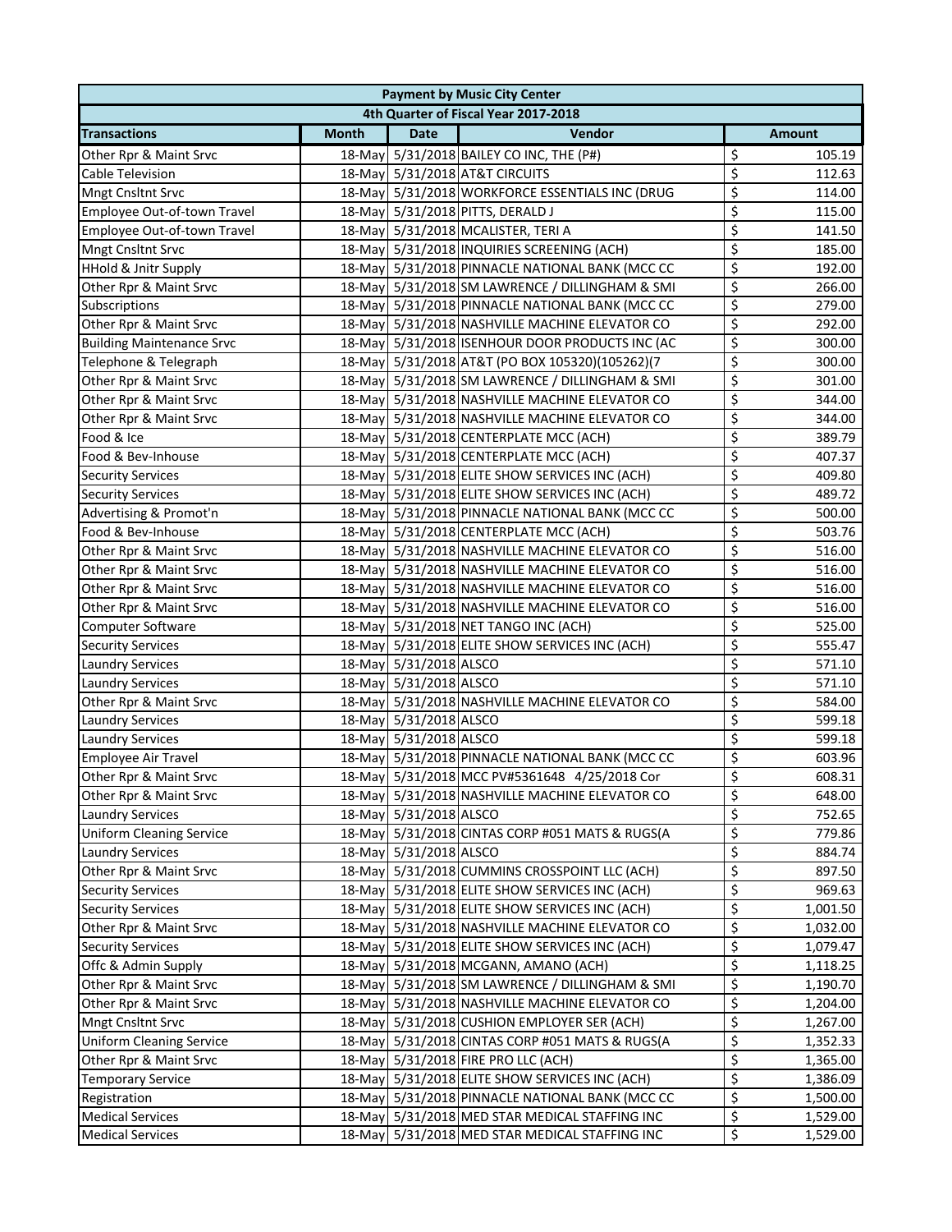| Payment by Music City Center | | | | |
|---|---|---|---|---|
| 4th Quarter of Fiscal Year 2017-2018 | | | | |
| **Transactions** | **Month** | **Date** | **Vendor** | **Amount** |
| Other Rpr & Maint Srvc | 18-May | 5/31/2018 | BAILEY CO INC, THE (P#) | $ 105.19 |
| Cable Television | 18-May | 5/31/2018 | AT&T CIRCUITS | $ 112.63 |
| Mngt Cnsltnt Srvc | 18-May | 5/31/2018 | WORKFORCE ESSENTIALS INC (DRUG | $ 114.00 |
| Employee Out-of-town Travel | 18-May | 5/31/2018 | PITTS, DERALD J | $ 115.00 |
| Employee Out-of-town Travel | 18-May | 5/31/2018 | MCALISTER, TERI A | $ 141.50 |
| Mngt Cnsltnt Srvc | 18-May | 5/31/2018 | INQUIRIES SCREENING (ACH) | $ 185.00 |
| HHold & Jnitr Supply | 18-May | 5/31/2018 | PINNACLE NATIONAL BANK (MCC CC | $ 192.00 |
| Other Rpr & Maint Srvc | 18-May | 5/31/2018 | SM LAWRENCE / DILLINGHAM & SMI | $ 266.00 |
| Subscriptions | 18-May | 5/31/2018 | PINNACLE NATIONAL BANK (MCC CC | $ 279.00 |
| Other Rpr & Maint Srvc | 18-May | 5/31/2018 | NASHVILLE MACHINE ELEVATOR CO | $ 292.00 |
| Building Maintenance Srvc | 18-May | 5/31/2018 | ISENHOUR DOOR PRODUCTS INC (AC | $ 300.00 |
| Telephone & Telegraph | 18-May | 5/31/2018 | AT&T (PO BOX 105320)(105262)(7 | $ 300.00 |
| Other Rpr & Maint Srvc | 18-May | 5/31/2018 | SM LAWRENCE / DILLINGHAM & SMI | $ 301.00 |
| Other Rpr & Maint Srvc | 18-May | 5/31/2018 | NASHVILLE MACHINE ELEVATOR CO | $ 344.00 |
| Other Rpr & Maint Srvc | 18-May | 5/31/2018 | NASHVILLE MACHINE ELEVATOR CO | $ 344.00 |
| Food & Ice | 18-May | 5/31/2018 | CENTERPLATE MCC (ACH) | $ 389.79 |
| Food & Bev-Inhouse | 18-May | 5/31/2018 | CENTERPLATE MCC (ACH) | $ 407.37 |
| Security Services | 18-May | 5/31/2018 | ELITE SHOW SERVICES INC (ACH) | $ 409.80 |
| Security Services | 18-May | 5/31/2018 | ELITE SHOW SERVICES INC (ACH) | $ 489.72 |
| Advertising & Promot'n | 18-May | 5/31/2018 | PINNACLE NATIONAL BANK (MCC CC | $ 500.00 |
| Food & Bev-Inhouse | 18-May | 5/31/2018 | CENTERPLATE MCC (ACH) | $ 503.76 |
| Other Rpr & Maint Srvc | 18-May | 5/31/2018 | NASHVILLE MACHINE ELEVATOR CO | $ 516.00 |
| Other Rpr & Maint Srvc | 18-May | 5/31/2018 | NASHVILLE MACHINE ELEVATOR CO | $ 516.00 |
| Other Rpr & Maint Srvc | 18-May | 5/31/2018 | NASHVILLE MACHINE ELEVATOR CO | $ 516.00 |
| Other Rpr & Maint Srvc | 18-May | 5/31/2018 | NASHVILLE MACHINE ELEVATOR CO | $ 516.00 |
| Computer Software | 18-May | 5/31/2018 | NET TANGO INC (ACH) | $ 525.00 |
| Security Services | 18-May | 5/31/2018 | ELITE SHOW SERVICES INC (ACH) | $ 555.47 |
| Laundry Services | 18-May | 5/31/2018 | ALSCO | $ 571.10 |
| Laundry Services | 18-May | 5/31/2018 | ALSCO | $ 571.10 |
| Other Rpr & Maint Srvc | 18-May | 5/31/2018 | NASHVILLE MACHINE ELEVATOR CO | $ 584.00 |
| Laundry Services | 18-May | 5/31/2018 | ALSCO | $ 599.18 |
| Laundry Services | 18-May | 5/31/2018 | ALSCO | $ 599.18 |
| Employee Air Travel | 18-May | 5/31/2018 | PINNACLE NATIONAL BANK (MCC CC | $ 603.96 |
| Other Rpr & Maint Srvc | 18-May | 5/31/2018 | MCC PV#5361648 4/25/2018 Cor | $ 608.31 |
| Other Rpr & Maint Srvc | 18-May | 5/31/2018 | NASHVILLE MACHINE ELEVATOR CO | $ 648.00 |
| Laundry Services | 18-May | 5/31/2018 | ALSCO | $ 752.65 |
| Uniform Cleaning Service | 18-May | 5/31/2018 | CINTAS CORP #051 MATS & RUGS(A | $ 779.86 |
| Laundry Services | 18-May | 5/31/2018 | ALSCO | $ 884.74 |
| Other Rpr & Maint Srvc | 18-May | 5/31/2018 | CUMMINS CROSSPOINT LLC (ACH) | $ 897.50 |
| Security Services | 18-May | 5/31/2018 | ELITE SHOW SERVICES INC (ACH) | $ 969.63 |
| Security Services | 18-May | 5/31/2018 | ELITE SHOW SERVICES INC (ACH) | $ 1,001.50 |
| Other Rpr & Maint Srvc | 18-May | 5/31/2018 | NASHVILLE MACHINE ELEVATOR CO | $ 1,032.00 |
| Security Services | 18-May | 5/31/2018 | ELITE SHOW SERVICES INC (ACH) | $ 1,079.47 |
| Offc & Admin Supply | 18-May | 5/31/2018 | MCGANN, AMANO (ACH) | $ 1,118.25 |
| Other Rpr & Maint Srvc | 18-May | 5/31/2018 | SM LAWRENCE / DILLINGHAM & SMI | $ 1,190.70 |
| Other Rpr & Maint Srvc | 18-May | 5/31/2018 | NASHVILLE MACHINE ELEVATOR CO | $ 1,204.00 |
| Mngt Cnsltnt Srvc | 18-May | 5/31/2018 | CUSHION EMPLOYER SER (ACH) | $ 1,267.00 |
| Uniform Cleaning Service | 18-May | 5/31/2018 | CINTAS CORP #051 MATS & RUGS(A | $ 1,352.33 |
| Other Rpr & Maint Srvc | 18-May | 5/31/2018 | FIRE PRO LLC (ACH) | $ 1,365.00 |
| Temporary Service | 18-May | 5/31/2018 | ELITE SHOW SERVICES INC (ACH) | $ 1,386.09 |
| Registration | 18-May | 5/31/2018 | PINNACLE NATIONAL BANK (MCC CC | $ 1,500.00 |
| Medical Services | 18-May | 5/31/2018 | MED STAR MEDICAL STAFFING INC | $ 1,529.00 |
| Medical Services | 18-May | 5/31/2018 | MED STAR MEDICAL STAFFING INC | $ 1,529.00 |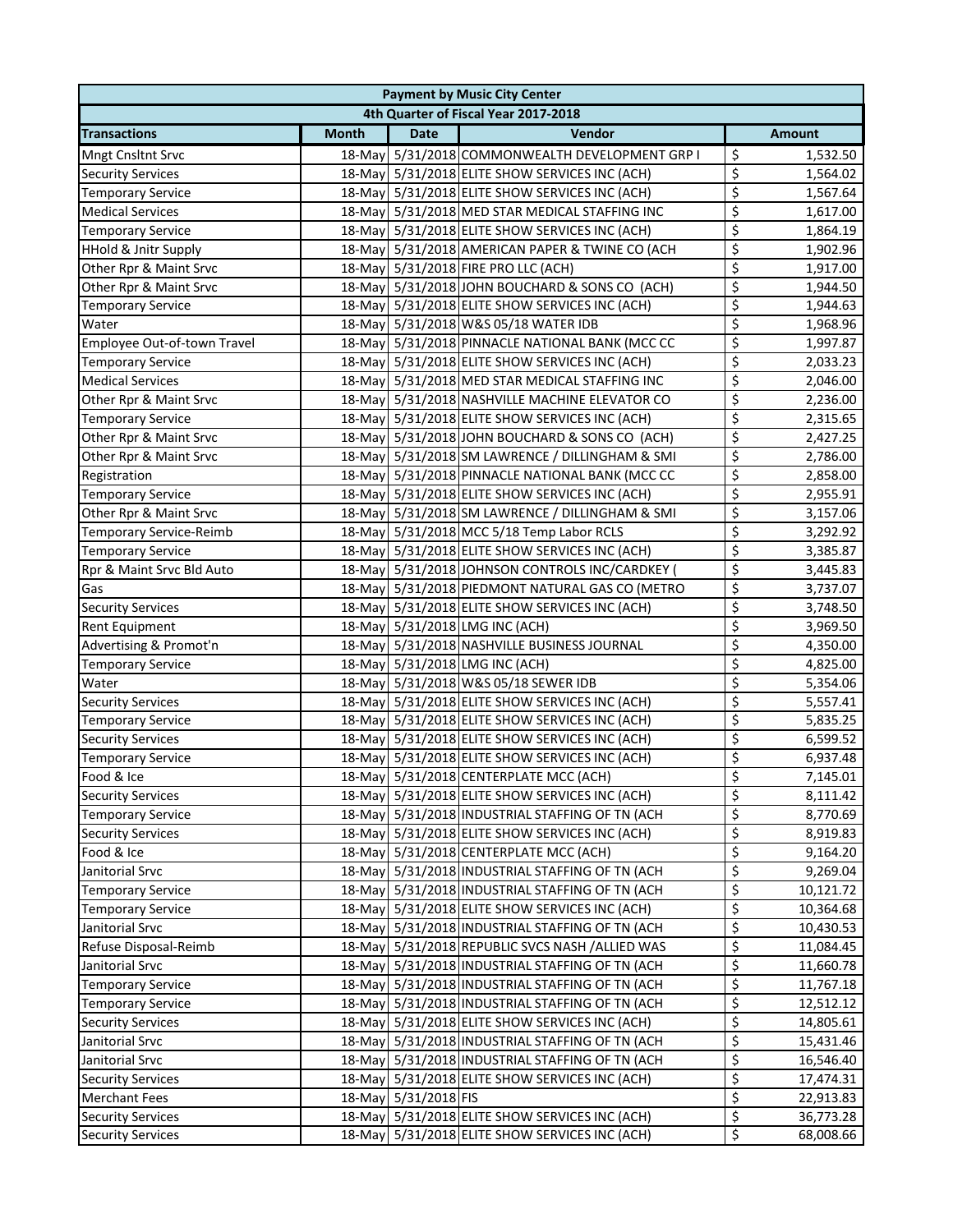| Payment by Music City Center | | | | |
|---|---|---|---|---|
| 4th Quarter of Fiscal Year 2017-2018 | | | | |
| **Transactions** | **Month** | **Date** | **Vendor** | **Amount** |
| Mngt Cnsltnt Srvc | 18-May | 5/31/2018 | COMMONWEALTH DEVELOPMENT GRP I | $ 1,532.50 |
| Security Services | 18-May | 5/31/2018 | ELITE SHOW SERVICES INC (ACH) | $ 1,564.02 |
| Temporary Service | 18-May | 5/31/2018 | ELITE SHOW SERVICES INC (ACH) | $ 1,567.64 |
| Medical Services | 18-May | 5/31/2018 | MED STAR MEDICAL STAFFING INC | $ 1,617.00 |
| Temporary Service | 18-May | 5/31/2018 | ELITE SHOW SERVICES INC (ACH) | $ 1,864.19 |
| HHold & Jnitr Supply | 18-May | 5/31/2018 | AMERICAN PAPER & TWINE CO (ACH | $ 1,902.96 |
| Other Rpr & Maint Srvc | 18-May | 5/31/2018 | FIRE PRO LLC (ACH) | $ 1,917.00 |
| Other Rpr & Maint Srvc | 18-May | 5/31/2018 | JOHN BOUCHARD & SONS CO (ACH) | $ 1,944.50 |
| Temporary Service | 18-May | 5/31/2018 | ELITE SHOW SERVICES INC (ACH) | $ 1,944.63 |
| Water | 18-May | 5/31/2018 | W&S 05/18 WATER IDB | $ 1,968.96 |
| Employee Out-of-town Travel | 18-May | 5/31/2018 | PINNACLE NATIONAL BANK (MCC CC | $ 1,997.87 |
| Temporary Service | 18-May | 5/31/2018 | ELITE SHOW SERVICES INC (ACH) | $ 2,033.23 |
| Medical Services | 18-May | 5/31/2018 | MED STAR MEDICAL STAFFING INC | $ 2,046.00 |
| Other Rpr & Maint Srvc | 18-May | 5/31/2018 | NASHVILLE MACHINE ELEVATOR CO | $ 2,236.00 |
| Temporary Service | 18-May | 5/31/2018 | ELITE SHOW SERVICES INC (ACH) | $ 2,315.65 |
| Other Rpr & Maint Srvc | 18-May | 5/31/2018 | JOHN BOUCHARD & SONS CO (ACH) | $ 2,427.25 |
| Other Rpr & Maint Srvc | 18-May | 5/31/2018 | SM LAWRENCE / DILLINGHAM & SMI | $ 2,786.00 |
| Registration | 18-May | 5/31/2018 | PINNACLE NATIONAL BANK (MCC CC | $ 2,858.00 |
| Temporary Service | 18-May | 5/31/2018 | ELITE SHOW SERVICES INC (ACH) | $ 2,955.91 |
| Other Rpr & Maint Srvc | 18-May | 5/31/2018 | SM LAWRENCE / DILLINGHAM & SMI | $ 3,157.06 |
| Temporary Service-Reimb | 18-May | 5/31/2018 | MCC 5/18 Temp Labor RCLS | $ 3,292.92 |
| Temporary Service | 18-May | 5/31/2018 | ELITE SHOW SERVICES INC (ACH) | $ 3,385.87 |
| Rpr & Maint Srvc Bld Auto | 18-May | 5/31/2018 | JOHNSON CONTROLS INC/CARDKEY ( | $ 3,445.83 |
| Gas | 18-May | 5/31/2018 | PIEDMONT NATURAL GAS CO (METRO | $ 3,737.07 |
| Security Services | 18-May | 5/31/2018 | ELITE SHOW SERVICES INC (ACH) | $ 3,748.50 |
| Rent Equipment | 18-May | 5/31/2018 | LMG INC (ACH) | $ 3,969.50 |
| Advertising & Promot'n | 18-May | 5/31/2018 | NASHVILLE BUSINESS JOURNAL | $ 4,350.00 |
| Temporary Service | 18-May | 5/31/2018 | LMG INC (ACH) | $ 4,825.00 |
| Water | 18-May | 5/31/2018 | W&S 05/18 SEWER IDB | $ 5,354.06 |
| Security Services | 18-May | 5/31/2018 | ELITE SHOW SERVICES INC (ACH) | $ 5,557.41 |
| Temporary Service | 18-May | 5/31/2018 | ELITE SHOW SERVICES INC (ACH) | $ 5,835.25 |
| Security Services | 18-May | 5/31/2018 | ELITE SHOW SERVICES INC (ACH) | $ 6,599.52 |
| Temporary Service | 18-May | 5/31/2018 | ELITE SHOW SERVICES INC (ACH) | $ 6,937.48 |
| Food & Ice | 18-May | 5/31/2018 | CENTERPLATE MCC (ACH) | $ 7,145.01 |
| Security Services | 18-May | 5/31/2018 | ELITE SHOW SERVICES INC (ACH) | $ 8,111.42 |
| Temporary Service | 18-May | 5/31/2018 | INDUSTRIAL STAFFING OF TN (ACH | $ 8,770.69 |
| Security Services | 18-May | 5/31/2018 | ELITE SHOW SERVICES INC (ACH) | $ 8,919.83 |
| Food & Ice | 18-May | 5/31/2018 | CENTERPLATE MCC (ACH) | $ 9,164.20 |
| Janitorial Srvc | 18-May | 5/31/2018 | INDUSTRIAL STAFFING OF TN (ACH | $ 9,269.04 |
| Temporary Service | 18-May | 5/31/2018 | INDUSTRIAL STAFFING OF TN (ACH | $ 10,121.72 |
| Temporary Service | 18-May | 5/31/2018 | ELITE SHOW SERVICES INC (ACH) | $ 10,364.68 |
| Janitorial Srvc | 18-May | 5/31/2018 | INDUSTRIAL STAFFING OF TN (ACH | $ 10,430.53 |
| Refuse Disposal-Reimb | 18-May | 5/31/2018 | REPUBLIC SVCS NASH /ALLIED WAS | $ 11,084.45 |
| Janitorial Srvc | 18-May | 5/31/2018 | INDUSTRIAL STAFFING OF TN (ACH | $ 11,660.78 |
| Temporary Service | 18-May | 5/31/2018 | INDUSTRIAL STAFFING OF TN (ACH | $ 11,767.18 |
| Temporary Service | 18-May | 5/31/2018 | INDUSTRIAL STAFFING OF TN (ACH | $ 12,512.12 |
| Security Services | 18-May | 5/31/2018 | ELITE SHOW SERVICES INC (ACH) | $ 14,805.61 |
| Janitorial Srvc | 18-May | 5/31/2018 | INDUSTRIAL STAFFING OF TN (ACH | $ 15,431.46 |
| Janitorial Srvc | 18-May | 5/31/2018 | INDUSTRIAL STAFFING OF TN (ACH | $ 16,546.40 |
| Security Services | 18-May | 5/31/2018 | ELITE SHOW SERVICES INC (ACH) | $ 17,474.31 |
| Merchant Fees | 18-May | 5/31/2018 | FIS | $ 22,913.83 |
| Security Services | 18-May | 5/31/2018 | ELITE SHOW SERVICES INC (ACH) | $ 36,773.28 |
| Security Services | 18-May | 5/31/2018 | ELITE SHOW SERVICES INC (ACH) | $ 68,008.66 |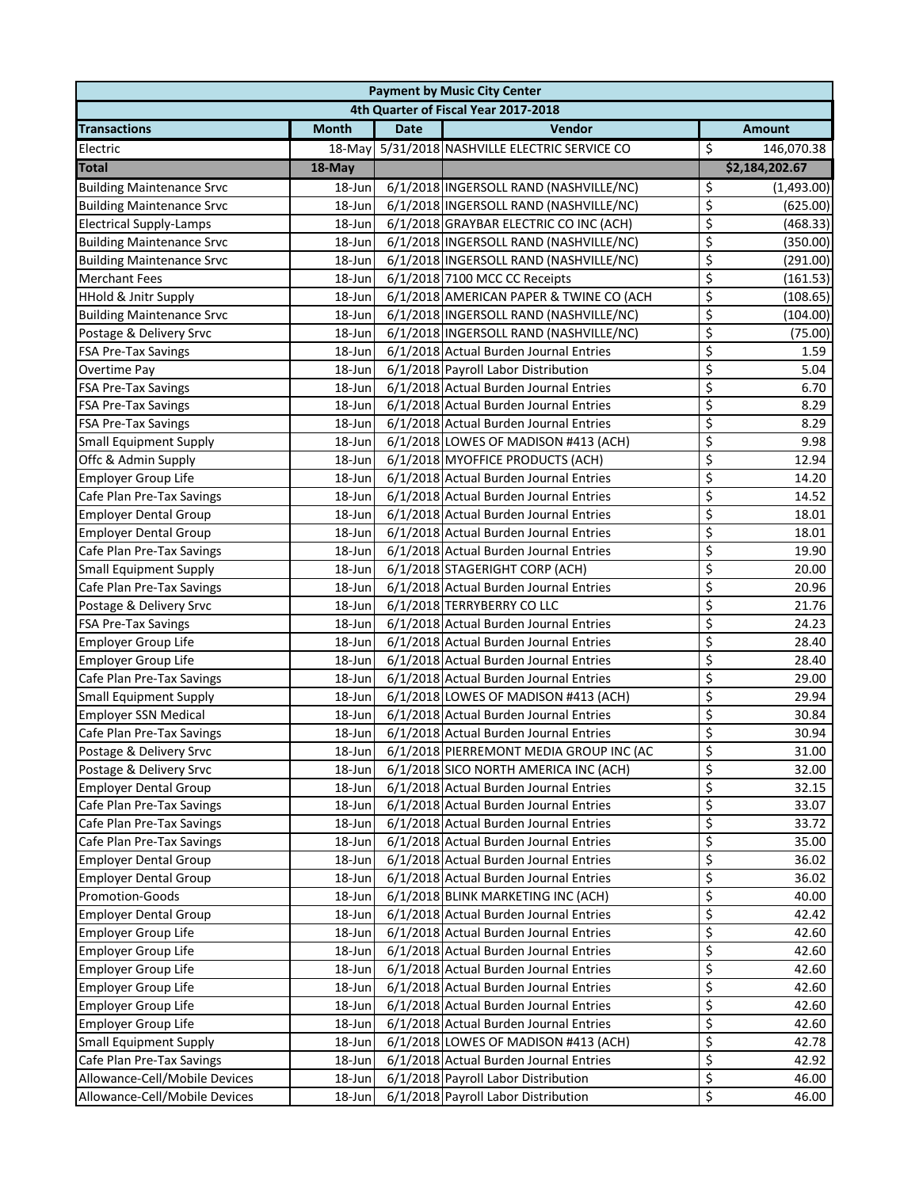| Payment by Music City Center | | | | |
|---|---|---|---|---|
| 4th Quarter of Fiscal Year 2017-2018 | | | | |
| **Transactions** | **Month** | **Date** | **Vendor** | **Amount** |
| Electric | 18-May | 5/31/2018 | NASHVILLE ELECTRIC SERVICE CO | $ 146,070.38 |
| **Total** | **18-May** | | | **$2,184,202.67** |
| Building Maintenance Srvc | 18-Jun | 6/1/2018 | INGERSOLL RAND (NASHVILLE/NC) | $ (1,493.00) |
| Building Maintenance Srvc | 18-Jun | 6/1/2018 | INGERSOLL RAND (NASHVILLE/NC) | $ (625.00) |
| Electrical Supply-Lamps | 18-Jun | 6/1/2018 | GRAYBAR ELECTRIC CO INC (ACH) | $ (468.33) |
| Building Maintenance Srvc | 18-Jun | 6/1/2018 | INGERSOLL RAND (NASHVILLE/NC) | $ (350.00) |
| Building Maintenance Srvc | 18-Jun | 6/1/2018 | INGERSOLL RAND (NASHVILLE/NC) | $ (291.00) |
| Merchant Fees | 18-Jun | 6/1/2018 | 7100 MCC CC Receipts | $ (161.53) |
| HHold & Jnitr Supply | 18-Jun | 6/1/2018 | AMERICAN PAPER & TWINE CO (ACH | $ (108.65) |
| Building Maintenance Srvc | 18-Jun | 6/1/2018 | INGERSOLL RAND (NASHVILLE/NC) | $ (104.00) |
| Postage & Delivery Srvc | 18-Jun | 6/1/2018 | INGERSOLL RAND (NASHVILLE/NC) | $ (75.00) |
| FSA Pre-Tax Savings | 18-Jun | 6/1/2018 | Actual Burden Journal Entries | $ 1.59 |
| Overtime Pay | 18-Jun | 6/1/2018 | Payroll Labor Distribution | $ 5.04 |
| FSA Pre-Tax Savings | 18-Jun | 6/1/2018 | Actual Burden Journal Entries | $ 6.70 |
| FSA Pre-Tax Savings | 18-Jun | 6/1/2018 | Actual Burden Journal Entries | $ 8.29 |
| FSA Pre-Tax Savings | 18-Jun | 6/1/2018 | Actual Burden Journal Entries | $ 8.29 |
| Small Equipment Supply | 18-Jun | 6/1/2018 | LOWES OF MADISON #413 (ACH) | $ 9.98 |
| Offc & Admin Supply | 18-Jun | 6/1/2018 | MYOFFICE PRODUCTS (ACH) | $ 12.94 |
| Employer Group Life | 18-Jun | 6/1/2018 | Actual Burden Journal Entries | $ 14.20 |
| Cafe Plan Pre-Tax Savings | 18-Jun | 6/1/2018 | Actual Burden Journal Entries | $ 14.52 |
| Employer Dental Group | 18-Jun | 6/1/2018 | Actual Burden Journal Entries | $ 18.01 |
| Employer Dental Group | 18-Jun | 6/1/2018 | Actual Burden Journal Entries | $ 18.01 |
| Cafe Plan Pre-Tax Savings | 18-Jun | 6/1/2018 | Actual Burden Journal Entries | $ 19.90 |
| Small Equipment Supply | 18-Jun | 6/1/2018 | STAGERIGHT CORP (ACH) | $ 20.00 |
| Cafe Plan Pre-Tax Savings | 18-Jun | 6/1/2018 | Actual Burden Journal Entries | $ 20.96 |
| Postage & Delivery Srvc | 18-Jun | 6/1/2018 | TERRYBERRY CO LLC | $ 21.76 |
| FSA Pre-Tax Savings | 18-Jun | 6/1/2018 | Actual Burden Journal Entries | $ 24.23 |
| Employer Group Life | 18-Jun | 6/1/2018 | Actual Burden Journal Entries | $ 28.40 |
| Employer Group Life | 18-Jun | 6/1/2018 | Actual Burden Journal Entries | $ 28.40 |
| Cafe Plan Pre-Tax Savings | 18-Jun | 6/1/2018 | Actual Burden Journal Entries | $ 29.00 |
| Small Equipment Supply | 18-Jun | 6/1/2018 | LOWES OF MADISON #413 (ACH) | $ 29.94 |
| Employer SSN Medical | 18-Jun | 6/1/2018 | Actual Burden Journal Entries | $ 30.84 |
| Cafe Plan Pre-Tax Savings | 18-Jun | 6/1/2018 | Actual Burden Journal Entries | $ 30.94 |
| Postage & Delivery Srvc | 18-Jun | 6/1/2018 | PIERREMONT MEDIA GROUP INC (AC | $ 31.00 |
| Postage & Delivery Srvc | 18-Jun | 6/1/2018 | SICO NORTH AMERICA INC (ACH) | $ 32.00 |
| Employer Dental Group | 18-Jun | 6/1/2018 | Actual Burden Journal Entries | $ 32.15 |
| Cafe Plan Pre-Tax Savings | 18-Jun | 6/1/2018 | Actual Burden Journal Entries | $ 33.07 |
| Cafe Plan Pre-Tax Savings | 18-Jun | 6/1/2018 | Actual Burden Journal Entries | $ 33.72 |
| Cafe Plan Pre-Tax Savings | 18-Jun | 6/1/2018 | Actual Burden Journal Entries | $ 35.00 |
| Employer Dental Group | 18-Jun | 6/1/2018 | Actual Burden Journal Entries | $ 36.02 |
| Employer Dental Group | 18-Jun | 6/1/2018 | Actual Burden Journal Entries | $ 36.02 |
| Promotion-Goods | 18-Jun | 6/1/2018 | BLINK MARKETING INC (ACH) | $ 40.00 |
| Employer Dental Group | 18-Jun | 6/1/2018 | Actual Burden Journal Entries | $ 42.42 |
| Employer Group Life | 18-Jun | 6/1/2018 | Actual Burden Journal Entries | $ 42.60 |
| Employer Group Life | 18-Jun | 6/1/2018 | Actual Burden Journal Entries | $ 42.60 |
| Employer Group Life | 18-Jun | 6/1/2018 | Actual Burden Journal Entries | $ 42.60 |
| Employer Group Life | 18-Jun | 6/1/2018 | Actual Burden Journal Entries | $ 42.60 |
| Employer Group Life | 18-Jun | 6/1/2018 | Actual Burden Journal Entries | $ 42.60 |
| Employer Group Life | 18-Jun | 6/1/2018 | Actual Burden Journal Entries | $ 42.60 |
| Small Equipment Supply | 18-Jun | 6/1/2018 | LOWES OF MADISON #413 (ACH) | $ 42.78 |
| Cafe Plan Pre-Tax Savings | 18-Jun | 6/1/2018 | Actual Burden Journal Entries | $ 42.92 |
| Allowance-Cell/Mobile Devices | 18-Jun | 6/1/2018 | Payroll Labor Distribution | $ 46.00 |
| Allowance-Cell/Mobile Devices | 18-Jun | 6/1/2018 | Payroll Labor Distribution | $ 46.00 |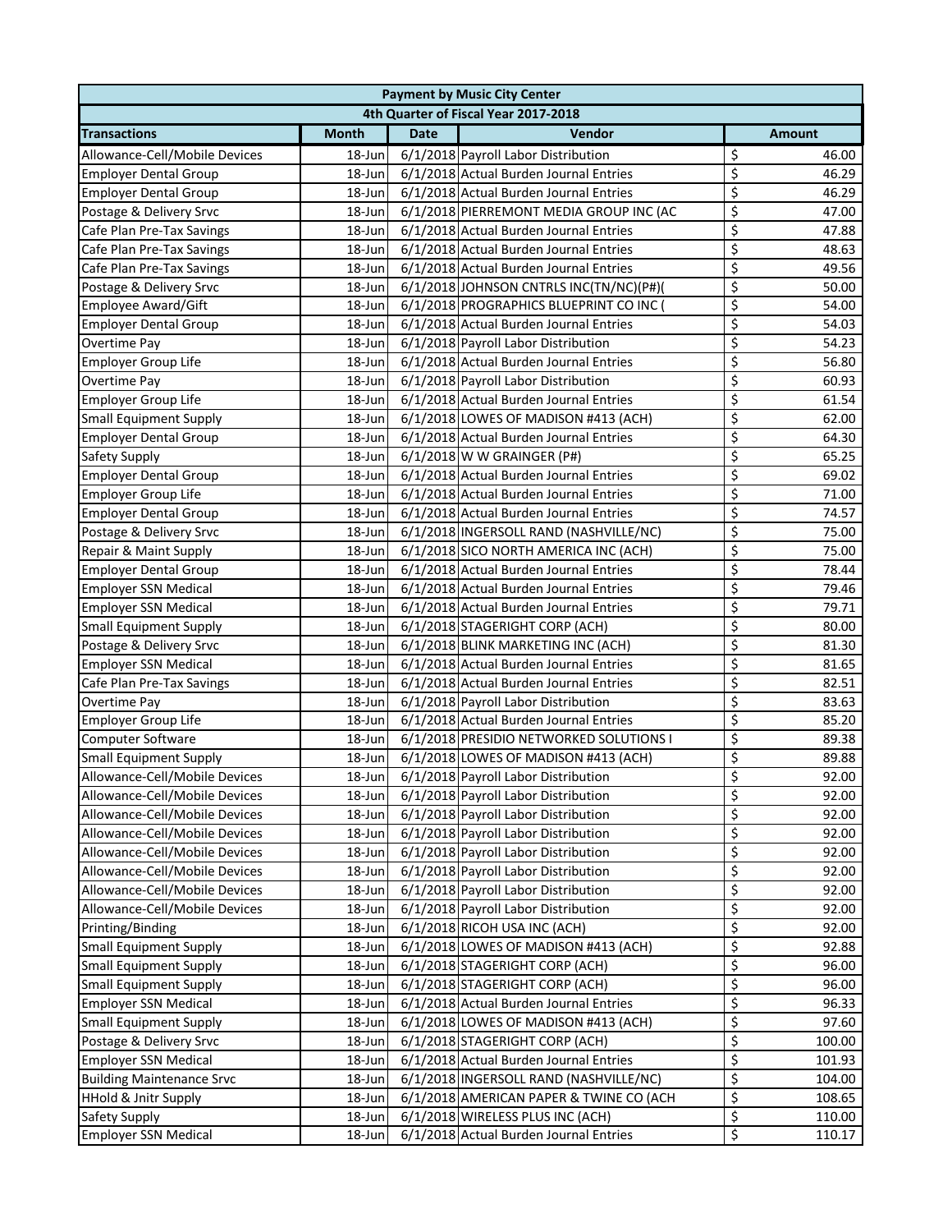| Payment by Music City Center | | | | |
| --- | --- | --- | --- | --- |
| 4th Quarter of Fiscal Year 2017-2018 | | | | |
| **Transactions** | **Month** | **Date** | **Vendor** | **Amount** |
| Allowance-Cell/Mobile Devices | 18-Jun | 6/1/2018 | Payroll Labor Distribution | $ 46.00 |
| Employer Dental Group | 18-Jun | 6/1/2018 | Actual Burden Journal Entries | $ 46.29 |
| Employer Dental Group | 18-Jun | 6/1/2018 | Actual Burden Journal Entries | $ 46.29 |
| Postage & Delivery Srvc | 18-Jun | 6/1/2018 | PIERREMONT MEDIA GROUP INC (AC | $ 47.00 |
| Cafe Plan Pre-Tax Savings | 18-Jun | 6/1/2018 | Actual Burden Journal Entries | $ 47.88 |
| Cafe Plan Pre-Tax Savings | 18-Jun | 6/1/2018 | Actual Burden Journal Entries | $ 48.63 |
| Cafe Plan Pre-Tax Savings | 18-Jun | 6/1/2018 | Actual Burden Journal Entries | $ 49.56 |
| Postage & Delivery Srvc | 18-Jun | 6/1/2018 | JOHNSON CNTRLS INC(TN/NC)(P#)( | $ 50.00 |
| Employee Award/Gift | 18-Jun | 6/1/2018 | PROGRAPHICS BLUEPRINT CO INC ( | $ 54.00 |
| Employer Dental Group | 18-Jun | 6/1/2018 | Actual Burden Journal Entries | $ 54.03 |
| Overtime Pay | 18-Jun | 6/1/2018 | Payroll Labor Distribution | $ 54.23 |
| Employer Group Life | 18-Jun | 6/1/2018 | Actual Burden Journal Entries | $ 56.80 |
| Overtime Pay | 18-Jun | 6/1/2018 | Payroll Labor Distribution | $ 60.93 |
| Employer Group Life | 18-Jun | 6/1/2018 | Actual Burden Journal Entries | $ 61.54 |
| Small Equipment Supply | 18-Jun | 6/1/2018 | LOWES OF MADISON #413 (ACH) | $ 62.00 |
| Employer Dental Group | 18-Jun | 6/1/2018 | Actual Burden Journal Entries | $ 64.30 |
| Safety Supply | 18-Jun | 6/1/2018 | W W GRAINGER (P#) | $ 65.25 |
| Employer Dental Group | 18-Jun | 6/1/2018 | Actual Burden Journal Entries | $ 69.02 |
| Employer Group Life | 18-Jun | 6/1/2018 | Actual Burden Journal Entries | $ 71.00 |
| Employer Dental Group | 18-Jun | 6/1/2018 | Actual Burden Journal Entries | $ 74.57 |
| Postage & Delivery Srvc | 18-Jun | 6/1/2018 | INGERSOLL RAND (NASHVILLE/NC) | $ 75.00 |
| Repair & Maint Supply | 18-Jun | 6/1/2018 | SICO NORTH AMERICA INC (ACH) | $ 75.00 |
| Employer Dental Group | 18-Jun | 6/1/2018 | Actual Burden Journal Entries | $ 78.44 |
| Employer SSN Medical | 18-Jun | 6/1/2018 | Actual Burden Journal Entries | $ 79.46 |
| Employer SSN Medical | 18-Jun | 6/1/2018 | Actual Burden Journal Entries | $ 79.71 |
| Small Equipment Supply | 18-Jun | 6/1/2018 | STAGERIGHT CORP (ACH) | $ 80.00 |
| Postage & Delivery Srvc | 18-Jun | 6/1/2018 | BLINK MARKETING INC (ACH) | $ 81.30 |
| Employer SSN Medical | 18-Jun | 6/1/2018 | Actual Burden Journal Entries | $ 81.65 |
| Cafe Plan Pre-Tax Savings | 18-Jun | 6/1/2018 | Actual Burden Journal Entries | $ 82.51 |
| Overtime Pay | 18-Jun | 6/1/2018 | Payroll Labor Distribution | $ 83.63 |
| Employer Group Life | 18-Jun | 6/1/2018 | Actual Burden Journal Entries | $ 85.20 |
| Computer Software | 18-Jun | 6/1/2018 | PRESIDIO NETWORKED SOLUTIONS I | $ 89.38 |
| Small Equipment Supply | 18-Jun | 6/1/2018 | LOWES OF MADISON #413 (ACH) | $ 89.88 |
| Allowance-Cell/Mobile Devices | 18-Jun | 6/1/2018 | Payroll Labor Distribution | $ 92.00 |
| Allowance-Cell/Mobile Devices | 18-Jun | 6/1/2018 | Payroll Labor Distribution | $ 92.00 |
| Allowance-Cell/Mobile Devices | 18-Jun | 6/1/2018 | Payroll Labor Distribution | $ 92.00 |
| Allowance-Cell/Mobile Devices | 18-Jun | 6/1/2018 | Payroll Labor Distribution | $ 92.00 |
| Allowance-Cell/Mobile Devices | 18-Jun | 6/1/2018 | Payroll Labor Distribution | $ 92.00 |
| Allowance-Cell/Mobile Devices | 18-Jun | 6/1/2018 | Payroll Labor Distribution | $ 92.00 |
| Allowance-Cell/Mobile Devices | 18-Jun | 6/1/2018 | Payroll Labor Distribution | $ 92.00 |
| Allowance-Cell/Mobile Devices | 18-Jun | 6/1/2018 | Payroll Labor Distribution | $ 92.00 |
| Printing/Binding | 18-Jun | 6/1/2018 | RICOH USA INC (ACH) | $ 92.00 |
| Small Equipment Supply | 18-Jun | 6/1/2018 | LOWES OF MADISON #413 (ACH) | $ 92.88 |
| Small Equipment Supply | 18-Jun | 6/1/2018 | STAGERIGHT CORP (ACH) | $ 96.00 |
| Small Equipment Supply | 18-Jun | 6/1/2018 | STAGERIGHT CORP (ACH) | $ 96.00 |
| Employer SSN Medical | 18-Jun | 6/1/2018 | Actual Burden Journal Entries | $ 96.33 |
| Small Equipment Supply | 18-Jun | 6/1/2018 | LOWES OF MADISON #413 (ACH) | $ 97.60 |
| Postage & Delivery Srvc | 18-Jun | 6/1/2018 | STAGERIGHT CORP (ACH) | $ 100.00 |
| Employer SSN Medical | 18-Jun | 6/1/2018 | Actual Burden Journal Entries | $ 101.93 |
| Building Maintenance Srvc | 18-Jun | 6/1/2018 | INGERSOLL RAND (NASHVILLE/NC) | $ 104.00 |
| HHold & Jnitr Supply | 18-Jun | 6/1/2018 | AMERICAN PAPER & TWINE CO (ACH | $ 108.65 |
| Safety Supply | 18-Jun | 6/1/2018 | WIRELESS PLUS INC (ACH) | $ 110.00 |
| Employer SSN Medical | 18-Jun | 6/1/2018 | Actual Burden Journal Entries | $ 110.17 |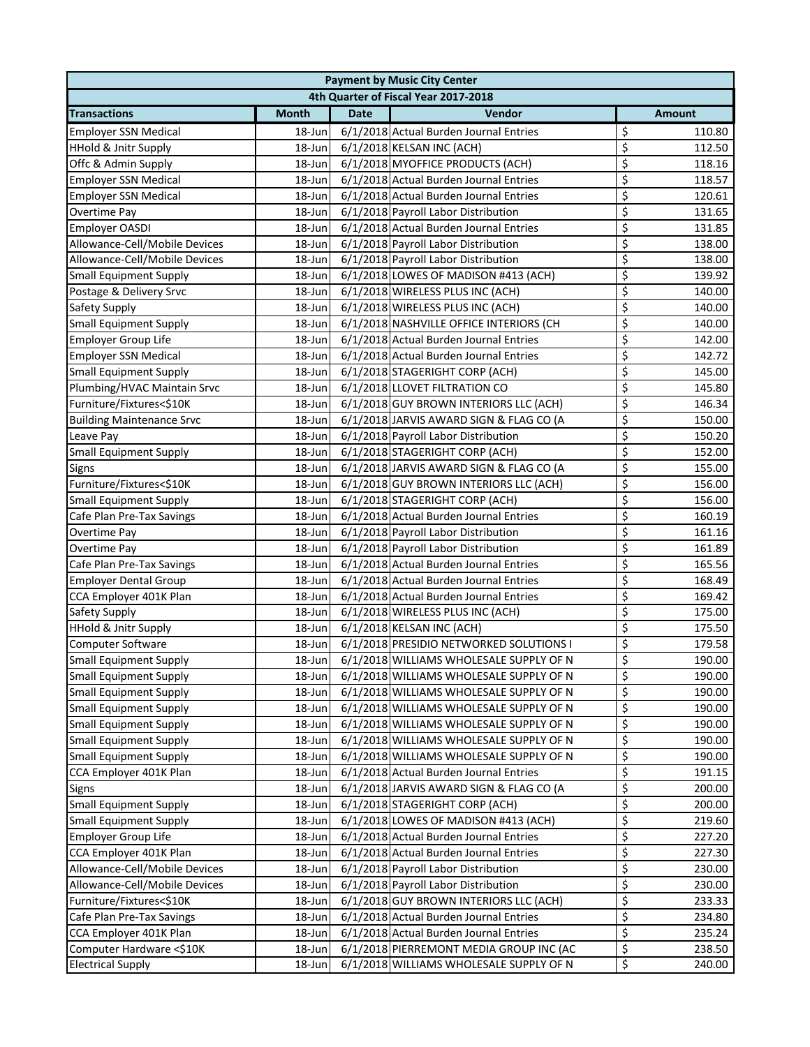| Payment by Music City Center | | | | |
|---|---|---|---|---|
| 4th Quarter of Fiscal Year 2017-2018 | | | | |
| **Transactions** | **Month** | **Date** | **Vendor** | **Amount** |
| Employer SSN Medical | 18-Jun | 6/1/2018 | Actual Burden Journal Entries | $ 110.80 |
| HHold & Jnitr Supply | 18-Jun | 6/1/2018 | KELSAN INC (ACH) | $ 112.50 |
| Offc & Admin Supply | 18-Jun | 6/1/2018 | MYOFFICE PRODUCTS (ACH) | $ 118.16 |
| Employer SSN Medical | 18-Jun | 6/1/2018 | Actual Burden Journal Entries | $ 118.57 |
| Employer SSN Medical | 18-Jun | 6/1/2018 | Actual Burden Journal Entries | $ 120.61 |
| Overtime Pay | 18-Jun | 6/1/2018 | Payroll Labor Distribution | $ 131.65 |
| Employer OASDI | 18-Jun | 6/1/2018 | Actual Burden Journal Entries | $ 131.85 |
| Allowance-Cell/Mobile Devices | 18-Jun | 6/1/2018 | Payroll Labor Distribution | $ 138.00 |
| Allowance-Cell/Mobile Devices | 18-Jun | 6/1/2018 | Payroll Labor Distribution | $ 138.00 |
| Small Equipment Supply | 18-Jun | 6/1/2018 | LOWES OF MADISON #413 (ACH) | $ 139.92 |
| Postage & Delivery Srvc | 18-Jun | 6/1/2018 | WIRELESS PLUS INC (ACH) | $ 140.00 |
| Safety Supply | 18-Jun | 6/1/2018 | WIRELESS PLUS INC (ACH) | $ 140.00 |
| Small Equipment Supply | 18-Jun | 6/1/2018 | NASHVILLE OFFICE INTERIORS (CH | $ 140.00 |
| Employer Group Life | 18-Jun | 6/1/2018 | Actual Burden Journal Entries | $ 142.00 |
| Employer SSN Medical | 18-Jun | 6/1/2018 | Actual Burden Journal Entries | $ 142.72 |
| Small Equipment Supply | 18-Jun | 6/1/2018 | STAGERIGHT CORP (ACH) | $ 145.00 |
| Plumbing/HVAC Maintain Srvc | 18-Jun | 6/1/2018 | LLOVET FILTRATION CO | $ 145.80 |
| Furniture/Fixtures<$10K | 18-Jun | 6/1/2018 | GUY BROWN INTERIORS LLC (ACH) | $ 146.34 |
| Building Maintenance Srvc | 18-Jun | 6/1/2018 | JARVIS AWARD SIGN & FLAG CO (A | $ 150.00 |
| Leave Pay | 18-Jun | 6/1/2018 | Payroll Labor Distribution | $ 150.20 |
| Small Equipment Supply | 18-Jun | 6/1/2018 | STAGERIGHT CORP (ACH) | $ 152.00 |
| Signs | 18-Jun | 6/1/2018 | JARVIS AWARD SIGN & FLAG CO (A | $ 155.00 |
| Furniture/Fixtures<$10K | 18-Jun | 6/1/2018 | GUY BROWN INTERIORS LLC (ACH) | $ 156.00 |
| Small Equipment Supply | 18-Jun | 6/1/2018 | STAGERIGHT CORP (ACH) | $ 156.00 |
| Cafe Plan Pre-Tax Savings | 18-Jun | 6/1/2018 | Actual Burden Journal Entries | $ 160.19 |
| Overtime Pay | 18-Jun | 6/1/2018 | Payroll Labor Distribution | $ 161.16 |
| Overtime Pay | 18-Jun | 6/1/2018 | Payroll Labor Distribution | $ 161.89 |
| Cafe Plan Pre-Tax Savings | 18-Jun | 6/1/2018 | Actual Burden Journal Entries | $ 165.56 |
| Employer Dental Group | 18-Jun | 6/1/2018 | Actual Burden Journal Entries | $ 168.49 |
| CCA Employer 401K Plan | 18-Jun | 6/1/2018 | Actual Burden Journal Entries | $ 169.42 |
| Safety Supply | 18-Jun | 6/1/2018 | WIRELESS PLUS INC (ACH) | $ 175.00 |
| HHold & Jnitr Supply | 18-Jun | 6/1/2018 | KELSAN INC (ACH) | $ 175.50 |
| Computer Software | 18-Jun | 6/1/2018 | PRESIDIO NETWORKED SOLUTIONS I | $ 179.58 |
| Small Equipment Supply | 18-Jun | 6/1/2018 | WILLIAMS WHOLESALE SUPPLY OF N | $ 190.00 |
| Small Equipment Supply | 18-Jun | 6/1/2018 | WILLIAMS WHOLESALE SUPPLY OF N | $ 190.00 |
| Small Equipment Supply | 18-Jun | 6/1/2018 | WILLIAMS WHOLESALE SUPPLY OF N | $ 190.00 |
| Small Equipment Supply | 18-Jun | 6/1/2018 | WILLIAMS WHOLESALE SUPPLY OF N | $ 190.00 |
| Small Equipment Supply | 18-Jun | 6/1/2018 | WILLIAMS WHOLESALE SUPPLY OF N | $ 190.00 |
| Small Equipment Supply | 18-Jun | 6/1/2018 | WILLIAMS WHOLESALE SUPPLY OF N | $ 190.00 |
| Small Equipment Supply | 18-Jun | 6/1/2018 | WILLIAMS WHOLESALE SUPPLY OF N | $ 190.00 |
| CCA Employer 401K Plan | 18-Jun | 6/1/2018 | Actual Burden Journal Entries | $ 191.15 |
| Signs | 18-Jun | 6/1/2018 | JARVIS AWARD SIGN & FLAG CO (A | $ 200.00 |
| Small Equipment Supply | 18-Jun | 6/1/2018 | STAGERIGHT CORP (ACH) | $ 200.00 |
| Small Equipment Supply | 18-Jun | 6/1/2018 | LOWES OF MADISON #413 (ACH) | $ 219.60 |
| Employer Group Life | 18-Jun | 6/1/2018 | Actual Burden Journal Entries | $ 227.20 |
| CCA Employer 401K Plan | 18-Jun | 6/1/2018 | Actual Burden Journal Entries | $ 227.30 |
| Allowance-Cell/Mobile Devices | 18-Jun | 6/1/2018 | Payroll Labor Distribution | $ 230.00 |
| Allowance-Cell/Mobile Devices | 18-Jun | 6/1/2018 | Payroll Labor Distribution | $ 230.00 |
| Furniture/Fixtures<$10K | 18-Jun | 6/1/2018 | GUY BROWN INTERIORS LLC (ACH) | $ 233.33 |
| Cafe Plan Pre-Tax Savings | 18-Jun | 6/1/2018 | Actual Burden Journal Entries | $ 234.80 |
| CCA Employer 401K Plan | 18-Jun | 6/1/2018 | Actual Burden Journal Entries | $ 235.24 |
| Computer Hardware <$10K | 18-Jun | 6/1/2018 | PIERREMONT MEDIA GROUP INC (AC | $ 238.50 |
| Electrical Supply | 18-Jun | 6/1/2018 | WILLIAMS WHOLESALE SUPPLY OF N | $ 240.00 |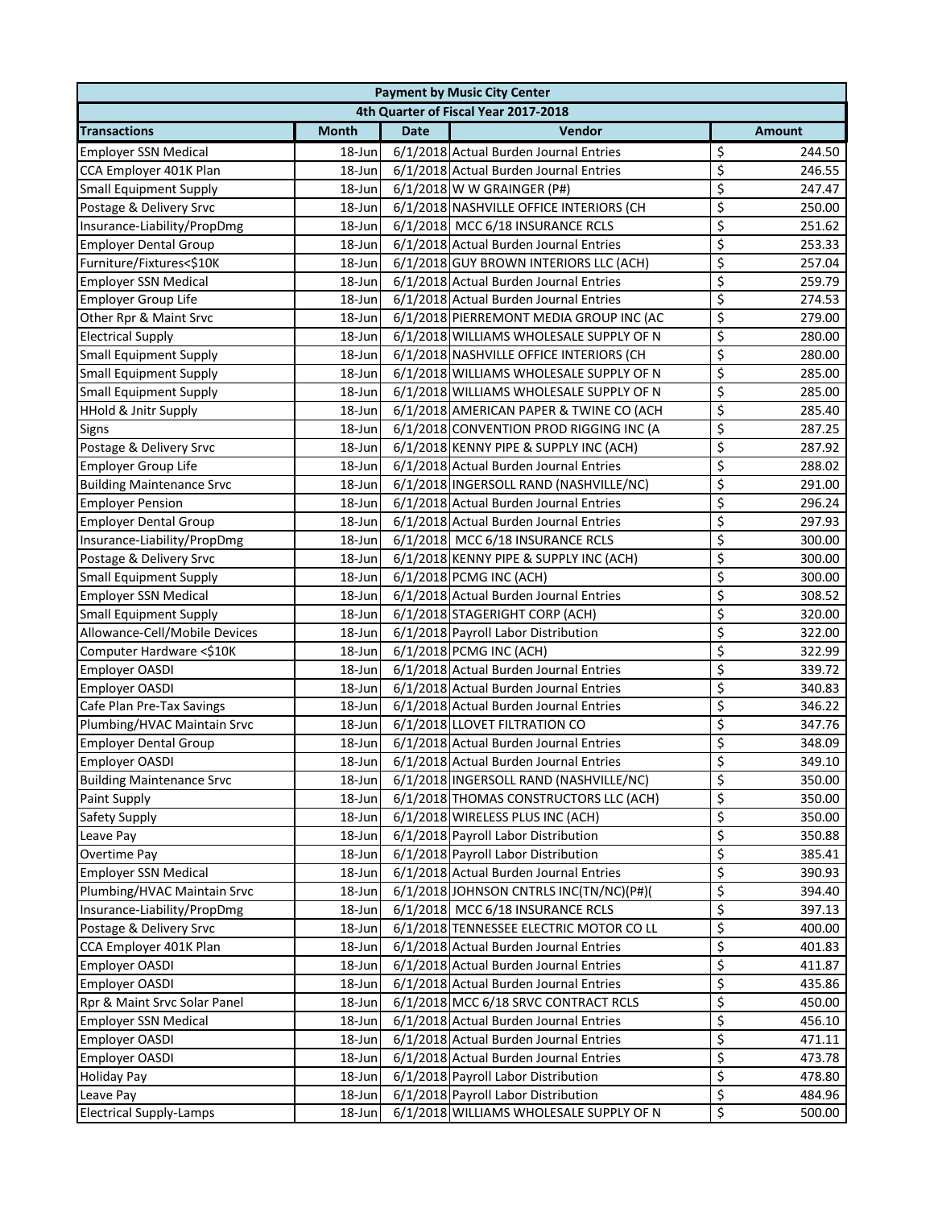| Payment by Music City Center | | | | |
|---|---|---|---|---|
| 4th Quarter of Fiscal Year 2017-2018 | | | | |
| **Transactions** | **Month** | **Date** | **Vendor** | **Amount** |
| Employer SSN Medical | 18-Jun | 6/1/2018 | Actual Burden Journal Entries | $ 244.50 |
| CCA Employer 401K Plan | 18-Jun | 6/1/2018 | Actual Burden Journal Entries | $ 246.55 |
| Small Equipment Supply | 18-Jun | 6/1/2018 | W W GRAINGER (P#) | $ 247.47 |
| Postage & Delivery Srvc | 18-Jun | 6/1/2018 | NASHVILLE OFFICE INTERIORS (CH | $ 250.00 |
| Insurance-Liability/PropDmg | 18-Jun | 6/1/2018 | MCC 6/18 INSURANCE RCLS | $ 251.62 |
| Employer Dental Group | 18-Jun | 6/1/2018 | Actual Burden Journal Entries | $ 253.33 |
| Furniture/Fixtures<$10K | 18-Jun | 6/1/2018 | GUY BROWN INTERIORS LLC (ACH) | $ 257.04 |
| Employer SSN Medical | 18-Jun | 6/1/2018 | Actual Burden Journal Entries | $ 259.79 |
| Employer Group Life | 18-Jun | 6/1/2018 | Actual Burden Journal Entries | $ 274.53 |
| Other Rpr & Maint Srvc | 18-Jun | 6/1/2018 | PIERREMONT MEDIA GROUP INC (AC | $ 279.00 |
| Electrical Supply | 18-Jun | 6/1/2018 | WILLIAMS WHOLESALE SUPPLY OF N | $ 280.00 |
| Small Equipment Supply | 18-Jun | 6/1/2018 | NASHVILLE OFFICE INTERIORS (CH | $ 280.00 |
| Small Equipment Supply | 18-Jun | 6/1/2018 | WILLIAMS WHOLESALE SUPPLY OF N | $ 285.00 |
| Small Equipment Supply | 18-Jun | 6/1/2018 | WILLIAMS WHOLESALE SUPPLY OF N | $ 285.00 |
| HHold & Jnitr Supply | 18-Jun | 6/1/2018 | AMERICAN PAPER & TWINE CO (ACH | $ 285.40 |
| Signs | 18-Jun | 6/1/2018 | CONVENTION PROD RIGGING INC (A | $ 287.25 |
| Postage & Delivery Srvc | 18-Jun | 6/1/2018 | KENNY PIPE & SUPPLY INC (ACH) | $ 287.92 |
| Employer Group Life | 18-Jun | 6/1/2018 | Actual Burden Journal Entries | $ 288.02 |
| Building Maintenance Srvc | 18-Jun | 6/1/2018 | INGERSOLL RAND (NASHVILLE/NC) | $ 291.00 |
| Employer Pension | 18-Jun | 6/1/2018 | Actual Burden Journal Entries | $ 296.24 |
| Employer Dental Group | 18-Jun | 6/1/2018 | Actual Burden Journal Entries | $ 297.93 |
| Insurance-Liability/PropDmg | 18-Jun | 6/1/2018 | MCC 6/18 INSURANCE RCLS | $ 300.00 |
| Postage & Delivery Srvc | 18-Jun | 6/1/2018 | KENNY PIPE & SUPPLY INC (ACH) | $ 300.00 |
| Small Equipment Supply | 18-Jun | 6/1/2018 | PCMG INC (ACH) | $ 300.00 |
| Employer SSN Medical | 18-Jun | 6/1/2018 | Actual Burden Journal Entries | $ 308.52 |
| Small Equipment Supply | 18-Jun | 6/1/2018 | STAGERIGHT CORP (ACH) | $ 320.00 |
| Allowance-Cell/Mobile Devices | 18-Jun | 6/1/2018 | Payroll Labor Distribution | $ 322.00 |
| Computer Hardware <$10K | 18-Jun | 6/1/2018 | PCMG INC (ACH) | $ 322.99 |
| Employer OASDI | 18-Jun | 6/1/2018 | Actual Burden Journal Entries | $ 339.72 |
| Employer OASDI | 18-Jun | 6/1/2018 | Actual Burden Journal Entries | $ 340.83 |
| Cafe Plan Pre-Tax Savings | 18-Jun | 6/1/2018 | Actual Burden Journal Entries | $ 346.22 |
| Plumbing/HVAC Maintain Srvc | 18-Jun | 6/1/2018 | LLOVET FILTRATION CO | $ 347.76 |
| Employer Dental Group | 18-Jun | 6/1/2018 | Actual Burden Journal Entries | $ 348.09 |
| Employer OASDI | 18-Jun | 6/1/2018 | Actual Burden Journal Entries | $ 349.10 |
| Building Maintenance Srvc | 18-Jun | 6/1/2018 | INGERSOLL RAND (NASHVILLE/NC) | $ 350.00 |
| Paint Supply | 18-Jun | 6/1/2018 | THOMAS CONSTRUCTORS LLC (ACH) | $ 350.00 |
| Safety Supply | 18-Jun | 6/1/2018 | WIRELESS PLUS INC (ACH) | $ 350.00 |
| Leave Pay | 18-Jun | 6/1/2018 | Payroll Labor Distribution | $ 350.88 |
| Overtime Pay | 18-Jun | 6/1/2018 | Payroll Labor Distribution | $ 385.41 |
| Employer SSN Medical | 18-Jun | 6/1/2018 | Actual Burden Journal Entries | $ 390.93 |
| Plumbing/HVAC Maintain Srvc | 18-Jun | 6/1/2018 | JOHNSON CNTRLS INC(TN/NC)(P#)( | $ 394.40 |
| Insurance-Liability/PropDmg | 18-Jun | 6/1/2018 | MCC 6/18 INSURANCE RCLS | $ 397.13 |
| Postage & Delivery Srvc | 18-Jun | 6/1/2018 | TENNESSEE ELECTRIC MOTOR CO LL | $ 400.00 |
| CCA Employer 401K Plan | 18-Jun | 6/1/2018 | Actual Burden Journal Entries | $ 401.83 |
| Employer OASDI | 18-Jun | 6/1/2018 | Actual Burden Journal Entries | $ 411.87 |
| Employer OASDI | 18-Jun | 6/1/2018 | Actual Burden Journal Entries | $ 435.86 |
| Rpr & Maint Srvc Solar Panel | 18-Jun | 6/1/2018 | MCC 6/18 SRVC CONTRACT RCLS | $ 450.00 |
| Employer SSN Medical | 18-Jun | 6/1/2018 | Actual Burden Journal Entries | $ 456.10 |
| Employer OASDI | 18-Jun | 6/1/2018 | Actual Burden Journal Entries | $ 471.11 |
| Employer OASDI | 18-Jun | 6/1/2018 | Actual Burden Journal Entries | $ 473.78 |
| Holiday Pay | 18-Jun | 6/1/2018 | Payroll Labor Distribution | $ 478.80 |
| Leave Pay | 18-Jun | 6/1/2018 | Payroll Labor Distribution | $ 484.96 |
| Electrical Supply-Lamps | 18-Jun | 6/1/2018 | WILLIAMS WHOLESALE SUPPLY OF N | $ 500.00 |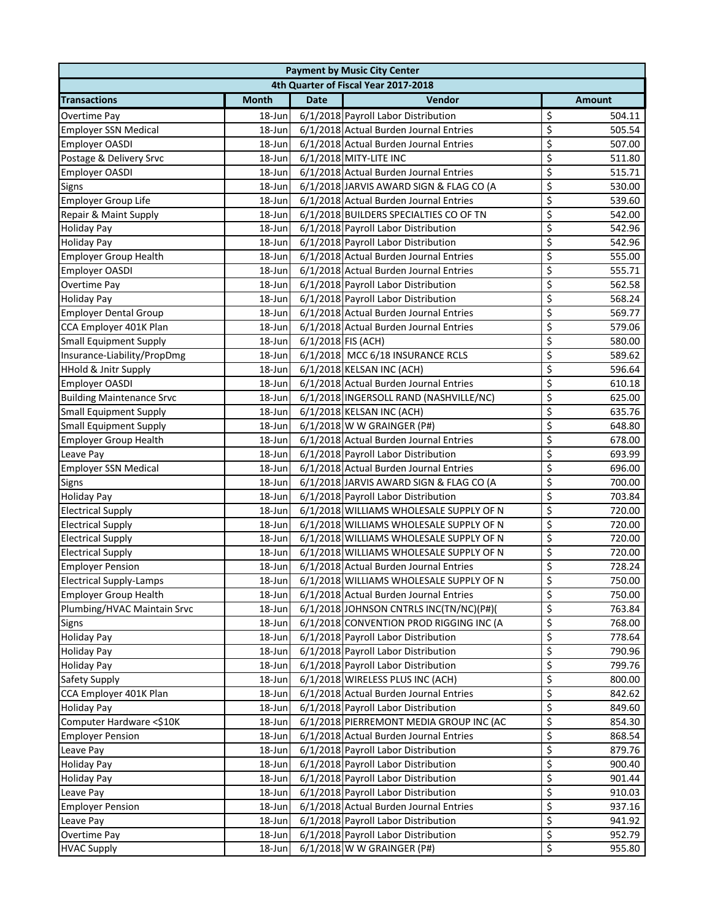| Payment by Music City Center | | | | |
|---|---|---|---|---|
| 4th Quarter of Fiscal Year 2017-2018 | | | | |
| **Transactions** | **Month** | **Date** | **Vendor** | **Amount** |
| Overtime Pay | 18-Jun | 6/1/2018 | Payroll Labor Distribution | $ 504.11 |
| Employer SSN Medical | 18-Jun | 6/1/2018 | Actual Burden Journal Entries | $ 505.54 |
| Employer OASDI | 18-Jun | 6/1/2018 | Actual Burden Journal Entries | $ 507.00 |
| Postage & Delivery Srvc | 18-Jun | 6/1/2018 | MITY-LITE INC | $ 511.80 |
| Employer OASDI | 18-Jun | 6/1/2018 | Actual Burden Journal Entries | $ 515.71 |
| Signs | 18-Jun | 6/1/2018 | JARVIS AWARD SIGN & FLAG CO (A | $ 530.00 |
| Employer Group Life | 18-Jun | 6/1/2018 | Actual Burden Journal Entries | $ 539.60 |
| Repair & Maint Supply | 18-Jun | 6/1/2018 | BUILDERS SPECIALTIES CO OF TN | $ 542.00 |
| Holiday Pay | 18-Jun | 6/1/2018 | Payroll Labor Distribution | $ 542.96 |
| Holiday Pay | 18-Jun | 6/1/2018 | Payroll Labor Distribution | $ 542.96 |
| Employer Group Health | 18-Jun | 6/1/2018 | Actual Burden Journal Entries | $ 555.00 |
| Employer OASDI | 18-Jun | 6/1/2018 | Actual Burden Journal Entries | $ 555.71 |
| Overtime Pay | 18-Jun | 6/1/2018 | Payroll Labor Distribution | $ 562.58 |
| Holiday Pay | 18-Jun | 6/1/2018 | Payroll Labor Distribution | $ 568.24 |
| Employer Dental Group | 18-Jun | 6/1/2018 | Actual Burden Journal Entries | $ 569.77 |
| CCA Employer 401K Plan | 18-Jun | 6/1/2018 | Actual Burden Journal Entries | $ 579.06 |
| Small Equipment Supply | 18-Jun | 6/1/2018 | FIS (ACH) | $ 580.00 |
| Insurance-Liability/PropDmg | 18-Jun | 6/1/2018 | MCC 6/18 INSURANCE RCLS | $ 589.62 |
| HHold & Jnitr Supply | 18-Jun | 6/1/2018 | KELSAN INC (ACH) | $ 596.64 |
| Employer OASDI | 18-Jun | 6/1/2018 | Actual Burden Journal Entries | $ 610.18 |
| Building Maintenance Srvc | 18-Jun | 6/1/2018 | INGERSOLL RAND (NASHVILLE/NC) | $ 625.00 |
| Small Equipment Supply | 18-Jun | 6/1/2018 | KELSAN INC (ACH) | $ 635.76 |
| Small Equipment Supply | 18-Jun | 6/1/2018 | W W GRAINGER (P#) | $ 648.80 |
| Employer Group Health | 18-Jun | 6/1/2018 | Actual Burden Journal Entries | $ 678.00 |
| Leave Pay | 18-Jun | 6/1/2018 | Payroll Labor Distribution | $ 693.99 |
| Employer SSN Medical | 18-Jun | 6/1/2018 | Actual Burden Journal Entries | $ 696.00 |
| Signs | 18-Jun | 6/1/2018 | JARVIS AWARD SIGN & FLAG CO (A | $ 700.00 |
| Holiday Pay | 18-Jun | 6/1/2018 | Payroll Labor Distribution | $ 703.84 |
| Electrical Supply | 18-Jun | 6/1/2018 | WILLIAMS WHOLESALE SUPPLY OF N | $ 720.00 |
| Electrical Supply | 18-Jun | 6/1/2018 | WILLIAMS WHOLESALE SUPPLY OF N | $ 720.00 |
| Electrical Supply | 18-Jun | 6/1/2018 | WILLIAMS WHOLESALE SUPPLY OF N | $ 720.00 |
| Electrical Supply | 18-Jun | 6/1/2018 | WILLIAMS WHOLESALE SUPPLY OF N | $ 720.00 |
| Employer Pension | 18-Jun | 6/1/2018 | Actual Burden Journal Entries | $ 728.24 |
| Electrical Supply-Lamps | 18-Jun | 6/1/2018 | WILLIAMS WHOLESALE SUPPLY OF N | $ 750.00 |
| Employer Group Health | 18-Jun | 6/1/2018 | Actual Burden Journal Entries | $ 750.00 |
| Plumbing/HVAC Maintain Srvc | 18-Jun | 6/1/2018 | JOHNSON CNTRLS INC(TN/NC)(P#)( | $ 763.84 |
| Signs | 18-Jun | 6/1/2018 | CONVENTION PROD RIGGING INC (A | $ 768.00 |
| Holiday Pay | 18-Jun | 6/1/2018 | Payroll Labor Distribution | $ 778.64 |
| Holiday Pay | 18-Jun | 6/1/2018 | Payroll Labor Distribution | $ 790.96 |
| Holiday Pay | 18-Jun | 6/1/2018 | Payroll Labor Distribution | $ 799.76 |
| Safety Supply | 18-Jun | 6/1/2018 | WIRELESS PLUS INC (ACH) | $ 800.00 |
| CCA Employer 401K Plan | 18-Jun | 6/1/2018 | Actual Burden Journal Entries | $ 842.62 |
| Holiday Pay | 18-Jun | 6/1/2018 | Payroll Labor Distribution | $ 849.60 |
| Computer Hardware <$10K | 18-Jun | 6/1/2018 | PIERREMONT MEDIA GROUP INC (AC | $ 854.30 |
| Employer Pension | 18-Jun | 6/1/2018 | Actual Burden Journal Entries | $ 868.54 |
| Leave Pay | 18-Jun | 6/1/2018 | Payroll Labor Distribution | $ 879.76 |
| Holiday Pay | 18-Jun | 6/1/2018 | Payroll Labor Distribution | $ 900.40 |
| Holiday Pay | 18-Jun | 6/1/2018 | Payroll Labor Distribution | $ 901.44 |
| Leave Pay | 18-Jun | 6/1/2018 | Payroll Labor Distribution | $ 910.03 |
| Employer Pension | 18-Jun | 6/1/2018 | Actual Burden Journal Entries | $ 937.16 |
| Leave Pay | 18-Jun | 6/1/2018 | Payroll Labor Distribution | $ 941.92 |
| Overtime Pay | 18-Jun | 6/1/2018 | Payroll Labor Distribution | $ 952.79 |
| HVAC Supply | 18-Jun | 6/1/2018 | W W GRAINGER (P#) | $ 955.80 |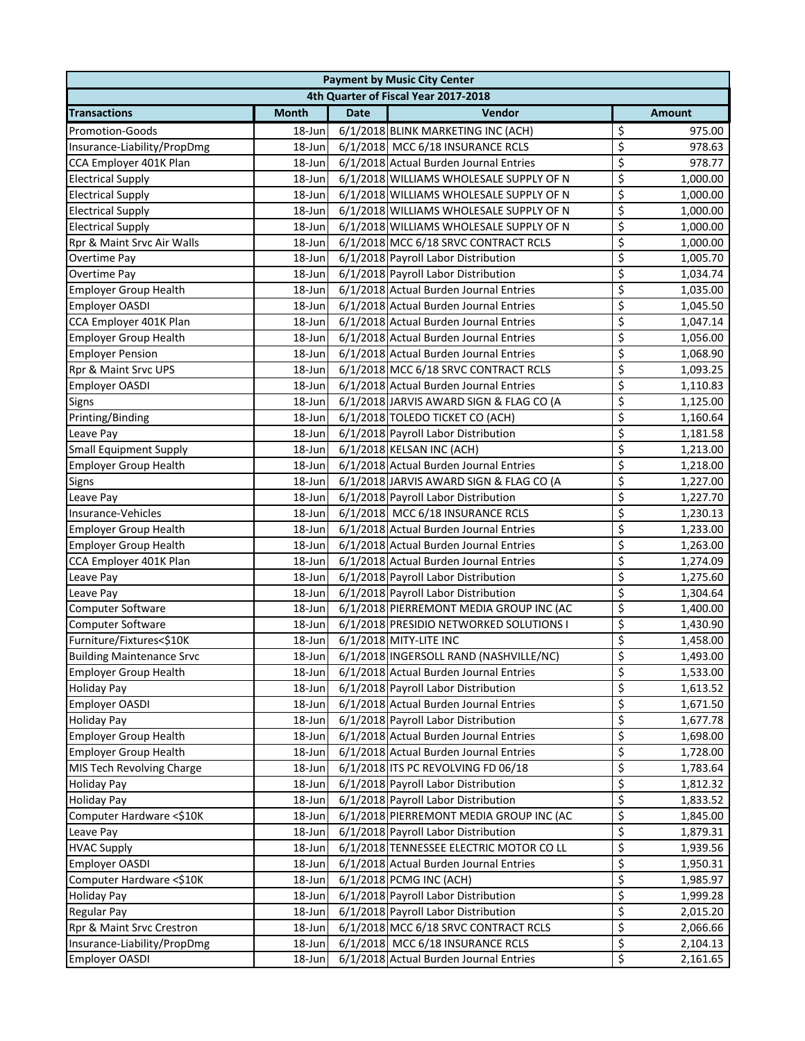| Payment by Music City Center | | | | |
|---|---|---|---|---|
| 4th Quarter of Fiscal Year 2017-2018 | | | | |
| **Transactions** | **Month** | **Date** | **Vendor** | **Amount** |
| Promotion-Goods | 18-Jun | 6/1/2018 | BLINK MARKETING INC (ACH) | $ 975.00 |
| Insurance-Liability/PropDmg | 18-Jun | 6/1/2018 | MCC 6/18 INSURANCE RCLS | $ 978.63 |
| CCA Employer 401K Plan | 18-Jun | 6/1/2018 | Actual Burden Journal Entries | $ 978.77 |
| Electrical Supply | 18-Jun | 6/1/2018 | WILLIAMS WHOLESALE SUPPLY OF N | $ 1,000.00 |
| Electrical Supply | 18-Jun | 6/1/2018 | WILLIAMS WHOLESALE SUPPLY OF N | $ 1,000.00 |
| Electrical Supply | 18-Jun | 6/1/2018 | WILLIAMS WHOLESALE SUPPLY OF N | $ 1,000.00 |
| Electrical Supply | 18-Jun | 6/1/2018 | WILLIAMS WHOLESALE SUPPLY OF N | $ 1,000.00 |
| Rpr & Maint Srvc Air Walls | 18-Jun | 6/1/2018 | MCC 6/18 SRVC CONTRACT RCLS | $ 1,000.00 |
| Overtime Pay | 18-Jun | 6/1/2018 | Payroll Labor Distribution | $ 1,005.70 |
| Overtime Pay | 18-Jun | 6/1/2018 | Payroll Labor Distribution | $ 1,034.74 |
| Employer Group Health | 18-Jun | 6/1/2018 | Actual Burden Journal Entries | $ 1,035.00 |
| Employer OASDI | 18-Jun | 6/1/2018 | Actual Burden Journal Entries | $ 1,045.50 |
| CCA Employer 401K Plan | 18-Jun | 6/1/2018 | Actual Burden Journal Entries | $ 1,047.14 |
| Employer Group Health | 18-Jun | 6/1/2018 | Actual Burden Journal Entries | $ 1,056.00 |
| Employer Pension | 18-Jun | 6/1/2018 | Actual Burden Journal Entries | $ 1,068.90 |
| Rpr & Maint Srvc UPS | 18-Jun | 6/1/2018 | MCC 6/18 SRVC CONTRACT RCLS | $ 1,093.25 |
| Employer OASDI | 18-Jun | 6/1/2018 | Actual Burden Journal Entries | $ 1,110.83 |
| Signs | 18-Jun | 6/1/2018 | JARVIS AWARD SIGN & FLAG CO (A | $ 1,125.00 |
| Printing/Binding | 18-Jun | 6/1/2018 | TOLEDO TICKET CO (ACH) | $ 1,160.64 |
| Leave Pay | 18-Jun | 6/1/2018 | Payroll Labor Distribution | $ 1,181.58 |
| Small Equipment Supply | 18-Jun | 6/1/2018 | KELSAN INC (ACH) | $ 1,213.00 |
| Employer Group Health | 18-Jun | 6/1/2018 | Actual Burden Journal Entries | $ 1,218.00 |
| Signs | 18-Jun | 6/1/2018 | JARVIS AWARD SIGN & FLAG CO (A | $ 1,227.00 |
| Leave Pay | 18-Jun | 6/1/2018 | Payroll Labor Distribution | $ 1,227.70 |
| Insurance-Vehicles | 18-Jun | 6/1/2018 | MCC 6/18 INSURANCE RCLS | $ 1,230.13 |
| Employer Group Health | 18-Jun | 6/1/2018 | Actual Burden Journal Entries | $ 1,233.00 |
| Employer Group Health | 18-Jun | 6/1/2018 | Actual Burden Journal Entries | $ 1,263.00 |
| CCA Employer 401K Plan | 18-Jun | 6/1/2018 | Actual Burden Journal Entries | $ 1,274.09 |
| Leave Pay | 18-Jun | 6/1/2018 | Payroll Labor Distribution | $ 1,275.60 |
| Leave Pay | 18-Jun | 6/1/2018 | Payroll Labor Distribution | $ 1,304.64 |
| Computer Software | 18-Jun | 6/1/2018 | PIERREMONT MEDIA GROUP INC (AC | $ 1,400.00 |
| Computer Software | 18-Jun | 6/1/2018 | PRESIDIO NETWORKED SOLUTIONS I | $ 1,430.90 |
| Furniture/Fixtures<$10K | 18-Jun | 6/1/2018 | MITY-LITE INC | $ 1,458.00 |
| Building Maintenance Srvc | 18-Jun | 6/1/2018 | INGERSOLL RAND (NASHVILLE/NC) | $ 1,493.00 |
| Employer Group Health | 18-Jun | 6/1/2018 | Actual Burden Journal Entries | $ 1,533.00 |
| Holiday Pay | 18-Jun | 6/1/2018 | Payroll Labor Distribution | $ 1,613.52 |
| Employer OASDI | 18-Jun | 6/1/2018 | Actual Burden Journal Entries | $ 1,671.50 |
| Holiday Pay | 18-Jun | 6/1/2018 | Payroll Labor Distribution | $ 1,677.78 |
| Employer Group Health | 18-Jun | 6/1/2018 | Actual Burden Journal Entries | $ 1,698.00 |
| Employer Group Health | 18-Jun | 6/1/2018 | Actual Burden Journal Entries | $ 1,728.00 |
| MIS Tech Revolving Charge | 18-Jun | 6/1/2018 | ITS PC REVOLVING FD 06/18 | $ 1,783.64 |
| Holiday Pay | 18-Jun | 6/1/2018 | Payroll Labor Distribution | $ 1,812.32 |
| Holiday Pay | 18-Jun | 6/1/2018 | Payroll Labor Distribution | $ 1,833.52 |
| Computer Hardware <$10K | 18-Jun | 6/1/2018 | PIERREMONT MEDIA GROUP INC (AC | $ 1,845.00 |
| Leave Pay | 18-Jun | 6/1/2018 | Payroll Labor Distribution | $ 1,879.31 |
| HVAC Supply | 18-Jun | 6/1/2018 | TENNESSEE ELECTRIC MOTOR CO LL | $ 1,939.56 |
| Employer OASDI | 18-Jun | 6/1/2018 | Actual Burden Journal Entries | $ 1,950.31 |
| Computer Hardware <$10K | 18-Jun | 6/1/2018 | PCMG INC (ACH) | $ 1,985.97 |
| Holiday Pay | 18-Jun | 6/1/2018 | Payroll Labor Distribution | $ 1,999.28 |
| Regular Pay | 18-Jun | 6/1/2018 | Payroll Labor Distribution | $ 2,015.20 |
| Rpr & Maint Srvc Crestron | 18-Jun | 6/1/2018 | MCC 6/18 SRVC CONTRACT RCLS | $ 2,066.66 |
| Insurance-Liability/PropDmg | 18-Jun | 6/1/2018 | MCC 6/18 INSURANCE RCLS | $ 2,104.13 |
| Employer OASDI | 18-Jun | 6/1/2018 | Actual Burden Journal Entries | $ 2,161.65 |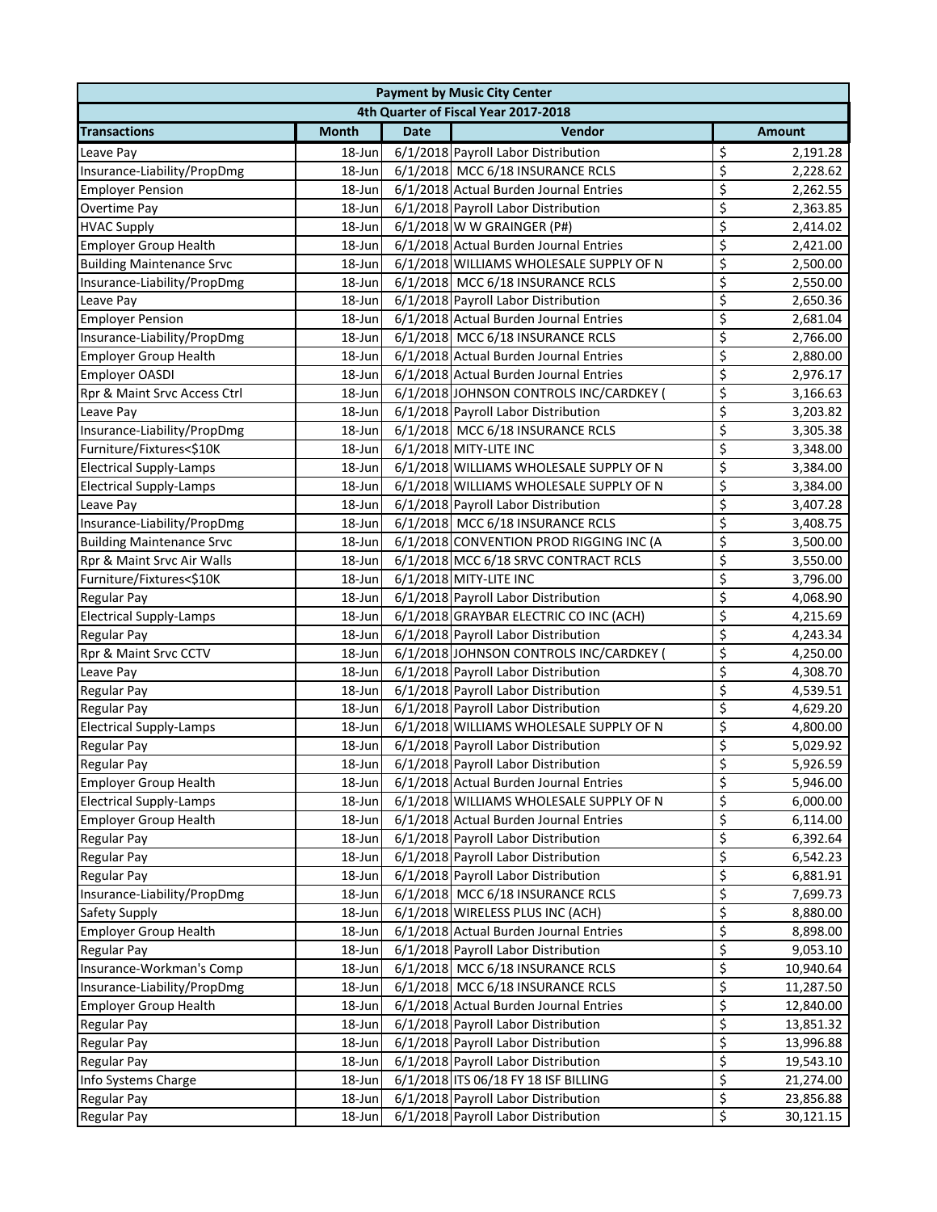| Payment by Music City Center | | | | |
|---|---|---|---|---|
| 4th Quarter of Fiscal Year 2017-2018 | | | | |
| **Transactions** | **Month** | **Date** | **Vendor** | **Amount** |
| Leave Pay | 18-Jun | 6/1/2018 | Payroll Labor Distribution | $ 2,191.28 |
| Insurance-Liability/PropDmg | 18-Jun | 6/1/2018 | MCC 6/18 INSURANCE RCLS | $ 2,228.62 |
| Employer Pension | 18-Jun | 6/1/2018 | Actual Burden Journal Entries | $ 2,262.55 |
| Overtime Pay | 18-Jun | 6/1/2018 | Payroll Labor Distribution | $ 2,363.85 |
| HVAC Supply | 18-Jun | 6/1/2018 | W W GRAINGER (P#) | $ 2,414.02 |
| Employer Group Health | 18-Jun | 6/1/2018 | Actual Burden Journal Entries | $ 2,421.00 |
| Building Maintenance Srvc | 18-Jun | 6/1/2018 | WILLIAMS WHOLESALE SUPPLY OF N | $ 2,500.00 |
| Insurance-Liability/PropDmg | 18-Jun | 6/1/2018 | MCC 6/18 INSURANCE RCLS | $ 2,550.00 |
| Leave Pay | 18-Jun | 6/1/2018 | Payroll Labor Distribution | $ 2,650.36 |
| Employer Pension | 18-Jun | 6/1/2018 | Actual Burden Journal Entries | $ 2,681.04 |
| Insurance-Liability/PropDmg | 18-Jun | 6/1/2018 | MCC 6/18 INSURANCE RCLS | $ 2,766.00 |
| Employer Group Health | 18-Jun | 6/1/2018 | Actual Burden Journal Entries | $ 2,880.00 |
| Employer OASDI | 18-Jun | 6/1/2018 | Actual Burden Journal Entries | $ 2,976.17 |
| Rpr & Maint Srvc Access Ctrl | 18-Jun | 6/1/2018 | JOHNSON CONTROLS INC/CARDKEY ( | $ 3,166.63 |
| Leave Pay | 18-Jun | 6/1/2018 | Payroll Labor Distribution | $ 3,203.82 |
| Insurance-Liability/PropDmg | 18-Jun | 6/1/2018 | MCC 6/18 INSURANCE RCLS | $ 3,305.38 |
| Furniture/Fixtures<$10K | 18-Jun | 6/1/2018 | MITY-LITE INC | $ 3,348.00 |
| Electrical Supply-Lamps | 18-Jun | 6/1/2018 | WILLIAMS WHOLESALE SUPPLY OF N | $ 3,384.00 |
| Electrical Supply-Lamps | 18-Jun | 6/1/2018 | WILLIAMS WHOLESALE SUPPLY OF N | $ 3,384.00 |
| Leave Pay | 18-Jun | 6/1/2018 | Payroll Labor Distribution | $ 3,407.28 |
| Insurance-Liability/PropDmg | 18-Jun | 6/1/2018 | MCC 6/18 INSURANCE RCLS | $ 3,408.75 |
| Building Maintenance Srvc | 18-Jun | 6/1/2018 | CONVENTION PROD RIGGING INC (A | $ 3,500.00 |
| Rpr & Maint Srvc Air Walls | 18-Jun | 6/1/2018 | MCC 6/18 SRVC CONTRACT RCLS | $ 3,550.00 |
| Furniture/Fixtures<$10K | 18-Jun | 6/1/2018 | MITY-LITE INC | $ 3,796.00 |
| Regular Pay | 18-Jun | 6/1/2018 | Payroll Labor Distribution | $ 4,068.90 |
| Electrical Supply-Lamps | 18-Jun | 6/1/2018 | GRAYBAR ELECTRIC CO INC (ACH) | $ 4,215.69 |
| Regular Pay | 18-Jun | 6/1/2018 | Payroll Labor Distribution | $ 4,243.34 |
| Rpr & Maint Srvc CCTV | 18-Jun | 6/1/2018 | JOHNSON CONTROLS INC/CARDKEY ( | $ 4,250.00 |
| Leave Pay | 18-Jun | 6/1/2018 | Payroll Labor Distribution | $ 4,308.70 |
| Regular Pay | 18-Jun | 6/1/2018 | Payroll Labor Distribution | $ 4,539.51 |
| Regular Pay | 18-Jun | 6/1/2018 | Payroll Labor Distribution | $ 4,629.20 |
| Electrical Supply-Lamps | 18-Jun | 6/1/2018 | WILLIAMS WHOLESALE SUPPLY OF N | $ 4,800.00 |
| Regular Pay | 18-Jun | 6/1/2018 | Payroll Labor Distribution | $ 5,029.92 |
| Regular Pay | 18-Jun | 6/1/2018 | Payroll Labor Distribution | $ 5,926.59 |
| Employer Group Health | 18-Jun | 6/1/2018 | Actual Burden Journal Entries | $ 5,946.00 |
| Electrical Supply-Lamps | 18-Jun | 6/1/2018 | WILLIAMS WHOLESALE SUPPLY OF N | $ 6,000.00 |
| Employer Group Health | 18-Jun | 6/1/2018 | Actual Burden Journal Entries | $ 6,114.00 |
| Regular Pay | 18-Jun | 6/1/2018 | Payroll Labor Distribution | $ 6,392.64 |
| Regular Pay | 18-Jun | 6/1/2018 | Payroll Labor Distribution | $ 6,542.23 |
| Regular Pay | 18-Jun | 6/1/2018 | Payroll Labor Distribution | $ 6,881.91 |
| Insurance-Liability/PropDmg | 18-Jun | 6/1/2018 | MCC 6/18 INSURANCE RCLS | $ 7,699.73 |
| Safety Supply | 18-Jun | 6/1/2018 | WIRELESS PLUS INC (ACH) | $ 8,880.00 |
| Employer Group Health | 18-Jun | 6/1/2018 | Actual Burden Journal Entries | $ 8,898.00 |
| Regular Pay | 18-Jun | 6/1/2018 | Payroll Labor Distribution | $ 9,053.10 |
| Insurance-Workman's Comp | 18-Jun | 6/1/2018 | MCC 6/18 INSURANCE RCLS | $ 10,940.64 |
| Insurance-Liability/PropDmg | 18-Jun | 6/1/2018 | MCC 6/18 INSURANCE RCLS | $ 11,287.50 |
| Employer Group Health | 18-Jun | 6/1/2018 | Actual Burden Journal Entries | $ 12,840.00 |
| Regular Pay | 18-Jun | 6/1/2018 | Payroll Labor Distribution | $ 13,851.32 |
| Regular Pay | 18-Jun | 6/1/2018 | Payroll Labor Distribution | $ 13,996.88 |
| Regular Pay | 18-Jun | 6/1/2018 | Payroll Labor Distribution | $ 19,543.10 |
| Info Systems Charge | 18-Jun | 6/1/2018 | ITS 06/18 FY 18 ISF BILLING | $ 21,274.00 |
| Regular Pay | 18-Jun | 6/1/2018 | Payroll Labor Distribution | $ 23,856.88 |
| Regular Pay | 18-Jun | 6/1/2018 | Payroll Labor Distribution | $ 30,121.15 |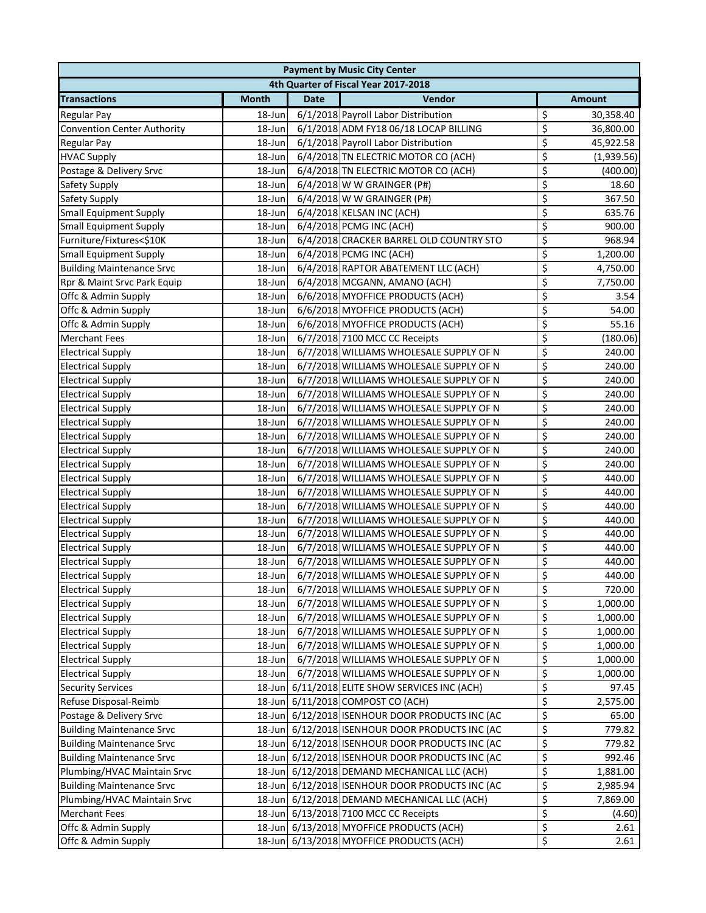| Payment by Music City Center | | | | |
|---|---|---|---|---|
| 4th Quarter of Fiscal Year 2017-2018 | | | | |
| **Transactions** | **Month** | **Date** | **Vendor** | **Amount** |
| Regular Pay | 18-Jun | 6/1/2018 | Payroll Labor Distribution | $ 30,358.40 |
| Convention Center Authority | 18-Jun | 6/1/2018 | ADM FY18 06/18 LOCAP BILLING | $ 36,800.00 |
| Regular Pay | 18-Jun | 6/1/2018 | Payroll Labor Distribution | $ 45,922.58 |
| HVAC Supply | 18-Jun | 6/4/2018 | TN ELECTRIC MOTOR CO (ACH) | $ (1,939.56) |
| Postage & Delivery Srvc | 18-Jun | 6/4/2018 | TN ELECTRIC MOTOR CO (ACH) | $ (400.00) |
| Safety Supply | 18-Jun | 6/4/2018 | W W GRAINGER (P#) | $ 18.60 |
| Safety Supply | 18-Jun | 6/4/2018 | W W GRAINGER (P#) | $ 367.50 |
| Small Equipment Supply | 18-Jun | 6/4/2018 | KELSAN INC (ACH) | $ 635.76 |
| Small Equipment Supply | 18-Jun | 6/4/2018 | PCMG INC (ACH) | $ 900.00 |
| Furniture/Fixtures<$10K | 18-Jun | 6/4/2018 | CRACKER BARREL OLD COUNTRY STO | $ 968.94 |
| Small Equipment Supply | 18-Jun | 6/4/2018 | PCMG INC (ACH) | $ 1,200.00 |
| Building Maintenance Srvc | 18-Jun | 6/4/2018 | RAPTOR ABATEMENT LLC (ACH) | $ 4,750.00 |
| Rpr & Maint Srvc Park Equip | 18-Jun | 6/4/2018 | MCGANN, AMANO (ACH) | $ 7,750.00 |
| Offc & Admin Supply | 18-Jun | 6/6/2018 | MYOFFICE PRODUCTS (ACH) | $ 3.54 |
| Offc & Admin Supply | 18-Jun | 6/6/2018 | MYOFFICE PRODUCTS (ACH) | $ 54.00 |
| Offc & Admin Supply | 18-Jun | 6/6/2018 | MYOFFICE PRODUCTS (ACH) | $ 55.16 |
| Merchant Fees | 18-Jun | 6/7/2018 | 7100 MCC CC Receipts | $ (180.06) |
| Electrical Supply | 18-Jun | 6/7/2018 | WILLIAMS WHOLESALE SUPPLY OF N | $ 240.00 |
| Electrical Supply | 18-Jun | 6/7/2018 | WILLIAMS WHOLESALE SUPPLY OF N | $ 240.00 |
| Electrical Supply | 18-Jun | 6/7/2018 | WILLIAMS WHOLESALE SUPPLY OF N | $ 240.00 |
| Electrical Supply | 18-Jun | 6/7/2018 | WILLIAMS WHOLESALE SUPPLY OF N | $ 240.00 |
| Electrical Supply | 18-Jun | 6/7/2018 | WILLIAMS WHOLESALE SUPPLY OF N | $ 240.00 |
| Electrical Supply | 18-Jun | 6/7/2018 | WILLIAMS WHOLESALE SUPPLY OF N | $ 240.00 |
| Electrical Supply | 18-Jun | 6/7/2018 | WILLIAMS WHOLESALE SUPPLY OF N | $ 240.00 |
| Electrical Supply | 18-Jun | 6/7/2018 | WILLIAMS WHOLESALE SUPPLY OF N | $ 240.00 |
| Electrical Supply | 18-Jun | 6/7/2018 | WILLIAMS WHOLESALE SUPPLY OF N | $ 240.00 |
| Electrical Supply | 18-Jun | 6/7/2018 | WILLIAMS WHOLESALE SUPPLY OF N | $ 440.00 |
| Electrical Supply | 18-Jun | 6/7/2018 | WILLIAMS WHOLESALE SUPPLY OF N | $ 440.00 |
| Electrical Supply | 18-Jun | 6/7/2018 | WILLIAMS WHOLESALE SUPPLY OF N | $ 440.00 |
| Electrical Supply | 18-Jun | 6/7/2018 | WILLIAMS WHOLESALE SUPPLY OF N | $ 440.00 |
| Electrical Supply | 18-Jun | 6/7/2018 | WILLIAMS WHOLESALE SUPPLY OF N | $ 440.00 |
| Electrical Supply | 18-Jun | 6/7/2018 | WILLIAMS WHOLESALE SUPPLY OF N | $ 440.00 |
| Electrical Supply | 18-Jun | 6/7/2018 | WILLIAMS WHOLESALE SUPPLY OF N | $ 440.00 |
| Electrical Supply | 18-Jun | 6/7/2018 | WILLIAMS WHOLESALE SUPPLY OF N | $ 440.00 |
| Electrical Supply | 18-Jun | 6/7/2018 | WILLIAMS WHOLESALE SUPPLY OF N | $ 720.00 |
| Electrical Supply | 18-Jun | 6/7/2018 | WILLIAMS WHOLESALE SUPPLY OF N | $ 1,000.00 |
| Electrical Supply | 18-Jun | 6/7/2018 | WILLIAMS WHOLESALE SUPPLY OF N | $ 1,000.00 |
| Electrical Supply | 18-Jun | 6/7/2018 | WILLIAMS WHOLESALE SUPPLY OF N | $ 1,000.00 |
| Electrical Supply | 18-Jun | 6/7/2018 | WILLIAMS WHOLESALE SUPPLY OF N | $ 1,000.00 |
| Electrical Supply | 18-Jun | 6/7/2018 | WILLIAMS WHOLESALE SUPPLY OF N | $ 1,000.00 |
| Electrical Supply | 18-Jun | 6/7/2018 | WILLIAMS WHOLESALE SUPPLY OF N | $ 1,000.00 |
| Security Services | 18-Jun | 6/11/2018 | ELITE SHOW SERVICES INC (ACH) | $ 97.45 |
| Refuse Disposal-Reimb | 18-Jun | 6/11/2018 | COMPOST CO (ACH) | $ 2,575.00 |
| Postage & Delivery Srvc | 18-Jun | 6/12/2018 | ISENHOUR DOOR PRODUCTS INC (AC | $ 65.00 |
| Building Maintenance Srvc | 18-Jun | 6/12/2018 | ISENHOUR DOOR PRODUCTS INC (AC | $ 779.82 |
| Building Maintenance Srvc | 18-Jun | 6/12/2018 | ISENHOUR DOOR PRODUCTS INC (AC | $ 779.82 |
| Building Maintenance Srvc | 18-Jun | 6/12/2018 | ISENHOUR DOOR PRODUCTS INC (AC | $ 992.46 |
| Plumbing/HVAC Maintain Srvc | 18-Jun | 6/12/2018 | DEMAND MECHANICAL LLC (ACH) | $ 1,881.00 |
| Building Maintenance Srvc | 18-Jun | 6/12/2018 | ISENHOUR DOOR PRODUCTS INC (AC | $ 2,985.94 |
| Plumbing/HVAC Maintain Srvc | 18-Jun | 6/12/2018 | DEMAND MECHANICAL LLC (ACH) | $ 7,869.00 |
| Merchant Fees | 18-Jun | 6/13/2018 | 7100 MCC CC Receipts | $ (4.60) |
| Offc & Admin Supply | 18-Jun | 6/13/2018 | MYOFFICE PRODUCTS (ACH) | $ 2.61 |
| Offc & Admin Supply | 18-Jun | 6/13/2018 | MYOFFICE PRODUCTS (ACH) | $ 2.61 |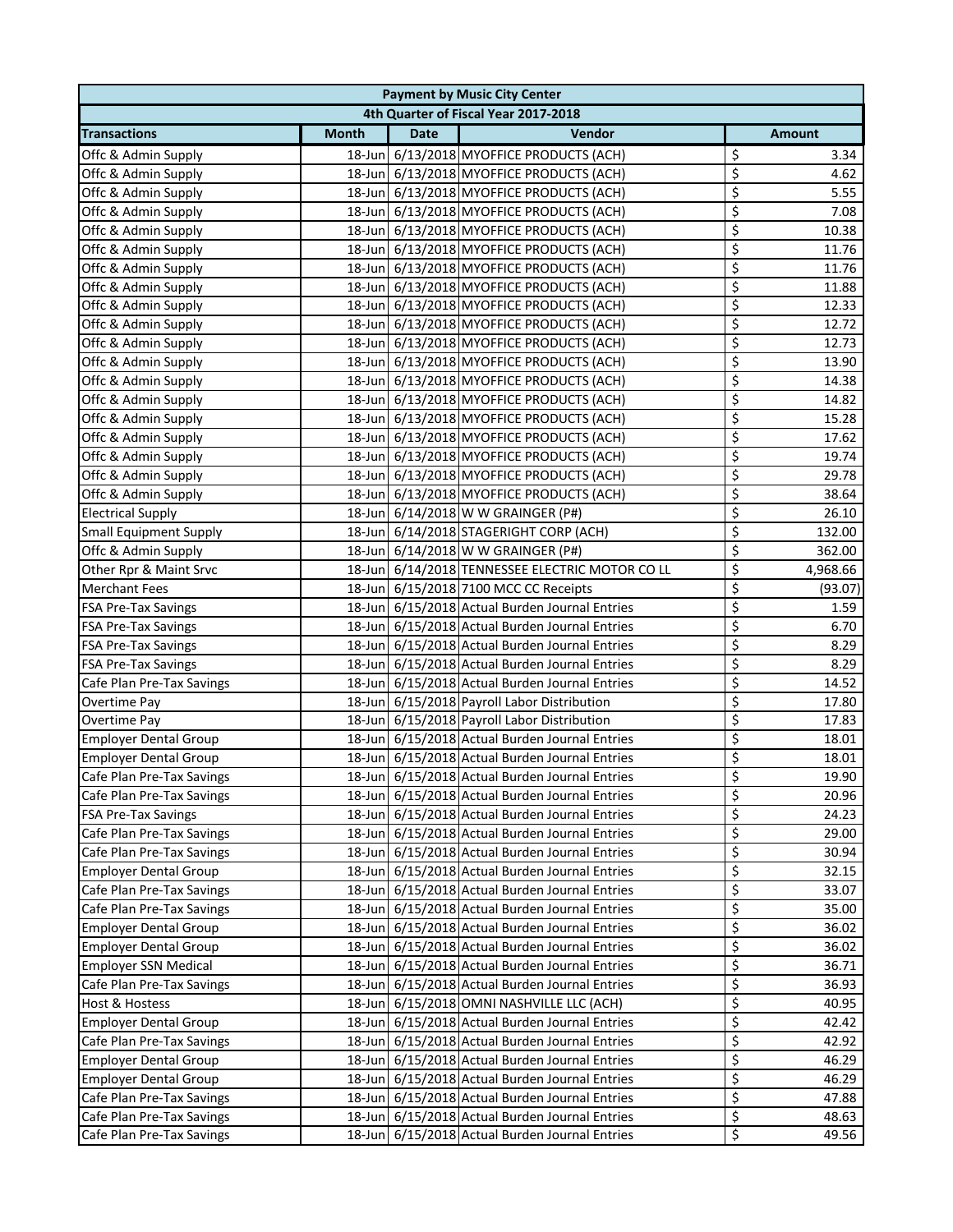| Payment by Music City Center | | | | |
|---|---|---|---|---|
| 4th Quarter of Fiscal Year 2017-2018 | | | | |
| **Transactions** | **Month** | **Date** | **Vendor** | **Amount** |
| Offc & Admin Supply | 18-Jun | 6/13/2018 | MYOFFICE PRODUCTS (ACH) | $ 3.34 |
| Offc & Admin Supply | 18-Jun | 6/13/2018 | MYOFFICE PRODUCTS (ACH) | $ 4.62 |
| Offc & Admin Supply | 18-Jun | 6/13/2018 | MYOFFICE PRODUCTS (ACH) | $ 5.55 |
| Offc & Admin Supply | 18-Jun | 6/13/2018 | MYOFFICE PRODUCTS (ACH) | $ 7.08 |
| Offc & Admin Supply | 18-Jun | 6/13/2018 | MYOFFICE PRODUCTS (ACH) | $ 10.38 |
| Offc & Admin Supply | 18-Jun | 6/13/2018 | MYOFFICE PRODUCTS (ACH) | $ 11.76 |
| Offc & Admin Supply | 18-Jun | 6/13/2018 | MYOFFICE PRODUCTS (ACH) | $ 11.76 |
| Offc & Admin Supply | 18-Jun | 6/13/2018 | MYOFFICE PRODUCTS (ACH) | $ 11.88 |
| Offc & Admin Supply | 18-Jun | 6/13/2018 | MYOFFICE PRODUCTS (ACH) | $ 12.33 |
| Offc & Admin Supply | 18-Jun | 6/13/2018 | MYOFFICE PRODUCTS (ACH) | $ 12.72 |
| Offc & Admin Supply | 18-Jun | 6/13/2018 | MYOFFICE PRODUCTS (ACH) | $ 12.73 |
| Offc & Admin Supply | 18-Jun | 6/13/2018 | MYOFFICE PRODUCTS (ACH) | $ 13.90 |
| Offc & Admin Supply | 18-Jun | 6/13/2018 | MYOFFICE PRODUCTS (ACH) | $ 14.38 |
| Offc & Admin Supply | 18-Jun | 6/13/2018 | MYOFFICE PRODUCTS (ACH) | $ 14.82 |
| Offc & Admin Supply | 18-Jun | 6/13/2018 | MYOFFICE PRODUCTS (ACH) | $ 15.28 |
| Offc & Admin Supply | 18-Jun | 6/13/2018 | MYOFFICE PRODUCTS (ACH) | $ 17.62 |
| Offc & Admin Supply | 18-Jun | 6/13/2018 | MYOFFICE PRODUCTS (ACH) | $ 19.74 |
| Offc & Admin Supply | 18-Jun | 6/13/2018 | MYOFFICE PRODUCTS (ACH) | $ 29.78 |
| Offc & Admin Supply | 18-Jun | 6/13/2018 | MYOFFICE PRODUCTS (ACH) | $ 38.64 |
| Electrical Supply | 18-Jun | 6/14/2018 | W W GRAINGER (P#) | $ 26.10 |
| Small Equipment Supply | 18-Jun | 6/14/2018 | STAGERIGHT CORP (ACH) | $ 132.00 |
| Offc & Admin Supply | 18-Jun | 6/14/2018 | W W GRAINGER (P#) | $ 362.00 |
| Other Rpr & Maint Srvc | 18-Jun | 6/14/2018 | TENNESSEE ELECTRIC MOTOR CO LL | $ 4,968.66 |
| Merchant Fees | 18-Jun | 6/15/2018 | 7100 MCC CC Receipts | $ (93.07) |
| FSA Pre-Tax Savings | 18-Jun | 6/15/2018 | Actual Burden Journal Entries | $ 1.59 |
| FSA Pre-Tax Savings | 18-Jun | 6/15/2018 | Actual Burden Journal Entries | $ 6.70 |
| FSA Pre-Tax Savings | 18-Jun | 6/15/2018 | Actual Burden Journal Entries | $ 8.29 |
| FSA Pre-Tax Savings | 18-Jun | 6/15/2018 | Actual Burden Journal Entries | $ 8.29 |
| Cafe Plan Pre-Tax Savings | 18-Jun | 6/15/2018 | Actual Burden Journal Entries | $ 14.52 |
| Overtime Pay | 18-Jun | 6/15/2018 | Payroll Labor Distribution | $ 17.80 |
| Overtime Pay | 18-Jun | 6/15/2018 | Payroll Labor Distribution | $ 17.83 |
| Employer Dental Group | 18-Jun | 6/15/2018 | Actual Burden Journal Entries | $ 18.01 |
| Employer Dental Group | 18-Jun | 6/15/2018 | Actual Burden Journal Entries | $ 18.01 |
| Cafe Plan Pre-Tax Savings | 18-Jun | 6/15/2018 | Actual Burden Journal Entries | $ 19.90 |
| Cafe Plan Pre-Tax Savings | 18-Jun | 6/15/2018 | Actual Burden Journal Entries | $ 20.96 |
| FSA Pre-Tax Savings | 18-Jun | 6/15/2018 | Actual Burden Journal Entries | $ 24.23 |
| Cafe Plan Pre-Tax Savings | 18-Jun | 6/15/2018 | Actual Burden Journal Entries | $ 29.00 |
| Cafe Plan Pre-Tax Savings | 18-Jun | 6/15/2018 | Actual Burden Journal Entries | $ 30.94 |
| Employer Dental Group | 18-Jun | 6/15/2018 | Actual Burden Journal Entries | $ 32.15 |
| Cafe Plan Pre-Tax Savings | 18-Jun | 6/15/2018 | Actual Burden Journal Entries | $ 33.07 |
| Cafe Plan Pre-Tax Savings | 18-Jun | 6/15/2018 | Actual Burden Journal Entries | $ 35.00 |
| Employer Dental Group | 18-Jun | 6/15/2018 | Actual Burden Journal Entries | $ 36.02 |
| Employer Dental Group | 18-Jun | 6/15/2018 | Actual Burden Journal Entries | $ 36.02 |
| Employer SSN Medical | 18-Jun | 6/15/2018 | Actual Burden Journal Entries | $ 36.71 |
| Cafe Plan Pre-Tax Savings | 18-Jun | 6/15/2018 | Actual Burden Journal Entries | $ 36.93 |
| Host & Hostess | 18-Jun | 6/15/2018 | OMNI NASHVILLE LLC (ACH) | $ 40.95 |
| Employer Dental Group | 18-Jun | 6/15/2018 | Actual Burden Journal Entries | $ 42.42 |
| Cafe Plan Pre-Tax Savings | 18-Jun | 6/15/2018 | Actual Burden Journal Entries | $ 42.92 |
| Employer Dental Group | 18-Jun | 6/15/2018 | Actual Burden Journal Entries | $ 46.29 |
| Employer Dental Group | 18-Jun | 6/15/2018 | Actual Burden Journal Entries | $ 46.29 |
| Cafe Plan Pre-Tax Savings | 18-Jun | 6/15/2018 | Actual Burden Journal Entries | $ 47.88 |
| Cafe Plan Pre-Tax Savings | 18-Jun | 6/15/2018 | Actual Burden Journal Entries | $ 48.63 |
| Cafe Plan Pre-Tax Savings | 18-Jun | 6/15/2018 | Actual Burden Journal Entries | $ 49.56 |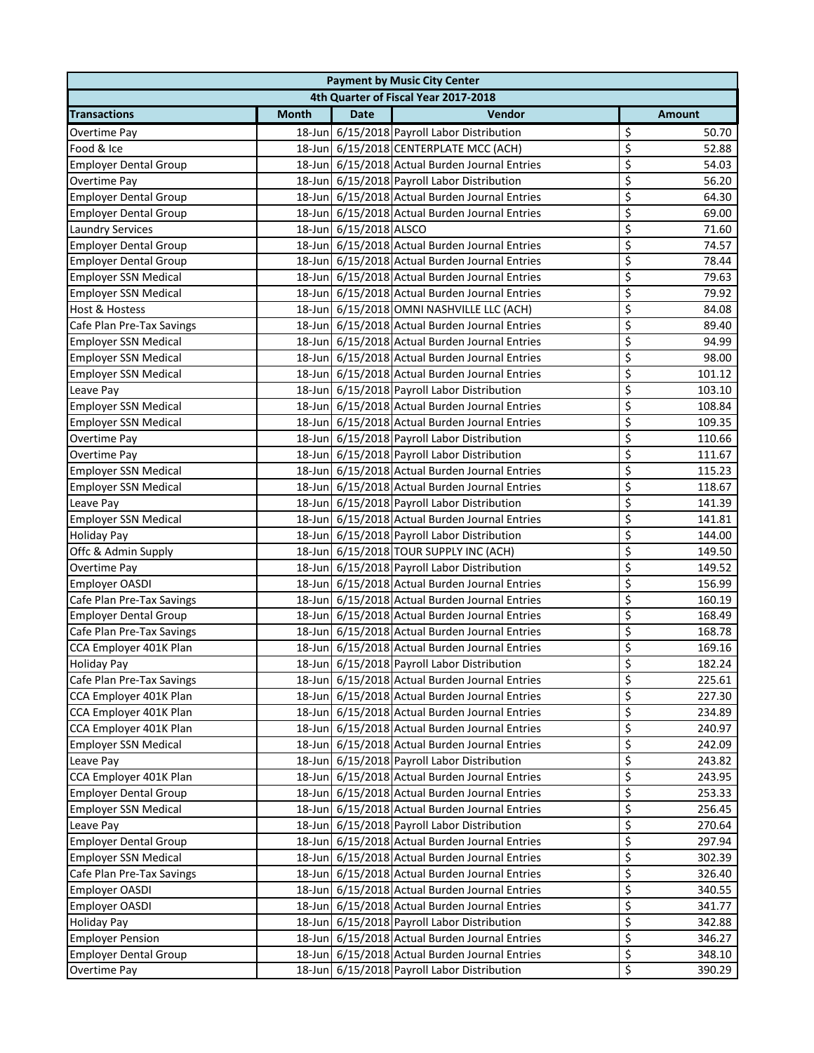| Payment by Music City Center | | | | |
|---|---|---|---|---|
| 4th Quarter of Fiscal Year 2017-2018 | | | | |
| **Transactions** | **Month** | **Date** | **Vendor** | **Amount** |
| Overtime Pay | 18-Jun | 6/15/2018 | Payroll Labor Distribution | $ 50.70 |
| Food & Ice | 18-Jun | 6/15/2018 | CENTERPLATE MCC (ACH) | $ 52.88 |
| Employer Dental Group | 18-Jun | 6/15/2018 | Actual Burden Journal Entries | $ 54.03 |
| Overtime Pay | 18-Jun | 6/15/2018 | Payroll Labor Distribution | $ 56.20 |
| Employer Dental Group | 18-Jun | 6/15/2018 | Actual Burden Journal Entries | $ 64.30 |
| Employer Dental Group | 18-Jun | 6/15/2018 | Actual Burden Journal Entries | $ 69.00 |
| Laundry Services | 18-Jun | 6/15/2018 | ALSCO | $ 71.60 |
| Employer Dental Group | 18-Jun | 6/15/2018 | Actual Burden Journal Entries | $ 74.57 |
| Employer Dental Group | 18-Jun | 6/15/2018 | Actual Burden Journal Entries | $ 78.44 |
| Employer SSN Medical | 18-Jun | 6/15/2018 | Actual Burden Journal Entries | $ 79.63 |
| Employer SSN Medical | 18-Jun | 6/15/2018 | Actual Burden Journal Entries | $ 79.92 |
| Host & Hostess | 18-Jun | 6/15/2018 | OMNI NASHVILLE LLC (ACH) | $ 84.08 |
| Cafe Plan Pre-Tax Savings | 18-Jun | 6/15/2018 | Actual Burden Journal Entries | $ 89.40 |
| Employer SSN Medical | 18-Jun | 6/15/2018 | Actual Burden Journal Entries | $ 94.99 |
| Employer SSN Medical | 18-Jun | 6/15/2018 | Actual Burden Journal Entries | $ 98.00 |
| Employer SSN Medical | 18-Jun | 6/15/2018 | Actual Burden Journal Entries | $ 101.12 |
| Leave Pay | 18-Jun | 6/15/2018 | Payroll Labor Distribution | $ 103.10 |
| Employer SSN Medical | 18-Jun | 6/15/2018 | Actual Burden Journal Entries | $ 108.84 |
| Employer SSN Medical | 18-Jun | 6/15/2018 | Actual Burden Journal Entries | $ 109.35 |
| Overtime Pay | 18-Jun | 6/15/2018 | Payroll Labor Distribution | $ 110.66 |
| Overtime Pay | 18-Jun | 6/15/2018 | Payroll Labor Distribution | $ 111.67 |
| Employer SSN Medical | 18-Jun | 6/15/2018 | Actual Burden Journal Entries | $ 115.23 |
| Employer SSN Medical | 18-Jun | 6/15/2018 | Actual Burden Journal Entries | $ 118.67 |
| Leave Pay | 18-Jun | 6/15/2018 | Payroll Labor Distribution | $ 141.39 |
| Employer SSN Medical | 18-Jun | 6/15/2018 | Actual Burden Journal Entries | $ 141.81 |
| Holiday Pay | 18-Jun | 6/15/2018 | Payroll Labor Distribution | $ 144.00 |
| Offc & Admin Supply | 18-Jun | 6/15/2018 | TOUR SUPPLY INC (ACH) | $ 149.50 |
| Overtime Pay | 18-Jun | 6/15/2018 | Payroll Labor Distribution | $ 149.52 |
| Employer OASDI | 18-Jun | 6/15/2018 | Actual Burden Journal Entries | $ 156.99 |
| Cafe Plan Pre-Tax Savings | 18-Jun | 6/15/2018 | Actual Burden Journal Entries | $ 160.19 |
| Employer Dental Group | 18-Jun | 6/15/2018 | Actual Burden Journal Entries | $ 168.49 |
| Cafe Plan Pre-Tax Savings | 18-Jun | 6/15/2018 | Actual Burden Journal Entries | $ 168.78 |
| CCA Employer 401K Plan | 18-Jun | 6/15/2018 | Actual Burden Journal Entries | $ 169.16 |
| Holiday Pay | 18-Jun | 6/15/2018 | Payroll Labor Distribution | $ 182.24 |
| Cafe Plan Pre-Tax Savings | 18-Jun | 6/15/2018 | Actual Burden Journal Entries | $ 225.61 |
| CCA Employer 401K Plan | 18-Jun | 6/15/2018 | Actual Burden Journal Entries | $ 227.30 |
| CCA Employer 401K Plan | 18-Jun | 6/15/2018 | Actual Burden Journal Entries | $ 234.89 |
| CCA Employer 401K Plan | 18-Jun | 6/15/2018 | Actual Burden Journal Entries | $ 240.97 |
| Employer SSN Medical | 18-Jun | 6/15/2018 | Actual Burden Journal Entries | $ 242.09 |
| Leave Pay | 18-Jun | 6/15/2018 | Payroll Labor Distribution | $ 243.82 |
| CCA Employer 401K Plan | 18-Jun | 6/15/2018 | Actual Burden Journal Entries | $ 243.95 |
| Employer Dental Group | 18-Jun | 6/15/2018 | Actual Burden Journal Entries | $ 253.33 |
| Employer SSN Medical | 18-Jun | 6/15/2018 | Actual Burden Journal Entries | $ 256.45 |
| Leave Pay | 18-Jun | 6/15/2018 | Payroll Labor Distribution | $ 270.64 |
| Employer Dental Group | 18-Jun | 6/15/2018 | Actual Burden Journal Entries | $ 297.94 |
| Employer SSN Medical | 18-Jun | 6/15/2018 | Actual Burden Journal Entries | $ 302.39 |
| Cafe Plan Pre-Tax Savings | 18-Jun | 6/15/2018 | Actual Burden Journal Entries | $ 326.40 |
| Employer OASDI | 18-Jun | 6/15/2018 | Actual Burden Journal Entries | $ 340.55 |
| Employer OASDI | 18-Jun | 6/15/2018 | Actual Burden Journal Entries | $ 341.77 |
| Holiday Pay | 18-Jun | 6/15/2018 | Payroll Labor Distribution | $ 342.88 |
| Employer Pension | 18-Jun | 6/15/2018 | Actual Burden Journal Entries | $ 346.27 |
| Employer Dental Group | 18-Jun | 6/15/2018 | Actual Burden Journal Entries | $ 348.10 |
| Overtime Pay | 18-Jun | 6/15/2018 | Payroll Labor Distribution | $ 390.29 |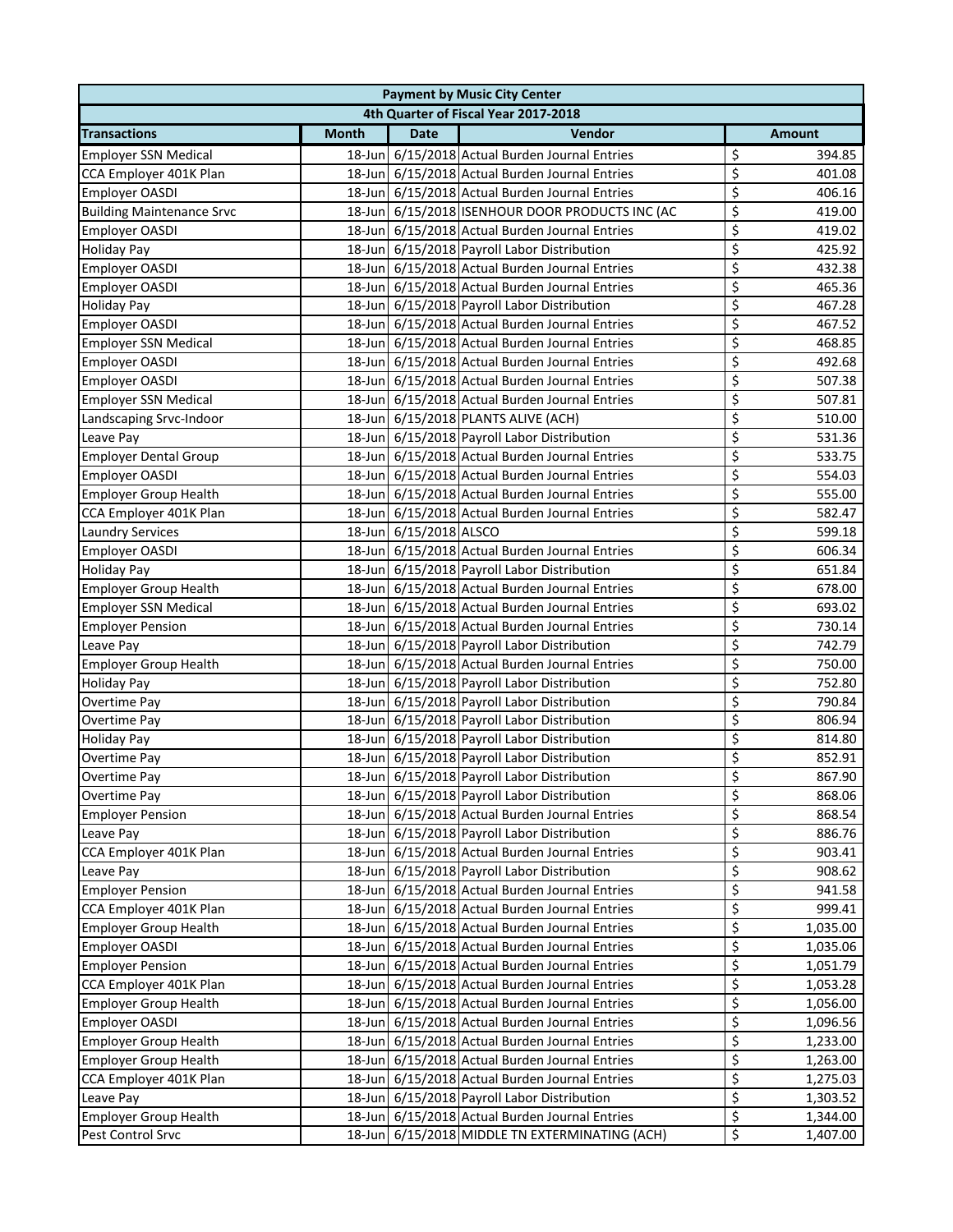| Payment by Music City Center | | | | |
|---|---|---|---|---|
| 4th Quarter of Fiscal Year 2017-2018 | | | | |
| **Transactions** | **Month** | **Date** | **Vendor** | **Amount** |
| Employer SSN Medical | 18-Jun | 6/15/2018 | Actual Burden Journal Entries | $ 394.85 |
| CCA Employer 401K Plan | 18-Jun | 6/15/2018 | Actual Burden Journal Entries | $ 401.08 |
| Employer OASDI | 18-Jun | 6/15/2018 | Actual Burden Journal Entries | $ 406.16 |
| Building Maintenance Srvc | 18-Jun | 6/15/2018 | ISENHOUR DOOR PRODUCTS INC (AC | $ 419.00 |
| Employer OASDI | 18-Jun | 6/15/2018 | Actual Burden Journal Entries | $ 419.02 |
| Holiday Pay | 18-Jun | 6/15/2018 | Payroll Labor Distribution | $ 425.92 |
| Employer OASDI | 18-Jun | 6/15/2018 | Actual Burden Journal Entries | $ 432.38 |
| Employer OASDI | 18-Jun | 6/15/2018 | Actual Burden Journal Entries | $ 465.36 |
| Holiday Pay | 18-Jun | 6/15/2018 | Payroll Labor Distribution | $ 467.28 |
| Employer OASDI | 18-Jun | 6/15/2018 | Actual Burden Journal Entries | $ 467.52 |
| Employer SSN Medical | 18-Jun | 6/15/2018 | Actual Burden Journal Entries | $ 468.85 |
| Employer OASDI | 18-Jun | 6/15/2018 | Actual Burden Journal Entries | $ 492.68 |
| Employer OASDI | 18-Jun | 6/15/2018 | Actual Burden Journal Entries | $ 507.38 |
| Employer SSN Medical | 18-Jun | 6/15/2018 | Actual Burden Journal Entries | $ 507.81 |
| Landscaping Srvc-Indoor | 18-Jun | 6/15/2018 | PLANTS ALIVE (ACH) | $ 510.00 |
| Leave Pay | 18-Jun | 6/15/2018 | Payroll Labor Distribution | $ 531.36 |
| Employer Dental Group | 18-Jun | 6/15/2018 | Actual Burden Journal Entries | $ 533.75 |
| Employer OASDI | 18-Jun | 6/15/2018 | Actual Burden Journal Entries | $ 554.03 |
| Employer Group Health | 18-Jun | 6/15/2018 | Actual Burden Journal Entries | $ 555.00 |
| CCA Employer 401K Plan | 18-Jun | 6/15/2018 | Actual Burden Journal Entries | $ 582.47 |
| Laundry Services | 18-Jun | 6/15/2018 | ALSCO | $ 599.18 |
| Employer OASDI | 18-Jun | 6/15/2018 | Actual Burden Journal Entries | $ 606.34 |
| Holiday Pay | 18-Jun | 6/15/2018 | Payroll Labor Distribution | $ 651.84 |
| Employer Group Health | 18-Jun | 6/15/2018 | Actual Burden Journal Entries | $ 678.00 |
| Employer SSN Medical | 18-Jun | 6/15/2018 | Actual Burden Journal Entries | $ 693.02 |
| Employer Pension | 18-Jun | 6/15/2018 | Actual Burden Journal Entries | $ 730.14 |
| Leave Pay | 18-Jun | 6/15/2018 | Payroll Labor Distribution | $ 742.79 |
| Employer Group Health | 18-Jun | 6/15/2018 | Actual Burden Journal Entries | $ 750.00 |
| Holiday Pay | 18-Jun | 6/15/2018 | Payroll Labor Distribution | $ 752.80 |
| Overtime Pay | 18-Jun | 6/15/2018 | Payroll Labor Distribution | $ 790.84 |
| Overtime Pay | 18-Jun | 6/15/2018 | Payroll Labor Distribution | $ 806.94 |
| Holiday Pay | 18-Jun | 6/15/2018 | Payroll Labor Distribution | $ 814.80 |
| Overtime Pay | 18-Jun | 6/15/2018 | Payroll Labor Distribution | $ 852.91 |
| Overtime Pay | 18-Jun | 6/15/2018 | Payroll Labor Distribution | $ 867.90 |
| Overtime Pay | 18-Jun | 6/15/2018 | Payroll Labor Distribution | $ 868.06 |
| Employer Pension | 18-Jun | 6/15/2018 | Actual Burden Journal Entries | $ 868.54 |
| Leave Pay | 18-Jun | 6/15/2018 | Payroll Labor Distribution | $ 886.76 |
| CCA Employer 401K Plan | 18-Jun | 6/15/2018 | Actual Burden Journal Entries | $ 903.41 |
| Leave Pay | 18-Jun | 6/15/2018 | Payroll Labor Distribution | $ 908.62 |
| Employer Pension | 18-Jun | 6/15/2018 | Actual Burden Journal Entries | $ 941.58 |
| CCA Employer 401K Plan | 18-Jun | 6/15/2018 | Actual Burden Journal Entries | $ 999.41 |
| Employer Group Health | 18-Jun | 6/15/2018 | Actual Burden Journal Entries | $ 1,035.00 |
| Employer OASDI | 18-Jun | 6/15/2018 | Actual Burden Journal Entries | $ 1,035.06 |
| Employer Pension | 18-Jun | 6/15/2018 | Actual Burden Journal Entries | $ 1,051.79 |
| CCA Employer 401K Plan | 18-Jun | 6/15/2018 | Actual Burden Journal Entries | $ 1,053.28 |
| Employer Group Health | 18-Jun | 6/15/2018 | Actual Burden Journal Entries | $ 1,056.00 |
| Employer OASDI | 18-Jun | 6/15/2018 | Actual Burden Journal Entries | $ 1,096.56 |
| Employer Group Health | 18-Jun | 6/15/2018 | Actual Burden Journal Entries | $ 1,233.00 |
| Employer Group Health | 18-Jun | 6/15/2018 | Actual Burden Journal Entries | $ 1,263.00 |
| CCA Employer 401K Plan | 18-Jun | 6/15/2018 | Actual Burden Journal Entries | $ 1,275.03 |
| Leave Pay | 18-Jun | 6/15/2018 | Payroll Labor Distribution | $ 1,303.52 |
| Employer Group Health | 18-Jun | 6/15/2018 | Actual Burden Journal Entries | $ 1,344.00 |
| Pest Control Srvc | 18-Jun | 6/15/2018 | MIDDLE TN EXTERMINATING (ACH) | $ 1,407.00 |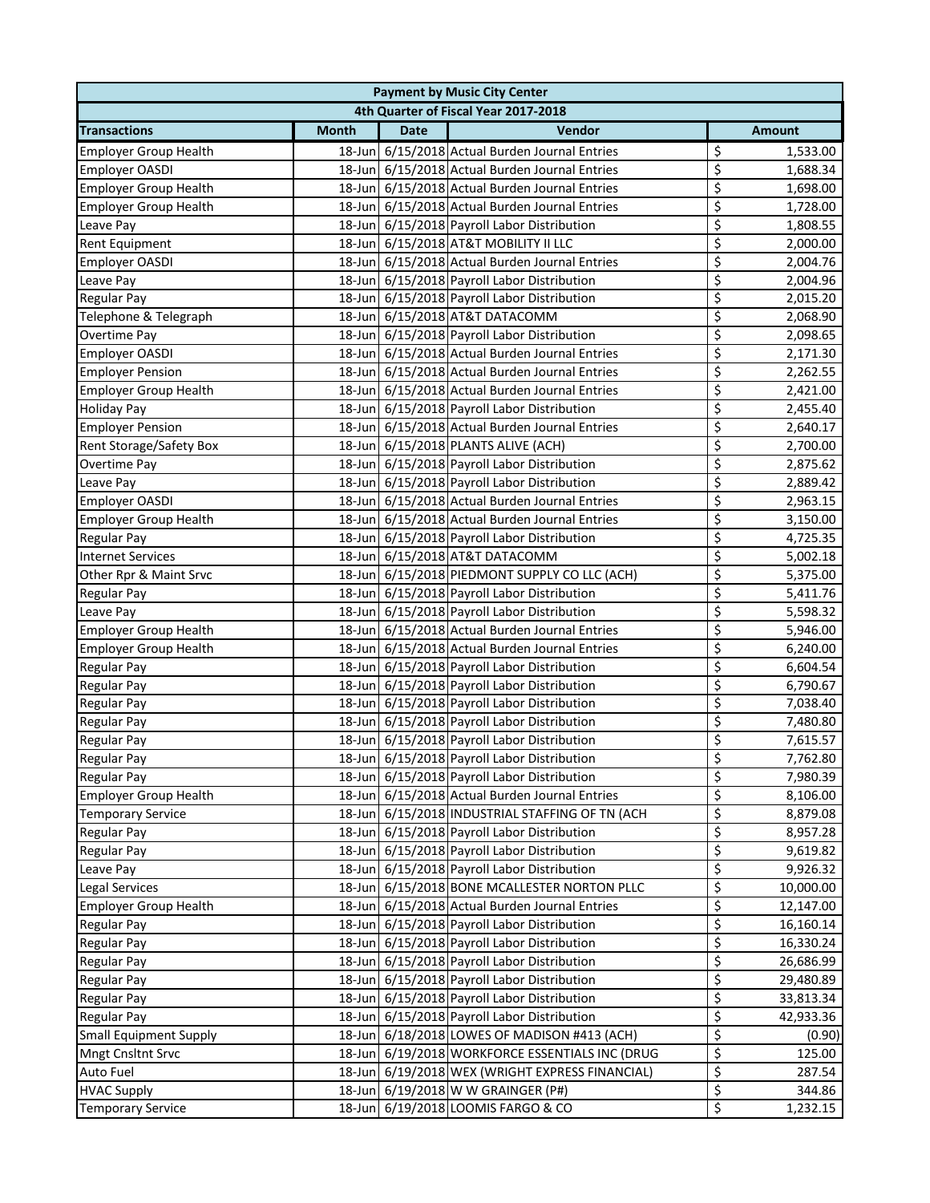| Payment by Music City Center | | | | |
|---|---|---|---|---|
| 4th Quarter of Fiscal Year 2017-2018 | | | | |
| **Transactions** | **Month** | **Date** | **Vendor** | **Amount** |
| Employer Group Health | 18-Jun | 6/15/2018 | Actual Burden Journal Entries | $ 1,533.00 |
| Employer OASDI | 18-Jun | 6/15/2018 | Actual Burden Journal Entries | $ 1,688.34 |
| Employer Group Health | 18-Jun | 6/15/2018 | Actual Burden Journal Entries | $ 1,698.00 |
| Employer Group Health | 18-Jun | 6/15/2018 | Actual Burden Journal Entries | $ 1,728.00 |
| Leave Pay | 18-Jun | 6/15/2018 | Payroll Labor Distribution | $ 1,808.55 |
| Rent Equipment | 18-Jun | 6/15/2018 | AT&T MOBILITY II LLC | $ 2,000.00 |
| Employer OASDI | 18-Jun | 6/15/2018 | Actual Burden Journal Entries | $ 2,004.76 |
| Leave Pay | 18-Jun | 6/15/2018 | Payroll Labor Distribution | $ 2,004.96 |
| Regular Pay | 18-Jun | 6/15/2018 | Payroll Labor Distribution | $ 2,015.20 |
| Telephone & Telegraph | 18-Jun | 6/15/2018 | AT&T DATACOMM | $ 2,068.90 |
| Overtime Pay | 18-Jun | 6/15/2018 | Payroll Labor Distribution | $ 2,098.65 |
| Employer OASDI | 18-Jun | 6/15/2018 | Actual Burden Journal Entries | $ 2,171.30 |
| Employer Pension | 18-Jun | 6/15/2018 | Actual Burden Journal Entries | $ 2,262.55 |
| Employer Group Health | 18-Jun | 6/15/2018 | Actual Burden Journal Entries | $ 2,421.00 |
| Holiday Pay | 18-Jun | 6/15/2018 | Payroll Labor Distribution | $ 2,455.40 |
| Employer Pension | 18-Jun | 6/15/2018 | Actual Burden Journal Entries | $ 2,640.17 |
| Rent Storage/Safety Box | 18-Jun | 6/15/2018 | PLANTS ALIVE (ACH) | $ 2,700.00 |
| Overtime Pay | 18-Jun | 6/15/2018 | Payroll Labor Distribution | $ 2,875.62 |
| Leave Pay | 18-Jun | 6/15/2018 | Payroll Labor Distribution | $ 2,889.42 |
| Employer OASDI | 18-Jun | 6/15/2018 | Actual Burden Journal Entries | $ 2,963.15 |
| Employer Group Health | 18-Jun | 6/15/2018 | Actual Burden Journal Entries | $ 3,150.00 |
| Regular Pay | 18-Jun | 6/15/2018 | Payroll Labor Distribution | $ 4,725.35 |
| Internet Services | 18-Jun | 6/15/2018 | AT&T DATACOMM | $ 5,002.18 |
| Other Rpr & Maint Srvc | 18-Jun | 6/15/2018 | PIEDMONT SUPPLY CO LLC (ACH) | $ 5,375.00 |
| Regular Pay | 18-Jun | 6/15/2018 | Payroll Labor Distribution | $ 5,411.76 |
| Leave Pay | 18-Jun | 6/15/2018 | Payroll Labor Distribution | $ 5,598.32 |
| Employer Group Health | 18-Jun | 6/15/2018 | Actual Burden Journal Entries | $ 5,946.00 |
| Employer Group Health | 18-Jun | 6/15/2018 | Actual Burden Journal Entries | $ 6,240.00 |
| Regular Pay | 18-Jun | 6/15/2018 | Payroll Labor Distribution | $ 6,604.54 |
| Regular Pay | 18-Jun | 6/15/2018 | Payroll Labor Distribution | $ 6,790.67 |
| Regular Pay | 18-Jun | 6/15/2018 | Payroll Labor Distribution | $ 7,038.40 |
| Regular Pay | 18-Jun | 6/15/2018 | Payroll Labor Distribution | $ 7,480.80 |
| Regular Pay | 18-Jun | 6/15/2018 | Payroll Labor Distribution | $ 7,615.57 |
| Regular Pay | 18-Jun | 6/15/2018 | Payroll Labor Distribution | $ 7,762.80 |
| Regular Pay | 18-Jun | 6/15/2018 | Payroll Labor Distribution | $ 7,980.39 |
| Employer Group Health | 18-Jun | 6/15/2018 | Actual Burden Journal Entries | $ 8,106.00 |
| Temporary Service | 18-Jun | 6/15/2018 | INDUSTRIAL STAFFING OF TN (ACH | $ 8,879.08 |
| Regular Pay | 18-Jun | 6/15/2018 | Payroll Labor Distribution | $ 8,957.28 |
| Regular Pay | 18-Jun | 6/15/2018 | Payroll Labor Distribution | $ 9,619.82 |
| Leave Pay | 18-Jun | 6/15/2018 | Payroll Labor Distribution | $ 9,926.32 |
| Legal Services | 18-Jun | 6/15/2018 | BONE MCALLESTER NORTON PLLC | $ 10,000.00 |
| Employer Group Health | 18-Jun | 6/15/2018 | Actual Burden Journal Entries | $ 12,147.00 |
| Regular Pay | 18-Jun | 6/15/2018 | Payroll Labor Distribution | $ 16,160.14 |
| Regular Pay | 18-Jun | 6/15/2018 | Payroll Labor Distribution | $ 16,330.24 |
| Regular Pay | 18-Jun | 6/15/2018 | Payroll Labor Distribution | $ 26,686.99 |
| Regular Pay | 18-Jun | 6/15/2018 | Payroll Labor Distribution | $ 29,480.89 |
| Regular Pay | 18-Jun | 6/15/2018 | Payroll Labor Distribution | $ 33,813.34 |
| Regular Pay | 18-Jun | 6/15/2018 | Payroll Labor Distribution | $ 42,933.36 |
| Small Equipment Supply | 18-Jun | 6/18/2018 | LOWES OF MADISON #413 (ACH) | $ (0.90) |
| Mngt Cnsltnt Srvc | 18-Jun | 6/19/2018 | WORKFORCE ESSENTIALS INC (DRUG | $ 125.00 |
| Auto Fuel | 18-Jun | 6/19/2018 | WEX (WRIGHT EXPRESS FINANCIAL) | $ 287.54 |
| HVAC Supply | 18-Jun | 6/19/2018 | W W GRAINGER (P#) | $ 344.86 |
| Temporary Service | 18-Jun | 6/19/2018 | LOOMIS FARGO & CO | $ 1,232.15 |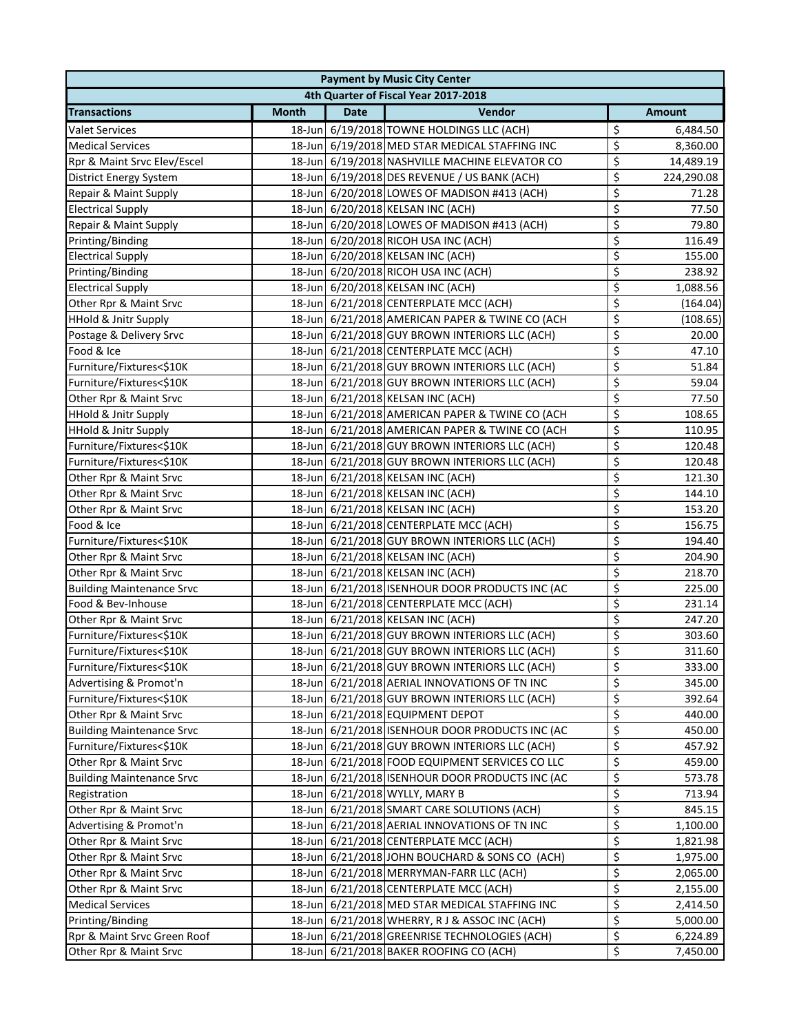| Payment by Music City Center | | | | |
|---|---|---|---|---|
| 4th Quarter of Fiscal Year 2017-2018 | | | | |
| **Transactions** | **Month** | **Date** | **Vendor** | **Amount** |
| Valet Services | 18-Jun | 6/19/2018 | TOWNE HOLDINGS LLC (ACH) | $ 6,484.50 |
| Medical Services | 18-Jun | 6/19/2018 | MED STAR MEDICAL STAFFING INC | $ 8,360.00 |
| Rpr & Maint Srvc Elev/Escel | 18-Jun | 6/19/2018 | NASHVILLE MACHINE ELEVATOR CO | $ 14,489.19 |
| District Energy System | 18-Jun | 6/19/2018 | DES REVENUE / US BANK (ACH) | $ 224,290.08 |
| Repair & Maint Supply | 18-Jun | 6/20/2018 | LOWES OF MADISON #413 (ACH) | $ 71.28 |
| Electrical Supply | 18-Jun | 6/20/2018 | KELSAN INC (ACH) | $ 77.50 |
| Repair & Maint Supply | 18-Jun | 6/20/2018 | LOWES OF MADISON #413 (ACH) | $ 79.80 |
| Printing/Binding | 18-Jun | 6/20/2018 | RICOH USA INC (ACH) | $ 116.49 |
| Electrical Supply | 18-Jun | 6/20/2018 | KELSAN INC (ACH) | $ 155.00 |
| Printing/Binding | 18-Jun | 6/20/2018 | RICOH USA INC (ACH) | $ 238.92 |
| Electrical Supply | 18-Jun | 6/20/2018 | KELSAN INC (ACH) | $ 1,088.56 |
| Other Rpr & Maint Srvc | 18-Jun | 6/21/2018 | CENTERPLATE MCC (ACH) | $ (164.04) |
| HHold & Jnitr Supply | 18-Jun | 6/21/2018 | AMERICAN PAPER & TWINE CO (ACH | $ (108.65) |
| Postage & Delivery Srvc | 18-Jun | 6/21/2018 | GUY BROWN INTERIORS LLC (ACH) | $ 20.00 |
| Food & Ice | 18-Jun | 6/21/2018 | CENTERPLATE MCC (ACH) | $ 47.10 |
| Furniture/Fixtures<$10K | 18-Jun | 6/21/2018 | GUY BROWN INTERIORS LLC (ACH) | $ 51.84 |
| Furniture/Fixtures<$10K | 18-Jun | 6/21/2018 | GUY BROWN INTERIORS LLC (ACH) | $ 59.04 |
| Other Rpr & Maint Srvc | 18-Jun | 6/21/2018 | KELSAN INC (ACH) | $ 77.50 |
| HHold & Jnitr Supply | 18-Jun | 6/21/2018 | AMERICAN PAPER & TWINE CO (ACH | $ 108.65 |
| HHold & Jnitr Supply | 18-Jun | 6/21/2018 | AMERICAN PAPER & TWINE CO (ACH | $ 110.95 |
| Furniture/Fixtures<$10K | 18-Jun | 6/21/2018 | GUY BROWN INTERIORS LLC (ACH) | $ 120.48 |
| Furniture/Fixtures<$10K | 18-Jun | 6/21/2018 | GUY BROWN INTERIORS LLC (ACH) | $ 120.48 |
| Other Rpr & Maint Srvc | 18-Jun | 6/21/2018 | KELSAN INC (ACH) | $ 121.30 |
| Other Rpr & Maint Srvc | 18-Jun | 6/21/2018 | KELSAN INC (ACH) | $ 144.10 |
| Other Rpr & Maint Srvc | 18-Jun | 6/21/2018 | KELSAN INC (ACH) | $ 153.20 |
| Food & Ice | 18-Jun | 6/21/2018 | CENTERPLATE MCC (ACH) | $ 156.75 |
| Furniture/Fixtures<$10K | 18-Jun | 6/21/2018 | GUY BROWN INTERIORS LLC (ACH) | $ 194.40 |
| Other Rpr & Maint Srvc | 18-Jun | 6/21/2018 | KELSAN INC (ACH) | $ 204.90 |
| Other Rpr & Maint Srvc | 18-Jun | 6/21/2018 | KELSAN INC (ACH) | $ 218.70 |
| Building Maintenance Srvc | 18-Jun | 6/21/2018 | ISENHOUR DOOR PRODUCTS INC (AC | $ 225.00 |
| Food & Bev-Inhouse | 18-Jun | 6/21/2018 | CENTERPLATE MCC (ACH) | $ 231.14 |
| Other Rpr & Maint Srvc | 18-Jun | 6/21/2018 | KELSAN INC (ACH) | $ 247.20 |
| Furniture/Fixtures<$10K | 18-Jun | 6/21/2018 | GUY BROWN INTERIORS LLC (ACH) | $ 303.60 |
| Furniture/Fixtures<$10K | 18-Jun | 6/21/2018 | GUY BROWN INTERIORS LLC (ACH) | $ 311.60 |
| Furniture/Fixtures<$10K | 18-Jun | 6/21/2018 | GUY BROWN INTERIORS LLC (ACH) | $ 333.00 |
| Advertising & Promot'n | 18-Jun | 6/21/2018 | AERIAL INNOVATIONS OF TN INC | $ 345.00 |
| Furniture/Fixtures<$10K | 18-Jun | 6/21/2018 | GUY BROWN INTERIORS LLC (ACH) | $ 392.64 |
| Other Rpr & Maint Srvc | 18-Jun | 6/21/2018 | EQUIPMENT DEPOT | $ 440.00 |
| Building Maintenance Srvc | 18-Jun | 6/21/2018 | ISENHOUR DOOR PRODUCTS INC (AC | $ 450.00 |
| Furniture/Fixtures<$10K | 18-Jun | 6/21/2018 | GUY BROWN INTERIORS LLC (ACH) | $ 457.92 |
| Other Rpr & Maint Srvc | 18-Jun | 6/21/2018 | FOOD EQUIPMENT SERVICES CO LLC | $ 459.00 |
| Building Maintenance Srvc | 18-Jun | 6/21/2018 | ISENHOUR DOOR PRODUCTS INC (AC | $ 573.78 |
| Registration | 18-Jun | 6/21/2018 | WYLLY, MARY B | $ 713.94 |
| Other Rpr & Maint Srvc | 18-Jun | 6/21/2018 | SMART CARE SOLUTIONS (ACH) | $ 845.15 |
| Advertising & Promot'n | 18-Jun | 6/21/2018 | AERIAL INNOVATIONS OF TN INC | $ 1,100.00 |
| Other Rpr & Maint Srvc | 18-Jun | 6/21/2018 | CENTERPLATE MCC (ACH) | $ 1,821.98 |
| Other Rpr & Maint Srvc | 18-Jun | 6/21/2018 | JOHN BOUCHARD & SONS CO (ACH) | $ 1,975.00 |
| Other Rpr & Maint Srvc | 18-Jun | 6/21/2018 | MERRYMAN-FARR LLC (ACH) | $ 2,065.00 |
| Other Rpr & Maint Srvc | 18-Jun | 6/21/2018 | CENTERPLATE MCC (ACH) | $ 2,155.00 |
| Medical Services | 18-Jun | 6/21/2018 | MED STAR MEDICAL STAFFING INC | $ 2,414.50 |
| Printing/Binding | 18-Jun | 6/21/2018 | WHERRY, R J & ASSOC INC (ACH) | $ 5,000.00 |
| Rpr & Maint Srvc Green Roof | 18-Jun | 6/21/2018 | GREENRISE TECHNOLOGIES (ACH) | $ 6,224.89 |
| Other Rpr & Maint Srvc | 18-Jun | 6/21/2018 | BAKER ROOFING CO (ACH) | $ 7,450.00 |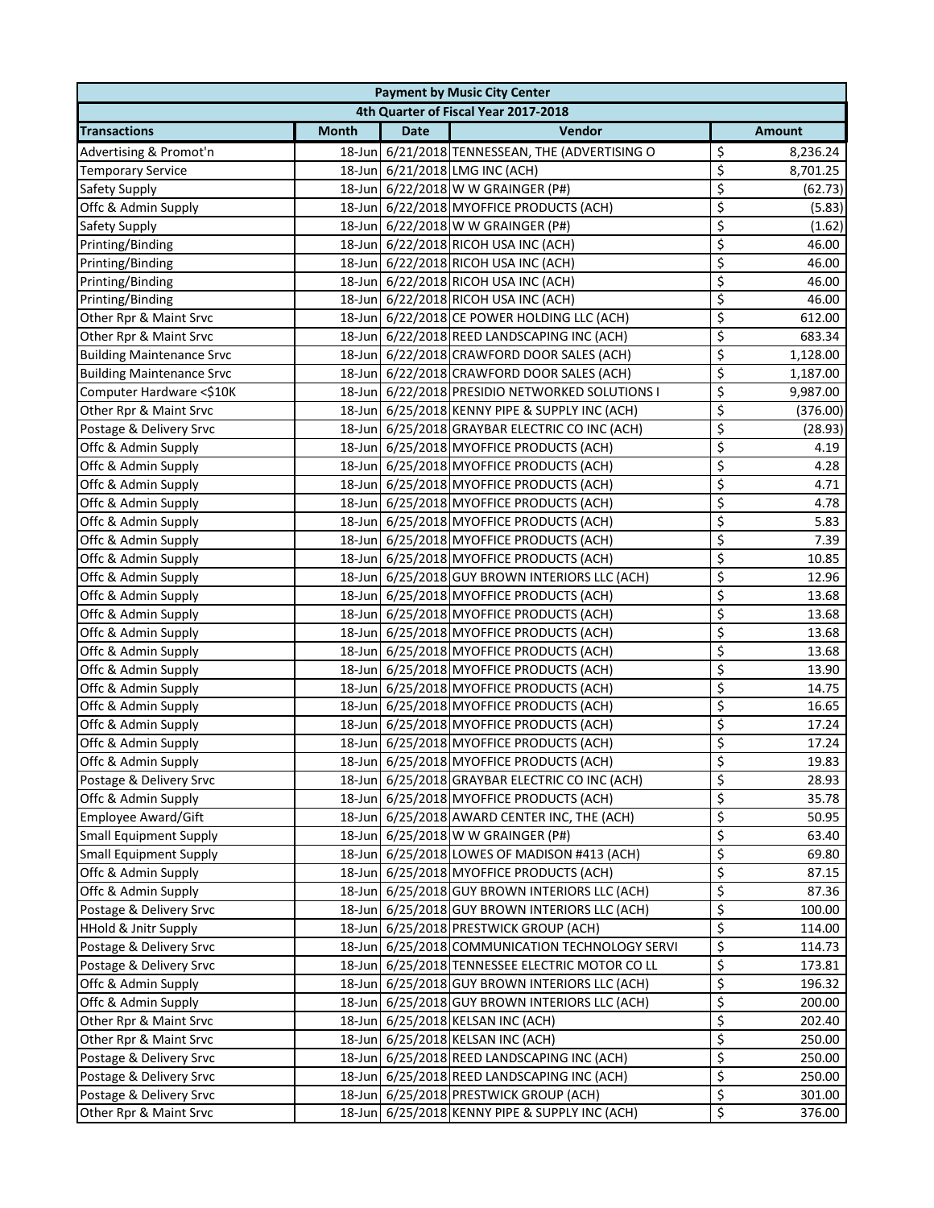| Payment by Music City Center | | | | |
|---|---|---|---|---|
| 4th Quarter of Fiscal Year 2017-2018 | | | | |
| **Transactions** | **Month** | **Date** | **Vendor** | **Amount** |
| Advertising & Promot'n | 18-Jun | 6/21/2018 | TENNESSEAN, THE (ADVERTISING O | $ 8,236.24 |
| Temporary Service | 18-Jun | 6/21/2018 | LMG INC (ACH) | $ 8,701.25 |
| Safety Supply | 18-Jun | 6/22/2018 | W W GRAINGER (P#) | $ (62.73) |
| Offc & Admin Supply | 18-Jun | 6/22/2018 | MYOFFICE PRODUCTS (ACH) | $ (5.83) |
| Safety Supply | 18-Jun | 6/22/2018 | W W GRAINGER (P#) | $ (1.62) |
| Printing/Binding | 18-Jun | 6/22/2018 | RICOH USA INC (ACH) | $ 46.00 |
| Printing/Binding | 18-Jun | 6/22/2018 | RICOH USA INC (ACH) | $ 46.00 |
| Printing/Binding | 18-Jun | 6/22/2018 | RICOH USA INC (ACH) | $ 46.00 |
| Printing/Binding | 18-Jun | 6/22/2018 | RICOH USA INC (ACH) | $ 46.00 |
| Other Rpr & Maint Srvc | 18-Jun | 6/22/2018 | CE POWER HOLDING LLC (ACH) | $ 612.00 |
| Other Rpr & Maint Srvc | 18-Jun | 6/22/2018 | REED LANDSCAPING INC (ACH) | $ 683.34 |
| Building Maintenance Srvc | 18-Jun | 6/22/2018 | CRAWFORD DOOR SALES (ACH) | $ 1,128.00 |
| Building Maintenance Srvc | 18-Jun | 6/22/2018 | CRAWFORD DOOR SALES (ACH) | $ 1,187.00 |
| Computer Hardware <$10K | 18-Jun | 6/22/2018 | PRESIDIO NETWORKED SOLUTIONS I | $ 9,987.00 |
| Other Rpr & Maint Srvc | 18-Jun | 6/25/2018 | KENNY PIPE & SUPPLY INC (ACH) | $ (376.00) |
| Postage & Delivery Srvc | 18-Jun | 6/25/2018 | GRAYBAR ELECTRIC CO INC (ACH) | $ (28.93) |
| Offc & Admin Supply | 18-Jun | 6/25/2018 | MYOFFICE PRODUCTS (ACH) | $ 4.19 |
| Offc & Admin Supply | 18-Jun | 6/25/2018 | MYOFFICE PRODUCTS (ACH) | $ 4.28 |
| Offc & Admin Supply | 18-Jun | 6/25/2018 | MYOFFICE PRODUCTS (ACH) | $ 4.71 |
| Offc & Admin Supply | 18-Jun | 6/25/2018 | MYOFFICE PRODUCTS (ACH) | $ 4.78 |
| Offc & Admin Supply | 18-Jun | 6/25/2018 | MYOFFICE PRODUCTS (ACH) | $ 5.83 |
| Offc & Admin Supply | 18-Jun | 6/25/2018 | MYOFFICE PRODUCTS (ACH) | $ 7.39 |
| Offc & Admin Supply | 18-Jun | 6/25/2018 | MYOFFICE PRODUCTS (ACH) | $ 10.85 |
| Offc & Admin Supply | 18-Jun | 6/25/2018 | GUY BROWN INTERIORS LLC (ACH) | $ 12.96 |
| Offc & Admin Supply | 18-Jun | 6/25/2018 | MYOFFICE PRODUCTS (ACH) | $ 13.68 |
| Offc & Admin Supply | 18-Jun | 6/25/2018 | MYOFFICE PRODUCTS (ACH) | $ 13.68 |
| Offc & Admin Supply | 18-Jun | 6/25/2018 | MYOFFICE PRODUCTS (ACH) | $ 13.68 |
| Offc & Admin Supply | 18-Jun | 6/25/2018 | MYOFFICE PRODUCTS (ACH) | $ 13.68 |
| Offc & Admin Supply | 18-Jun | 6/25/2018 | MYOFFICE PRODUCTS (ACH) | $ 13.90 |
| Offc & Admin Supply | 18-Jun | 6/25/2018 | MYOFFICE PRODUCTS (ACH) | $ 14.75 |
| Offc & Admin Supply | 18-Jun | 6/25/2018 | MYOFFICE PRODUCTS (ACH) | $ 16.65 |
| Offc & Admin Supply | 18-Jun | 6/25/2018 | MYOFFICE PRODUCTS (ACH) | $ 17.24 |
| Offc & Admin Supply | 18-Jun | 6/25/2018 | MYOFFICE PRODUCTS (ACH) | $ 17.24 |
| Offc & Admin Supply | 18-Jun | 6/25/2018 | MYOFFICE PRODUCTS (ACH) | $ 19.83 |
| Postage & Delivery Srvc | 18-Jun | 6/25/2018 | GRAYBAR ELECTRIC CO INC (ACH) | $ 28.93 |
| Offc & Admin Supply | 18-Jun | 6/25/2018 | MYOFFICE PRODUCTS (ACH) | $ 35.78 |
| Employee Award/Gift | 18-Jun | 6/25/2018 | AWARD CENTER INC, THE (ACH) | $ 50.95 |
| Small Equipment Supply | 18-Jun | 6/25/2018 | W W GRAINGER (P#) | $ 63.40 |
| Small Equipment Supply | 18-Jun | 6/25/2018 | LOWES OF MADISON #413 (ACH) | $ 69.80 |
| Offc & Admin Supply | 18-Jun | 6/25/2018 | MYOFFICE PRODUCTS (ACH) | $ 87.15 |
| Offc & Admin Supply | 18-Jun | 6/25/2018 | GUY BROWN INTERIORS LLC (ACH) | $ 87.36 |
| Postage & Delivery Srvc | 18-Jun | 6/25/2018 | GUY BROWN INTERIORS LLC (ACH) | $ 100.00 |
| HHold & Jnitr Supply | 18-Jun | 6/25/2018 | PRESTWICK GROUP (ACH) | $ 114.00 |
| Postage & Delivery Srvc | 18-Jun | 6/25/2018 | COMMUNICATION TECHNOLOGY SERVI | $ 114.73 |
| Postage & Delivery Srvc | 18-Jun | 6/25/2018 | TENNESSEE ELECTRIC MOTOR CO LL | $ 173.81 |
| Offc & Admin Supply | 18-Jun | 6/25/2018 | GUY BROWN INTERIORS LLC (ACH) | $ 196.32 |
| Offc & Admin Supply | 18-Jun | 6/25/2018 | GUY BROWN INTERIORS LLC (ACH) | $ 200.00 |
| Other Rpr & Maint Srvc | 18-Jun | 6/25/2018 | KELSAN INC (ACH) | $ 202.40 |
| Other Rpr & Maint Srvc | 18-Jun | 6/25/2018 | KELSAN INC (ACH) | $ 250.00 |
| Postage & Delivery Srvc | 18-Jun | 6/25/2018 | REED LANDSCAPING INC (ACH) | $ 250.00 |
| Postage & Delivery Srvc | 18-Jun | 6/25/2018 | REED LANDSCAPING INC (ACH) | $ 250.00 |
| Postage & Delivery Srvc | 18-Jun | 6/25/2018 | PRESTWICK GROUP (ACH) | $ 301.00 |
| Other Rpr & Maint Srvc | 18-Jun | 6/25/2018 | KENNY PIPE & SUPPLY INC (ACH) | $ 376.00 |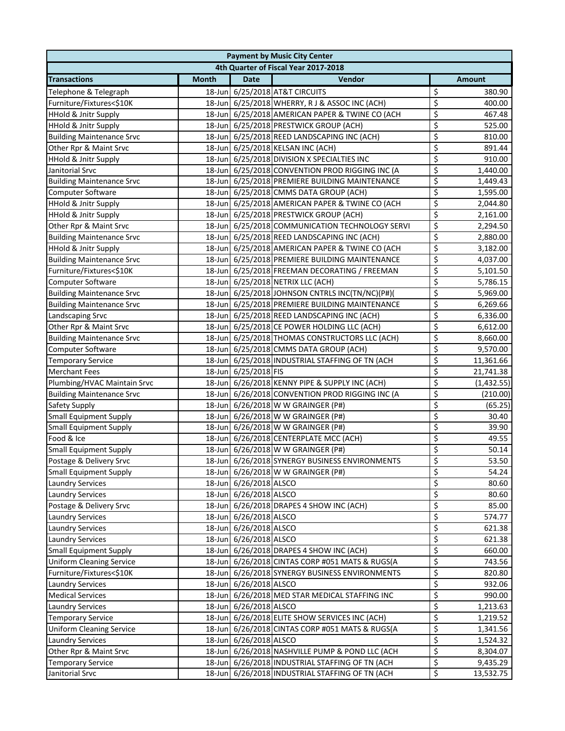| Payment by Music City Center | | | | |
|---|---|---|---|---|
| 4th Quarter of Fiscal Year 2017-2018 | | | | |
| **Transactions** | **Month** | **Date** | **Vendor** | **Amount** |
| Telephone & Telegraph | 18-Jun | 6/25/2018 | AT&T CIRCUITS | $ 380.90 |
| Furniture/Fixtures<$10K | 18-Jun | 6/25/2018 | WHERRY, R J & ASSOC INC (ACH) | $ 400.00 |
| HHold & Jnitr Supply | 18-Jun | 6/25/2018 | AMERICAN PAPER & TWINE CO (ACH | $ 467.48 |
| HHold & Jnitr Supply | 18-Jun | 6/25/2018 | PRESTWICK GROUP (ACH) | $ 525.00 |
| Building Maintenance Srvc | 18-Jun | 6/25/2018 | REED LANDSCAPING INC (ACH) | $ 810.00 |
| Other Rpr & Maint Srvc | 18-Jun | 6/25/2018 | KELSAN INC (ACH) | $ 891.44 |
| HHold & Jnitr Supply | 18-Jun | 6/25/2018 | DIVISION X SPECIALTIES INC | $ 910.00 |
| Janitorial Srvc | 18-Jun | 6/25/2018 | CONVENTION PROD RIGGING INC (A | $ 1,440.00 |
| Building Maintenance Srvc | 18-Jun | 6/25/2018 | PREMIERE BUILDING MAINTENANCE | $ 1,449.43 |
| Computer Software | 18-Jun | 6/25/2018 | CMMS DATA GROUP (ACH) | $ 1,595.00 |
| HHold & Jnitr Supply | 18-Jun | 6/25/2018 | AMERICAN PAPER & TWINE CO (ACH | $ 2,044.80 |
| HHold & Jnitr Supply | 18-Jun | 6/25/2018 | PRESTWICK GROUP (ACH) | $ 2,161.00 |
| Other Rpr & Maint Srvc | 18-Jun | 6/25/2018 | COMMUNICATION TECHNOLOGY SERVI | $ 2,294.50 |
| Building Maintenance Srvc | 18-Jun | 6/25/2018 | REED LANDSCAPING INC (ACH) | $ 2,880.00 |
| HHold & Jnitr Supply | 18-Jun | 6/25/2018 | AMERICAN PAPER & TWINE CO (ACH | $ 3,182.00 |
| Building Maintenance Srvc | 18-Jun | 6/25/2018 | PREMIERE BUILDING MAINTENANCE | $ 4,037.00 |
| Furniture/Fixtures<$10K | 18-Jun | 6/25/2018 | FREEMAN DECORATING / FREEMAN | $ 5,101.50 |
| Computer Software | 18-Jun | 6/25/2018 | NETRIX LLC (ACH) | $ 5,786.15 |
| Building Maintenance Srvc | 18-Jun | 6/25/2018 | JOHNSON CNTRLS INC(TN/NC)(P#)( | $ 5,969.00 |
| Building Maintenance Srvc | 18-Jun | 6/25/2018 | PREMIERE BUILDING MAINTENANCE | $ 6,269.66 |
| Landscaping Srvc | 18-Jun | 6/25/2018 | REED LANDSCAPING INC (ACH) | $ 6,336.00 |
| Other Rpr & Maint Srvc | 18-Jun | 6/25/2018 | CE POWER HOLDING LLC (ACH) | $ 6,612.00 |
| Building Maintenance Srvc | 18-Jun | 6/25/2018 | THOMAS CONSTRUCTORS LLC (ACH) | $ 8,660.00 |
| Computer Software | 18-Jun | 6/25/2018 | CMMS DATA GROUP (ACH) | $ 9,570.00 |
| Temporary Service | 18-Jun | 6/25/2018 | INDUSTRIAL STAFFING OF TN (ACH | $ 11,361.66 |
| Merchant Fees | 18-Jun | 6/25/2018 | FIS | $ 21,741.38 |
| Plumbing/HVAC Maintain Srvc | 18-Jun | 6/26/2018 | KENNY PIPE & SUPPLY INC (ACH) | $ (1,432.55) |
| Building Maintenance Srvc | 18-Jun | 6/26/2018 | CONVENTION PROD RIGGING INC (A | $ (210.00) |
| Safety Supply | 18-Jun | 6/26/2018 | W W GRAINGER (P#) | $ (65.25) |
| Small Equipment Supply | 18-Jun | 6/26/2018 | W W GRAINGER (P#) | $ 30.40 |
| Small Equipment Supply | 18-Jun | 6/26/2018 | W W GRAINGER (P#) | $ 39.90 |
| Food & Ice | 18-Jun | 6/26/2018 | CENTERPLATE MCC (ACH) | $ 49.55 |
| Small Equipment Supply | 18-Jun | 6/26/2018 | W W GRAINGER (P#) | $ 50.14 |
| Postage & Delivery Srvc | 18-Jun | 6/26/2018 | SYNERGY BUSINESS ENVIRONMENTS | $ 53.50 |
| Small Equipment Supply | 18-Jun | 6/26/2018 | W W GRAINGER (P#) | $ 54.24 |
| Laundry Services | 18-Jun | 6/26/2018 | ALSCO | $ 80.60 |
| Laundry Services | 18-Jun | 6/26/2018 | ALSCO | $ 80.60 |
| Postage & Delivery Srvc | 18-Jun | 6/26/2018 | DRAPES 4 SHOW INC (ACH) | $ 85.00 |
| Laundry Services | 18-Jun | 6/26/2018 | ALSCO | $ 574.77 |
| Laundry Services | 18-Jun | 6/26/2018 | ALSCO | $ 621.38 |
| Laundry Services | 18-Jun | 6/26/2018 | ALSCO | $ 621.38 |
| Small Equipment Supply | 18-Jun | 6/26/2018 | DRAPES 4 SHOW INC (ACH) | $ 660.00 |
| Uniform Cleaning Service | 18-Jun | 6/26/2018 | CINTAS CORP #051 MATS & RUGS(A | $ 743.56 |
| Furniture/Fixtures<$10K | 18-Jun | 6/26/2018 | SYNERGY BUSINESS ENVIRONMENTS | $ 820.80 |
| Laundry Services | 18-Jun | 6/26/2018 | ALSCO | $ 932.06 |
| Medical Services | 18-Jun | 6/26/2018 | MED STAR MEDICAL STAFFING INC | $ 990.00 |
| Laundry Services | 18-Jun | 6/26/2018 | ALSCO | $ 1,213.63 |
| Temporary Service | 18-Jun | 6/26/2018 | ELITE SHOW SERVICES INC (ACH) | $ 1,219.52 |
| Uniform Cleaning Service | 18-Jun | 6/26/2018 | CINTAS CORP #051 MATS & RUGS(A | $ 1,341.56 |
| Laundry Services | 18-Jun | 6/26/2018 | ALSCO | $ 1,524.32 |
| Other Rpr & Maint Srvc | 18-Jun | 6/26/2018 | NASHVILLE PUMP & POND LLC (ACH | $ 8,304.07 |
| Temporary Service | 18-Jun | 6/26/2018 | INDUSTRIAL STAFFING OF TN (ACH | $ 9,435.29 |
| Janitorial Srvc | 18-Jun | 6/26/2018 | INDUSTRIAL STAFFING OF TN (ACH | $ 13,532.75 |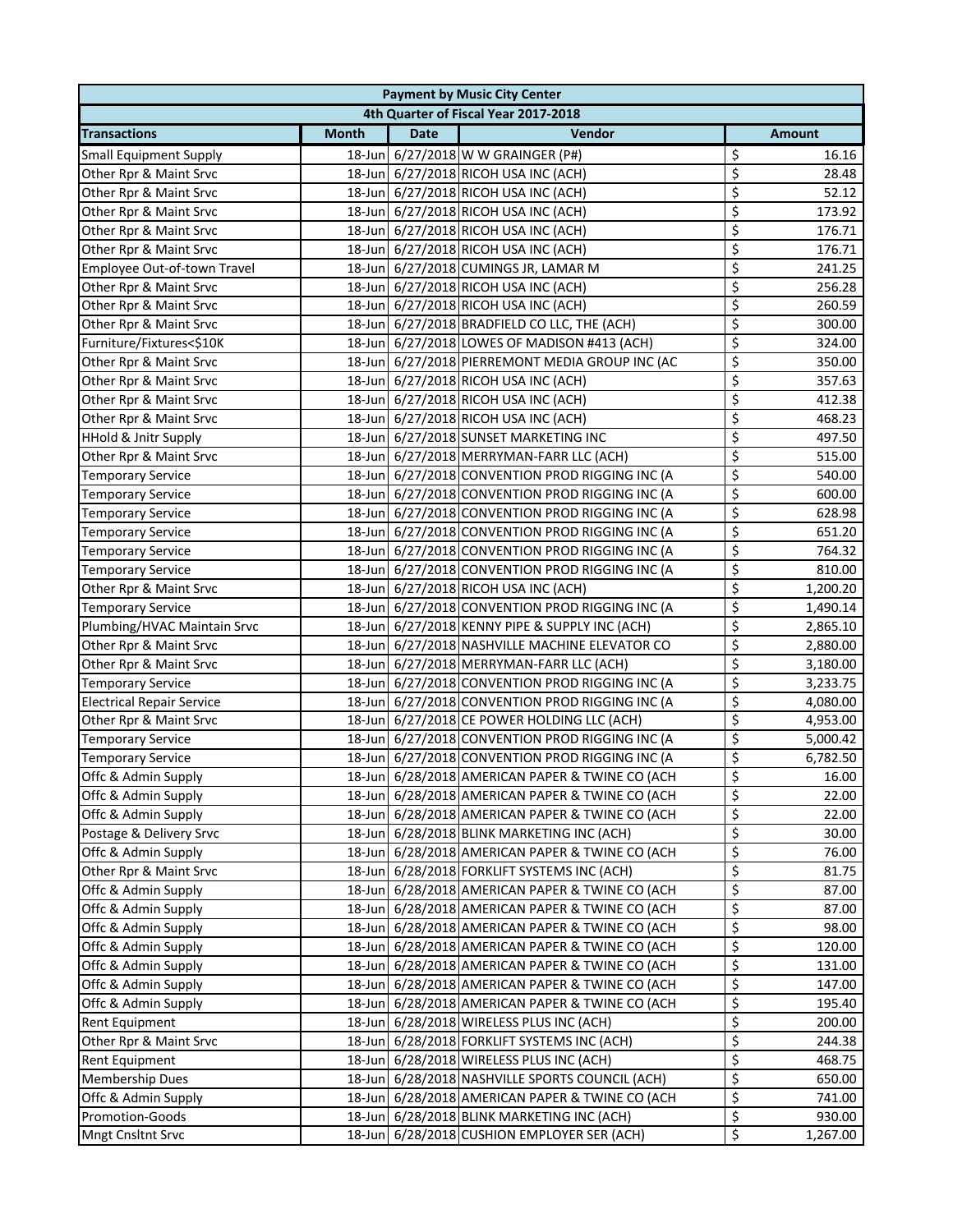| Payment by Music City Center | | | | |
|---|---|---|---|---|
| 4th Quarter of Fiscal Year 2017-2018 | | | | |
| **Transactions** | **Month** | **Date** | **Vendor** | **Amount** |
| Small Equipment Supply | 18-Jun | 6/27/2018 | W W GRAINGER (P#) | $ 16.16 |
| Other Rpr & Maint Srvc | 18-Jun | 6/27/2018 | RICOH USA INC (ACH) | $ 28.48 |
| Other Rpr & Maint Srvc | 18-Jun | 6/27/2018 | RICOH USA INC (ACH) | $ 52.12 |
| Other Rpr & Maint Srvc | 18-Jun | 6/27/2018 | RICOH USA INC (ACH) | $ 173.92 |
| Other Rpr & Maint Srvc | 18-Jun | 6/27/2018 | RICOH USA INC (ACH) | $ 176.71 |
| Other Rpr & Maint Srvc | 18-Jun | 6/27/2018 | RICOH USA INC (ACH) | $ 176.71 |
| Employee Out-of-town Travel | 18-Jun | 6/27/2018 | CUMINGS JR, LAMAR M | $ 241.25 |
| Other Rpr & Maint Srvc | 18-Jun | 6/27/2018 | RICOH USA INC (ACH) | $ 256.28 |
| Other Rpr & Maint Srvc | 18-Jun | 6/27/2018 | RICOH USA INC (ACH) | $ 260.59 |
| Other Rpr & Maint Srvc | 18-Jun | 6/27/2018 | BRADFIELD CO LLC, THE (ACH) | $ 300.00 |
| Furniture/Fixtures<$10K | 18-Jun | 6/27/2018 | LOWES OF MADISON #413 (ACH) | $ 324.00 |
| Other Rpr & Maint Srvc | 18-Jun | 6/27/2018 | PIERREMONT MEDIA GROUP INC (AC | $ 350.00 |
| Other Rpr & Maint Srvc | 18-Jun | 6/27/2018 | RICOH USA INC (ACH) | $ 357.63 |
| Other Rpr & Maint Srvc | 18-Jun | 6/27/2018 | RICOH USA INC (ACH) | $ 412.38 |
| Other Rpr & Maint Srvc | 18-Jun | 6/27/2018 | RICOH USA INC (ACH) | $ 468.23 |
| HHold & Jnitr Supply | 18-Jun | 6/27/2018 | SUNSET MARKETING INC | $ 497.50 |
| Other Rpr & Maint Srvc | 18-Jun | 6/27/2018 | MERRYMAN-FARR LLC (ACH) | $ 515.00 |
| Temporary Service | 18-Jun | 6/27/2018 | CONVENTION PROD RIGGING INC (A | $ 540.00 |
| Temporary Service | 18-Jun | 6/27/2018 | CONVENTION PROD RIGGING INC (A | $ 600.00 |
| Temporary Service | 18-Jun | 6/27/2018 | CONVENTION PROD RIGGING INC (A | $ 628.98 |
| Temporary Service | 18-Jun | 6/27/2018 | CONVENTION PROD RIGGING INC (A | $ 651.20 |
| Temporary Service | 18-Jun | 6/27/2018 | CONVENTION PROD RIGGING INC (A | $ 764.32 |
| Temporary Service | 18-Jun | 6/27/2018 | CONVENTION PROD RIGGING INC (A | $ 810.00 |
| Other Rpr & Maint Srvc | 18-Jun | 6/27/2018 | RICOH USA INC (ACH) | $ 1,200.20 |
| Temporary Service | 18-Jun | 6/27/2018 | CONVENTION PROD RIGGING INC (A | $ 1,490.14 |
| Plumbing/HVAC Maintain Srvc | 18-Jun | 6/27/2018 | KENNY PIPE & SUPPLY INC (ACH) | $ 2,865.10 |
| Other Rpr & Maint Srvc | 18-Jun | 6/27/2018 | NASHVILLE MACHINE ELEVATOR CO | $ 2,880.00 |
| Other Rpr & Maint Srvc | 18-Jun | 6/27/2018 | MERRYMAN-FARR LLC (ACH) | $ 3,180.00 |
| Temporary Service | 18-Jun | 6/27/2018 | CONVENTION PROD RIGGING INC (A | $ 3,233.75 |
| Electrical Repair Service | 18-Jun | 6/27/2018 | CONVENTION PROD RIGGING INC (A | $ 4,080.00 |
| Other Rpr & Maint Srvc | 18-Jun | 6/27/2018 | CE POWER HOLDING LLC (ACH) | $ 4,953.00 |
| Temporary Service | 18-Jun | 6/27/2018 | CONVENTION PROD RIGGING INC (A | $ 5,000.42 |
| Temporary Service | 18-Jun | 6/27/2018 | CONVENTION PROD RIGGING INC (A | $ 6,782.50 |
| Offc & Admin Supply | 18-Jun | 6/28/2018 | AMERICAN PAPER & TWINE CO (ACH | $ 16.00 |
| Offc & Admin Supply | 18-Jun | 6/28/2018 | AMERICAN PAPER & TWINE CO (ACH | $ 22.00 |
| Offc & Admin Supply | 18-Jun | 6/28/2018 | AMERICAN PAPER & TWINE CO (ACH | $ 22.00 |
| Postage & Delivery Srvc | 18-Jun | 6/28/2018 | BLINK MARKETING INC (ACH) | $ 30.00 |
| Offc & Admin Supply | 18-Jun | 6/28/2018 | AMERICAN PAPER & TWINE CO (ACH | $ 76.00 |
| Other Rpr & Maint Srvc | 18-Jun | 6/28/2018 | FORKLIFT SYSTEMS INC (ACH) | $ 81.75 |
| Offc & Admin Supply | 18-Jun | 6/28/2018 | AMERICAN PAPER & TWINE CO (ACH | $ 87.00 |
| Offc & Admin Supply | 18-Jun | 6/28/2018 | AMERICAN PAPER & TWINE CO (ACH | $ 87.00 |
| Offc & Admin Supply | 18-Jun | 6/28/2018 | AMERICAN PAPER & TWINE CO (ACH | $ 98.00 |
| Offc & Admin Supply | 18-Jun | 6/28/2018 | AMERICAN PAPER & TWINE CO (ACH | $ 120.00 |
| Offc & Admin Supply | 18-Jun | 6/28/2018 | AMERICAN PAPER & TWINE CO (ACH | $ 131.00 |
| Offc & Admin Supply | 18-Jun | 6/28/2018 | AMERICAN PAPER & TWINE CO (ACH | $ 147.00 |
| Offc & Admin Supply | 18-Jun | 6/28/2018 | AMERICAN PAPER & TWINE CO (ACH | $ 195.40 |
| Rent Equipment | 18-Jun | 6/28/2018 | WIRELESS PLUS INC (ACH) | $ 200.00 |
| Other Rpr & Maint Srvc | 18-Jun | 6/28/2018 | FORKLIFT SYSTEMS INC (ACH) | $ 244.38 |
| Rent Equipment | 18-Jun | 6/28/2018 | WIRELESS PLUS INC (ACH) | $ 468.75 |
| Membership Dues | 18-Jun | 6/28/2018 | NASHVILLE SPORTS COUNCIL (ACH) | $ 650.00 |
| Offc & Admin Supply | 18-Jun | 6/28/2018 | AMERICAN PAPER & TWINE CO (ACH | $ 741.00 |
| Promotion-Goods | 18-Jun | 6/28/2018 | BLINK MARKETING INC (ACH) | $ 930.00 |
| Mngt Cnsltnt Srvc | 18-Jun | 6/28/2018 | CUSHION EMPLOYER SER (ACH) | $ 1,267.00 |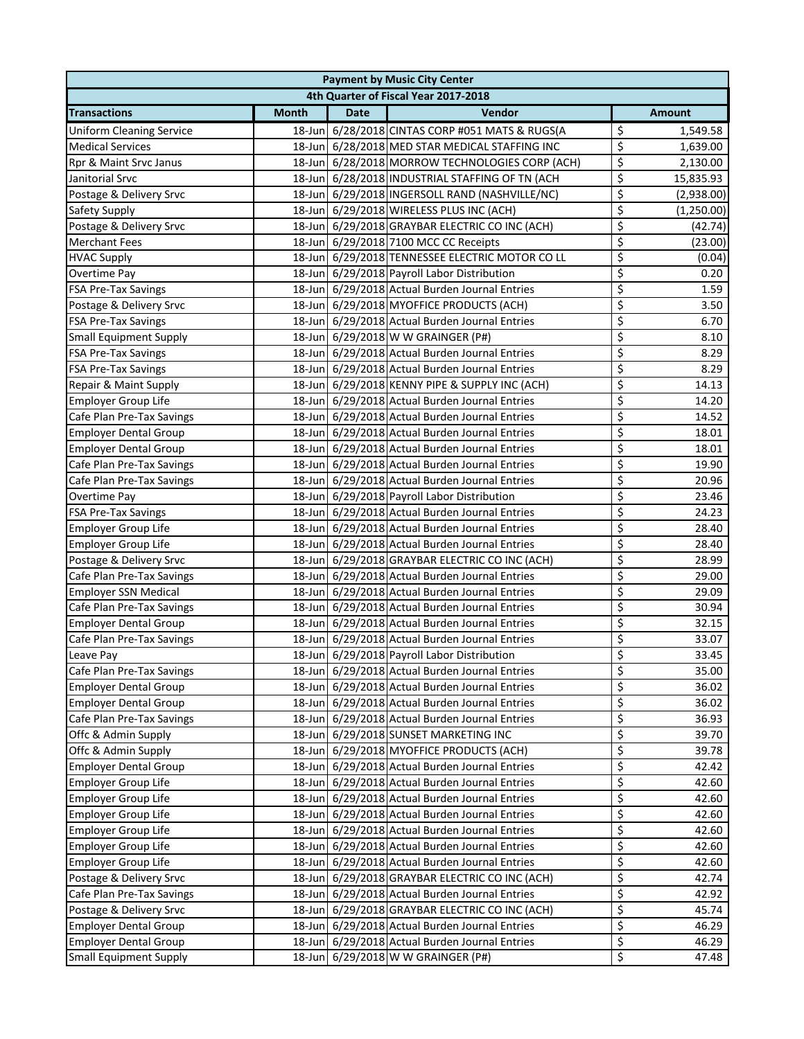| Payment by Music City Center | | | | |
|---|---|---|---|---|
| 4th Quarter of Fiscal Year 2017-2018 | | | | |
| **Transactions** | **Month** | **Date** | **Vendor** | **Amount** |
| Uniform Cleaning Service | 18-Jun | 6/28/2018 | CINTAS CORP #051 MATS & RUGS(A | $ 1,549.58 |
| Medical Services | 18-Jun | 6/28/2018 | MED STAR MEDICAL STAFFING INC | $ 1,639.00 |
| Rpr & Maint Srvc Janus | 18-Jun | 6/28/2018 | MORROW TECHNOLOGIES CORP (ACH) | $ 2,130.00 |
| Janitorial Srvc | 18-Jun | 6/28/2018 | INDUSTRIAL STAFFING OF TN (ACH | $ 15,835.93 |
| Postage & Delivery Srvc | 18-Jun | 6/29/2018 | INGERSOLL RAND (NASHVILLE/NC) | $ (2,938.00) |
| Safety Supply | 18-Jun | 6/29/2018 | WIRELESS PLUS INC (ACH) | $ (1,250.00) |
| Postage & Delivery Srvc | 18-Jun | 6/29/2018 | GRAYBAR ELECTRIC CO INC (ACH) | $ (42.74) |
| Merchant Fees | 18-Jun | 6/29/2018 | 7100 MCC CC Receipts | $ (23.00) |
| HVAC Supply | 18-Jun | 6/29/2018 | TENNESSEE ELECTRIC MOTOR CO LL | $ (0.04) |
| Overtime Pay | 18-Jun | 6/29/2018 | Payroll Labor Distribution | $ 0.20 |
| FSA Pre-Tax Savings | 18-Jun | 6/29/2018 | Actual Burden Journal Entries | $ 1.59 |
| Postage & Delivery Srvc | 18-Jun | 6/29/2018 | MYOFFICE PRODUCTS (ACH) | $ 3.50 |
| FSA Pre-Tax Savings | 18-Jun | 6/29/2018 | Actual Burden Journal Entries | $ 6.70 |
| Small Equipment Supply | 18-Jun | 6/29/2018 | W W GRAINGER (P#) | $ 8.10 |
| FSA Pre-Tax Savings | 18-Jun | 6/29/2018 | Actual Burden Journal Entries | $ 8.29 |
| FSA Pre-Tax Savings | 18-Jun | 6/29/2018 | Actual Burden Journal Entries | $ 8.29 |
| Repair & Maint Supply | 18-Jun | 6/29/2018 | KENNY PIPE & SUPPLY INC (ACH) | $ 14.13 |
| Employer Group Life | 18-Jun | 6/29/2018 | Actual Burden Journal Entries | $ 14.20 |
| Cafe Plan Pre-Tax Savings | 18-Jun | 6/29/2018 | Actual Burden Journal Entries | $ 14.52 |
| Employer Dental Group | 18-Jun | 6/29/2018 | Actual Burden Journal Entries | $ 18.01 |
| Employer Dental Group | 18-Jun | 6/29/2018 | Actual Burden Journal Entries | $ 18.01 |
| Cafe Plan Pre-Tax Savings | 18-Jun | 6/29/2018 | Actual Burden Journal Entries | $ 19.90 |
| Cafe Plan Pre-Tax Savings | 18-Jun | 6/29/2018 | Actual Burden Journal Entries | $ 20.96 |
| Overtime Pay | 18-Jun | 6/29/2018 | Payroll Labor Distribution | $ 23.46 |
| FSA Pre-Tax Savings | 18-Jun | 6/29/2018 | Actual Burden Journal Entries | $ 24.23 |
| Employer Group Life | 18-Jun | 6/29/2018 | Actual Burden Journal Entries | $ 28.40 |
| Employer Group Life | 18-Jun | 6/29/2018 | Actual Burden Journal Entries | $ 28.40 |
| Postage & Delivery Srvc | 18-Jun | 6/29/2018 | GRAYBAR ELECTRIC CO INC (ACH) | $ 28.99 |
| Cafe Plan Pre-Tax Savings | 18-Jun | 6/29/2018 | Actual Burden Journal Entries | $ 29.00 |
| Employer SSN Medical | 18-Jun | 6/29/2018 | Actual Burden Journal Entries | $ 29.09 |
| Cafe Plan Pre-Tax Savings | 18-Jun | 6/29/2018 | Actual Burden Journal Entries | $ 30.94 |
| Employer Dental Group | 18-Jun | 6/29/2018 | Actual Burden Journal Entries | $ 32.15 |
| Cafe Plan Pre-Tax Savings | 18-Jun | 6/29/2018 | Actual Burden Journal Entries | $ 33.07 |
| Leave Pay | 18-Jun | 6/29/2018 | Payroll Labor Distribution | $ 33.45 |
| Cafe Plan Pre-Tax Savings | 18-Jun | 6/29/2018 | Actual Burden Journal Entries | $ 35.00 |
| Employer Dental Group | 18-Jun | 6/29/2018 | Actual Burden Journal Entries | $ 36.02 |
| Employer Dental Group | 18-Jun | 6/29/2018 | Actual Burden Journal Entries | $ 36.02 |
| Cafe Plan Pre-Tax Savings | 18-Jun | 6/29/2018 | Actual Burden Journal Entries | $ 36.93 |
| Offc & Admin Supply | 18-Jun | 6/29/2018 | SUNSET MARKETING INC | $ 39.70 |
| Offc & Admin Supply | 18-Jun | 6/29/2018 | MYOFFICE PRODUCTS (ACH) | $ 39.78 |
| Employer Dental Group | 18-Jun | 6/29/2018 | Actual Burden Journal Entries | $ 42.42 |
| Employer Group Life | 18-Jun | 6/29/2018 | Actual Burden Journal Entries | $ 42.60 |
| Employer Group Life | 18-Jun | 6/29/2018 | Actual Burden Journal Entries | $ 42.60 |
| Employer Group Life | 18-Jun | 6/29/2018 | Actual Burden Journal Entries | $ 42.60 |
| Employer Group Life | 18-Jun | 6/29/2018 | Actual Burden Journal Entries | $ 42.60 |
| Employer Group Life | 18-Jun | 6/29/2018 | Actual Burden Journal Entries | $ 42.60 |
| Employer Group Life | 18-Jun | 6/29/2018 | Actual Burden Journal Entries | $ 42.60 |
| Postage & Delivery Srvc | 18-Jun | 6/29/2018 | GRAYBAR ELECTRIC CO INC (ACH) | $ 42.74 |
| Cafe Plan Pre-Tax Savings | 18-Jun | 6/29/2018 | Actual Burden Journal Entries | $ 42.92 |
| Postage & Delivery Srvc | 18-Jun | 6/29/2018 | GRAYBAR ELECTRIC CO INC (ACH) | $ 45.74 |
| Employer Dental Group | 18-Jun | 6/29/2018 | Actual Burden Journal Entries | $ 46.29 |
| Employer Dental Group | 18-Jun | 6/29/2018 | Actual Burden Journal Entries | $ 46.29 |
| Small Equipment Supply | 18-Jun | 6/29/2018 | W W GRAINGER (P#) | $ 47.48 |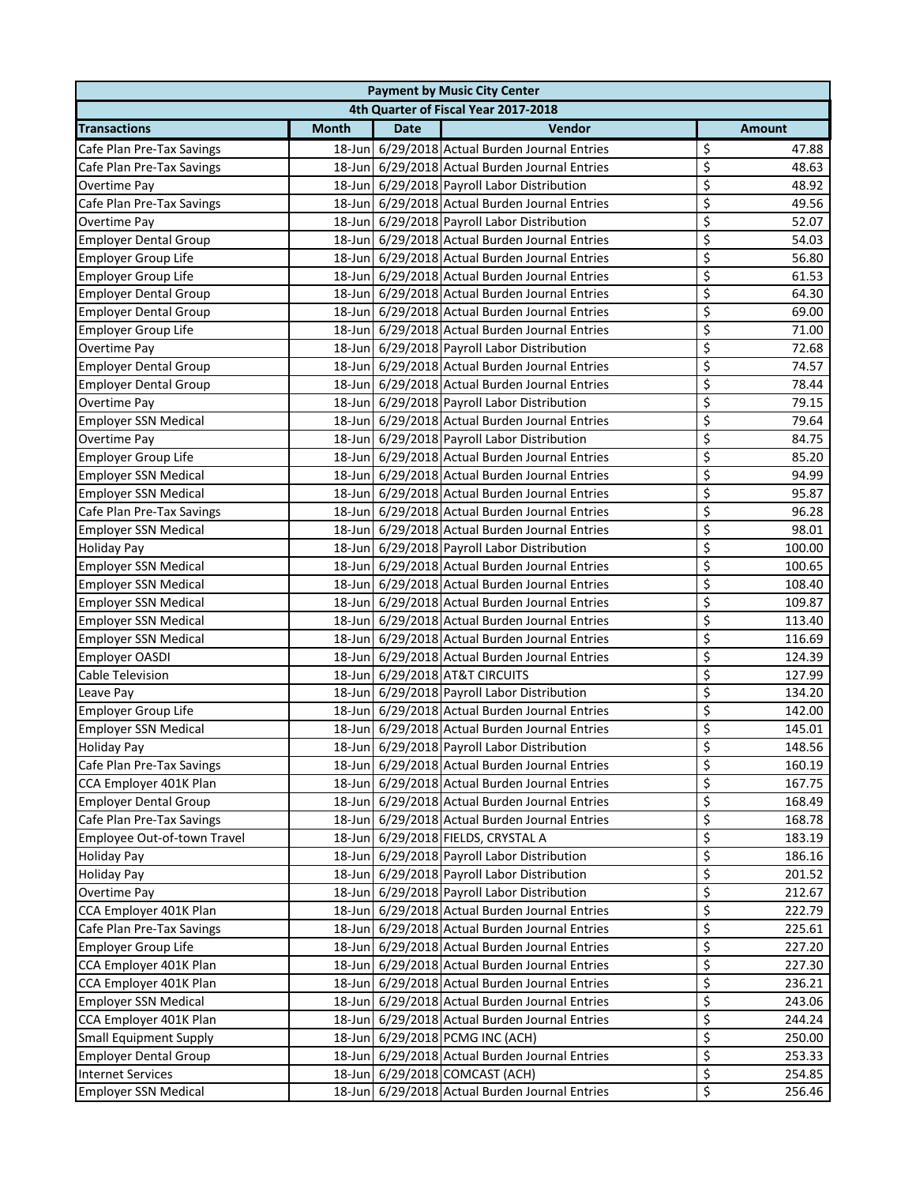| Payment by Music City Center | | | | |
|---|---|---|---|---|
| 4th Quarter of Fiscal Year 2017-2018 | | | | |
| **Transactions** | **Month** | **Date** | **Vendor** | **Amount** |
| Cafe Plan Pre-Tax Savings | 18-Jun | 6/29/2018 | Actual Burden Journal Entries | $ 47.88 |
| Cafe Plan Pre-Tax Savings | 18-Jun | 6/29/2018 | Actual Burden Journal Entries | $ 48.63 |
| Overtime Pay | 18-Jun | 6/29/2018 | Payroll Labor Distribution | $ 48.92 |
| Cafe Plan Pre-Tax Savings | 18-Jun | 6/29/2018 | Actual Burden Journal Entries | $ 49.56 |
| Overtime Pay | 18-Jun | 6/29/2018 | Payroll Labor Distribution | $ 52.07 |
| Employer Dental Group | 18-Jun | 6/29/2018 | Actual Burden Journal Entries | $ 54.03 |
| Employer Group Life | 18-Jun | 6/29/2018 | Actual Burden Journal Entries | $ 56.80 |
| Employer Group Life | 18-Jun | 6/29/2018 | Actual Burden Journal Entries | $ 61.53 |
| Employer Dental Group | 18-Jun | 6/29/2018 | Actual Burden Journal Entries | $ 64.30 |
| Employer Dental Group | 18-Jun | 6/29/2018 | Actual Burden Journal Entries | $ 69.00 |
| Employer Group Life | 18-Jun | 6/29/2018 | Actual Burden Journal Entries | $ 71.00 |
| Overtime Pay | 18-Jun | 6/29/2018 | Payroll Labor Distribution | $ 72.68 |
| Employer Dental Group | 18-Jun | 6/29/2018 | Actual Burden Journal Entries | $ 74.57 |
| Employer Dental Group | 18-Jun | 6/29/2018 | Actual Burden Journal Entries | $ 78.44 |
| Overtime Pay | 18-Jun | 6/29/2018 | Payroll Labor Distribution | $ 79.15 |
| Employer SSN Medical | 18-Jun | 6/29/2018 | Actual Burden Journal Entries | $ 79.64 |
| Overtime Pay | 18-Jun | 6/29/2018 | Payroll Labor Distribution | $ 84.75 |
| Employer Group Life | 18-Jun | 6/29/2018 | Actual Burden Journal Entries | $ 85.20 |
| Employer SSN Medical | 18-Jun | 6/29/2018 | Actual Burden Journal Entries | $ 94.99 |
| Employer SSN Medical | 18-Jun | 6/29/2018 | Actual Burden Journal Entries | $ 95.87 |
| Cafe Plan Pre-Tax Savings | 18-Jun | 6/29/2018 | Actual Burden Journal Entries | $ 96.28 |
| Employer SSN Medical | 18-Jun | 6/29/2018 | Actual Burden Journal Entries | $ 98.01 |
| Holiday Pay | 18-Jun | 6/29/2018 | Payroll Labor Distribution | $ 100.00 |
| Employer SSN Medical | 18-Jun | 6/29/2018 | Actual Burden Journal Entries | $ 100.65 |
| Employer SSN Medical | 18-Jun | 6/29/2018 | Actual Burden Journal Entries | $ 108.40 |
| Employer SSN Medical | 18-Jun | 6/29/2018 | Actual Burden Journal Entries | $ 109.87 |
| Employer SSN Medical | 18-Jun | 6/29/2018 | Actual Burden Journal Entries | $ 113.40 |
| Employer SSN Medical | 18-Jun | 6/29/2018 | Actual Burden Journal Entries | $ 116.69 |
| Employer OASDI | 18-Jun | 6/29/2018 | Actual Burden Journal Entries | $ 124.39 |
| Cable Television | 18-Jun | 6/29/2018 | AT&T CIRCUITS | $ 127.99 |
| Leave Pay | 18-Jun | 6/29/2018 | Payroll Labor Distribution | $ 134.20 |
| Employer Group Life | 18-Jun | 6/29/2018 | Actual Burden Journal Entries | $ 142.00 |
| Employer SSN Medical | 18-Jun | 6/29/2018 | Actual Burden Journal Entries | $ 145.01 |
| Holiday Pay | 18-Jun | 6/29/2018 | Payroll Labor Distribution | $ 148.56 |
| Cafe Plan Pre-Tax Savings | 18-Jun | 6/29/2018 | Actual Burden Journal Entries | $ 160.19 |
| CCA Employer 401K Plan | 18-Jun | 6/29/2018 | Actual Burden Journal Entries | $ 167.75 |
| Employer Dental Group | 18-Jun | 6/29/2018 | Actual Burden Journal Entries | $ 168.49 |
| Cafe Plan Pre-Tax Savings | 18-Jun | 6/29/2018 | Actual Burden Journal Entries | $ 168.78 |
| Employee Out-of-town Travel | 18-Jun | 6/29/2018 | FIELDS, CRYSTAL A | $ 183.19 |
| Holiday Pay | 18-Jun | 6/29/2018 | Payroll Labor Distribution | $ 186.16 |
| Holiday Pay | 18-Jun | 6/29/2018 | Payroll Labor Distribution | $ 201.52 |
| Overtime Pay | 18-Jun | 6/29/2018 | Payroll Labor Distribution | $ 212.67 |
| CCA Employer 401K Plan | 18-Jun | 6/29/2018 | Actual Burden Journal Entries | $ 222.79 |
| Cafe Plan Pre-Tax Savings | 18-Jun | 6/29/2018 | Actual Burden Journal Entries | $ 225.61 |
| Employer Group Life | 18-Jun | 6/29/2018 | Actual Burden Journal Entries | $ 227.20 |
| CCA Employer 401K Plan | 18-Jun | 6/29/2018 | Actual Burden Journal Entries | $ 227.30 |
| CCA Employer 401K Plan | 18-Jun | 6/29/2018 | Actual Burden Journal Entries | $ 236.21 |
| Employer SSN Medical | 18-Jun | 6/29/2018 | Actual Burden Journal Entries | $ 243.06 |
| CCA Employer 401K Plan | 18-Jun | 6/29/2018 | Actual Burden Journal Entries | $ 244.24 |
| Small Equipment Supply | 18-Jun | 6/29/2018 | PCMG INC (ACH) | $ 250.00 |
| Employer Dental Group | 18-Jun | 6/29/2018 | Actual Burden Journal Entries | $ 253.33 |
| Internet Services | 18-Jun | 6/29/2018 | COMCAST (ACH) | $ 254.85 |
| Employer SSN Medical | 18-Jun | 6/29/2018 | Actual Burden Journal Entries | $ 256.46 |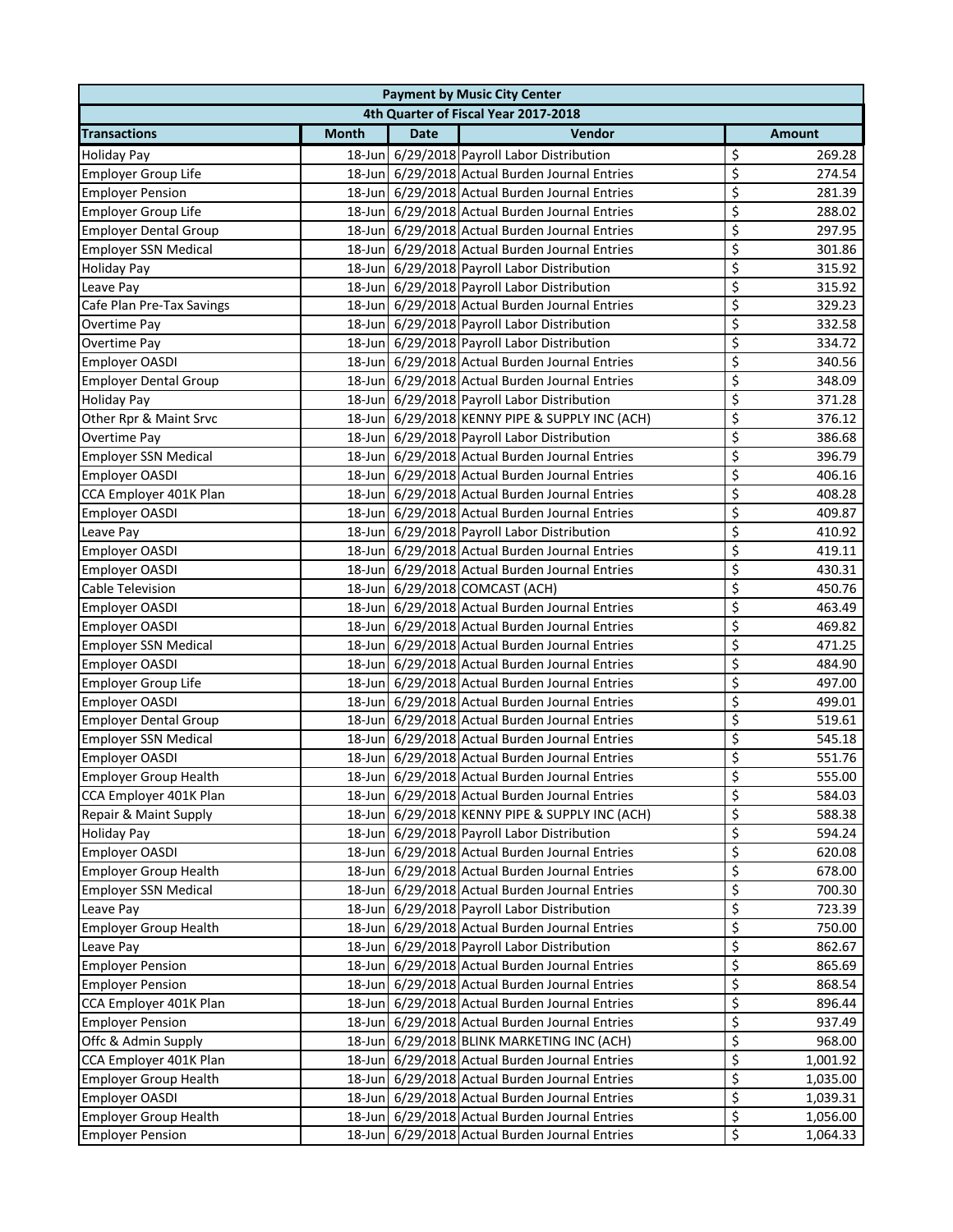| Payment by Music City Center | | | | |
|---|---|---|---|---|
| 4th Quarter of Fiscal Year 2017-2018 | | | | |
| **Transactions** | **Month** | **Date** | **Vendor** | **Amount** |
| Holiday Pay | 18-Jun | 6/29/2018 | Payroll Labor Distribution | $ 269.28 |
| Employer Group Life | 18-Jun | 6/29/2018 | Actual Burden Journal Entries | $ 274.54 |
| Employer Pension | 18-Jun | 6/29/2018 | Actual Burden Journal Entries | $ 281.39 |
| Employer Group Life | 18-Jun | 6/29/2018 | Actual Burden Journal Entries | $ 288.02 |
| Employer Dental Group | 18-Jun | 6/29/2018 | Actual Burden Journal Entries | $ 297.95 |
| Employer SSN Medical | 18-Jun | 6/29/2018 | Actual Burden Journal Entries | $ 301.86 |
| Holiday Pay | 18-Jun | 6/29/2018 | Payroll Labor Distribution | $ 315.92 |
| Leave Pay | 18-Jun | 6/29/2018 | Payroll Labor Distribution | $ 315.92 |
| Cafe Plan Pre-Tax Savings | 18-Jun | 6/29/2018 | Actual Burden Journal Entries | $ 329.23 |
| Overtime Pay | 18-Jun | 6/29/2018 | Payroll Labor Distribution | $ 332.58 |
| Overtime Pay | 18-Jun | 6/29/2018 | Payroll Labor Distribution | $ 334.72 |
| Employer OASDI | 18-Jun | 6/29/2018 | Actual Burden Journal Entries | $ 340.56 |
| Employer Dental Group | 18-Jun | 6/29/2018 | Actual Burden Journal Entries | $ 348.09 |
| Holiday Pay | 18-Jun | 6/29/2018 | Payroll Labor Distribution | $ 371.28 |
| Other Rpr & Maint Srvc | 18-Jun | 6/29/2018 | KENNY PIPE & SUPPLY INC (ACH) | $ 376.12 |
| Overtime Pay | 18-Jun | 6/29/2018 | Payroll Labor Distribution | $ 386.68 |
| Employer SSN Medical | 18-Jun | 6/29/2018 | Actual Burden Journal Entries | $ 396.79 |
| Employer OASDI | 18-Jun | 6/29/2018 | Actual Burden Journal Entries | $ 406.16 |
| CCA Employer 401K Plan | 18-Jun | 6/29/2018 | Actual Burden Journal Entries | $ 408.28 |
| Employer OASDI | 18-Jun | 6/29/2018 | Actual Burden Journal Entries | $ 409.87 |
| Leave Pay | 18-Jun | 6/29/2018 | Payroll Labor Distribution | $ 410.92 |
| Employer OASDI | 18-Jun | 6/29/2018 | Actual Burden Journal Entries | $ 419.11 |
| Employer OASDI | 18-Jun | 6/29/2018 | Actual Burden Journal Entries | $ 430.31 |
| Cable Television | 18-Jun | 6/29/2018 | COMCAST (ACH) | $ 450.76 |
| Employer OASDI | 18-Jun | 6/29/2018 | Actual Burden Journal Entries | $ 463.49 |
| Employer OASDI | 18-Jun | 6/29/2018 | Actual Burden Journal Entries | $ 469.82 |
| Employer SSN Medical | 18-Jun | 6/29/2018 | Actual Burden Journal Entries | $ 471.25 |
| Employer OASDI | 18-Jun | 6/29/2018 | Actual Burden Journal Entries | $ 484.90 |
| Employer Group Life | 18-Jun | 6/29/2018 | Actual Burden Journal Entries | $ 497.00 |
| Employer OASDI | 18-Jun | 6/29/2018 | Actual Burden Journal Entries | $ 499.01 |
| Employer Dental Group | 18-Jun | 6/29/2018 | Actual Burden Journal Entries | $ 519.61 |
| Employer SSN Medical | 18-Jun | 6/29/2018 | Actual Burden Journal Entries | $ 545.18 |
| Employer OASDI | 18-Jun | 6/29/2018 | Actual Burden Journal Entries | $ 551.76 |
| Employer Group Health | 18-Jun | 6/29/2018 | Actual Burden Journal Entries | $ 555.00 |
| CCA Employer 401K Plan | 18-Jun | 6/29/2018 | Actual Burden Journal Entries | $ 584.03 |
| Repair & Maint Supply | 18-Jun | 6/29/2018 | KENNY PIPE & SUPPLY INC (ACH) | $ 588.38 |
| Holiday Pay | 18-Jun | 6/29/2018 | Payroll Labor Distribution | $ 594.24 |
| Employer OASDI | 18-Jun | 6/29/2018 | Actual Burden Journal Entries | $ 620.08 |
| Employer Group Health | 18-Jun | 6/29/2018 | Actual Burden Journal Entries | $ 678.00 |
| Employer SSN Medical | 18-Jun | 6/29/2018 | Actual Burden Journal Entries | $ 700.30 |
| Leave Pay | 18-Jun | 6/29/2018 | Payroll Labor Distribution | $ 723.39 |
| Employer Group Health | 18-Jun | 6/29/2018 | Actual Burden Journal Entries | $ 750.00 |
| Leave Pay | 18-Jun | 6/29/2018 | Payroll Labor Distribution | $ 862.67 |
| Employer Pension | 18-Jun | 6/29/2018 | Actual Burden Journal Entries | $ 865.69 |
| Employer Pension | 18-Jun | 6/29/2018 | Actual Burden Journal Entries | $ 868.54 |
| CCA Employer 401K Plan | 18-Jun | 6/29/2018 | Actual Burden Journal Entries | $ 896.44 |
| Employer Pension | 18-Jun | 6/29/2018 | Actual Burden Journal Entries | $ 937.49 |
| Offc & Admin Supply | 18-Jun | 6/29/2018 | BLINK MARKETING INC (ACH) | $ 968.00 |
| CCA Employer 401K Plan | 18-Jun | 6/29/2018 | Actual Burden Journal Entries | $ 1,001.92 |
| Employer Group Health | 18-Jun | 6/29/2018 | Actual Burden Journal Entries | $ 1,035.00 |
| Employer OASDI | 18-Jun | 6/29/2018 | Actual Burden Journal Entries | $ 1,039.31 |
| Employer Group Health | 18-Jun | 6/29/2018 | Actual Burden Journal Entries | $ 1,056.00 |
| Employer Pension | 18-Jun | 6/29/2018 | Actual Burden Journal Entries | $ 1,064.33 |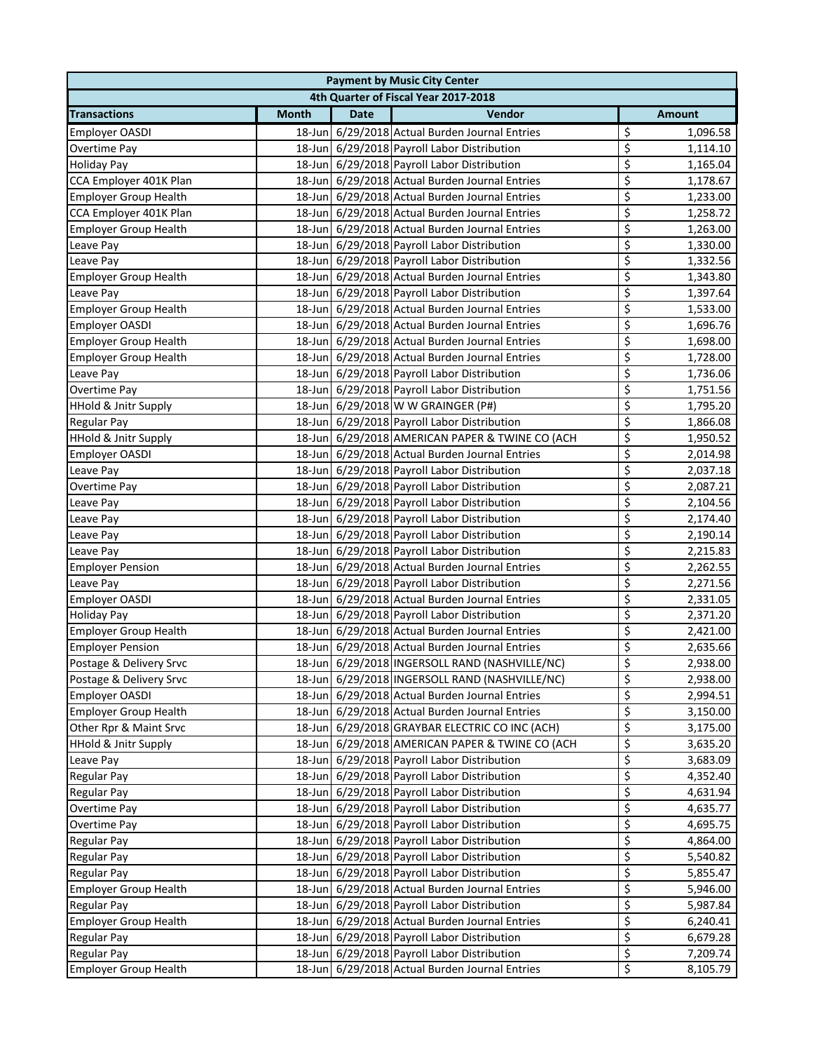| Payment by Music City Center | | | | |
|---|---|---|---|---|
| 4th Quarter of Fiscal Year 2017-2018 | | | | |
| **Transactions** | **Month** | **Date** | **Vendor** | **Amount** |
| Employer OASDI | 18-Jun | 6/29/2018 | Actual Burden Journal Entries | $ 1,096.58 |
| Overtime Pay | 18-Jun | 6/29/2018 | Payroll Labor Distribution | $ 1,114.10 |
| Holiday Pay | 18-Jun | 6/29/2018 | Payroll Labor Distribution | $ 1,165.04 |
| CCA Employer 401K Plan | 18-Jun | 6/29/2018 | Actual Burden Journal Entries | $ 1,178.67 |
| Employer Group Health | 18-Jun | 6/29/2018 | Actual Burden Journal Entries | $ 1,233.00 |
| CCA Employer 401K Plan | 18-Jun | 6/29/2018 | Actual Burden Journal Entries | $ 1,258.72 |
| Employer Group Health | 18-Jun | 6/29/2018 | Actual Burden Journal Entries | $ 1,263.00 |
| Leave Pay | 18-Jun | 6/29/2018 | Payroll Labor Distribution | $ 1,330.00 |
| Leave Pay | 18-Jun | 6/29/2018 | Payroll Labor Distribution | $ 1,332.56 |
| Employer Group Health | 18-Jun | 6/29/2018 | Actual Burden Journal Entries | $ 1,343.80 |
| Leave Pay | 18-Jun | 6/29/2018 | Payroll Labor Distribution | $ 1,397.64 |
| Employer Group Health | 18-Jun | 6/29/2018 | Actual Burden Journal Entries | $ 1,533.00 |
| Employer OASDI | 18-Jun | 6/29/2018 | Actual Burden Journal Entries | $ 1,696.76 |
| Employer Group Health | 18-Jun | 6/29/2018 | Actual Burden Journal Entries | $ 1,698.00 |
| Employer Group Health | 18-Jun | 6/29/2018 | Actual Burden Journal Entries | $ 1,728.00 |
| Leave Pay | 18-Jun | 6/29/2018 | Payroll Labor Distribution | $ 1,736.06 |
| Overtime Pay | 18-Jun | 6/29/2018 | Payroll Labor Distribution | $ 1,751.56 |
| HHold & Jnitr Supply | 18-Jun | 6/29/2018 | W W GRAINGER (P#) | $ 1,795.20 |
| Regular Pay | 18-Jun | 6/29/2018 | Payroll Labor Distribution | $ 1,866.08 |
| HHold & Jnitr Supply | 18-Jun | 6/29/2018 | AMERICAN PAPER & TWINE CO (ACH | $ 1,950.52 |
| Employer OASDI | 18-Jun | 6/29/2018 | Actual Burden Journal Entries | $ 2,014.98 |
| Leave Pay | 18-Jun | 6/29/2018 | Payroll Labor Distribution | $ 2,037.18 |
| Overtime Pay | 18-Jun | 6/29/2018 | Payroll Labor Distribution | $ 2,087.21 |
| Leave Pay | 18-Jun | 6/29/2018 | Payroll Labor Distribution | $ 2,104.56 |
| Leave Pay | 18-Jun | 6/29/2018 | Payroll Labor Distribution | $ 2,174.40 |
| Leave Pay | 18-Jun | 6/29/2018 | Payroll Labor Distribution | $ 2,190.14 |
| Leave Pay | 18-Jun | 6/29/2018 | Payroll Labor Distribution | $ 2,215.83 |
| Employer Pension | 18-Jun | 6/29/2018 | Actual Burden Journal Entries | $ 2,262.55 |
| Leave Pay | 18-Jun | 6/29/2018 | Payroll Labor Distribution | $ 2,271.56 |
| Employer OASDI | 18-Jun | 6/29/2018 | Actual Burden Journal Entries | $ 2,331.05 |
| Holiday Pay | 18-Jun | 6/29/2018 | Payroll Labor Distribution | $ 2,371.20 |
| Employer Group Health | 18-Jun | 6/29/2018 | Actual Burden Journal Entries | $ 2,421.00 |
| Employer Pension | 18-Jun | 6/29/2018 | Actual Burden Journal Entries | $ 2,635.66 |
| Postage & Delivery Srvc | 18-Jun | 6/29/2018 | INGERSOLL RAND (NASHVILLE/NC) | $ 2,938.00 |
| Postage & Delivery Srvc | 18-Jun | 6/29/2018 | INGERSOLL RAND (NASHVILLE/NC) | $ 2,938.00 |
| Employer OASDI | 18-Jun | 6/29/2018 | Actual Burden Journal Entries | $ 2,994.51 |
| Employer Group Health | 18-Jun | 6/29/2018 | Actual Burden Journal Entries | $ 3,150.00 |
| Other Rpr & Maint Srvc | 18-Jun | 6/29/2018 | GRAYBAR ELECTRIC CO INC (ACH) | $ 3,175.00 |
| HHold & Jnitr Supply | 18-Jun | 6/29/2018 | AMERICAN PAPER & TWINE CO (ACH | $ 3,635.20 |
| Leave Pay | 18-Jun | 6/29/2018 | Payroll Labor Distribution | $ 3,683.09 |
| Regular Pay | 18-Jun | 6/29/2018 | Payroll Labor Distribution | $ 4,352.40 |
| Regular Pay | 18-Jun | 6/29/2018 | Payroll Labor Distribution | $ 4,631.94 |
| Overtime Pay | 18-Jun | 6/29/2018 | Payroll Labor Distribution | $ 4,635.77 |
| Overtime Pay | 18-Jun | 6/29/2018 | Payroll Labor Distribution | $ 4,695.75 |
| Regular Pay | 18-Jun | 6/29/2018 | Payroll Labor Distribution | $ 4,864.00 |
| Regular Pay | 18-Jun | 6/29/2018 | Payroll Labor Distribution | $ 5,540.82 |
| Regular Pay | 18-Jun | 6/29/2018 | Payroll Labor Distribution | $ 5,855.47 |
| Employer Group Health | 18-Jun | 6/29/2018 | Actual Burden Journal Entries | $ 5,946.00 |
| Regular Pay | 18-Jun | 6/29/2018 | Payroll Labor Distribution | $ 5,987.84 |
| Employer Group Health | 18-Jun | 6/29/2018 | Actual Burden Journal Entries | $ 6,240.41 |
| Regular Pay | 18-Jun | 6/29/2018 | Payroll Labor Distribution | $ 6,679.28 |
| Regular Pay | 18-Jun | 6/29/2018 | Payroll Labor Distribution | $ 7,209.74 |
| Employer Group Health | 18-Jun | 6/29/2018 | Actual Burden Journal Entries | $ 8,105.79 |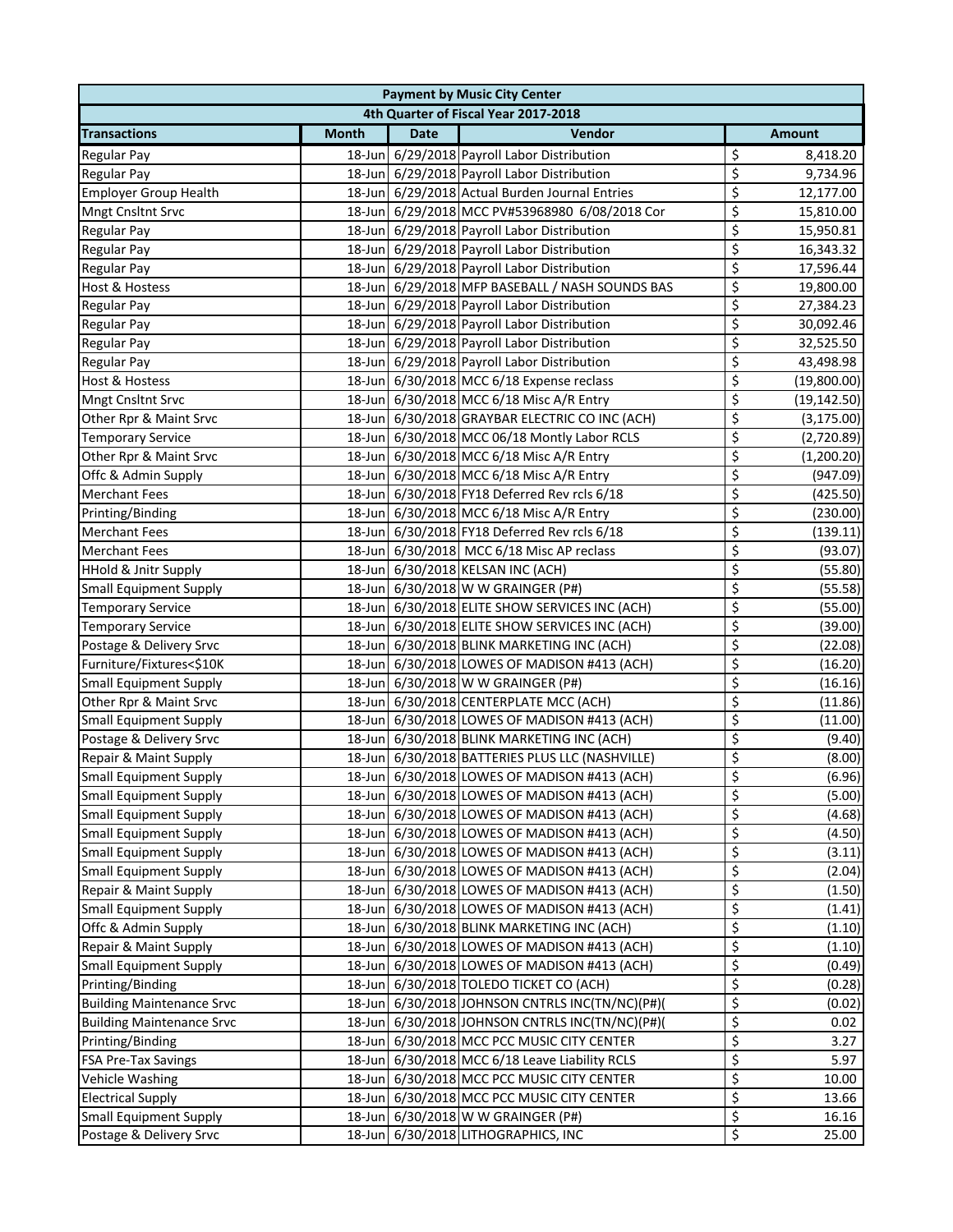| Payment by Music City Center | | | | |
|---|---|---|---|---|
| 4th Quarter of Fiscal Year 2017-2018 | | | | |
| **Transactions** | **Month** | **Date** | **Vendor** | **Amount** |
| Regular Pay | 18-Jun | 6/29/2018 | Payroll Labor Distribution | $ 8,418.20 |
| Regular Pay | 18-Jun | 6/29/2018 | Payroll Labor Distribution | $ 9,734.96 |
| Employer Group Health | 18-Jun | 6/29/2018 | Actual Burden Journal Entries | $ 12,177.00 |
| Mngt Cnsltnt Srvc | 18-Jun | 6/29/2018 | MCC PV#53968980 6/08/2018 Cor | $ 15,810.00 |
| Regular Pay | 18-Jun | 6/29/2018 | Payroll Labor Distribution | $ 15,950.81 |
| Regular Pay | 18-Jun | 6/29/2018 | Payroll Labor Distribution | $ 16,343.32 |
| Regular Pay | 18-Jun | 6/29/2018 | Payroll Labor Distribution | $ 17,596.44 |
| Host & Hostess | 18-Jun | 6/29/2018 | MFP BASEBALL / NASH SOUNDS BAS | $ 19,800.00 |
| Regular Pay | 18-Jun | 6/29/2018 | Payroll Labor Distribution | $ 27,384.23 |
| Regular Pay | 18-Jun | 6/29/2018 | Payroll Labor Distribution | $ 30,092.46 |
| Regular Pay | 18-Jun | 6/29/2018 | Payroll Labor Distribution | $ 32,525.50 |
| Regular Pay | 18-Jun | 6/29/2018 | Payroll Labor Distribution | $ 43,498.98 |
| Host & Hostess | 18-Jun | 6/30/2018 | MCC 6/18 Expense reclass | $ (19,800.00) |
| Mngt Cnsltnt Srvc | 18-Jun | 6/30/2018 | MCC 6/18 Misc A/R Entry | $ (19,142.50) |
| Other Rpr & Maint Srvc | 18-Jun | 6/30/2018 | GRAYBAR ELECTRIC CO INC (ACH) | $ (3,175.00) |
| Temporary Service | 18-Jun | 6/30/2018 | MCC 06/18 Montly Labor RCLS | $ (2,720.89) |
| Other Rpr & Maint Srvc | 18-Jun | 6/30/2018 | MCC 6/18 Misc A/R Entry | $ (1,200.20) |
| Offc & Admin Supply | 18-Jun | 6/30/2018 | MCC 6/18 Misc A/R Entry | $ (947.09) |
| Merchant Fees | 18-Jun | 6/30/2018 | FY18 Deferred Rev rcls 6/18 | $ (425.50) |
| Printing/Binding | 18-Jun | 6/30/2018 | MCC 6/18 Misc A/R Entry | $ (230.00) |
| Merchant Fees | 18-Jun | 6/30/2018 | FY18 Deferred Rev rcls 6/18 | $ (139.11) |
| Merchant Fees | 18-Jun | 6/30/2018 | MCC 6/18 Misc AP reclass | $ (93.07) |
| HHold & Jnitr Supply | 18-Jun | 6/30/2018 | KELSAN INC (ACH) | $ (55.80) |
| Small Equipment Supply | 18-Jun | 6/30/2018 | W W GRAINGER (P#) | $ (55.58) |
| Temporary Service | 18-Jun | 6/30/2018 | ELITE SHOW SERVICES INC (ACH) | $ (55.00) |
| Temporary Service | 18-Jun | 6/30/2018 | ELITE SHOW SERVICES INC (ACH) | $ (39.00) |
| Postage & Delivery Srvc | 18-Jun | 6/30/2018 | BLINK MARKETING INC (ACH) | $ (22.08) |
| Furniture/Fixtures<$10K | 18-Jun | 6/30/2018 | LOWES OF MADISON #413 (ACH) | $ (16.20) |
| Small Equipment Supply | 18-Jun | 6/30/2018 | W W GRAINGER (P#) | $ (16.16) |
| Other Rpr & Maint Srvc | 18-Jun | 6/30/2018 | CENTERPLATE MCC (ACH) | $ (11.86) |
| Small Equipment Supply | 18-Jun | 6/30/2018 | LOWES OF MADISON #413 (ACH) | $ (11.00) |
| Postage & Delivery Srvc | 18-Jun | 6/30/2018 | BLINK MARKETING INC (ACH) | $ (9.40) |
| Repair & Maint Supply | 18-Jun | 6/30/2018 | BATTERIES PLUS LLC (NASHVILLE) | $ (8.00) |
| Small Equipment Supply | 18-Jun | 6/30/2018 | LOWES OF MADISON #413 (ACH) | $ (6.96) |
| Small Equipment Supply | 18-Jun | 6/30/2018 | LOWES OF MADISON #413 (ACH) | $ (5.00) |
| Small Equipment Supply | 18-Jun | 6/30/2018 | LOWES OF MADISON #413 (ACH) | $ (4.68) |
| Small Equipment Supply | 18-Jun | 6/30/2018 | LOWES OF MADISON #413 (ACH) | $ (4.50) |
| Small Equipment Supply | 18-Jun | 6/30/2018 | LOWES OF MADISON #413 (ACH) | $ (3.11) |
| Small Equipment Supply | 18-Jun | 6/30/2018 | LOWES OF MADISON #413 (ACH) | $ (2.04) |
| Repair & Maint Supply | 18-Jun | 6/30/2018 | LOWES OF MADISON #413 (ACH) | $ (1.50) |
| Small Equipment Supply | 18-Jun | 6/30/2018 | LOWES OF MADISON #413 (ACH) | $ (1.41) |
| Offc & Admin Supply | 18-Jun | 6/30/2018 | BLINK MARKETING INC (ACH) | $ (1.10) |
| Repair & Maint Supply | 18-Jun | 6/30/2018 | LOWES OF MADISON #413 (ACH) | $ (1.10) |
| Small Equipment Supply | 18-Jun | 6/30/2018 | LOWES OF MADISON #413 (ACH) | $ (0.49) |
| Printing/Binding | 18-Jun | 6/30/2018 | TOLEDO TICKET CO (ACH) | $ (0.28) |
| Building Maintenance Srvc | 18-Jun | 6/30/2018 | JOHNSON CNTRLS INC(TN/NC)(P#)( | $ (0.02) |
| Building Maintenance Srvc | 18-Jun | 6/30/2018 | JOHNSON CNTRLS INC(TN/NC)(P#)( | $ 0.02 |
| Printing/Binding | 18-Jun | 6/30/2018 | MCC PCC MUSIC CITY CENTER | $ 3.27 |
| FSA Pre-Tax Savings | 18-Jun | 6/30/2018 | MCC 6/18 Leave Liability RCLS | $ 5.97 |
| Vehicle Washing | 18-Jun | 6/30/2018 | MCC PCC MUSIC CITY CENTER | $ 10.00 |
| Electrical Supply | 18-Jun | 6/30/2018 | MCC PCC MUSIC CITY CENTER | $ 13.66 |
| Small Equipment Supply | 18-Jun | 6/30/2018 | W W GRAINGER (P#) | $ 16.16 |
| Postage & Delivery Srvc | 18-Jun | 6/30/2018 | LITHOGRAPHICS, INC | $ 25.00 |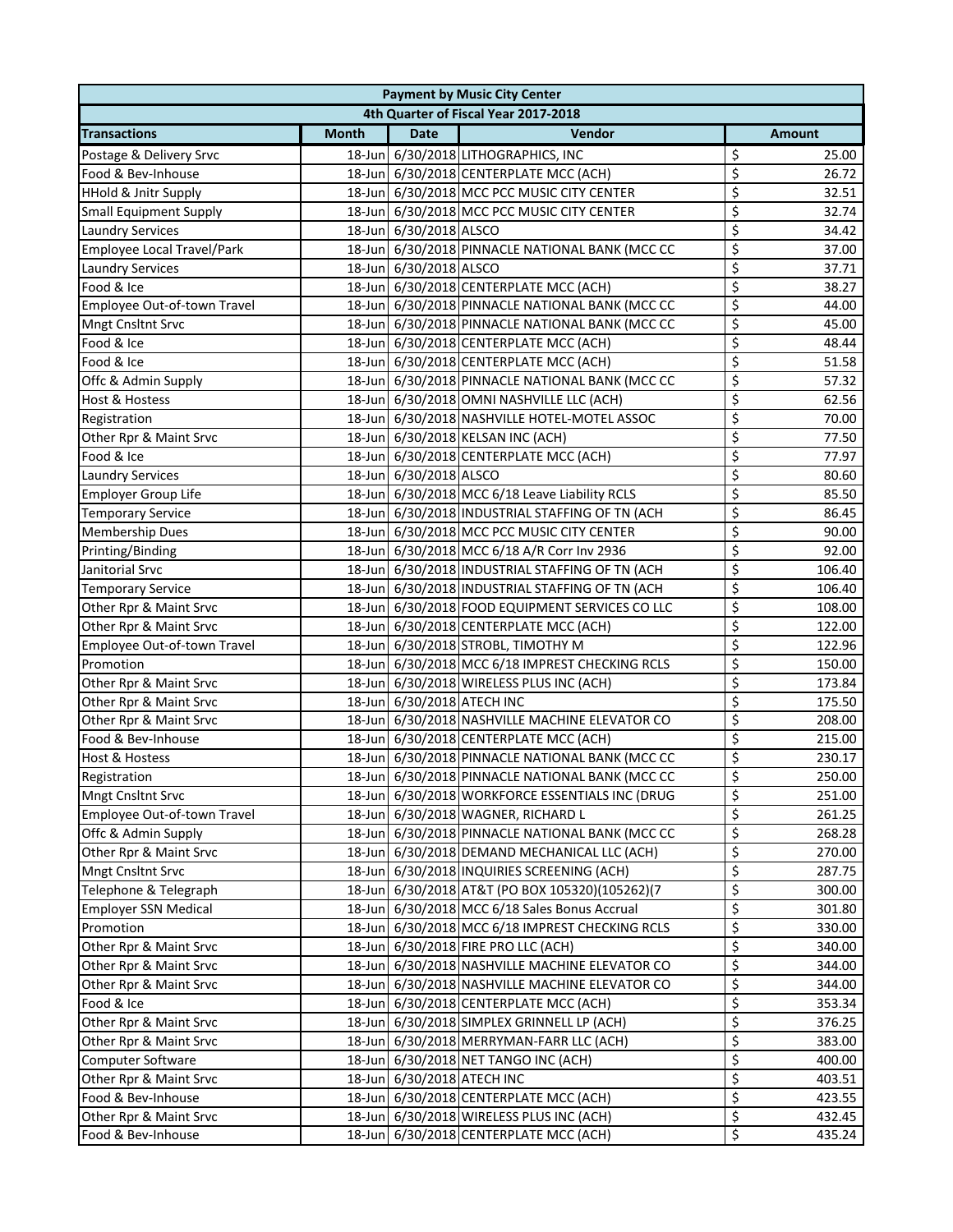| Payment by Music City Center | | | | |
|---|---|---|---|---|
| 4th Quarter of Fiscal Year 2017-2018 | | | | |
| **Transactions** | **Month** | **Date** | **Vendor** | **Amount** |
| Postage & Delivery Srvc | 18-Jun | 6/30/2018 | LITHOGRAPHICS, INC | $ 25.00 |
| Food & Bev-Inhouse | 18-Jun | 6/30/2018 | CENTERPLATE MCC (ACH) | $ 26.72 |
| HHold & Jnitr Supply | 18-Jun | 6/30/2018 | MCC PCC MUSIC CITY CENTER | $ 32.51 |
| Small Equipment Supply | 18-Jun | 6/30/2018 | MCC PCC MUSIC CITY CENTER | $ 32.74 |
| Laundry Services | 18-Jun | 6/30/2018 | ALSCO | $ 34.42 |
| Employee Local Travel/Park | 18-Jun | 6/30/2018 | PINNACLE NATIONAL BANK (MCC CC | $ 37.00 |
| Laundry Services | 18-Jun | 6/30/2018 | ALSCO | $ 37.71 |
| Food & Ice | 18-Jun | 6/30/2018 | CENTERPLATE MCC (ACH) | $ 38.27 |
| Employee Out-of-town Travel | 18-Jun | 6/30/2018 | PINNACLE NATIONAL BANK (MCC CC | $ 44.00 |
| Mngt Cnsltnt Srvc | 18-Jun | 6/30/2018 | PINNACLE NATIONAL BANK (MCC CC | $ 45.00 |
| Food & Ice | 18-Jun | 6/30/2018 | CENTERPLATE MCC (ACH) | $ 48.44 |
| Food & Ice | 18-Jun | 6/30/2018 | CENTERPLATE MCC (ACH) | $ 51.58 |
| Offc & Admin Supply | 18-Jun | 6/30/2018 | PINNACLE NATIONAL BANK (MCC CC | $ 57.32 |
| Host & Hostess | 18-Jun | 6/30/2018 | OMNI NASHVILLE LLC (ACH) | $ 62.56 |
| Registration | 18-Jun | 6/30/2018 | NASHVILLE HOTEL-MOTEL ASSOC | $ 70.00 |
| Other Rpr & Maint Srvc | 18-Jun | 6/30/2018 | KELSAN INC (ACH) | $ 77.50 |
| Food & Ice | 18-Jun | 6/30/2018 | CENTERPLATE MCC (ACH) | $ 77.97 |
| Laundry Services | 18-Jun | 6/30/2018 | ALSCO | $ 80.60 |
| Employer Group Life | 18-Jun | 6/30/2018 | MCC 6/18 Leave Liability RCLS | $ 85.50 |
| Temporary Service | 18-Jun | 6/30/2018 | INDUSTRIAL STAFFING OF TN (ACH | $ 86.45 |
| Membership Dues | 18-Jun | 6/30/2018 | MCC PCC MUSIC CITY CENTER | $ 90.00 |
| Printing/Binding | 18-Jun | 6/30/2018 | MCC 6/18 A/R Corr Inv 2936 | $ 92.00 |
| Janitorial Srvc | 18-Jun | 6/30/2018 | INDUSTRIAL STAFFING OF TN (ACH | $ 106.40 |
| Temporary Service | 18-Jun | 6/30/2018 | INDUSTRIAL STAFFING OF TN (ACH | $ 106.40 |
| Other Rpr & Maint Srvc | 18-Jun | 6/30/2018 | FOOD EQUIPMENT SERVICES CO LLC | $ 108.00 |
| Other Rpr & Maint Srvc | 18-Jun | 6/30/2018 | CENTERPLATE MCC (ACH) | $ 122.00 |
| Employee Out-of-town Travel | 18-Jun | 6/30/2018 | STROBL, TIMOTHY M | $ 122.96 |
| Promotion | 18-Jun | 6/30/2018 | MCC 6/18 IMPREST CHECKING RCLS | $ 150.00 |
| Other Rpr & Maint Srvc | 18-Jun | 6/30/2018 | WIRELESS PLUS INC (ACH) | $ 173.84 |
| Other Rpr & Maint Srvc | 18-Jun | 6/30/2018 | ATECH INC | $ 175.50 |
| Other Rpr & Maint Srvc | 18-Jun | 6/30/2018 | NASHVILLE MACHINE ELEVATOR CO | $ 208.00 |
| Food & Bev-Inhouse | 18-Jun | 6/30/2018 | CENTERPLATE MCC (ACH) | $ 215.00 |
| Host & Hostess | 18-Jun | 6/30/2018 | PINNACLE NATIONAL BANK (MCC CC | $ 230.17 |
| Registration | 18-Jun | 6/30/2018 | PINNACLE NATIONAL BANK (MCC CC | $ 250.00 |
| Mngt Cnsltnt Srvc | 18-Jun | 6/30/2018 | WORKFORCE ESSENTIALS INC (DRUG | $ 251.00 |
| Employee Out-of-town Travel | 18-Jun | 6/30/2018 | WAGNER, RICHARD L | $ 261.25 |
| Offc & Admin Supply | 18-Jun | 6/30/2018 | PINNACLE NATIONAL BANK (MCC CC | $ 268.28 |
| Other Rpr & Maint Srvc | 18-Jun | 6/30/2018 | DEMAND MECHANICAL LLC (ACH) | $ 270.00 |
| Mngt Cnsltnt Srvc | 18-Jun | 6/30/2018 | INQUIRIES SCREENING (ACH) | $ 287.75 |
| Telephone & Telegraph | 18-Jun | 6/30/2018 | AT&T (PO BOX 105320)(105262)(7 | $ 300.00 |
| Employer SSN Medical | 18-Jun | 6/30/2018 | MCC 6/18 Sales Bonus Accrual | $ 301.80 |
| Promotion | 18-Jun | 6/30/2018 | MCC 6/18 IMPREST CHECKING RCLS | $ 330.00 |
| Other Rpr & Maint Srvc | 18-Jun | 6/30/2018 | FIRE PRO LLC (ACH) | $ 340.00 |
| Other Rpr & Maint Srvc | 18-Jun | 6/30/2018 | NASHVILLE MACHINE ELEVATOR CO | $ 344.00 |
| Other Rpr & Maint Srvc | 18-Jun | 6/30/2018 | NASHVILLE MACHINE ELEVATOR CO | $ 344.00 |
| Food & Ice | 18-Jun | 6/30/2018 | CENTERPLATE MCC (ACH) | $ 353.34 |
| Other Rpr & Maint Srvc | 18-Jun | 6/30/2018 | SIMPLEX GRINNELL LP (ACH) | $ 376.25 |
| Other Rpr & Maint Srvc | 18-Jun | 6/30/2018 | MERRYMAN-FARR LLC (ACH) | $ 383.00 |
| Computer Software | 18-Jun | 6/30/2018 | NET TANGO INC (ACH) | $ 400.00 |
| Other Rpr & Maint Srvc | 18-Jun | 6/30/2018 | ATECH INC | $ 403.51 |
| Food & Bev-Inhouse | 18-Jun | 6/30/2018 | CENTERPLATE MCC (ACH) | $ 423.55 |
| Other Rpr & Maint Srvc | 18-Jun | 6/30/2018 | WIRELESS PLUS INC (ACH) | $ 432.45 |
| Food & Bev-Inhouse | 18-Jun | 6/30/2018 | CENTERPLATE MCC (ACH) | $ 435.24 |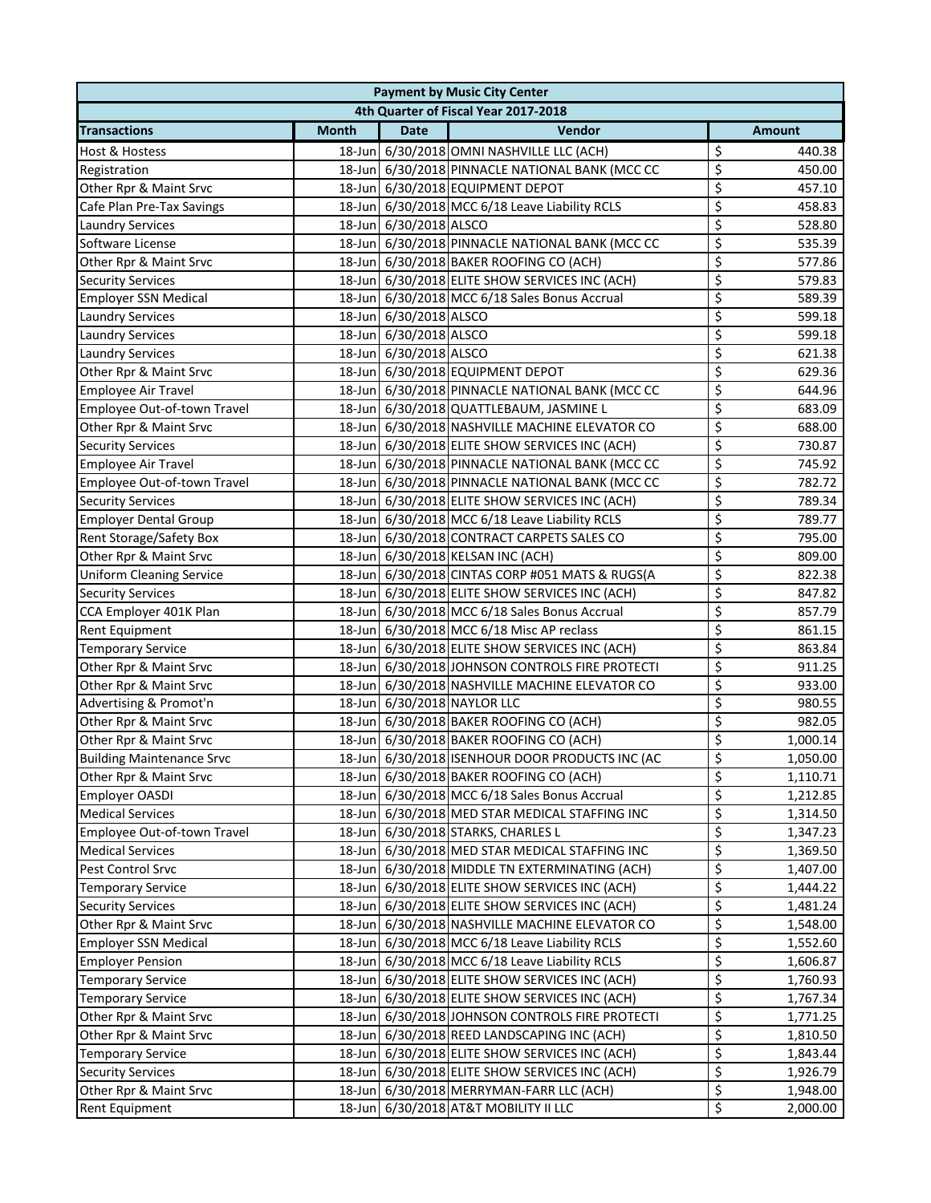| Payment by Music City Center | | | | |
|---|---|---|---|---|
| 4th Quarter of Fiscal Year 2017-2018 | | | | |
| **Transactions** | **Month** | **Date** | **Vendor** | **Amount** |
| Host & Hostess | 18-Jun | 6/30/2018 | OMNI NASHVILLE LLC (ACH) | $ 440.38 |
| Registration | 18-Jun | 6/30/2018 | PINNACLE NATIONAL BANK (MCC CC | $ 450.00 |
| Other Rpr & Maint Srvc | 18-Jun | 6/30/2018 | EQUIPMENT DEPOT | $ 457.10 |
| Cafe Plan Pre-Tax Savings | 18-Jun | 6/30/2018 | MCC 6/18 Leave Liability RCLS | $ 458.83 |
| Laundry Services | 18-Jun | 6/30/2018 | ALSCO | $ 528.80 |
| Software License | 18-Jun | 6/30/2018 | PINNACLE NATIONAL BANK (MCC CC | $ 535.39 |
| Other Rpr & Maint Srvc | 18-Jun | 6/30/2018 | BAKER ROOFING CO (ACH) | $ 577.86 |
| Security Services | 18-Jun | 6/30/2018 | ELITE SHOW SERVICES INC (ACH) | $ 579.83 |
| Employer SSN Medical | 18-Jun | 6/30/2018 | MCC 6/18 Sales Bonus Accrual | $ 589.39 |
| Laundry Services | 18-Jun | 6/30/2018 | ALSCO | $ 599.18 |
| Laundry Services | 18-Jun | 6/30/2018 | ALSCO | $ 599.18 |
| Laundry Services | 18-Jun | 6/30/2018 | ALSCO | $ 621.38 |
| Other Rpr & Maint Srvc | 18-Jun | 6/30/2018 | EQUIPMENT DEPOT | $ 629.36 |
| Employee Air Travel | 18-Jun | 6/30/2018 | PINNACLE NATIONAL BANK (MCC CC | $ 644.96 |
| Employee Out-of-town Travel | 18-Jun | 6/30/2018 | QUATTLEBAUM, JASMINE L | $ 683.09 |
| Other Rpr & Maint Srvc | 18-Jun | 6/30/2018 | NASHVILLE MACHINE ELEVATOR CO | $ 688.00 |
| Security Services | 18-Jun | 6/30/2018 | ELITE SHOW SERVICES INC (ACH) | $ 730.87 |
| Employee Air Travel | 18-Jun | 6/30/2018 | PINNACLE NATIONAL BANK (MCC CC | $ 745.92 |
| Employee Out-of-town Travel | 18-Jun | 6/30/2018 | PINNACLE NATIONAL BANK (MCC CC | $ 782.72 |
| Security Services | 18-Jun | 6/30/2018 | ELITE SHOW SERVICES INC (ACH) | $ 789.34 |
| Employer Dental Group | 18-Jun | 6/30/2018 | MCC 6/18 Leave Liability RCLS | $ 789.77 |
| Rent Storage/Safety Box | 18-Jun | 6/30/2018 | CONTRACT CARPETS SALES CO | $ 795.00 |
| Other Rpr & Maint Srvc | 18-Jun | 6/30/2018 | KELSAN INC (ACH) | $ 809.00 |
| Uniform Cleaning Service | 18-Jun | 6/30/2018 | CINTAS CORP #051 MATS & RUGS(A | $ 822.38 |
| Security Services | 18-Jun | 6/30/2018 | ELITE SHOW SERVICES INC (ACH) | $ 847.82 |
| CCA Employer 401K Plan | 18-Jun | 6/30/2018 | MCC 6/18 Sales Bonus Accrual | $ 857.79 |
| Rent Equipment | 18-Jun | 6/30/2018 | MCC 6/18 Misc AP reclass | $ 861.15 |
| Temporary Service | 18-Jun | 6/30/2018 | ELITE SHOW SERVICES INC (ACH) | $ 863.84 |
| Other Rpr & Maint Srvc | 18-Jun | 6/30/2018 | JOHNSON CONTROLS FIRE PROTECTI | $ 911.25 |
| Other Rpr & Maint Srvc | 18-Jun | 6/30/2018 | NASHVILLE MACHINE ELEVATOR CO | $ 933.00 |
| Advertising & Promot'n | 18-Jun | 6/30/2018 | NAYLOR LLC | $ 980.55 |
| Other Rpr & Maint Srvc | 18-Jun | 6/30/2018 | BAKER ROOFING CO (ACH) | $ 982.05 |
| Other Rpr & Maint Srvc | 18-Jun | 6/30/2018 | BAKER ROOFING CO (ACH) | $ 1,000.14 |
| Building Maintenance Srvc | 18-Jun | 6/30/2018 | ISENHOUR DOOR PRODUCTS INC (AC | $ 1,050.00 |
| Other Rpr & Maint Srvc | 18-Jun | 6/30/2018 | BAKER ROOFING CO (ACH) | $ 1,110.71 |
| Employer OASDI | 18-Jun | 6/30/2018 | MCC 6/18 Sales Bonus Accrual | $ 1,212.85 |
| Medical Services | 18-Jun | 6/30/2018 | MED STAR MEDICAL STAFFING INC | $ 1,314.50 |
| Employee Out-of-town Travel | 18-Jun | 6/30/2018 | STARKS, CHARLES L | $ 1,347.23 |
| Medical Services | 18-Jun | 6/30/2018 | MED STAR MEDICAL STAFFING INC | $ 1,369.50 |
| Pest Control Srvc | 18-Jun | 6/30/2018 | MIDDLE TN EXTERMINATING (ACH) | $ 1,407.00 |
| Temporary Service | 18-Jun | 6/30/2018 | ELITE SHOW SERVICES INC (ACH) | $ 1,444.22 |
| Security Services | 18-Jun | 6/30/2018 | ELITE SHOW SERVICES INC (ACH) | $ 1,481.24 |
| Other Rpr & Maint Srvc | 18-Jun | 6/30/2018 | NASHVILLE MACHINE ELEVATOR CO | $ 1,548.00 |
| Employer SSN Medical | 18-Jun | 6/30/2018 | MCC 6/18 Leave Liability RCLS | $ 1,552.60 |
| Employer Pension | 18-Jun | 6/30/2018 | MCC 6/18 Leave Liability RCLS | $ 1,606.87 |
| Temporary Service | 18-Jun | 6/30/2018 | ELITE SHOW SERVICES INC (ACH) | $ 1,760.93 |
| Temporary Service | 18-Jun | 6/30/2018 | ELITE SHOW SERVICES INC (ACH) | $ 1,767.34 |
| Other Rpr & Maint Srvc | 18-Jun | 6/30/2018 | JOHNSON CONTROLS FIRE PROTECTI | $ 1,771.25 |
| Other Rpr & Maint Srvc | 18-Jun | 6/30/2018 | REED LANDSCAPING INC (ACH) | $ 1,810.50 |
| Temporary Service | 18-Jun | 6/30/2018 | ELITE SHOW SERVICES INC (ACH) | $ 1,843.44 |
| Security Services | 18-Jun | 6/30/2018 | ELITE SHOW SERVICES INC (ACH) | $ 1,926.79 |
| Other Rpr & Maint Srvc | 18-Jun | 6/30/2018 | MERRYMAN-FARR LLC (ACH) | $ 1,948.00 |
| Rent Equipment | 18-Jun | 6/30/2018 | AT&T MOBILITY II LLC | $ 2,000.00 |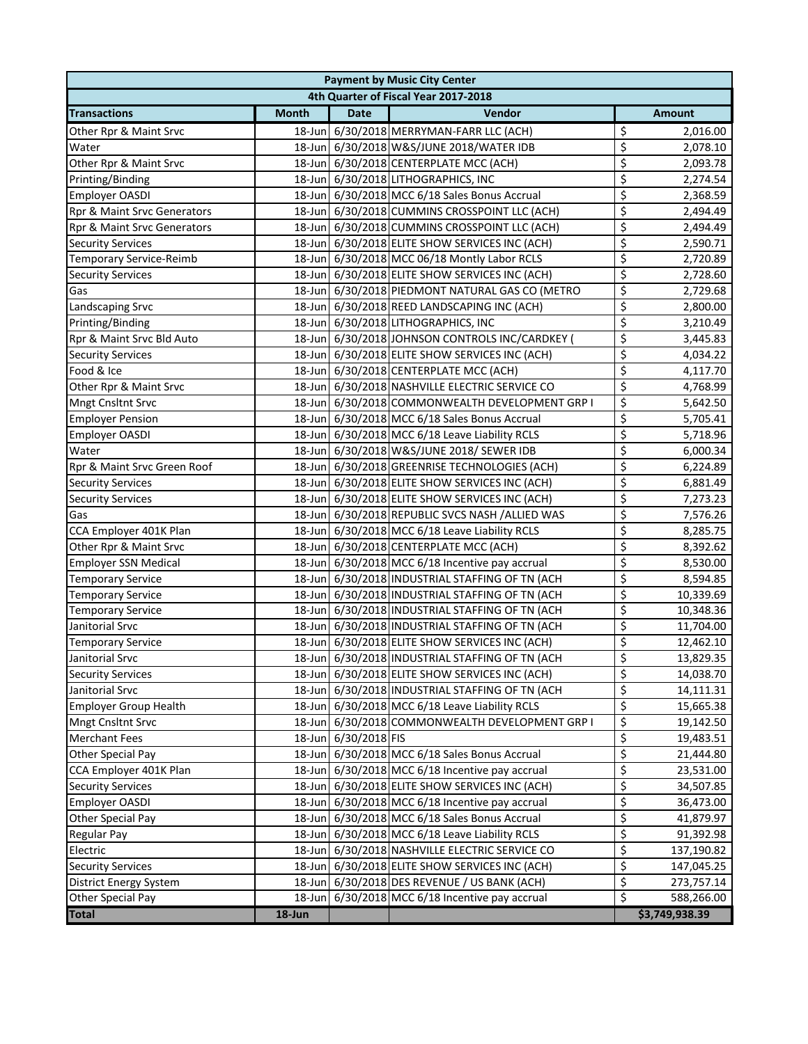| Payment by Music City Center | | | | |
|---|---|---|---|---|
| 4th Quarter of Fiscal Year 2017-2018 | | | | |
| **Transactions** | **Month** | **Date** | **Vendor** | **Amount** |
| Other Rpr & Maint Srvc | 18-Jun | 6/30/2018 | MERRYMAN-FARR LLC (ACH) | $ 2,016.00 |
| Water | 18-Jun | 6/30/2018 | W&S/JUNE 2018/WATER IDB | $ 2,078.10 |
| Other Rpr & Maint Srvc | 18-Jun | 6/30/2018 | CENTERPLATE MCC (ACH) | $ 2,093.78 |
| Printing/Binding | 18-Jun | 6/30/2018 | LITHOGRAPHICS, INC | $ 2,274.54 |
| Employer OASDI | 18-Jun | 6/30/2018 | MCC 6/18 Sales Bonus Accrual | $ 2,368.59 |
| Rpr & Maint Srvc Generators | 18-Jun | 6/30/2018 | CUMMINS CROSSPOINT LLC (ACH) | $ 2,494.49 |
| Rpr & Maint Srvc Generators | 18-Jun | 6/30/2018 | CUMMINS CROSSPOINT LLC (ACH) | $ 2,494.49 |
| Security Services | 18-Jun | 6/30/2018 | ELITE SHOW SERVICES INC (ACH) | $ 2,590.71 |
| Temporary Service-Reimb | 18-Jun | 6/30/2018 | MCC 06/18 Montly Labor RCLS | $ 2,720.89 |
| Security Services | 18-Jun | 6/30/2018 | ELITE SHOW SERVICES INC (ACH) | $ 2,728.60 |
| Gas | 18-Jun | 6/30/2018 | PIEDMONT NATURAL GAS CO (METRO | $ 2,729.68 |
| Landscaping Srvc | 18-Jun | 6/30/2018 | REED LANDSCAPING INC (ACH) | $ 2,800.00 |
| Printing/Binding | 18-Jun | 6/30/2018 | LITHOGRAPHICS, INC | $ 3,210.49 |
| Rpr & Maint Srvc Bld Auto | 18-Jun | 6/30/2018 | JOHNSON CONTROLS INC/CARDKEY ( | $ 3,445.83 |
| Security Services | 18-Jun | 6/30/2018 | ELITE SHOW SERVICES INC (ACH) | $ 4,034.22 |
| Food & Ice | 18-Jun | 6/30/2018 | CENTERPLATE MCC (ACH) | $ 4,117.70 |
| Other Rpr & Maint Srvc | 18-Jun | 6/30/2018 | NASHVILLE ELECTRIC SERVICE CO | $ 4,768.99 |
| Mngt Cnsltnt Srvc | 18-Jun | 6/30/2018 | COMMONWEALTH DEVELOPMENT GRP I | $ 5,642.50 |
| Employer Pension | 18-Jun | 6/30/2018 | MCC 6/18 Sales Bonus Accrual | $ 5,705.41 |
| Employer OASDI | 18-Jun | 6/30/2018 | MCC 6/18 Leave Liability RCLS | $ 5,718.96 |
| Water | 18-Jun | 6/30/2018 | W&S/JUNE 2018/ SEWER IDB | $ 6,000.34 |
| Rpr & Maint Srvc Green Roof | 18-Jun | 6/30/2018 | GREENRISE TECHNOLOGIES (ACH) | $ 6,224.89 |
| Security Services | 18-Jun | 6/30/2018 | ELITE SHOW SERVICES INC (ACH) | $ 6,881.49 |
| Security Services | 18-Jun | 6/30/2018 | ELITE SHOW SERVICES INC (ACH) | $ 7,273.23 |
| Gas | 18-Jun | 6/30/2018 | REPUBLIC SVCS NASH /ALLIED WAS | $ 7,576.26 |
| CCA Employer 401K Plan | 18-Jun | 6/30/2018 | MCC 6/18 Leave Liability RCLS | $ 8,285.75 |
| Other Rpr & Maint Srvc | 18-Jun | 6/30/2018 | CENTERPLATE MCC (ACH) | $ 8,392.62 |
| Employer SSN Medical | 18-Jun | 6/30/2018 | MCC 6/18 Incentive pay accrual | $ 8,530.00 |
| Temporary Service | 18-Jun | 6/30/2018 | INDUSTRIAL STAFFING OF TN (ACH | $ 8,594.85 |
| Temporary Service | 18-Jun | 6/30/2018 | INDUSTRIAL STAFFING OF TN (ACH | $ 10,339.69 |
| Temporary Service | 18-Jun | 6/30/2018 | INDUSTRIAL STAFFING OF TN (ACH | $ 10,348.36 |
| Janitorial Srvc | 18-Jun | 6/30/2018 | INDUSTRIAL STAFFING OF TN (ACH | $ 11,704.00 |
| Temporary Service | 18-Jun | 6/30/2018 | ELITE SHOW SERVICES INC (ACH) | $ 12,462.10 |
| Janitorial Srvc | 18-Jun | 6/30/2018 | INDUSTRIAL STAFFING OF TN (ACH | $ 13,829.35 |
| Security Services | 18-Jun | 6/30/2018 | ELITE SHOW SERVICES INC (ACH) | $ 14,038.70 |
| Janitorial Srvc | 18-Jun | 6/30/2018 | INDUSTRIAL STAFFING OF TN (ACH | $ 14,111.31 |
| Employer Group Health | 18-Jun | 6/30/2018 | MCC 6/18 Leave Liability RCLS | $ 15,665.38 |
| Mngt Cnsltnt Srvc | 18-Jun | 6/30/2018 | COMMONWEALTH DEVELOPMENT GRP I | $ 19,142.50 |
| Merchant Fees | 18-Jun | 6/30/2018 | FIS | $ 19,483.51 |
| Other Special Pay | 18-Jun | 6/30/2018 | MCC 6/18 Sales Bonus Accrual | $ 21,444.80 |
| CCA Employer 401K Plan | 18-Jun | 6/30/2018 | MCC 6/18 Incentive pay accrual | $ 23,531.00 |
| Security Services | 18-Jun | 6/30/2018 | ELITE SHOW SERVICES INC (ACH) | $ 34,507.85 |
| Employer OASDI | 18-Jun | 6/30/2018 | MCC 6/18 Incentive pay accrual | $ 36,473.00 |
| Other Special Pay | 18-Jun | 6/30/2018 | MCC 6/18 Sales Bonus Accrual | $ 41,879.97 |
| Regular Pay | 18-Jun | 6/30/2018 | MCC 6/18 Leave Liability RCLS | $ 91,392.98 |
| Electric | 18-Jun | 6/30/2018 | NASHVILLE ELECTRIC SERVICE CO | $ 137,190.82 |
| Security Services | 18-Jun | 6/30/2018 | ELITE SHOW SERVICES INC (ACH) | $ 147,045.25 |
| District Energy System | 18-Jun | 6/30/2018 | DES REVENUE / US BANK (ACH) | $ 273,757.14 |
| Other Special Pay | 18-Jun | 6/30/2018 | MCC 6/18 Incentive pay accrual | $ 588,266.00 |
| **Total** | **18-Jun** | | | **$3,749,938.39** |